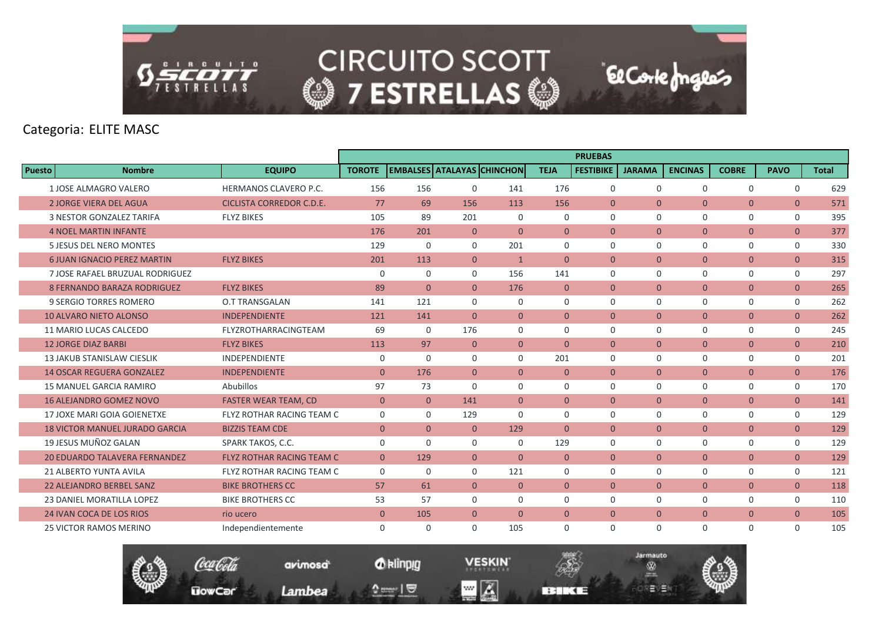# CIRCUITO SCOTT 7 ESTRELLAS

Categoria: ELITE MASC

| Puesto | Nombre | EQUIPO | TOROTE | EMBALSES | ATALAYAS | CHINCHON | TEJA | FESTIBIKE | JARAMA | ENCINAS | COBRE | PAVO | Total |
|---|---|---|---|---|---|---|---|---|---|---|---|---|---|
| | | | PRUEBAS | | | | | | | | | | |
| 1 | JOSE ALMAGRO VALERO | HERMANOS CLAVERO P.C. | 156 | 156 | 0 | 141 | 176 | 0 | 0 | 0 | 0 | 0 | 629 |
| 2 | JORGE VIERA DEL AGUA | CICLISTA CORREDOR C.D.E. | 77 | 69 | 156 | 113 | 156 | 0 | 0 | 0 | 0 | 0 | 571 |
| 3 | NESTOR GONZALEZ TARIFA | FLYZ BIKES | 105 | 89 | 201 | 0 | 0 | 0 | 0 | 0 | 0 | 0 | 395 |
| 4 | NOEL MARTIN INFANTE | | 176 | 201 | 0 | 0 | 0 | 0 | 0 | 0 | 0 | 0 | 377 |
| 5 | JESUS DEL NERO MONTES | | 129 | 0 | 0 | 201 | 0 | 0 | 0 | 0 | 0 | 0 | 330 |
| 6 | JUAN IGNACIO PEREZ MARTIN | FLYZ BIKES | 201 | 113 | 0 | 1 | 0 | 0 | 0 | 0 | 0 | 0 | 315 |
| 7 | JOSE RAFAEL BRUZUAL RODRIGUEZ | | 0 | 0 | 0 | 156 | 141 | 0 | 0 | 0 | 0 | 0 | 297 |
| 8 | FERNANDO BARAZA RODRIGUEZ | FLYZ BIKES | 89 | 0 | 0 | 176 | 0 | 0 | 0 | 0 | 0 | 0 | 265 |
| 9 | SERGIO TORRES ROMERO | O.T TRANSGALAN | 141 | 121 | 0 | 0 | 0 | 0 | 0 | 0 | 0 | 0 | 262 |
| 10 | ALVARO NIETO ALONSO | INDEPENDIENTE | 121 | 141 | 0 | 0 | 0 | 0 | 0 | 0 | 0 | 0 | 262 |
| 11 | MARIO LUCAS CALCEDO | FLYZROTHARRACINGTEAM | 69 | 0 | 176 | 0 | 0 | 0 | 0 | 0 | 0 | 0 | 245 |
| 12 | JORGE DIAZ BARBI | FLYZ BIKES | 113 | 97 | 0 | 0 | 0 | 0 | 0 | 0 | 0 | 0 | 210 |
| 13 | JAKUB STANISLAW CIESLIK | INDEPENDIENTE | 0 | 0 | 0 | 0 | 201 | 0 | 0 | 0 | 0 | 0 | 201 |
| 14 | OSCAR REGUERA GONZALEZ | INDEPENDIENTE | 0 | 176 | 0 | 0 | 0 | 0 | 0 | 0 | 0 | 0 | 176 |
| 15 | MANUEL GARCIA RAMIRO | Abubillos | 97 | 73 | 0 | 0 | 0 | 0 | 0 | 0 | 0 | 0 | 170 |
| 16 | ALEJANDRO GOMEZ NOVO | FASTER WEAR TEAM, CD | 0 | 0 | 141 | 0 | 0 | 0 | 0 | 0 | 0 | 0 | 141 |
| 17 | JOXE MARI GOIA GOIENETXE | FLYZ ROTHAR RACING TEAM C | 0 | 0 | 129 | 0 | 0 | 0 | 0 | 0 | 0 | 0 | 129 |
| 18 | VICTOR MANUEL JURADO GARCIA | BIZZIS TEAM CDE | 0 | 0 | 0 | 129 | 0 | 0 | 0 | 0 | 0 | 0 | 129 |
| 19 | JESUS MUÑOZ GALAN | SPARK TAKOS, C.C. | 0 | 0 | 0 | 0 | 129 | 0 | 0 | 0 | 0 | 0 | 129 |
| 20 | EDUARDO TALAVERA FERNANDEZ | FLYZ ROTHAR RACING TEAM C | 0 | 129 | 0 | 0 | 0 | 0 | 0 | 0 | 0 | 0 | 129 |
| 21 | ALBERTO YUNTA AVILA | FLYZ ROTHAR RACING TEAM C | 0 | 0 | 0 | 121 | 0 | 0 | 0 | 0 | 0 | 0 | 121 |
| 22 | ALEJANDRO BERBEL SANZ | BIKE BROTHERS CC | 57 | 61 | 0 | 0 | 0 | 0 | 0 | 0 | 0 | 0 | 118 |
| 23 | DANIEL MORATILLA LOPEZ | BIKE BROTHERS CC | 53 | 57 | 0 | 0 | 0 | 0 | 0 | 0 | 0 | 0 | 110 |
| 24 | IVAN COCA DE LOS RIOS | rio ucero | 0 | 105 | 0 | 0 | 0 | 0 | 0 | 0 | 0 | 0 | 105 |
| 25 | VICTOR RAMOS MERINO | Independientemente | 0 | 0 | 0 | 105 | 0 | 0 | 0 | 0 | 0 | 0 | 105 |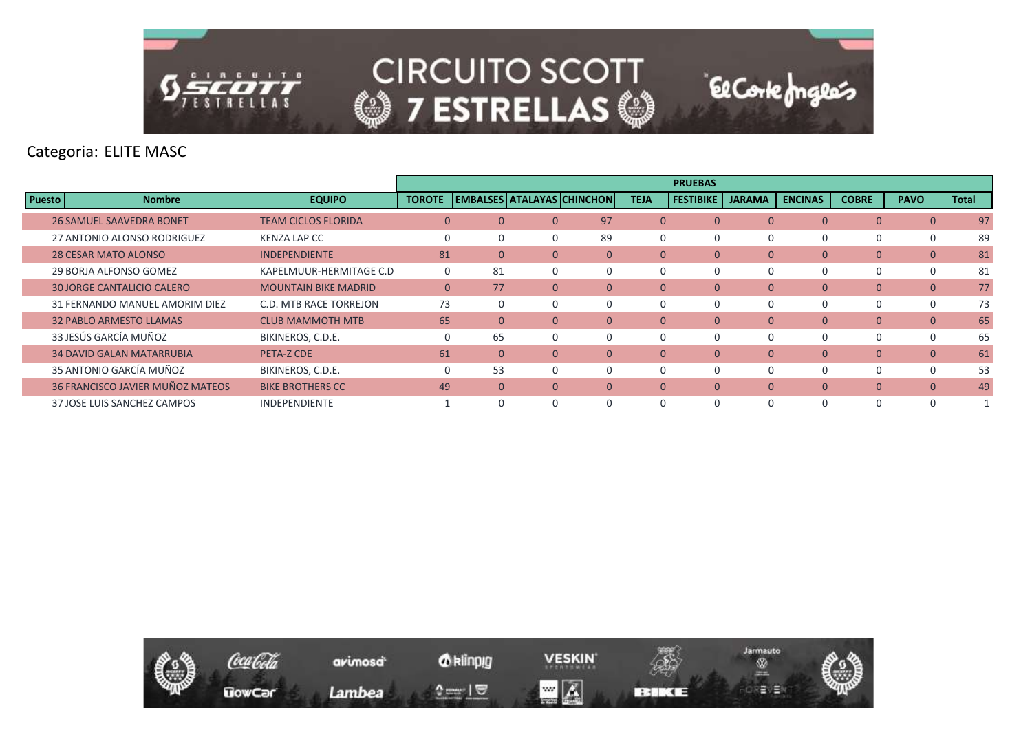Categoria: ELITE MASC

| Puesto | Nombre | EQUIPO | PRUEBAS | | | | | | | | | | |
|---|---|---|---|---|---|---|---|---|---|---|---|---|---|
| | | | TOROTE | EMBALSES | ATALAYAS | CHINCHON | TEJA | FESTIBIKE | JARAMA | ENCINAS | COBRE | PAVO | Total |
| 26 | SAMUEL SAAVEDRA BONET | TEAM CICLOS FLORIDA | 0 | 0 | 0 | 97 | 0 | 0 | 0 | 0 | 0 | 0 | 97 |
| 27 | ANTONIO ALONSO RODRIGUEZ | KENZA LAP CC | 0 | 0 | 0 | 89 | 0 | 0 | 0 | 0 | 0 | 0 | 89 |
| 28 | CESAR MATO ALONSO | INDEPENDIENTE | 81 | 0 | 0 | 0 | 0 | 0 | 0 | 0 | 0 | 0 | 81 |
| 29 | BORJA ALFONSO GOMEZ | KAPELMUUR-HERMITAGE C.D | 0 | 81 | 0 | 0 | 0 | 0 | 0 | 0 | 0 | 0 | 81 |
| 30 | JORGE CANTALICIO CALERO | MOUNTAIN BIKE MADRID | 0 | 77 | 0 | 0 | 0 | 0 | 0 | 0 | 0 | 0 | 77 |
| 31 | FERNANDO MANUEL AMORIM DIEZ | C.D. MTB RACE TORREJON | 73 | 0 | 0 | 0 | 0 | 0 | 0 | 0 | 0 | 0 | 73 |
| 32 | PABLO ARMESTO LLAMAS | CLUB MAMMOTH MTB | 65 | 0 | 0 | 0 | 0 | 0 | 0 | 0 | 0 | 0 | 65 |
| 33 | JESÚS GARCÍA MUÑOZ | BIKINEROS, C.D.E. | 0 | 65 | 0 | 0 | 0 | 0 | 0 | 0 | 0 | 0 | 65 |
| 34 | DAVID GALAN MATARRUBIA | PETA-Z CDE | 61 | 0 | 0 | 0 | 0 | 0 | 0 | 0 | 0 | 0 | 61 |
| 35 | ANTONIO GARCÍA MUÑOZ | BIKINEROS, C.D.E. | 0 | 53 | 0 | 0 | 0 | 0 | 0 | 0 | 0 | 0 | 53 |
| 36 | FRANCISCO JAVIER MUÑOZ MATEOS | BIKE BROTHERS CC | 49 | 0 | 0 | 0 | 0 | 0 | 0 | 0 | 0 | 0 | 49 |
| 37 | JOSE LUIS SANCHEZ CAMPOS | INDEPENDIENTE | 1 | 0 | 0 | 0 | 0 | 0 | 0 | 0 | 0 | 0 | 1 |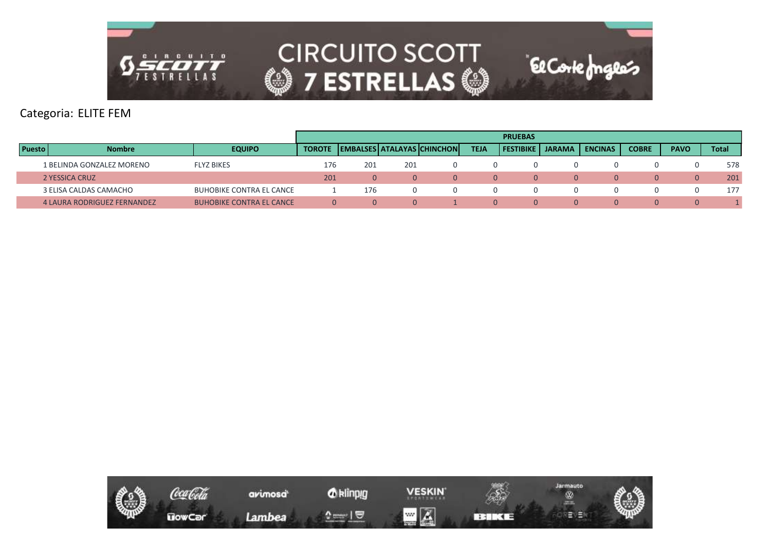Categoria: ELITE FEM

| Puesto | Nombre | EQUIPO | PRUEBAS | | | | | | | | | | |
|---|---|---|---|---|---|---|---|---|---|---|---|---|---|
| | | | TOROTE | EMBALSES | ATALAYAS | CHINCHON | TEJA | FESTIBIKE | JARAMA | ENCINAS | COBRE | PAVO | Total |
| 1 | BELINDA GONZALEZ MORENO | FLYZ BIKES | 176 | 201 | 201 | 0 | 0 | 0 | 0 | 0 | 0 | 0 | 578 |
| 2 | YESSICA CRUZ | | 201 | 0 | 0 | 0 | 0 | 0 | 0 | 0 | 0 | 0 | 201 |
| 3 | ELISA CALDAS CAMACHO | BUHOBIKE CONTRA EL CANCE | 1 | 176 | 0 | 0 | 0 | 0 | 0 | 0 | 0 | 0 | 177 |
| 4 | LAURA RODRIGUEZ FERNANDEZ | BUHOBIKE CONTRA EL CANCE | 0 | 0 | 0 | 1 | 0 | 0 | 0 | 0 | 0 | 0 | 1 |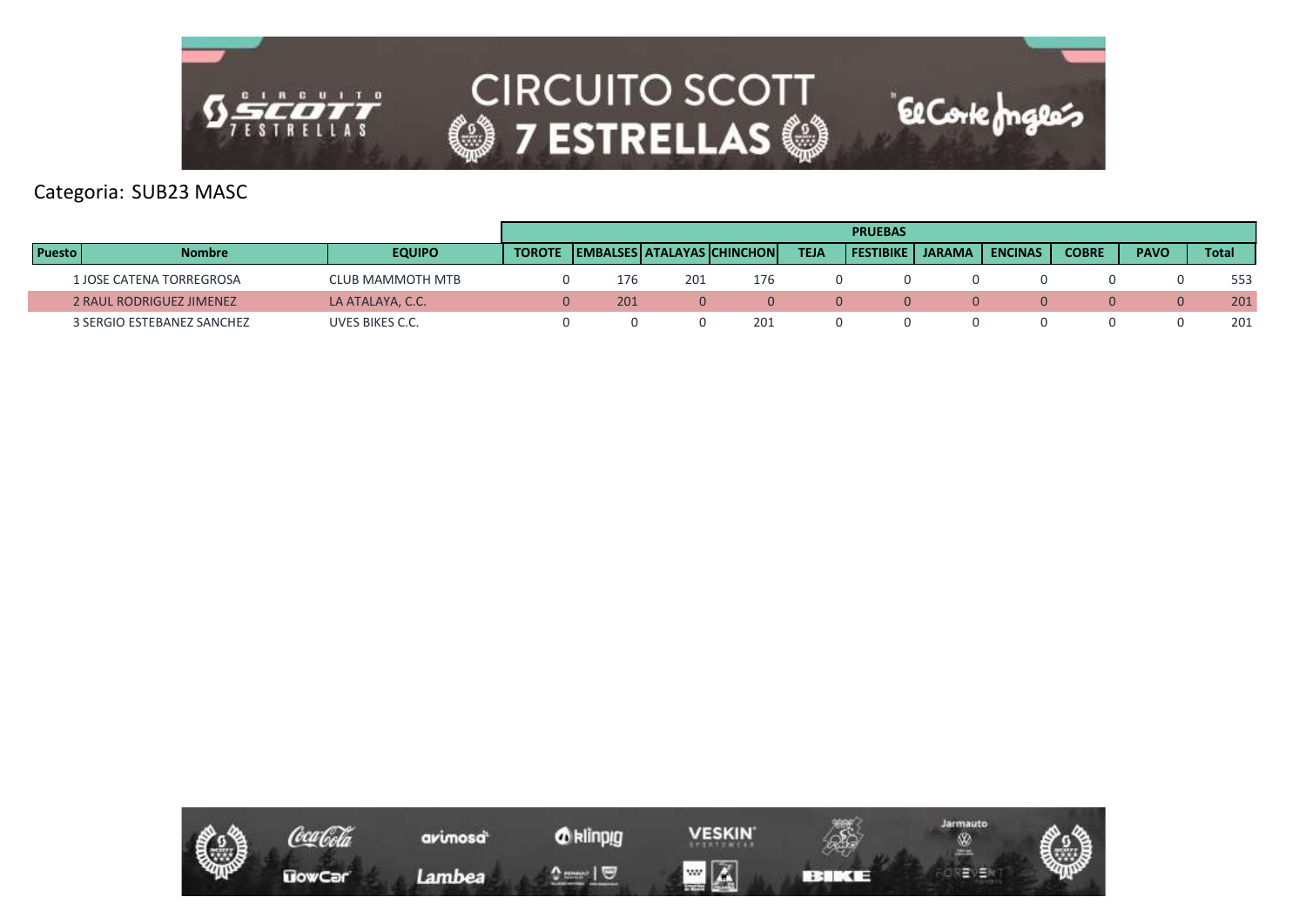Categoria: SUB23 MASC

| | | | PRUEBAS | | | | | | | | | | |
|---|---|---|---|---|---|---|---|---|---|---|---|---|---|
| Puesto | Nombre | EQUIPO | TOROTE | EMBALSES | ATALAYAS | CHINCHON | TEJA | FESTIBIKE | JARAMA | ENCINAS | COBRE | PAVO | Total |
| 1 | JOSE CATENA TORREGROSA | CLUB MAMMOTH MTB | 0 | 176 | 201 | 176 | 0 | 0 | 0 | 0 | 0 | 0 | 553 |
| 2 | RAUL RODRIGUEZ JIMENEZ | LA ATALAYA, C.C. | 0 | 201 | 0 | 0 | 0 | 0 | 0 | 0 | 0 | 0 | 201 |
| 3 | SERGIO ESTEBANEZ SANCHEZ | UVES BIKES C.C. | 0 | 0 | 0 | 201 | 0 | 0 | 0 | 0 | 0 | 0 | 201 |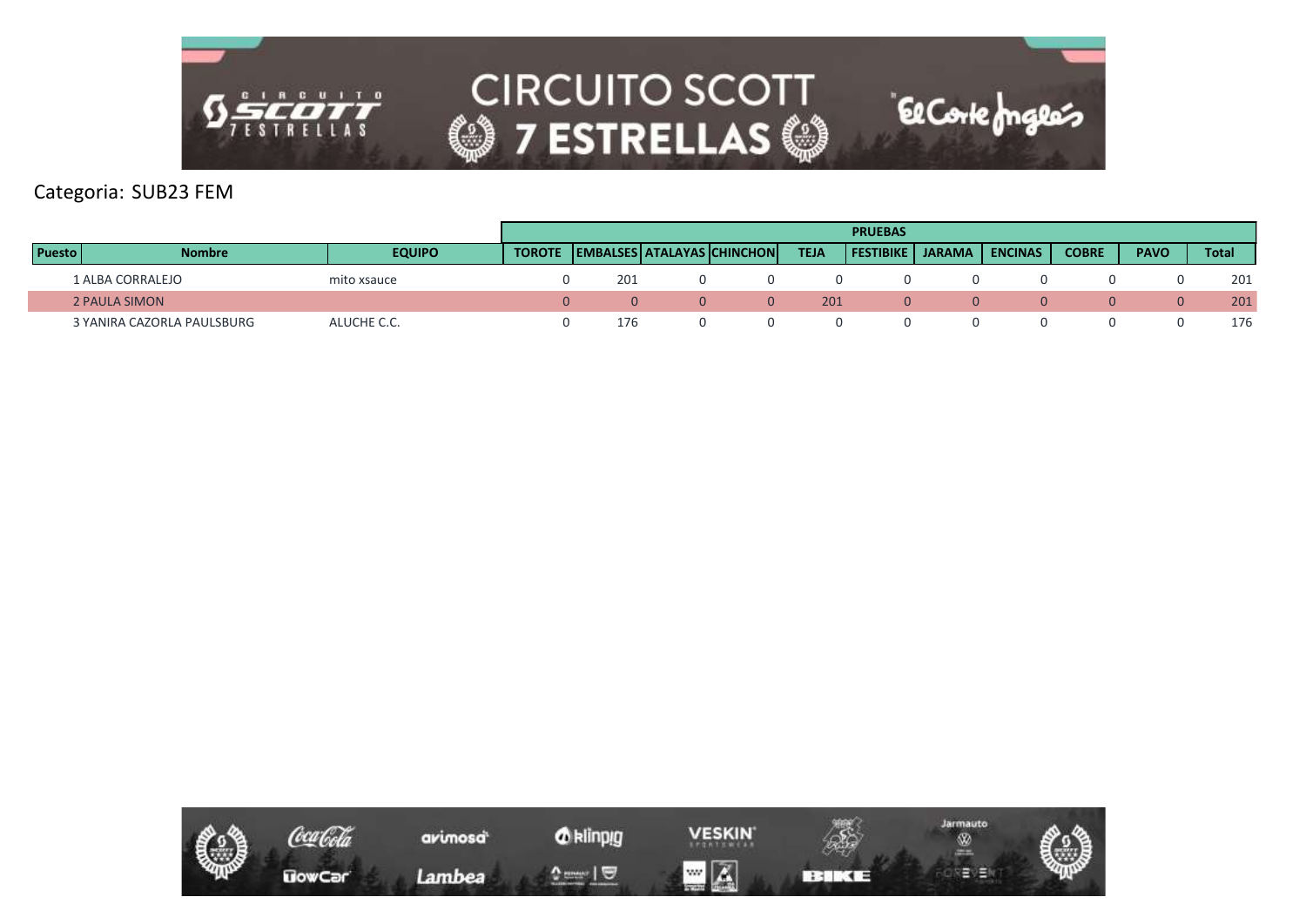Categoria: SUB23 FEM

| Puesto | Nombre | EQUIPO | TOROTE | EMBALSES | ATALAYAS | CHINCHON | TEJA | FESTIBIKE | JARAMA | ENCINAS | COBRE | PAVO | Total |
|---|---|---|---|---|---|---|---|---|---|---|---|---|---|
| | | | PRUEBAS | | | | | | | | | | |
| 1 | ALBA CORRALEJO | mito xsauce | 0 | 201 | 0 | 0 | 0 | 0 | 0 | 0 | 0 | 0 | 201 |
| 2 | PAULA SIMON | | 0 | 0 | 0 | 0 | 201 | 0 | 0 | 0 | 0 | 0 | 201 |
| 3 | YANIRA CAZORLA PAULSBURG | ALUCHE C.C. | 0 | 176 | 0 | 0 | 0 | 0 | 0 | 0 | 0 | 0 | 176 |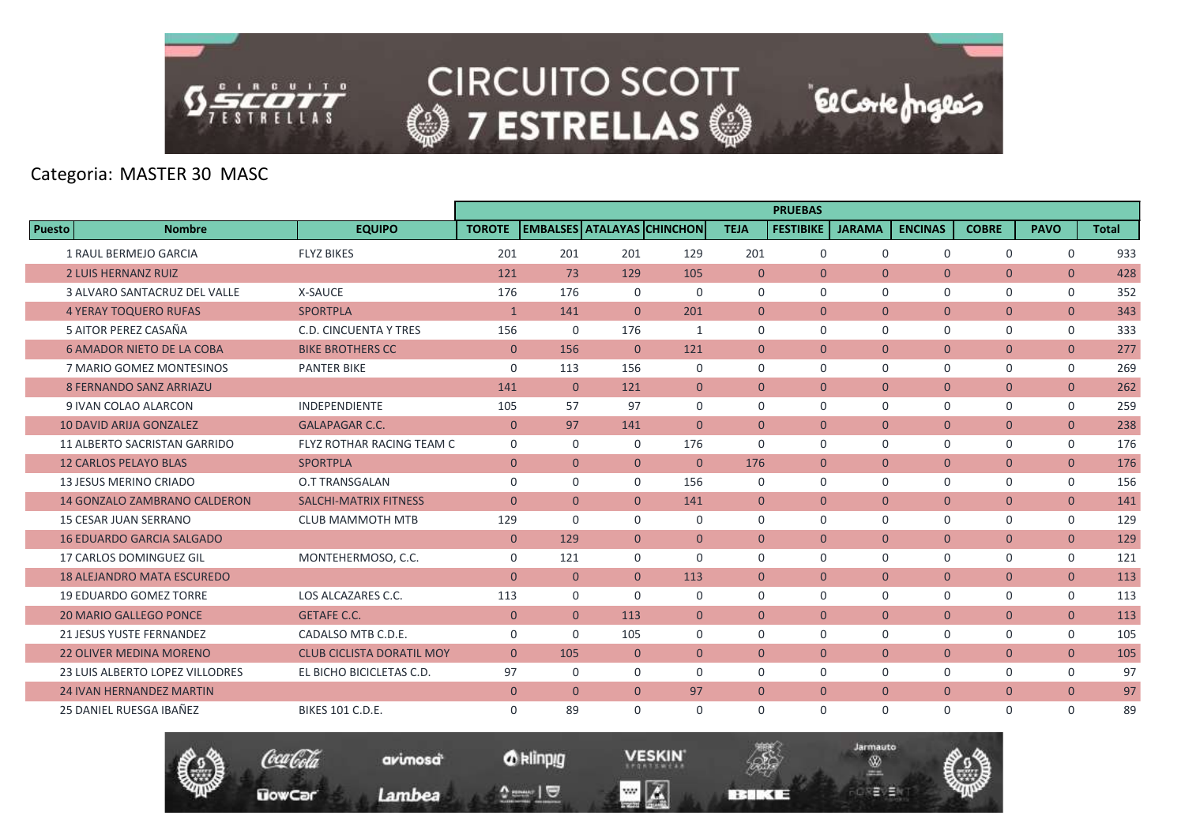# CIRCUITO SCOTT 7 ESTRELLAS

Categoria: MASTER 30 MASC

| | | | PRUEBAS | | | | | | | | | | |
|---|---|---|---|---|---|---|---|---|---|---|---|---|---|
| Puesto | Nombre | EQUIPO | TOROTE | EMBALSES | ATALAYAS | CHINCHON | TEJA | FESTIBIKE | JARAMA | ENCINAS | COBRE | PAVO | Total |
| 1 | RAUL BERMEJO GARCIA | FLYZ BIKES | 201 | 201 | 201 | 129 | 201 | 0 | 0 | 0 | 0 | 0 | 933 |
| 2 | LUIS HERNANZ RUIZ | | 121 | 73 | 129 | 105 | 0 | 0 | 0 | 0 | 0 | 0 | 428 |
| 3 | ALVARO SANTACRUZ DEL VALLE | X-SAUCE | 176 | 176 | 0 | 0 | 0 | 0 | 0 | 0 | 0 | 0 | 352 |
| 4 | YERAY TOQUERO RUFAS | SPORTPLA | 1 | 141 | 0 | 201 | 0 | 0 | 0 | 0 | 0 | 0 | 343 |
| 5 | AITOR PEREZ CASAÑA | C.D. CINCUENTA Y TRES | 156 | 0 | 176 | 1 | 0 | 0 | 0 | 0 | 0 | 0 | 333 |
| 6 | AMADOR NIETO DE LA COBA | BIKE BROTHERS CC | 0 | 156 | 0 | 121 | 0 | 0 | 0 | 0 | 0 | 0 | 277 |
| 7 | MARIO GOMEZ MONTESINOS | PANTER BIKE | 0 | 113 | 156 | 0 | 0 | 0 | 0 | 0 | 0 | 0 | 269 |
| 8 | FERNANDO SANZ ARRIAZU | | 141 | 0 | 121 | 0 | 0 | 0 | 0 | 0 | 0 | 0 | 262 |
| 9 | IVAN COLAO ALARCON | INDEPENDIENTE | 105 | 57 | 97 | 0 | 0 | 0 | 0 | 0 | 0 | 0 | 259 |
| 10 | DAVID ARIJA GONZALEZ | GALAPAGAR C.C. | 0 | 97 | 141 | 0 | 0 | 0 | 0 | 0 | 0 | 0 | 238 |
| 11 | ALBERTO SACRISTAN GARRIDO | FLYZ ROTHAR RACING TEAM C | 0 | 0 | 0 | 176 | 0 | 0 | 0 | 0 | 0 | 0 | 176 |
| 12 | CARLOS PELAYO BLAS | SPORTPLA | 0 | 0 | 0 | 0 | 176 | 0 | 0 | 0 | 0 | 0 | 176 |
| 13 | JESUS MERINO CRIADO | O.T TRANSGALAN | 0 | 0 | 0 | 156 | 0 | 0 | 0 | 0 | 0 | 0 | 156 |
| 14 | GONZALO ZAMBRANO CALDERON | SALCHI-MATRIX FITNESS | 0 | 0 | 0 | 141 | 0 | 0 | 0 | 0 | 0 | 0 | 141 |
| 15 | CESAR JUAN SERRANO | CLUB MAMMOTH MTB | 129 | 0 | 0 | 0 | 0 | 0 | 0 | 0 | 0 | 0 | 129 |
| 16 | EDUARDO GARCIA SALGADO | | 0 | 129 | 0 | 0 | 0 | 0 | 0 | 0 | 0 | 0 | 129 |
| 17 | CARLOS DOMINGUEZ GIL | MONTEHERMOSO, C.C. | 0 | 121 | 0 | 0 | 0 | 0 | 0 | 0 | 0 | 0 | 121 |
| 18 | ALEJANDRO MATA ESCUREDO | | 0 | 0 | 0 | 113 | 0 | 0 | 0 | 0 | 0 | 0 | 113 |
| 19 | EDUARDO GOMEZ TORRE | LOS ALCAZARES C.C. | 113 | 0 | 0 | 0 | 0 | 0 | 0 | 0 | 0 | 0 | 113 |
| 20 | MARIO GALLEGO PONCE | GETAFE C.C. | 0 | 0 | 113 | 0 | 0 | 0 | 0 | 0 | 0 | 0 | 113 |
| 21 | JESUS YUSTE FERNANDEZ | CADALSO MTB C.D.E. | 0 | 0 | 105 | 0 | 0 | 0 | 0 | 0 | 0 | 0 | 105 |
| 22 | OLIVER MEDINA MORENO | CLUB CICLISTA DORATIL MOY | 0 | 105 | 0 | 0 | 0 | 0 | 0 | 0 | 0 | 0 | 105 |
| 23 | LUIS ALBERTO LOPEZ VILLODRES | EL BICHO BICICLETAS C.D. | 97 | 0 | 0 | 0 | 0 | 0 | 0 | 0 | 0 | 0 | 97 |
| 24 | IVAN HERNANDEZ MARTIN | | 0 | 0 | 0 | 97 | 0 | 0 | 0 | 0 | 0 | 0 | 97 |
| 25 | DANIEL RUESGA IBAÑEZ | BIKES 101 C.D.E. | 0 | 89 | 0 | 0 | 0 | 0 | 0 | 0 | 0 | 0 | 89 |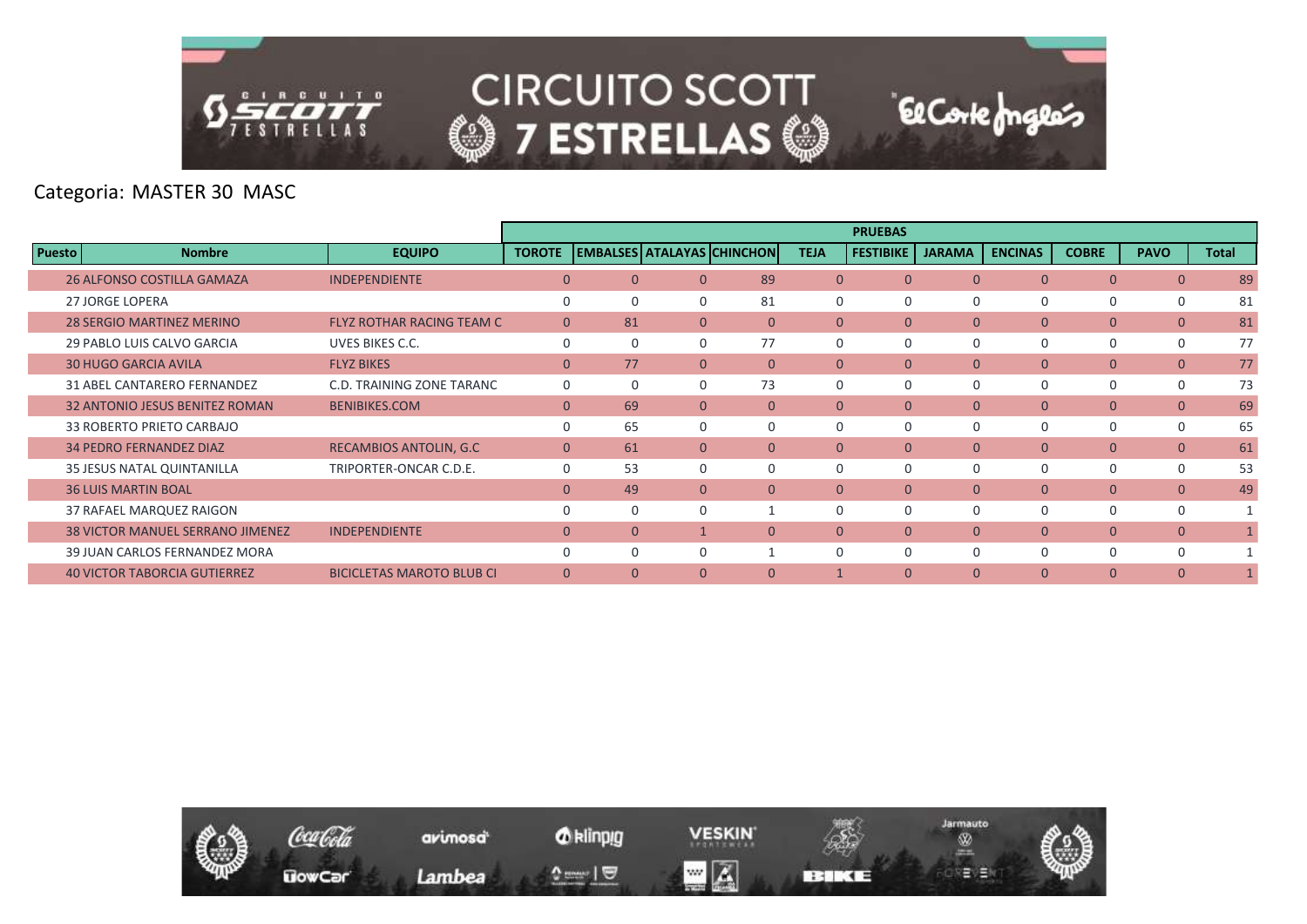Categoria: MASTER 30 MASC

| Puesto | Nombre | EQUIPO | PRUEBAS | | | | | | | | | | |
|---|---|---|---|---|---|---|---|---|---|---|---|---|---|
| | | | TOROTE | EMBALSES | ATALAYAS | CHINCHON | TEJA | FESTIBIKE | JARAMA | ENCINAS | COBRE | PAVO | Total |
| 26 | ALFONSO COSTILLA GAMAZA | INDEPENDIENTE | 0 | 0 | 0 | 89 | 0 | 0 | 0 | 0 | 0 | 0 | 89 |
| 27 | JORGE LOPERA | | 0 | 0 | 0 | 81 | 0 | 0 | 0 | 0 | 0 | 0 | 81 |
| 28 | SERGIO MARTINEZ MERINO | FLYZ ROTHAR RACING TEAM C | 0 | 81 | 0 | 0 | 0 | 0 | 0 | 0 | 0 | 0 | 81 |
| 29 | PABLO LUIS CALVO GARCIA | UVES BIKES C.C. | 0 | 0 | 0 | 77 | 0 | 0 | 0 | 0 | 0 | 0 | 77 |
| 30 | HUGO GARCIA AVILA | FLYZ BIKES | 0 | 77 | 0 | 0 | 0 | 0 | 0 | 0 | 0 | 0 | 77 |
| 31 | ABEL CANTARERO FERNANDEZ | C.D. TRAINING ZONE TARANC | 0 | 0 | 0 | 73 | 0 | 0 | 0 | 0 | 0 | 0 | 73 |
| 32 | ANTONIO JESUS BENITEZ ROMAN | BENIBIKES.COM | 0 | 69 | 0 | 0 | 0 | 0 | 0 | 0 | 0 | 0 | 69 |
| 33 | ROBERTO PRIETO CARBAJO | | 0 | 65 | 0 | 0 | 0 | 0 | 0 | 0 | 0 | 0 | 65 |
| 34 | PEDRO FERNANDEZ DIAZ | RECAMBIOS ANTOLIN, G.C | 0 | 61 | 0 | 0 | 0 | 0 | 0 | 0 | 0 | 0 | 61 |
| 35 | JESUS NATAL QUINTANILLA | TRIPORTER-ONCAR C.D.E. | 0 | 53 | 0 | 0 | 0 | 0 | 0 | 0 | 0 | 0 | 53 |
| 36 | LUIS MARTIN BOAL | | 0 | 49 | 0 | 0 | 0 | 0 | 0 | 0 | 0 | 0 | 49 |
| 37 | RAFAEL MARQUEZ RAIGON | | 0 | 0 | 0 | 1 | 0 | 0 | 0 | 0 | 0 | 0 | 1 |
| 38 | VICTOR MANUEL SERRANO JIMENEZ | INDEPENDIENTE | 0 | 0 | 1 | 0 | 0 | 0 | 0 | 0 | 0 | 0 | 1 |
| 39 | JUAN CARLOS FERNANDEZ MORA | | 0 | 0 | 0 | 1 | 0 | 0 | 0 | 0 | 0 | 0 | 1 |
| 40 | VICTOR TABORCIA GUTIERREZ | BICICLETAS MAROTO BLUB CI | 0 | 0 | 0 | 0 | 1 | 0 | 0 | 0 | 0 | 0 | 1 |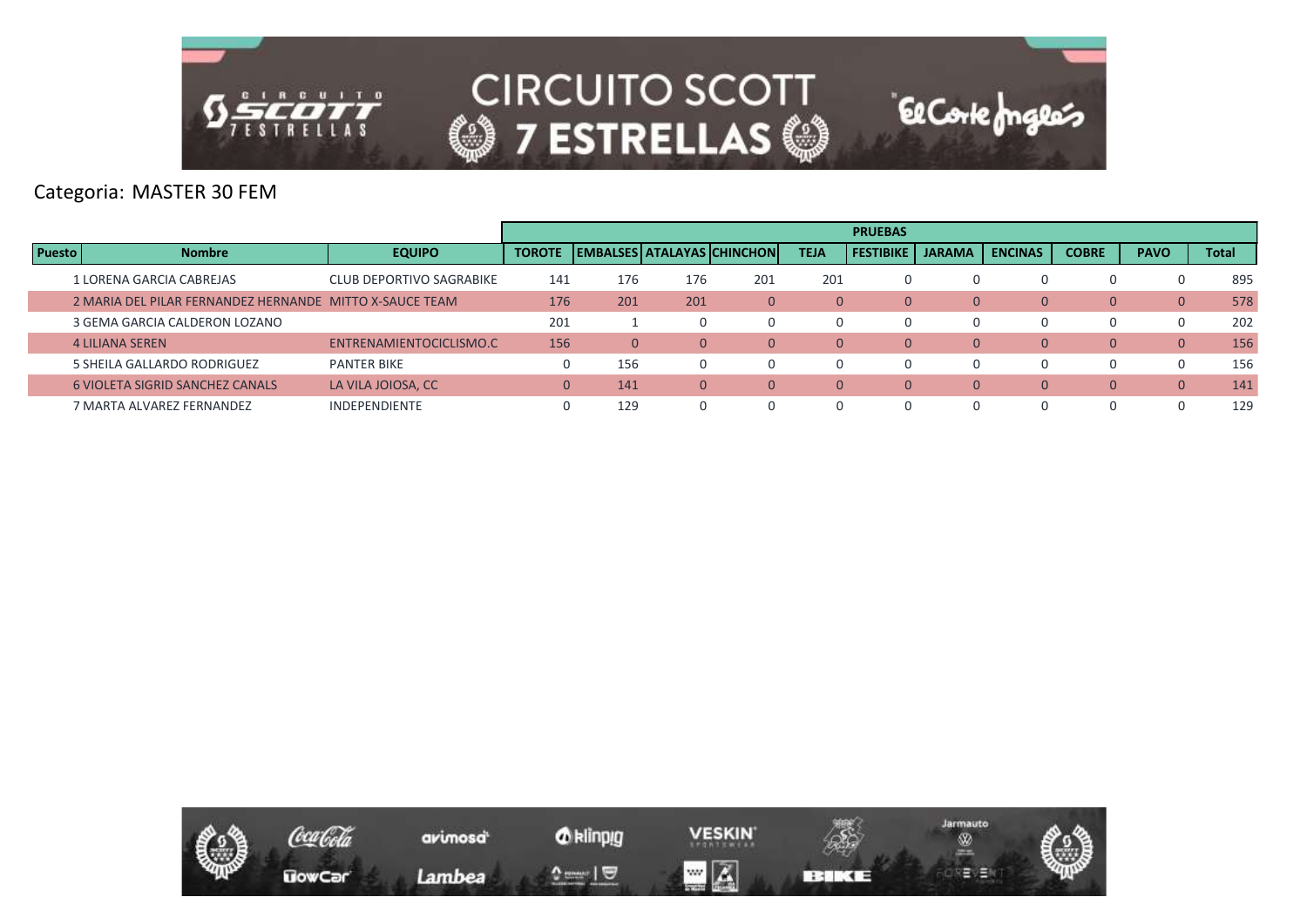Categoria: MASTER 30 FEM

| Puesto | Nombre | EQUIPO | PRUEBAS | | | | | | | | | | |
|---|---|---|---|---|---|---|---|---|---|---|---|---|---|
| | | | TOROTE | EMBALSES | ATALAYAS | CHINCHON | TEJA | FESTIBIKE | JARAMA | ENCINAS | COBRE | PAVO | Total |
| 1 | LORENA GARCIA CABREJAS | CLUB DEPORTIVO SAGRABIKE | 141 | 176 | 176 | 201 | 201 | 0 | 0 | 0 | 0 | 0 | 895 |
| 2 | MARIA DEL PILAR FERNANDEZ HERNANDE | MITTO X-SAUCE TEAM | 176 | 201 | 201 | 0 | 0 | 0 | 0 | 0 | 0 | 0 | 578 |
| 3 | GEMA GARCIA CALDERON LOZANO | | 201 | 1 | 0 | 0 | 0 | 0 | 0 | 0 | 0 | 0 | 202 |
| 4 | LILIANA SEREN | ENTRENAMIENTOCICLISMO.C | 156 | 0 | 0 | 0 | 0 | 0 | 0 | 0 | 0 | 0 | 156 |
| 5 | SHEILA GALLARDO RODRIGUEZ | PANTER BIKE | 0 | 156 | 0 | 0 | 0 | 0 | 0 | 0 | 0 | 0 | 156 |
| 6 | VIOLETA SIGRID SANCHEZ CANALS | LA VILA JOIOSA, CC | 0 | 141 | 0 | 0 | 0 | 0 | 0 | 0 | 0 | 0 | 141 |
| 7 | MARTA ALVAREZ FERNANDEZ | INDEPENDIENTE | 0 | 129 | 0 | 0 | 0 | 0 | 0 | 0 | 0 | 0 | 129 |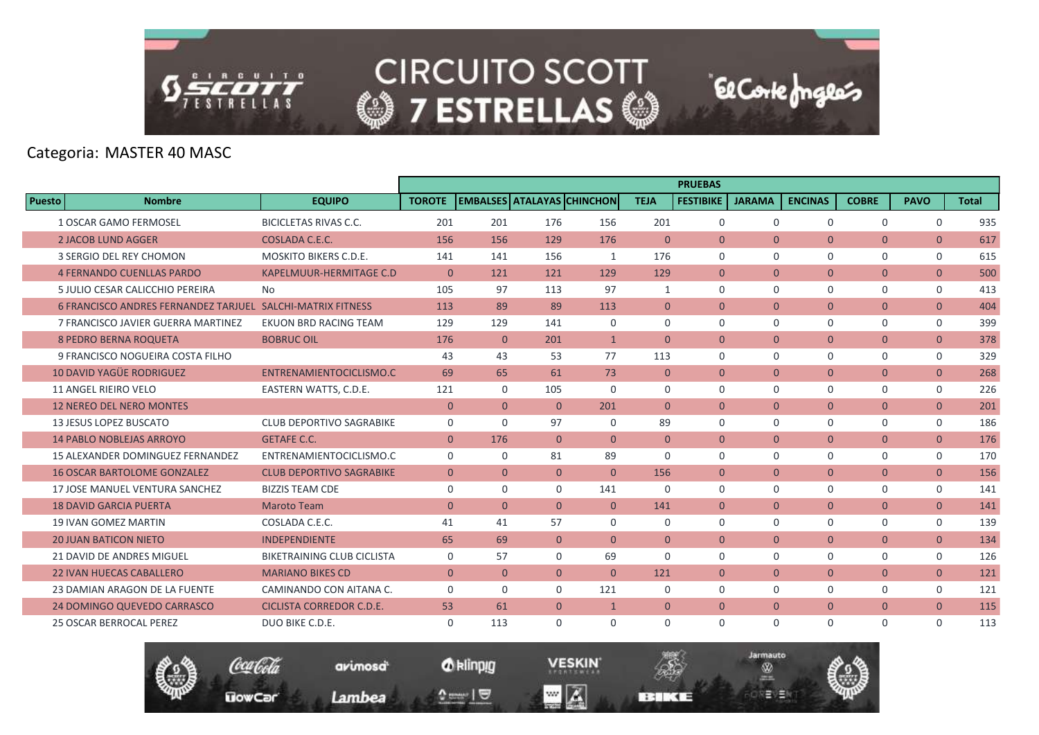# CIRCUITO SCOTT 7 ESTRELLAS

Categoria: MASTER 40 MASC

| | | | PRUEBAS | | | | | | | | | | |
|---|---|---|---|---|---|---|---|---|---|---|---|---|---|
| Puesto | Nombre | EQUIPO | TOROTE | EMBALSES | ATALAYAS | CHINCHON | TEJA | FESTIBIKE | JARAMA | ENCINAS | COBRE | PAVO | Total |
| 1 | OSCAR GAMO FERMOSEL | BICICLETAS RIVAS C.C. | 201 | 201 | 176 | 156 | 201 | 0 | 0 | 0 | 0 | 0 | 935 |
| 2 | JACOB LUND AGGER | COSLADA C.E.C. | 156 | 156 | 129 | 176 | 0 | 0 | 0 | 0 | 0 | 0 | 617 |
| 3 | SERGIO DEL REY CHOMON | MOSKITO BIKERS C.D.E. | 141 | 141 | 156 | 1 | 176 | 0 | 0 | 0 | 0 | 0 | 615 |
| 4 | FERNANDO CUENLLAS PARDO | KAPELMUUR-HERMITAGE C.D | 0 | 121 | 121 | 129 | 129 | 0 | 0 | 0 | 0 | 0 | 500 |
| 5 | JULIO CESAR CALICCHIO PEREIRA | No | 105 | 97 | 113 | 97 | 1 | 0 | 0 | 0 | 0 | 0 | 413 |
| 6 | FRANCISCO ANDRES FERNANDEZ TARJUEL | SALCHI-MATRIX FITNESS | 113 | 89 | 89 | 113 | 0 | 0 | 0 | 0 | 0 | 0 | 404 |
| 7 | FRANCISCO JAVIER GUERRA MARTINEZ | EKUON BRD RACING TEAM | 129 | 129 | 141 | 0 | 0 | 0 | 0 | 0 | 0 | 0 | 399 |
| 8 | PEDRO BERNA ROQUETA | BOBRUC OIL | 176 | 0 | 201 | 1 | 0 | 0 | 0 | 0 | 0 | 0 | 378 |
| 9 | FRANCISCO NOGUEIRA COSTA FILHO | | 43 | 43 | 53 | 77 | 113 | 0 | 0 | 0 | 0 | 0 | 329 |
| 10 | DAVID YAGÜE RODRIGUEZ | ENTRENAMIENTOCICLISMO.C | 69 | 65 | 61 | 73 | 0 | 0 | 0 | 0 | 0 | 0 | 268 |
| 11 | ANGEL RIEIRO VELO | EASTERN WATTS, C.D.E. | 121 | 0 | 105 | 0 | 0 | 0 | 0 | 0 | 0 | 0 | 226 |
| 12 | NEREO DEL NERO MONTES | | 0 | 0 | 0 | 201 | 0 | 0 | 0 | 0 | 0 | 0 | 201 |
| 13 | JESUS LOPEZ BUSCATO | CLUB DEPORTIVO SAGRABIKE | 0 | 0 | 97 | 0 | 89 | 0 | 0 | 0 | 0 | 0 | 186 |
| 14 | PABLO NOBLEJAS ARROYO | GETAFE C.C. | 0 | 176 | 0 | 0 | 0 | 0 | 0 | 0 | 0 | 0 | 176 |
| 15 | ALEXANDER DOMINGUEZ FERNANDEZ | ENTRENAMIENTOCICLISMO.C | 0 | 0 | 81 | 89 | 0 | 0 | 0 | 0 | 0 | 0 | 170 |
| 16 | OSCAR BARTOLOME GONZALEZ | CLUB DEPORTIVO SAGRABIKE | 0 | 0 | 0 | 0 | 156 | 0 | 0 | 0 | 0 | 0 | 156 |
| 17 | JOSE MANUEL VENTURA SANCHEZ | BIZZIS TEAM CDE | 0 | 0 | 0 | 141 | 0 | 0 | 0 | 0 | 0 | 0 | 141 |
| 18 | DAVID GARCIA PUERTA | Maroto Team | 0 | 0 | 0 | 0 | 141 | 0 | 0 | 0 | 0 | 0 | 141 |
| 19 | IVAN GOMEZ MARTIN | COSLADA C.E.C. | 41 | 41 | 57 | 0 | 0 | 0 | 0 | 0 | 0 | 0 | 139 |
| 20 | JUAN BATICON NIETO | INDEPENDIENTE | 65 | 69 | 0 | 0 | 0 | 0 | 0 | 0 | 0 | 0 | 134 |
| 21 | DAVID DE ANDRES MIGUEL | BIKETRAINING CLUB CICLISTA | 0 | 57 | 0 | 69 | 0 | 0 | 0 | 0 | 0 | 0 | 126 |
| 22 | IVAN HUECAS CABALLERO | MARIANO BIKES CD | 0 | 0 | 0 | 0 | 121 | 0 | 0 | 0 | 0 | 0 | 121 |
| 23 | DAMIAN ARAGON DE LA FUENTE | CAMINANDO CON AITANA C. | 0 | 0 | 0 | 121 | 0 | 0 | 0 | 0 | 0 | 0 | 121 |
| 24 | DOMINGO QUEVEDO CARRASCO | CICLISTA CORREDOR C.D.E. | 53 | 61 | 0 | 1 | 0 | 0 | 0 | 0 | 0 | 0 | 115 |
| 25 | OSCAR BERROCAL PEREZ | DUO BIKE C.D.E. | 0 | 113 | 0 | 0 | 0 | 0 | 0 | 0 | 0 | 0 | 113 |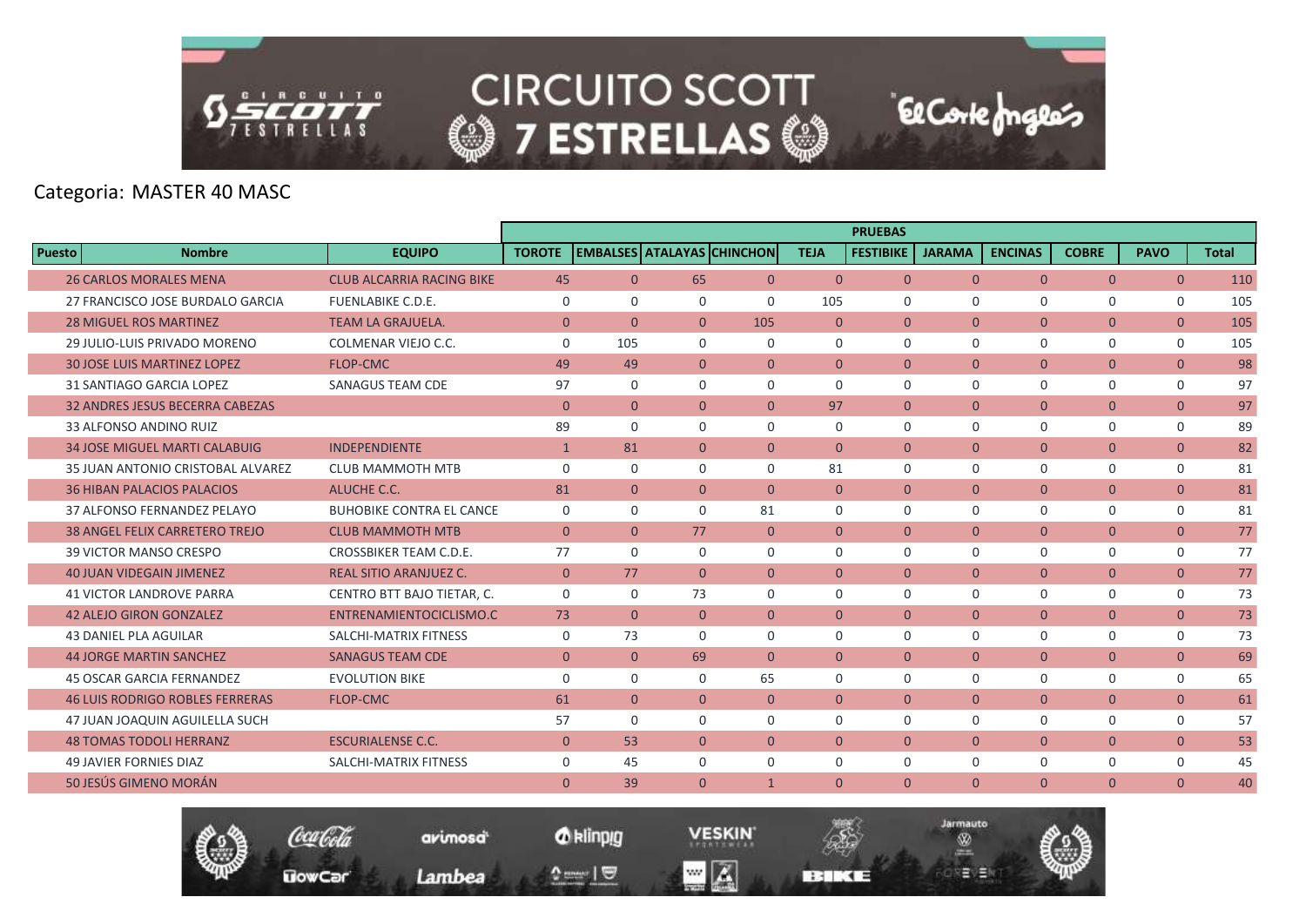# CIRCUITO SCOTT 7 ESTRELLAS

Categoria: MASTER 40 MASC

| Puesto | Nombre | EQUIPO | PRUEBAS | | | | | | | | | | |
|---|---|---|---|---|---|---|---|---|---|---|---|---|---|
| | | | TOROTE | EMBALSES | ATALAYAS | CHINCHON | TEJA | FESTIBIKE | JARAMA | ENCINAS | COBRE | PAVO | Total |
| 26 | CARLOS MORALES MENA | CLUB ALCARRIA RACING BIKE | 45 | 0 | 65 | 0 | 0 | 0 | 0 | 0 | 0 | 0 | 110 |
| 27 | FRANCISCO JOSE BURDALO GARCIA | FUENLABIKE C.D.E. | 0 | 0 | 0 | 0 | 105 | 0 | 0 | 0 | 0 | 0 | 105 |
| 28 | MIGUEL ROS MARTINEZ | TEAM LA GRAJUELA. | 0 | 0 | 0 | 105 | 0 | 0 | 0 | 0 | 0 | 0 | 105 |
| 29 | JULIO-LUIS PRIVADO MORENO | COLMENAR VIEJO C.C. | 0 | 105 | 0 | 0 | 0 | 0 | 0 | 0 | 0 | 0 | 105 |
| 30 | JOSE LUIS MARTINEZ LOPEZ | FLOP-CMC | 49 | 49 | 0 | 0 | 0 | 0 | 0 | 0 | 0 | 0 | 98 |
| 31 | SANTIAGO GARCIA LOPEZ | SANAGUS TEAM CDE | 97 | 0 | 0 | 0 | 0 | 0 | 0 | 0 | 0 | 0 | 97 |
| 32 | ANDRES JESUS BECERRA CABEZAS | | 0 | 0 | 0 | 0 | 97 | 0 | 0 | 0 | 0 | 0 | 97 |
| 33 | ALFONSO ANDINO RUIZ | | 89 | 0 | 0 | 0 | 0 | 0 | 0 | 0 | 0 | 0 | 89 |
| 34 | JOSE MIGUEL MARTI CALABUIG | INDEPENDIENTE | 1 | 81 | 0 | 0 | 0 | 0 | 0 | 0 | 0 | 0 | 82 |
| 35 | JUAN ANTONIO CRISTOBAL ALVAREZ | CLUB MAMMOTH MTB | 0 | 0 | 0 | 0 | 81 | 0 | 0 | 0 | 0 | 0 | 81 |
| 36 | HIBAN PALACIOS PALACIOS | ALUCHE C.C. | 81 | 0 | 0 | 0 | 0 | 0 | 0 | 0 | 0 | 0 | 81 |
| 37 | ALFONSO FERNANDEZ PELAYO | BUHOBIKE CONTRA EL CANCE | 0 | 0 | 0 | 81 | 0 | 0 | 0 | 0 | 0 | 0 | 81 |
| 38 | ANGEL FELIX CARRETERO TREJO | CLUB MAMMOTH MTB | 0 | 0 | 77 | 0 | 0 | 0 | 0 | 0 | 0 | 0 | 77 |
| 39 | VICTOR MANSO CRESPO | CROSSBIKER TEAM C.D.E. | 77 | 0 | 0 | 0 | 0 | 0 | 0 | 0 | 0 | 0 | 77 |
| 40 | JUAN VIDEGAIN JIMENEZ | REAL SITIO ARANJUEZ C. | 0 | 77 | 0 | 0 | 0 | 0 | 0 | 0 | 0 | 0 | 77 |
| 41 | VICTOR LANDROVE PARRA | CENTRO BTT BAJO TIETAR, C. | 0 | 0 | 73 | 0 | 0 | 0 | 0 | 0 | 0 | 0 | 73 |
| 42 | ALEJO GIRON GONZALEZ | ENTRENAMIENTOCICLISMO.C | 73 | 0 | 0 | 0 | 0 | 0 | 0 | 0 | 0 | 0 | 73 |
| 43 | DANIEL PLA AGUILAR | SALCHI-MATRIX FITNESS | 0 | 73 | 0 | 0 | 0 | 0 | 0 | 0 | 0 | 0 | 73 |
| 44 | JORGE MARTIN SANCHEZ | SANAGUS TEAM CDE | 0 | 0 | 69 | 0 | 0 | 0 | 0 | 0 | 0 | 0 | 69 |
| 45 | OSCAR GARCIA FERNANDEZ | EVOLUTION BIKE | 0 | 0 | 0 | 65 | 0 | 0 | 0 | 0 | 0 | 0 | 65 |
| 46 | LUIS RODRIGO ROBLES FERRERAS | FLOP-CMC | 61 | 0 | 0 | 0 | 0 | 0 | 0 | 0 | 0 | 0 | 61 |
| 47 | JUAN JOAQUIN AGUILELLA SUCH | | 57 | 0 | 0 | 0 | 0 | 0 | 0 | 0 | 0 | 0 | 57 |
| 48 | TOMAS TODOLI HERRANZ | ESCURIALENSE C.C. | 0 | 53 | 0 | 0 | 0 | 0 | 0 | 0 | 0 | 0 | 53 |
| 49 | JAVIER FORNIES DIAZ | SALCHI-MATRIX FITNESS | 0 | 45 | 0 | 0 | 0 | 0 | 0 | 0 | 0 | 0 | 45 |
| 50 | JESÚS GIMENO MORÁN | | 0 | 39 | 0 | 1 | 0 | 0 | 0 | 0 | 0 | 0 | 40 |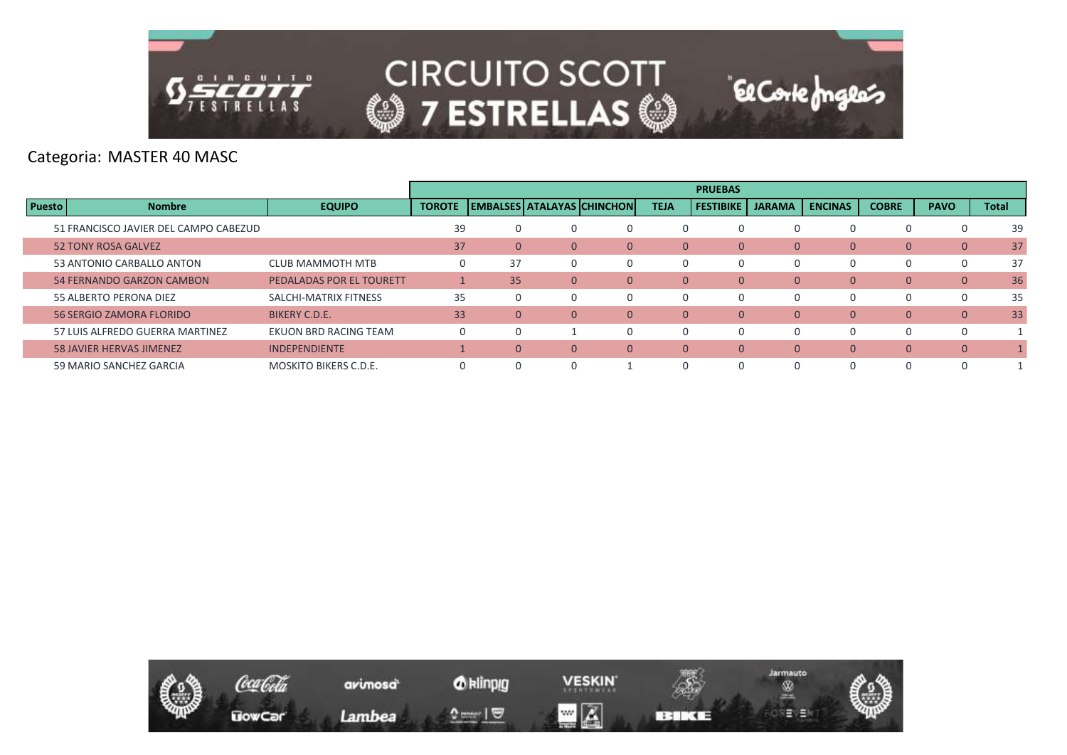Categoria: MASTER 40 MASC

| | | | PRUEBAS | | | | | | | | | | |
|---|---|---|---|---|---|---|---|---|---|---|---|---|---|
| Puesto | Nombre | EQUIPO | TOROTE | EMBALSES | ATALAYAS | CHINCHON | TEJA | FESTIBIKE | JARAMA | ENCINAS | COBRE | PAVO | Total |
| 51 | FRANCISCO JAVIER DEL CAMPO CABEZUD | | 39 | 0 | 0 | 0 | 0 | 0 | 0 | 0 | 0 | 0 | 39 |
| 52 | TONY ROSA GALVEZ | | 37 | 0 | 0 | 0 | 0 | 0 | 0 | 0 | 0 | 0 | 37 |
| 53 | ANTONIO CARBALLO ANTON | CLUB MAMMOTH MTB | 0 | 37 | 0 | 0 | 0 | 0 | 0 | 0 | 0 | 0 | 37 |
| 54 | FERNANDO GARZON CAMBON | PEDALADAS POR EL TOURETT | 1 | 35 | 0 | 0 | 0 | 0 | 0 | 0 | 0 | 0 | 36 |
| 55 | ALBERTO PERONA DIEZ | SALCHI-MATRIX FITNESS | 35 | 0 | 0 | 0 | 0 | 0 | 0 | 0 | 0 | 0 | 35 |
| 56 | SERGIO ZAMORA FLORIDO | BIKERY C.D.E. | 33 | 0 | 0 | 0 | 0 | 0 | 0 | 0 | 0 | 0 | 33 |
| 57 | LUIS ALFREDO GUERRA MARTINEZ | EKUON BRD RACING TEAM | 0 | 0 | 1 | 0 | 0 | 0 | 0 | 0 | 0 | 0 | 1 |
| 58 | JAVIER HERVAS JIMENEZ | INDEPENDIENTE | 1 | 0 | 0 | 0 | 0 | 0 | 0 | 0 | 0 | 0 | 1 |
| 59 | MARIO SANCHEZ GARCIA | MOSKITO BIKERS C.D.E. | 0 | 0 | 0 | 1 | 0 | 0 | 0 | 0 | 0 | 0 | 1 |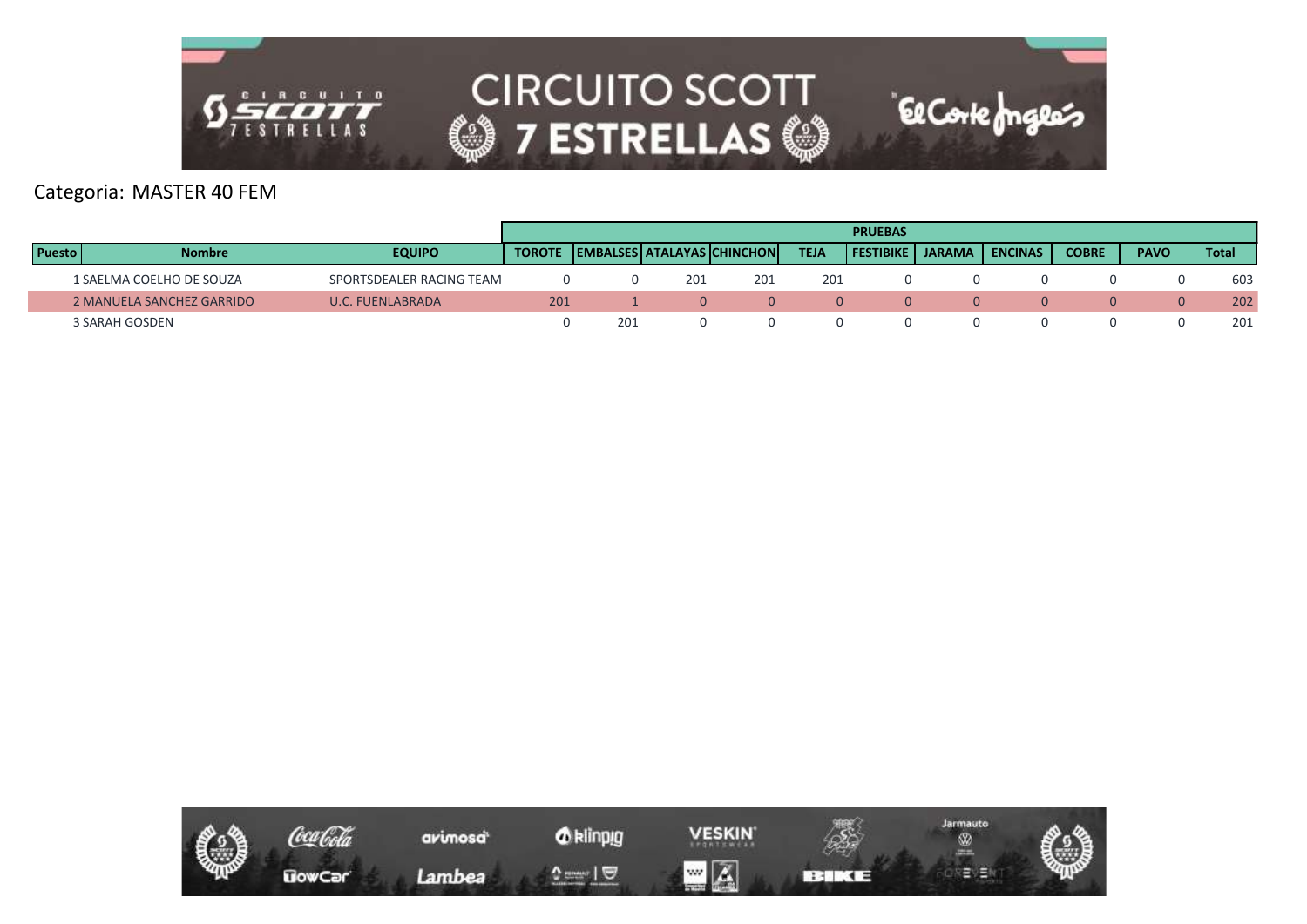Categoria: MASTER 40 FEM

| Puesto | Nombre | EQUIPO | PRUEBAS | | | | | | | | | | |
|---|---|---|---|---|---|---|---|---|---|---|---|---|---|
| | | | TOROTE | EMBALSES | ATALAYAS | CHINCHON | TEJA | FESTIBIKE | JARAMA | ENCINAS | COBRE | PAVO | Total |
| 1 | SAELMA COELHO DE SOUZA | SPORTSDEALER RACING TEAM | 0 | 0 | 201 | 201 | 201 | 0 | 0 | 0 | 0 | 0 | 603 |
| 2 | MANUELA SANCHEZ GARRIDO | U.C. FUENLABRADA | 201 | 1 | 0 | 0 | 0 | 0 | 0 | 0 | 0 | 0 | 202 |
| 3 | SARAH GOSDEN | | 0 | 201 | 0 | 0 | 0 | 0 | 0 | 0 | 0 | 0 | 201 |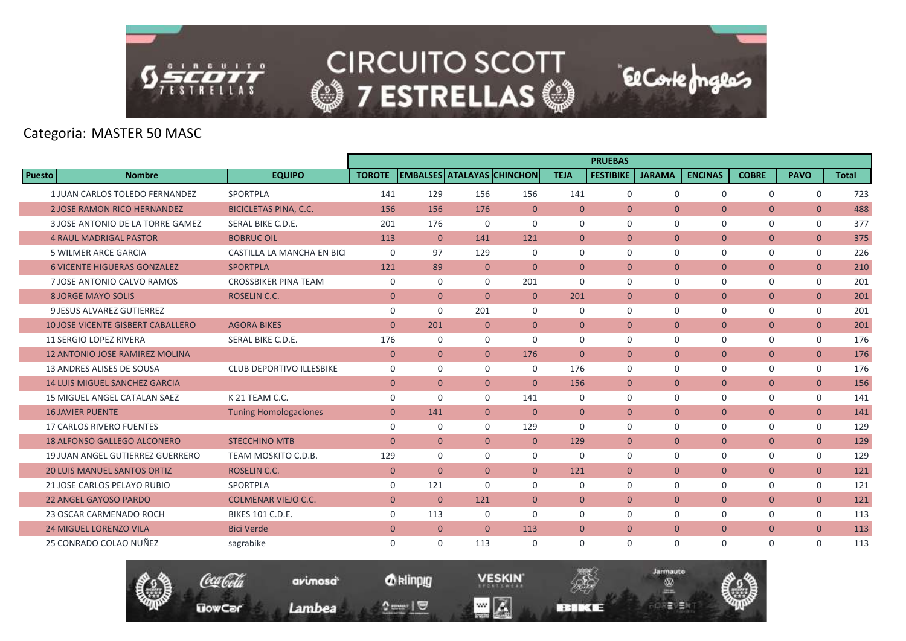Categoria: MASTER 50 MASC

| Puesto | Nombre | EQUIPO | PRUEBAS | | | | | | | | | | |
|---|---|---|---|---|---|---|---|---|---|---|---|---|---|
| | | | TOROTE | EMBALSES | ATALAYAS | CHINCHON | TEJA | FESTIBIKE | JARAMA | ENCINAS | COBRE | PAVO | Total |
| 1 | JUAN CARLOS TOLEDO FERNANDEZ | SPORTPLA | 141 | 129 | 156 | 156 | 141 | 0 | 0 | 0 | 0 | 0 | 723 |
| 2 | JOSE RAMON RICO HERNANDEZ | BICICLETAS PINA, C.C. | 156 | 156 | 176 | 0 | 0 | 0 | 0 | 0 | 0 | 0 | 488 |
| 3 | JOSE ANTONIO DE LA TORRE GAMEZ | SERAL BIKE C.D.E. | 201 | 176 | 0 | 0 | 0 | 0 | 0 | 0 | 0 | 0 | 377 |
| 4 | RAUL MADRIGAL PASTOR | BOBRUC OIL | 113 | 0 | 141 | 121 | 0 | 0 | 0 | 0 | 0 | 0 | 375 |
| 5 | WILMER ARCE GARCIA | CASTILLA LA MANCHA EN BICI | 0 | 97 | 129 | 0 | 0 | 0 | 0 | 0 | 0 | 0 | 226 |
| 6 | VICENTE HIGUERAS GONZALEZ | SPORTPLA | 121 | 89 | 0 | 0 | 0 | 0 | 0 | 0 | 0 | 0 | 210 |
| 7 | JOSE ANTONIO CALVO RAMOS | CROSSBIKER PINA TEAM | 0 | 0 | 0 | 201 | 0 | 0 | 0 | 0 | 0 | 0 | 201 |
| 8 | JORGE MAYO SOLIS | ROSELIN C.C. | 0 | 0 | 0 | 0 | 201 | 0 | 0 | 0 | 0 | 0 | 201 |
| 9 | JESUS ALVAREZ GUTIERREZ | | 0 | 0 | 201 | 0 | 0 | 0 | 0 | 0 | 0 | 0 | 201 |
| 10 | JOSE VICENTE GISBERT CABALLERO | AGORA BIKES | 0 | 201 | 0 | 0 | 0 | 0 | 0 | 0 | 0 | 0 | 201 |
| 11 | SERGIO LOPEZ RIVERA | SERAL BIKE C.D.E. | 176 | 0 | 0 | 0 | 0 | 0 | 0 | 0 | 0 | 0 | 176 |
| 12 | ANTONIO JOSE RAMIREZ MOLINA | | 0 | 0 | 0 | 176 | 0 | 0 | 0 | 0 | 0 | 0 | 176 |
| 13 | ANDRES ALISES DE SOUSA | CLUB DEPORTIVO ILLESBIKE | 0 | 0 | 0 | 0 | 176 | 0 | 0 | 0 | 0 | 0 | 176 |
| 14 | LUIS MIGUEL SANCHEZ GARCIA | | 0 | 0 | 0 | 0 | 156 | 0 | 0 | 0 | 0 | 0 | 156 |
| 15 | MIGUEL ANGEL CATALAN SAEZ | K 21 TEAM C.C. | 0 | 0 | 0 | 141 | 0 | 0 | 0 | 0 | 0 | 0 | 141 |
| 16 | JAVIER PUENTE | Tuning Homologaciones | 0 | 141 | 0 | 0 | 0 | 0 | 0 | 0 | 0 | 0 | 141 |
| 17 | CARLOS RIVERO FUENTES | | 0 | 0 | 0 | 129 | 0 | 0 | 0 | 0 | 0 | 0 | 129 |
| 18 | ALFONSO GALLEGO ALCONERO | STECCHINO MTB | 0 | 0 | 0 | 0 | 129 | 0 | 0 | 0 | 0 | 0 | 129 |
| 19 | JUAN ANGEL GUTIERREZ GUERRERO | TEAM MOSKITO C.D.B. | 129 | 0 | 0 | 0 | 0 | 0 | 0 | 0 | 0 | 0 | 129 |
| 20 | LUIS MANUEL SANTOS ORTIZ | ROSELIN C.C. | 0 | 0 | 0 | 0 | 121 | 0 | 0 | 0 | 0 | 0 | 121 |
| 21 | JOSE CARLOS PELAYO RUBIO | SPORTPLA | 0 | 121 | 0 | 0 | 0 | 0 | 0 | 0 | 0 | 0 | 121 |
| 22 | ANGEL GAYOSO PARDO | COLMENAR VIEJO C.C. | 0 | 0 | 121 | 0 | 0 | 0 | 0 | 0 | 0 | 0 | 121 |
| 23 | OSCAR CARMENADO ROCH | BIKES 101 C.D.E. | 0 | 113 | 0 | 0 | 0 | 0 | 0 | 0 | 0 | 0 | 113 |
| 24 | MIGUEL LORENZO VILA | Bici Verde | 0 | 0 | 0 | 113 | 0 | 0 | 0 | 0 | 0 | 0 | 113 |
| 25 | CONRADO COLAO NUÑEZ | sagrabike | 0 | 0 | 113 | 0 | 0 | 0 | 0 | 0 | 0 | 0 | 113 |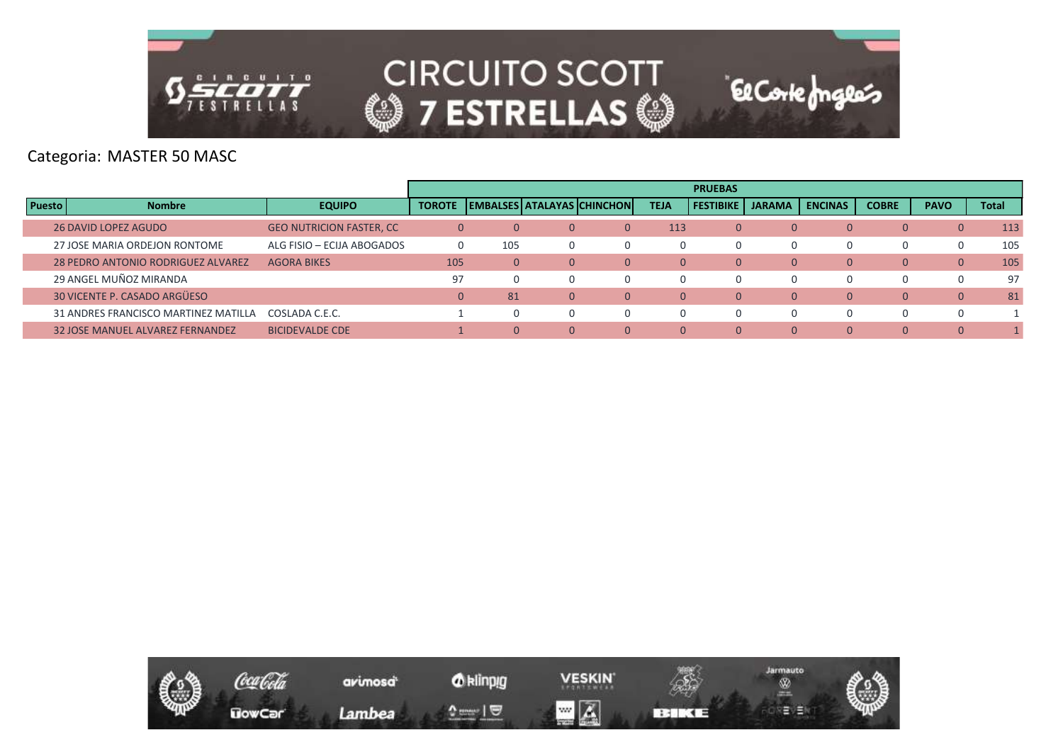Categoria: MASTER 50 MASC

| | | | PRUEBAS | | | | | | | | | | |
|---|---|---|---|---|---|---|---|---|---|---|---|---|---|
| Puesto | Nombre | EQUIPO | TOROTE | EMBALSES | ATALAYAS | CHINCHON | TEJA | FESTIBIKE | JARAMA | ENCINAS | COBRE | PAVO | Total |
| 26 | DAVID LOPEZ AGUDO | GEO NUTRICION FASTER, CC | 0 | 0 | 0 | 0 | 113 | 0 | 0 | 0 | 0 | 0 | 113 |
| 27 | JOSE MARIA ORDEJON RONTOME | ALG FISIO – ECIJA ABOGADOS | 0 | 105 | 0 | 0 | 0 | 0 | 0 | 0 | 0 | 0 | 105 |
| 28 | PEDRO ANTONIO RODRIGUEZ ALVAREZ | AGORA BIKES | 105 | 0 | 0 | 0 | 0 | 0 | 0 | 0 | 0 | 0 | 105 |
| 29 | ANGEL MUÑOZ MIRANDA | | 97 | 0 | 0 | 0 | 0 | 0 | 0 | 0 | 0 | 0 | 97 |
| 30 | VICENTE P. CASADO ARGÜESO | | 0 | 81 | 0 | 0 | 0 | 0 | 0 | 0 | 0 | 0 | 81 |
| 31 | ANDRES FRANCISCO MARTINEZ MATILLA | COSLADA C.E.C. | 1 | 0 | 0 | 0 | 0 | 0 | 0 | 0 | 0 | 0 | 1 |
| 32 | JOSE MANUEL ALVAREZ FERNANDEZ | BICIDEVALDE CDE | 1 | 0 | 0 | 0 | 0 | 0 | 0 | 0 | 0 | 0 | 1 |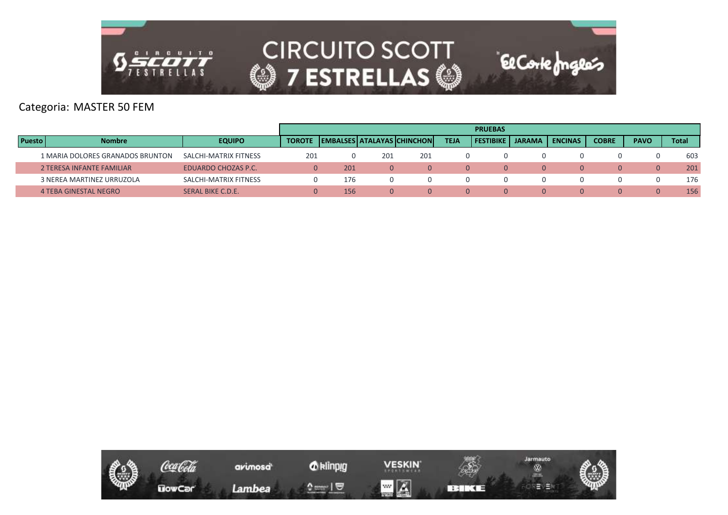Categoria: MASTER 50 FEM

| Puesto | Nombre | EQUIPO | PRUEBAS | | | | | | | | | | |
|---|---|---|---|---|---|---|---|---|---|---|---|---|---|
| | | | TOROTE | EMBALSES | ATALAYAS | CHINCHON | TEJA | FESTIBIKE | JARAMA | ENCINAS | COBRE | PAVO | Total |
| 1 | MARIA DOLORES GRANADOS BRUNTON | SALCHI-MATRIX FITNESS | 201 | 0 | 201 | 201 | 0 | 0 | 0 | 0 | 0 | 0 | 603 |
| 2 | TERESA INFANTE FAMILIAR | EDUARDO CHOZAS P.C. | 0 | 201 | 0 | 0 | 0 | 0 | 0 | 0 | 0 | 0 | 201 |
| 3 | NEREA MARTINEZ URRUZOLA | SALCHI-MATRIX FITNESS | 0 | 176 | 0 | 0 | 0 | 0 | 0 | 0 | 0 | 0 | 176 |
| 4 | TEBA GINESTAL NEGRO | SERAL BIKE C.D.E. | 0 | 156 | 0 | 0 | 0 | 0 | 0 | 0 | 0 | 0 | 156 |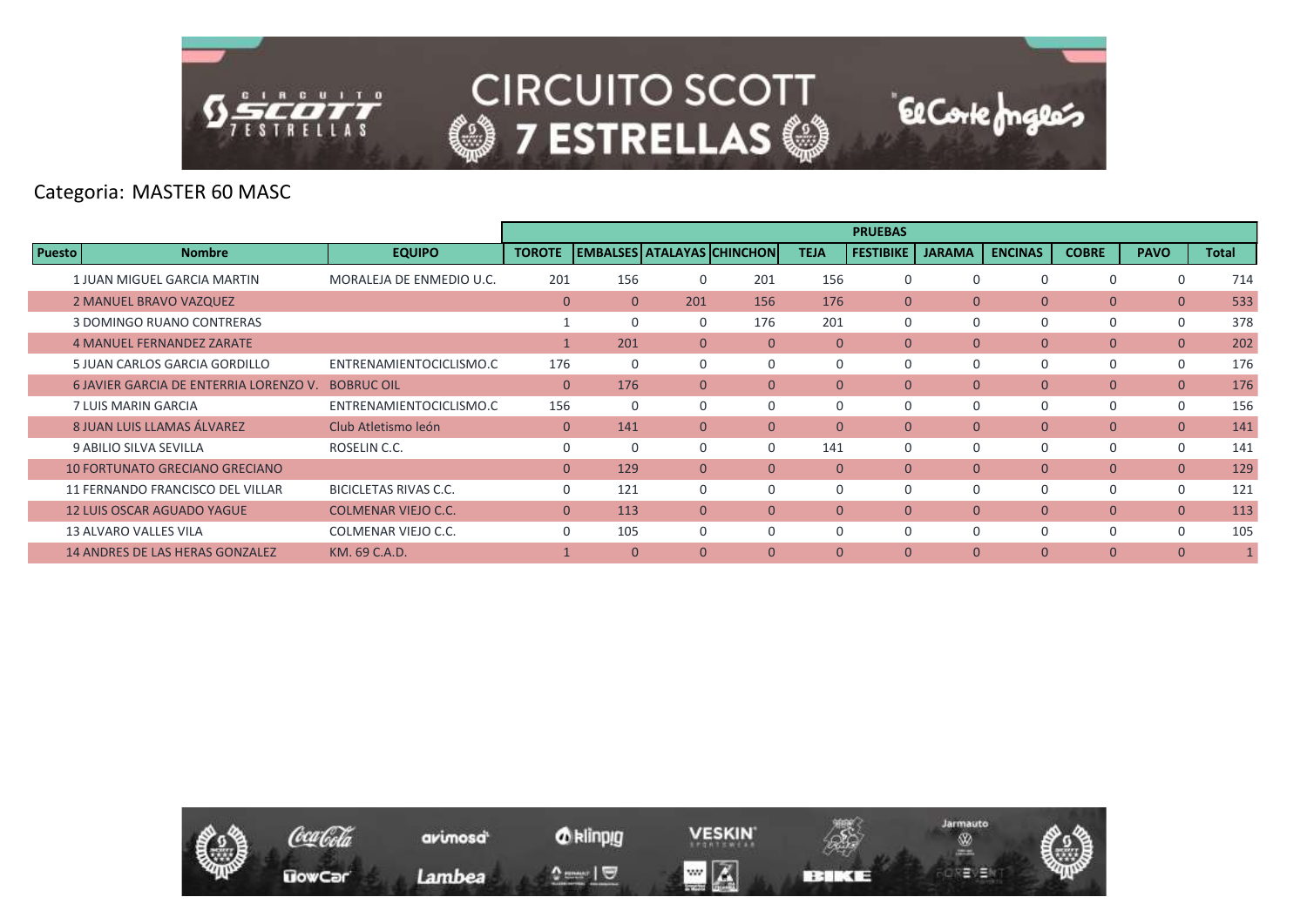Categoria: MASTER 60 MASC

| Puesto | Nombre | EQUIPO | PRUEBAS | | | | | | | | | | |
|---|---|---|---|---|---|---|---|---|---|---|---|---|---|
| | | | TOROTE | EMBALSES | ATALAYAS | CHINCHON | TEJA | FESTIBIKE | JARAMA | ENCINAS | COBRE | PAVO | Total |
| 1 | JUAN MIGUEL GARCIA MARTIN | MORALEJA DE ENMEDIO U.C. | 201 | 156 | 0 | 201 | 156 | 0 | 0 | 0 | 0 | 0 | 714 |
| 2 | MANUEL BRAVO VAZQUEZ | | 0 | 0 | 201 | 156 | 176 | 0 | 0 | 0 | 0 | 0 | 533 |
| 3 | DOMINGO RUANO CONTRERAS | | 1 | 0 | 0 | 176 | 201 | 0 | 0 | 0 | 0 | 0 | 378 |
| 4 | MANUEL FERNANDEZ ZARATE | | 1 | 201 | 0 | 0 | 0 | 0 | 0 | 0 | 0 | 0 | 202 |
| 5 | JUAN CARLOS GARCIA GORDILLO | ENTRENAMIENTOCICLISMO.C | 176 | 0 | 0 | 0 | 0 | 0 | 0 | 0 | 0 | 0 | 176 |
| 6 | JAVIER GARCIA DE ENTERRIA LORENZO V. | BOBRUC OIL | 0 | 176 | 0 | 0 | 0 | 0 | 0 | 0 | 0 | 0 | 176 |
| 7 | LUIS MARIN GARCIA | ENTRENAMIENTOCICLISMO.C | 156 | 0 | 0 | 0 | 0 | 0 | 0 | 0 | 0 | 0 | 156 |
| 8 | JUAN LUIS LLAMAS ÁLVAREZ | Club Atletismo león | 0 | 141 | 0 | 0 | 0 | 0 | 0 | 0 | 0 | 0 | 141 |
| 9 | ABILIO SILVA SEVILLA | ROSELIN C.C. | 0 | 0 | 0 | 0 | 141 | 0 | 0 | 0 | 0 | 0 | 141 |
| 10 | FORTUNATO GRECIANO GRECIANO | | 0 | 129 | 0 | 0 | 0 | 0 | 0 | 0 | 0 | 0 | 129 |
| 11 | FERNANDO FRANCISCO DEL VILLAR | BICICLETAS RIVAS C.C. | 0 | 121 | 0 | 0 | 0 | 0 | 0 | 0 | 0 | 0 | 121 |
| 12 | LUIS OSCAR AGUADO YAGUE | COLMENAR VIEJO C.C. | 0 | 113 | 0 | 0 | 0 | 0 | 0 | 0 | 0 | 0 | 113 |
| 13 | ALVARO VALLES VILA | COLMENAR VIEJO C.C. | 0 | 105 | 0 | 0 | 0 | 0 | 0 | 0 | 0 | 0 | 105 |
| 14 | ANDRES DE LAS HERAS GONZALEZ | KM. 69 C.A.D. | 1 | 0 | 0 | 0 | 0 | 0 | 0 | 0 | 0 | 0 | 1 |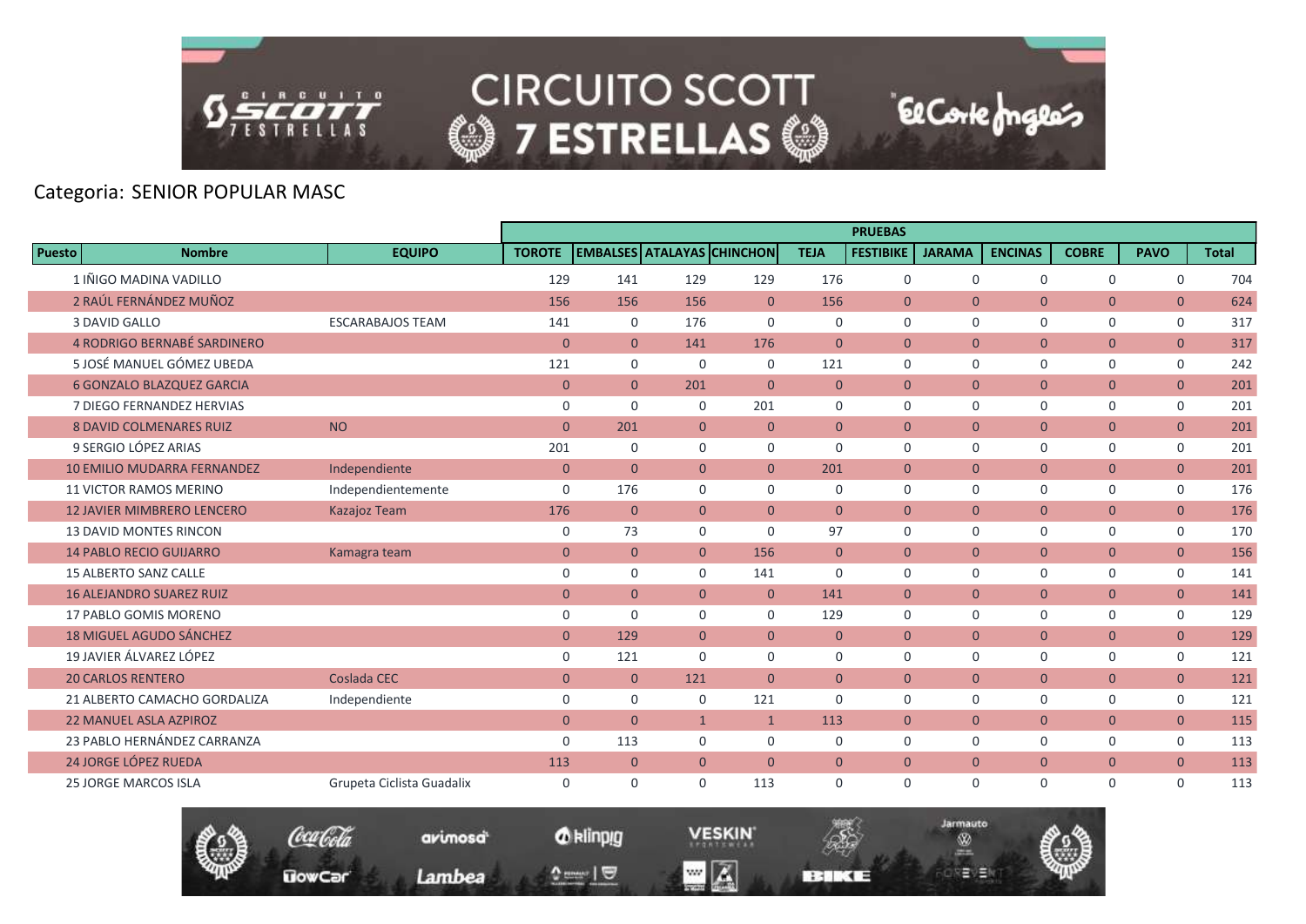Categoria: SENIOR POPULAR MASC

| Puesto | Nombre | EQUIPO | PRUEBAS | | | | | | | | | | |
|---|---|---|---|---|---|---|---|---|---|---|---|---|---|
| | | | TOROTE | EMBALSES | ATALAYAS | CHINCHON | TEJA | FESTIBIKE | JARAMA | ENCINAS | COBRE | PAVO | Total |
| 1 | IÑIGO MADINA VADILLO | | 129 | 141 | 129 | 129 | 176 | 0 | 0 | 0 | 0 | 0 | 704 |
| 2 | RAÚL FERNÁNDEZ MUÑOZ | | 156 | 156 | 156 | 0 | 156 | 0 | 0 | 0 | 0 | 0 | 624 |
| 3 | DAVID GALLO | ESCARABAJOS TEAM | 141 | 0 | 176 | 0 | 0 | 0 | 0 | 0 | 0 | 0 | 317 |
| 4 | RODRIGO BERNABÉ SARDINERO | | 0 | 0 | 141 | 176 | 0 | 0 | 0 | 0 | 0 | 0 | 317 |
| 5 | JOSÉ MANUEL GÓMEZ UBEDA | | 121 | 0 | 0 | 0 | 121 | 0 | 0 | 0 | 0 | 0 | 242 |
| 6 | GONZALO BLAZQUEZ GARCIA | | 0 | 0 | 201 | 0 | 0 | 0 | 0 | 0 | 0 | 0 | 201 |
| 7 | DIEGO FERNANDEZ HERVIAS | | 0 | 0 | 0 | 201 | 0 | 0 | 0 | 0 | 0 | 0 | 201 |
| 8 | DAVID COLMENARES RUIZ | NO | 0 | 201 | 0 | 0 | 0 | 0 | 0 | 0 | 0 | 0 | 201 |
| 9 | SERGIO LÓPEZ ARIAS | | 201 | 0 | 0 | 0 | 0 | 0 | 0 | 0 | 0 | 0 | 201 |
| 10 | EMILIO MUDARRA FERNANDEZ | Independiente | 0 | 0 | 0 | 0 | 201 | 0 | 0 | 0 | 0 | 0 | 201 |
| 11 | VICTOR RAMOS MERINO | Independientemente | 0 | 176 | 0 | 0 | 0 | 0 | 0 | 0 | 0 | 0 | 176 |
| 12 | JAVIER MIMBRERO LENCERO | Kazajoz Team | 176 | 0 | 0 | 0 | 0 | 0 | 0 | 0 | 0 | 0 | 176 |
| 13 | DAVID MONTES RINCON | | 0 | 73 | 0 | 0 | 97 | 0 | 0 | 0 | 0 | 0 | 170 |
| 14 | PABLO RECIO GUIJARRO | Kamagra team | 0 | 0 | 0 | 156 | 0 | 0 | 0 | 0 | 0 | 0 | 156 |
| 15 | ALBERTO SANZ CALLE | | 0 | 0 | 0 | 141 | 0 | 0 | 0 | 0 | 0 | 0 | 141 |
| 16 | ALEJANDRO SUAREZ RUIZ | | 0 | 0 | 0 | 0 | 141 | 0 | 0 | 0 | 0 | 0 | 141 |
| 17 | PABLO GOMIS MORENO | | 0 | 0 | 0 | 0 | 129 | 0 | 0 | 0 | 0 | 0 | 129 |
| 18 | MIGUEL AGUDO SÁNCHEZ | | 0 | 129 | 0 | 0 | 0 | 0 | 0 | 0 | 0 | 0 | 129 |
| 19 | JAVIER ÁLVAREZ LÓPEZ | | 0 | 121 | 0 | 0 | 0 | 0 | 0 | 0 | 0 | 0 | 121 |
| 20 | CARLOS RENTERO | Coslada CEC | 0 | 0 | 121 | 0 | 0 | 0 | 0 | 0 | 0 | 0 | 121 |
| 21 | ALBERTO CAMACHO GORDALIZA | Independiente | 0 | 0 | 0 | 121 | 0 | 0 | 0 | 0 | 0 | 0 | 121 |
| 22 | MANUEL ASLA AZPIROZ | | 0 | 0 | 1 | 1 | 113 | 0 | 0 | 0 | 0 | 0 | 115 |
| 23 | PABLO HERNÁNDEZ CARRANZA | | 0 | 113 | 0 | 0 | 0 | 0 | 0 | 0 | 0 | 0 | 113 |
| 24 | JORGE LÓPEZ RUEDA | | 113 | 0 | 0 | 0 | 0 | 0 | 0 | 0 | 0 | 0 | 113 |
| 25 | JORGE MARCOS ISLA | Grupeta Ciclista Guadalix | 0 | 0 | 0 | 113 | 0 | 0 | 0 | 0 | 0 | 0 | 113 |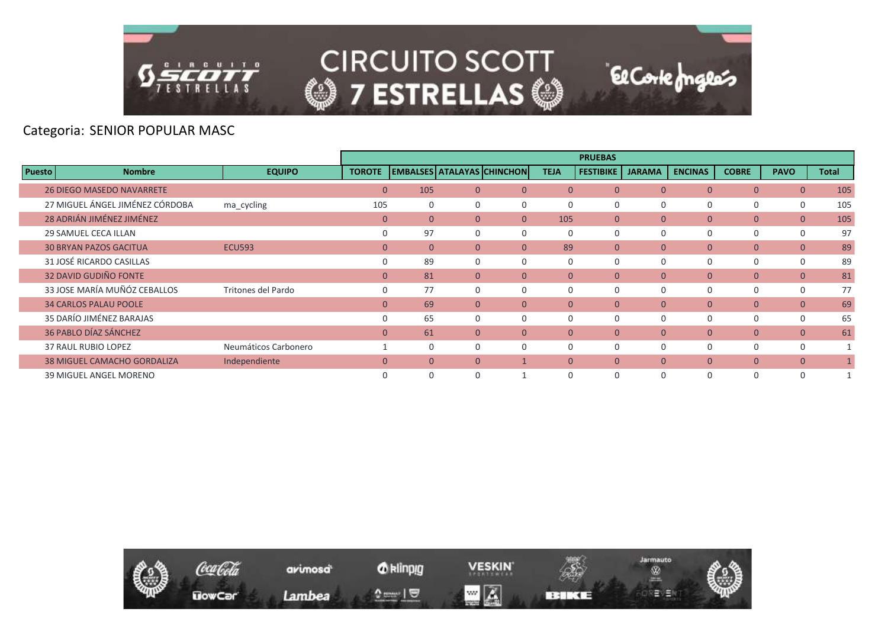Categoria: SENIOR POPULAR MASC

| Puesto | Nombre | EQUIPO | TOROTE | EMBALSES | ATALAYAS | CHINCHON | TEJA | FESTIBIKE | JARAMA | ENCINAS | COBRE | PAVO | Total |
|---|---|---|---|---|---|---|---|---|---|---|---|---|---|
| | | | PRUEBAS | | | | | | | | | | |
| 26 | DIEGO MASEDO NAVARRETE | | 0 | 105 | 0 | 0 | 0 | 0 | 0 | 0 | 0 | 0 | 105 |
| 27 | MIGUEL ÁNGEL JIMÉNEZ CÓRDOBA | ma_cycling | 105 | 0 | 0 | 0 | 0 | 0 | 0 | 0 | 0 | 0 | 105 |
| 28 | ADRIÁN JIMÉNEZ JIMÉNEZ | | 0 | 0 | 0 | 0 | 105 | 0 | 0 | 0 | 0 | 0 | 105 |
| 29 | SAMUEL CECA ILLAN | | 0 | 97 | 0 | 0 | 0 | 0 | 0 | 0 | 0 | 0 | 97 |
| 30 | BRYAN PAZOS GACITUA | ECU593 | 0 | 0 | 0 | 0 | 89 | 0 | 0 | 0 | 0 | 0 | 89 |
| 31 | JOSÉ RICARDO CASILLAS | | 0 | 89 | 0 | 0 | 0 | 0 | 0 | 0 | 0 | 0 | 89 |
| 32 | DAVID GUDIÑO FONTE | | 0 | 81 | 0 | 0 | 0 | 0 | 0 | 0 | 0 | 0 | 81 |
| 33 | JOSE MARÍA MUÑÓZ CEBALLOS | Tritones del Pardo | 0 | 77 | 0 | 0 | 0 | 0 | 0 | 0 | 0 | 0 | 77 |
| 34 | CARLOS PALAU POOLE | | 0 | 69 | 0 | 0 | 0 | 0 | 0 | 0 | 0 | 0 | 69 |
| 35 | DARÍO JIMÉNEZ BARAJAS | | 0 | 65 | 0 | 0 | 0 | 0 | 0 | 0 | 0 | 0 | 65 |
| 36 | PABLO DÍAZ SÁNCHEZ | | 0 | 61 | 0 | 0 | 0 | 0 | 0 | 0 | 0 | 0 | 61 |
| 37 | RAUL RUBIO LOPEZ | Neumáticos Carbonero | 1 | 0 | 0 | 0 | 0 | 0 | 0 | 0 | 0 | 0 | 1 |
| 38 | MIGUEL CAMACHO GORDALIZA | Independiente | 0 | 0 | 0 | 1 | 0 | 0 | 0 | 0 | 0 | 0 | 1 |
| 39 | MIGUEL ANGEL MORENO | | 0 | 0 | 0 | 1 | 0 | 0 | 0 | 0 | 0 | 0 | 1 |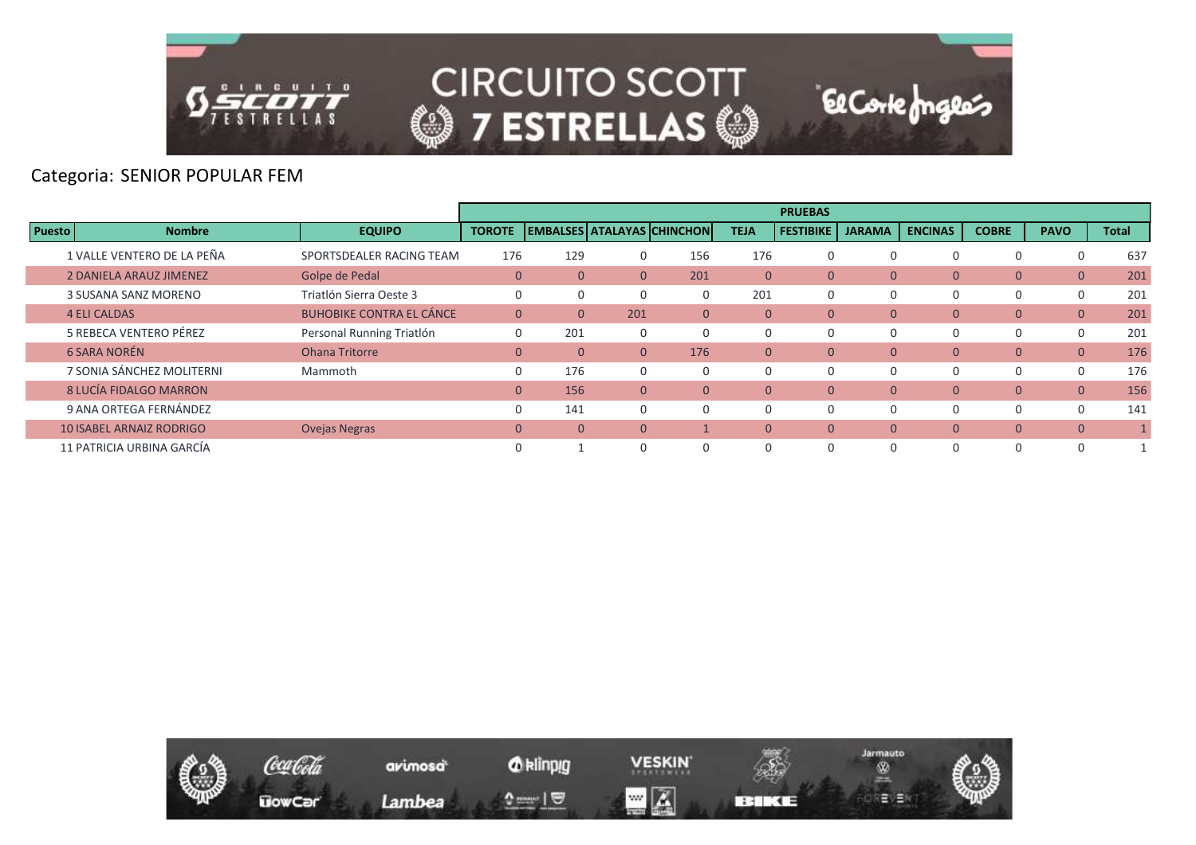Categoria: SENIOR POPULAR FEM

| Puesto | Nombre | EQUIPO | PRUEBAS | | | | | | | | | | |
|---|---|---|---|---|---|---|---|---|---|---|---|---|---|
| | | | TOROTE | EMBALSES | ATALAYAS | CHINCHON | TEJA | FESTIBIKE | JARAMA | ENCINAS | COBRE | PAVO | Total |
| 1 | VALLE VENTERO DE LA PEÑA | SPORTSDEALER RACING TEAM | 176 | 129 | 0 | 156 | 176 | 0 | 0 | 0 | 0 | 0 | 637 |
| 2 | DANIELA ARAUZ JIMENEZ | Golpe de Pedal | 0 | 0 | 0 | 201 | 0 | 0 | 0 | 0 | 0 | 0 | 201 |
| 3 | SUSANA SANZ MORENO | Triatlón Sierra Oeste 3 | 0 | 0 | 0 | 0 | 201 | 0 | 0 | 0 | 0 | 0 | 201 |
| 4 | ELI CALDAS | BUHOBIKE CONTRA EL CÁNCE | 0 | 0 | 201 | 0 | 0 | 0 | 0 | 0 | 0 | 0 | 201 |
| 5 | REBECA VENTERO PÉREZ | Personal Running Triatlón | 0 | 201 | 0 | 0 | 0 | 0 | 0 | 0 | 0 | 0 | 201 |
| 6 | SARA NORÉN | Ohana Tritorre | 0 | 0 | 0 | 176 | 0 | 0 | 0 | 0 | 0 | 0 | 176 |
| 7 | SONIA SÁNCHEZ MOLITERNI | Mammoth | 0 | 176 | 0 | 0 | 0 | 0 | 0 | 0 | 0 | 0 | 176 |
| 8 | LUCÍA FIDALGO MARRON | | 0 | 156 | 0 | 0 | 0 | 0 | 0 | 0 | 0 | 0 | 156 |
| 9 | ANA ORTEGA FERNÁNDEZ | | 0 | 141 | 0 | 0 | 0 | 0 | 0 | 0 | 0 | 0 | 141 |
| 10 | ISABEL ARNAIZ RODRIGO | Ovejas Negras | 0 | 0 | 0 | 1 | 0 | 0 | 0 | 0 | 0 | 0 | 1 |
| 11 | PATRICIA URBINA GARCÍA | | 0 | 1 | 0 | 0 | 0 | 0 | 0 | 0 | 0 | 0 | 1 |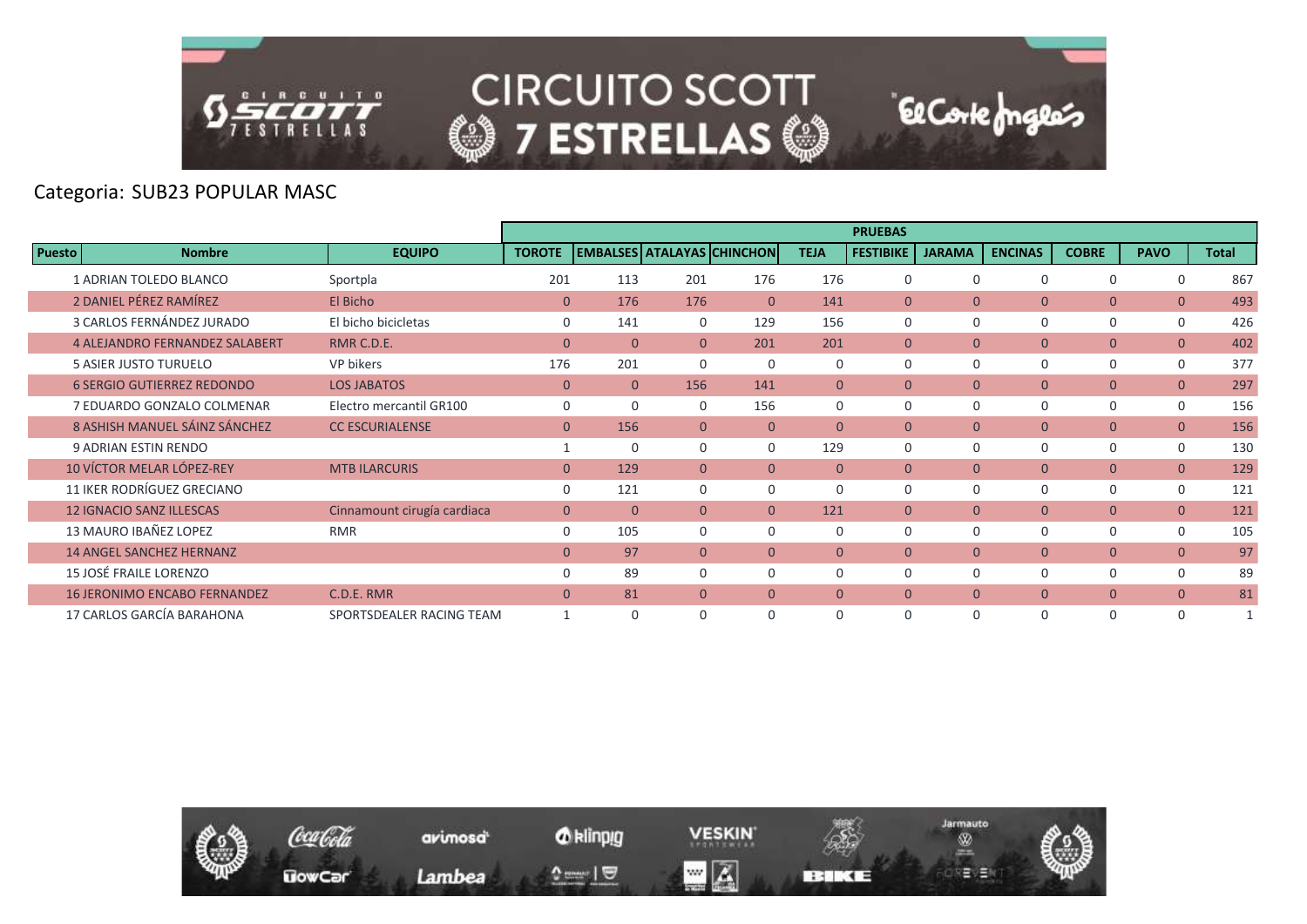Categoria: SUB23 POPULAR MASC

| Puesto | Nombre | EQUIPO | TOROTE | EMBALSES | ATALAYAS | CHINCHON | TEJA | FESTIBIKE | JARAMA | ENCINAS | COBRE | PAVO | Total |
|---|---|---|---|---|---|---|---|---|---|---|---|---|---|
| | | | PRUEBAS | | | | | | | | | | |
| 1 | ADRIAN TOLEDO BLANCO | Sportpla | 201 | 113 | 201 | 176 | 176 | 0 | 0 | 0 | 0 | 0 | 867 |
| 2 | DANIEL PÉREZ RAMÍREZ | El Bicho | 0 | 176 | 176 | 0 | 141 | 0 | 0 | 0 | 0 | 0 | 493 |
| 3 | CARLOS FERNÁNDEZ JURADO | El bicho bicicletas | 0 | 141 | 0 | 129 | 156 | 0 | 0 | 0 | 0 | 0 | 426 |
| 4 | ALEJANDRO FERNANDEZ SALABERT | RMR C.D.E. | 0 | 0 | 0 | 201 | 201 | 0 | 0 | 0 | 0 | 0 | 402 |
| 5 | ASIER JUSTO TURUELO | VP bikers | 176 | 201 | 0 | 0 | 0 | 0 | 0 | 0 | 0 | 0 | 377 |
| 6 | SERGIO GUTIERREZ REDONDO | LOS JABATOS | 0 | 0 | 156 | 141 | 0 | 0 | 0 | 0 | 0 | 0 | 297 |
| 7 | EDUARDO GONZALO COLMENAR | Electro mercantil GR100 | 0 | 0 | 0 | 156 | 0 | 0 | 0 | 0 | 0 | 0 | 156 |
| 8 | ASHISH MANUEL SÁINZ SÁNCHEZ | CC ESCURIALENSE | 0 | 156 | 0 | 0 | 0 | 0 | 0 | 0 | 0 | 0 | 156 |
| 9 | ADRIAN ESTIN RENDO | | 1 | 0 | 0 | 0 | 129 | 0 | 0 | 0 | 0 | 0 | 130 |
| 10 | VÍCTOR MELAR LÓPEZ-REY | MTB ILARCURIS | 0 | 129 | 0 | 0 | 0 | 0 | 0 | 0 | 0 | 0 | 129 |
| 11 | IKER RODRÍGUEZ GRECIANO | | 0 | 121 | 0 | 0 | 0 | 0 | 0 | 0 | 0 | 0 | 121 |
| 12 | IGNACIO SANZ ILLESCAS | Cinnamount cirugía cardiaca | 0 | 0 | 0 | 0 | 121 | 0 | 0 | 0 | 0 | 0 | 121 |
| 13 | MAURO IBAÑEZ LOPEZ | RMR | 0 | 105 | 0 | 0 | 0 | 0 | 0 | 0 | 0 | 0 | 105 |
| 14 | ANGEL SANCHEZ HERNANZ | | 0 | 97 | 0 | 0 | 0 | 0 | 0 | 0 | 0 | 0 | 97 |
| 15 | JOSÉ FRAILE LORENZO | | 0 | 89 | 0 | 0 | 0 | 0 | 0 | 0 | 0 | 0 | 89 |
| 16 | JERONIMO ENCABO FERNANDEZ | C.D.E. RMR | 0 | 81 | 0 | 0 | 0 | 0 | 0 | 0 | 0 | 0 | 81 |
| 17 | CARLOS GARCÍA BARAHONA | SPORTSDEALER RACING TEAM | 1 | 0 | 0 | 0 | 0 | 0 | 0 | 0 | 0 | 0 | 1 |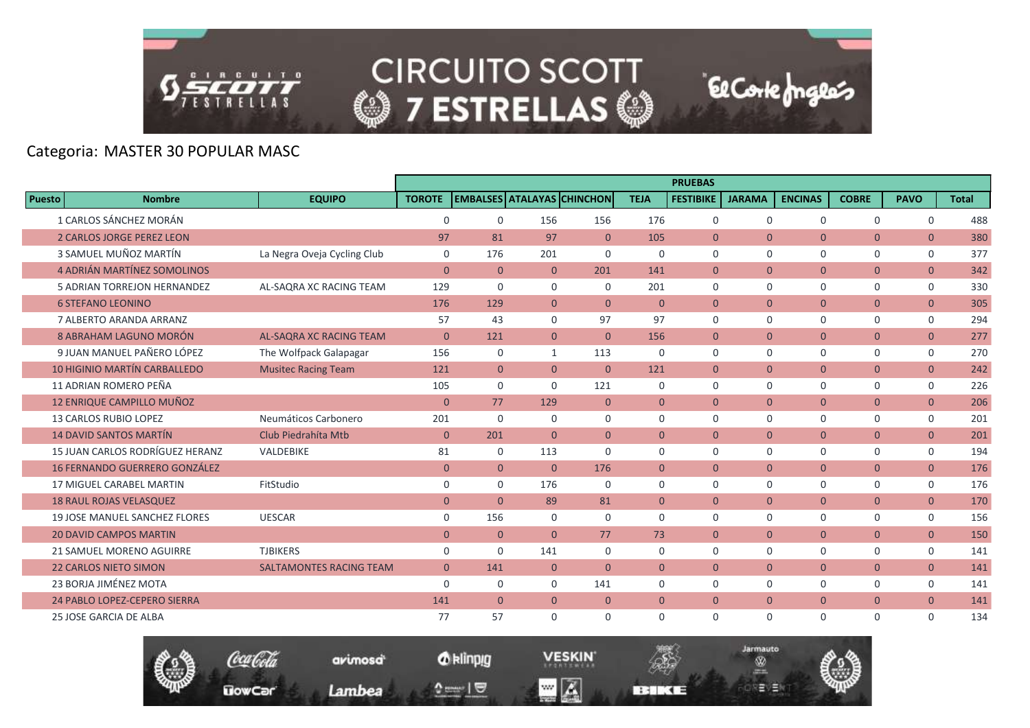Categoria: MASTER 30 POPULAR MASC

| Puesto | Nombre | EQUIPO | PRUEBAS | | | | | | | | | | Total |
|---|---|---|---|---|---|---|---|---|---|---|---|---|---|
| | | | TOROTE | EMBALSES | ATALAYAS | CHINCHON | TEJA | FESTIBIKE | JARAMA | ENCINAS | COBRE | PAVO | |
| 1 | CARLOS SÁNCHEZ MORÁN | | 0 | 0 | 156 | 156 | 176 | 0 | 0 | 0 | 0 | 0 | 488 |
| 2 | CARLOS JORGE PEREZ LEON | | 97 | 81 | 97 | 0 | 105 | 0 | 0 | 0 | 0 | 0 | 380 |
| 3 | SAMUEL MUÑOZ MARTÍN | La Negra Oveja Cycling Club | 0 | 176 | 201 | 0 | 0 | 0 | 0 | 0 | 0 | 0 | 377 |
| 4 | ADRIÁN MARTÍNEZ SOMOLINOS | | 0 | 0 | 0 | 201 | 141 | 0 | 0 | 0 | 0 | 0 | 342 |
| 5 | ADRIAN TORREJON HERNANDEZ | AL-SAQRA XC RACING TEAM | 129 | 0 | 0 | 0 | 201 | 0 | 0 | 0 | 0 | 0 | 330 |
| 6 | STEFANO LEONINO | | 176 | 129 | 0 | 0 | 0 | 0 | 0 | 0 | 0 | 0 | 305 |
| 7 | ALBERTO ARANDA ARRANZ | | 57 | 43 | 0 | 97 | 97 | 0 | 0 | 0 | 0 | 0 | 294 |
| 8 | ABRAHAM LAGUNO MORÓN | AL-SAQRA XC RACING TEAM | 0 | 121 | 0 | 0 | 156 | 0 | 0 | 0 | 0 | 0 | 277 |
| 9 | JUAN MANUEL PAÑERO LÓPEZ | The Wolfpack Galapagar | 156 | 0 | 1 | 113 | 0 | 0 | 0 | 0 | 0 | 0 | 270 |
| 10 | HIGINIO MARTÍN CARBALLEDO | Musitec Racing Team | 121 | 0 | 0 | 0 | 121 | 0 | 0 | 0 | 0 | 0 | 242 |
| 11 | ADRIAN ROMERO PEÑA | | 105 | 0 | 0 | 121 | 0 | 0 | 0 | 0 | 0 | 0 | 226 |
| 12 | ENRIQUE CAMPILLO MUÑOZ | | 0 | 77 | 129 | 0 | 0 | 0 | 0 | 0 | 0 | 0 | 206 |
| 13 | CARLOS RUBIO LOPEZ | Neumáticos Carbonero | 201 | 0 | 0 | 0 | 0 | 0 | 0 | 0 | 0 | 0 | 201 |
| 14 | DAVID SANTOS MARTÍN | Club Piedrahíta Mtb | 0 | 201 | 0 | 0 | 0 | 0 | 0 | 0 | 0 | 0 | 201 |
| 15 | JUAN CARLOS RODRÍGUEZ HERANZ | VALDEBIKE | 81 | 0 | 113 | 0 | 0 | 0 | 0 | 0 | 0 | 0 | 194 |
| 16 | FERNANDO GUERRERO GONZÁLEZ | | 0 | 0 | 0 | 176 | 0 | 0 | 0 | 0 | 0 | 0 | 176 |
| 17 | MIGUEL CARABEL MARTIN | FitStudio | 0 | 0 | 176 | 0 | 0 | 0 | 0 | 0 | 0 | 0 | 176 |
| 18 | RAUL ROJAS VELASQUEZ | | 0 | 0 | 89 | 81 | 0 | 0 | 0 | 0 | 0 | 0 | 170 |
| 19 | JOSE MANUEL SANCHEZ FLORES | UESCAR | 0 | 156 | 0 | 0 | 0 | 0 | 0 | 0 | 0 | 0 | 156 |
| 20 | DAVID CAMPOS MARTIN | | 0 | 0 | 0 | 77 | 73 | 0 | 0 | 0 | 0 | 0 | 150 |
| 21 | SAMUEL MORENO AGUIRRE | TJBIKERS | 0 | 0 | 141 | 0 | 0 | 0 | 0 | 0 | 0 | 0 | 141 |
| 22 | CARLOS NIETO SIMON | SALTAMONTES RACING TEAM | 0 | 141 | 0 | 0 | 0 | 0 | 0 | 0 | 0 | 0 | 141 |
| 23 | BORJA JIMÉNEZ MOTA | | 0 | 0 | 0 | 141 | 0 | 0 | 0 | 0 | 0 | 0 | 141 |
| 24 | PABLO LOPEZ-CEPERO SIERRA | | 141 | 0 | 0 | 0 | 0 | 0 | 0 | 0 | 0 | 0 | 141 |
| 25 | JOSE GARCIA DE ALBA | | 77 | 57 | 0 | 0 | 0 | 0 | 0 | 0 | 0 | 0 | 134 |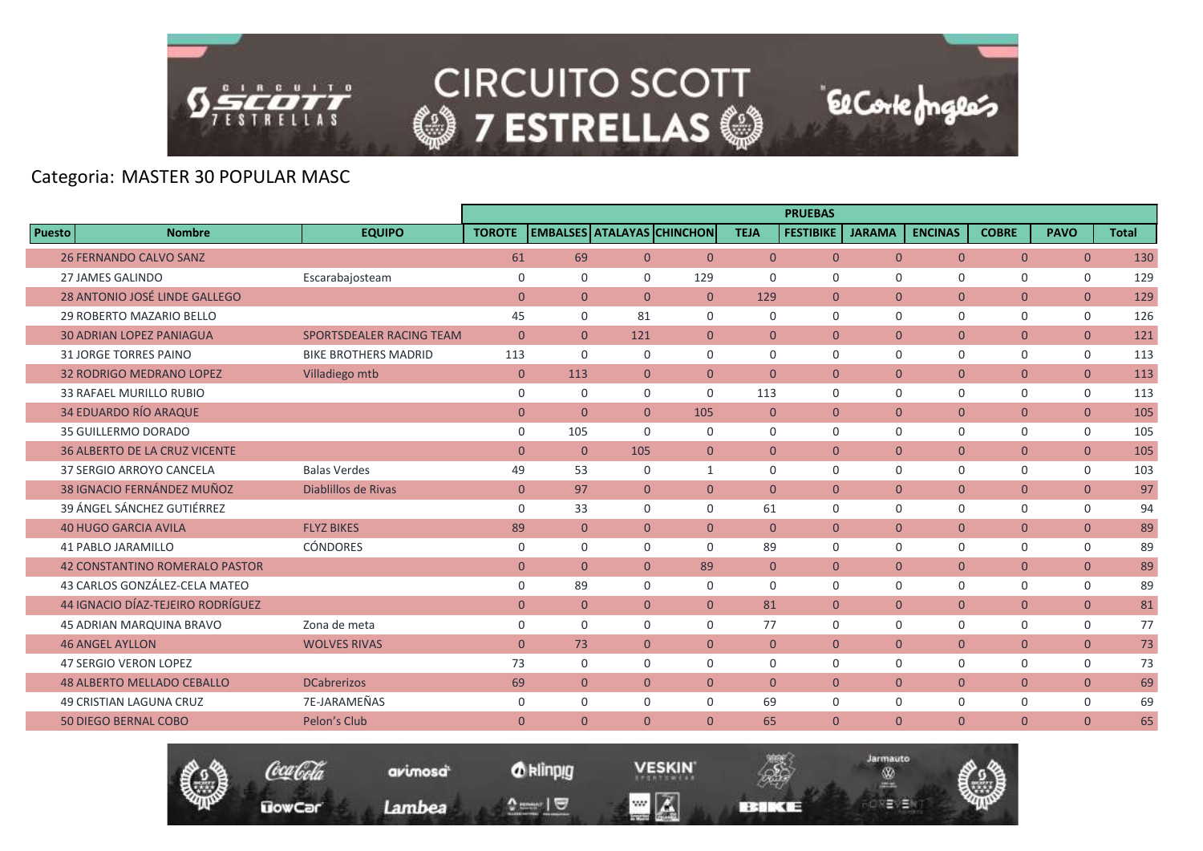Categoria: MASTER 30 POPULAR MASC

| Puesto | Nombre | EQUIPO | PRUEBAS | | | | | | | | | | |
|---|---|---|---|---|---|---|---|---|---|---|---|---|---|
| | | | TOROTE | EMBALSES | ATALAYAS | CHINCHON | TEJA | FESTIBIKE | JARAMA | ENCINAS | COBRE | PAVO | Total |
| 26 | FERNANDO CALVO SANZ | | 61 | 69 | 0 | 0 | 0 | 0 | 0 | 0 | 0 | 0 | 130 |
| 27 | JAMES GALINDO | Escarabajosteam | 0 | 0 | 0 | 129 | 0 | 0 | 0 | 0 | 0 | 0 | 129 |
| 28 | ANTONIO JOSÉ LINDE GALLEGO | | 0 | 0 | 0 | 0 | 129 | 0 | 0 | 0 | 0 | 0 | 129 |
| 29 | ROBERTO MAZARIO BELLO | | 45 | 0 | 81 | 0 | 0 | 0 | 0 | 0 | 0 | 0 | 126 |
| 30 | ADRIAN LOPEZ PANIAGUA | SPORTSDEALER RACING TEAM | 0 | 0 | 121 | 0 | 0 | 0 | 0 | 0 | 0 | 0 | 121 |
| 31 | JORGE TORRES PAINO | BIKE BROTHERS MADRID | 113 | 0 | 0 | 0 | 0 | 0 | 0 | 0 | 0 | 0 | 113 |
| 32 | RODRIGO MEDRANO LOPEZ | Villadiego mtb | 0 | 113 | 0 | 0 | 0 | 0 | 0 | 0 | 0 | 0 | 113 |
| 33 | RAFAEL MURILLO RUBIO | | 0 | 0 | 0 | 0 | 113 | 0 | 0 | 0 | 0 | 0 | 113 |
| 34 | EDUARDO RÍO ARAQUE | | 0 | 0 | 0 | 105 | 0 | 0 | 0 | 0 | 0 | 0 | 105 |
| 35 | GUILLERMO DORADO | | 0 | 105 | 0 | 0 | 0 | 0 | 0 | 0 | 0 | 0 | 105 |
| 36 | ALBERTO DE LA CRUZ VICENTE | | 0 | 0 | 105 | 0 | 0 | 0 | 0 | 0 | 0 | 0 | 105 |
| 37 | SERGIO ARROYO CANCELA | Balas Verdes | 49 | 53 | 0 | 1 | 0 | 0 | 0 | 0 | 0 | 0 | 103 |
| 38 | IGNACIO FERNÁNDEZ MUÑOZ | Diablillos de Rivas | 0 | 97 | 0 | 0 | 0 | 0 | 0 | 0 | 0 | 0 | 97 |
| 39 | ÁNGEL SÁNCHEZ GUTIÉRREZ | | 0 | 33 | 0 | 0 | 61 | 0 | 0 | 0 | 0 | 0 | 94 |
| 40 | HUGO GARCIA AVILA | FLYZ BIKES | 89 | 0 | 0 | 0 | 0 | 0 | 0 | 0 | 0 | 0 | 89 |
| 41 | PABLO JARAMILLO | CÓNDORES | 0 | 0 | 0 | 0 | 89 | 0 | 0 | 0 | 0 | 0 | 89 |
| 42 | CONSTANTINO ROMERALO PASTOR | | 0 | 0 | 0 | 89 | 0 | 0 | 0 | 0 | 0 | 0 | 89 |
| 43 | CARLOS GONZÁLEZ-CELA MATEO | | 0 | 89 | 0 | 0 | 0 | 0 | 0 | 0 | 0 | 0 | 89 |
| 44 | IGNACIO DÍAZ-TEJEIRO RODRÍGUEZ | | 0 | 0 | 0 | 0 | 81 | 0 | 0 | 0 | 0 | 0 | 81 |
| 45 | ADRIAN MARQUINA BRAVO | Zona de meta | 0 | 0 | 0 | 0 | 77 | 0 | 0 | 0 | 0 | 0 | 77 |
| 46 | ANGEL AYLLON | WOLVES RIVAS | 0 | 73 | 0 | 0 | 0 | 0 | 0 | 0 | 0 | 0 | 73 |
| 47 | SERGIO VERON LOPEZ | | 73 | 0 | 0 | 0 | 0 | 0 | 0 | 0 | 0 | 0 | 73 |
| 48 | ALBERTO MELLADO CEBALLO | DCabrerizos | 69 | 0 | 0 | 0 | 0 | 0 | 0 | 0 | 0 | 0 | 69 |
| 49 | CRISTIAN LAGUNA CRUZ | 7E-JARAMEÑAS | 0 | 0 | 0 | 0 | 69 | 0 | 0 | 0 | 0 | 0 | 69 |
| 50 | DIEGO BERNAL COBO | Pelon's Club | 0 | 0 | 0 | 0 | 65 | 0 | 0 | 0 | 0 | 0 | 65 |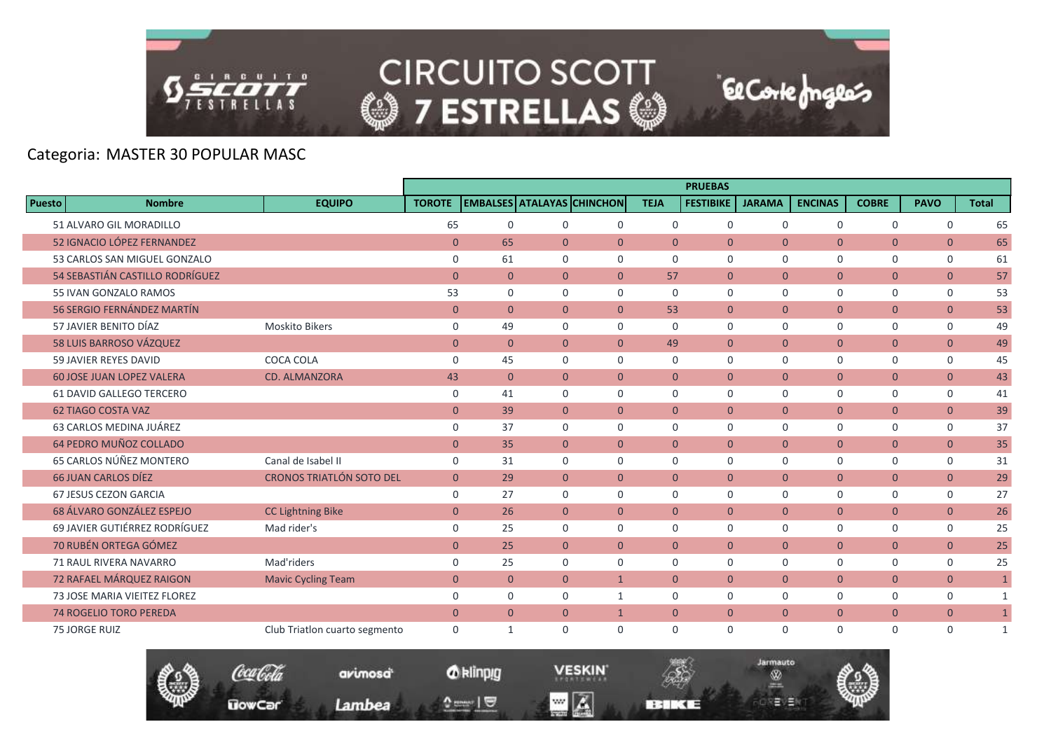Categoria: MASTER 30 POPULAR MASC

| Puesto | Nombre | EQUIPO | PRUEBAS | | | | | | | | | | |
|---|---|---|---|---|---|---|---|---|---|---|---|---|---|
| | | | TOROTE | EMBALSES | ATALAYAS | CHINCHON | TEJA | FESTIBIKE | JARAMA | ENCINAS | COBRE | PAVO | Total |
| 51 | ALVARO GIL MORADILLO | | 65 | 0 | 0 | 0 | 0 | 0 | 0 | 0 | 0 | 0 | 65 |
| 52 | IGNACIO LÓPEZ FERNANDEZ | | 0 | 65 | 0 | 0 | 0 | 0 | 0 | 0 | 0 | 0 | 65 |
| 53 | CARLOS SAN MIGUEL GONZALO | | 0 | 61 | 0 | 0 | 0 | 0 | 0 | 0 | 0 | 0 | 61 |
| 54 | SEBASTIÁN CASTILLO RODRÍGUEZ | | 0 | 0 | 0 | 0 | 57 | 0 | 0 | 0 | 0 | 0 | 57 |
| 55 | IVAN GONZALO RAMOS | | 53 | 0 | 0 | 0 | 0 | 0 | 0 | 0 | 0 | 0 | 53 |
| 56 | SERGIO FERNÁNDEZ MARTÍN | | 0 | 0 | 0 | 0 | 53 | 0 | 0 | 0 | 0 | 0 | 53 |
| 57 | JAVIER BENITO DÍAZ | Moskito Bikers | 0 | 49 | 0 | 0 | 0 | 0 | 0 | 0 | 0 | 0 | 49 |
| 58 | LUIS BARROSO VÁZQUEZ | | 0 | 0 | 0 | 0 | 49 | 0 | 0 | 0 | 0 | 0 | 49 |
| 59 | JAVIER REYES DAVID | COCA COLA | 0 | 45 | 0 | 0 | 0 | 0 | 0 | 0 | 0 | 0 | 45 |
| 60 | JOSE JUAN LOPEZ VALERA | CD. ALMANZORA | 43 | 0 | 0 | 0 | 0 | 0 | 0 | 0 | 0 | 0 | 43 |
| 61 | DAVID GALLEGO TERCERO | | 0 | 41 | 0 | 0 | 0 | 0 | 0 | 0 | 0 | 0 | 41 |
| 62 | TIAGO COSTA VAZ | | 0 | 39 | 0 | 0 | 0 | 0 | 0 | 0 | 0 | 0 | 39 |
| 63 | CARLOS MEDINA JUÁREZ | | 0 | 37 | 0 | 0 | 0 | 0 | 0 | 0 | 0 | 0 | 37 |
| 64 | PEDRO MUÑOZ COLLADO | | 0 | 35 | 0 | 0 | 0 | 0 | 0 | 0 | 0 | 0 | 35 |
| 65 | CARLOS NÚÑEZ MONTERO | Canal de Isabel II | 0 | 31 | 0 | 0 | 0 | 0 | 0 | 0 | 0 | 0 | 31 |
| 66 | JUAN CARLOS DÍEZ | CRONOS TRIATLÓN SOTO DEL | 0 | 29 | 0 | 0 | 0 | 0 | 0 | 0 | 0 | 0 | 29 |
| 67 | JESUS CEZON GARCIA | | 0 | 27 | 0 | 0 | 0 | 0 | 0 | 0 | 0 | 0 | 27 |
| 68 | ÁLVARO GONZÁLEZ ESPEJO | CC Lightning Bike | 0 | 26 | 0 | 0 | 0 | 0 | 0 | 0 | 0 | 0 | 26 |
| 69 | JAVIER GUTIÉRREZ RODRÍGUEZ | Mad rider's | 0 | 25 | 0 | 0 | 0 | 0 | 0 | 0 | 0 | 0 | 25 |
| 70 | RUBÉN ORTEGA GÓMEZ | | 0 | 25 | 0 | 0 | 0 | 0 | 0 | 0 | 0 | 0 | 25 |
| 71 | RAUL RIVERA NAVARRO | Mad'riders | 0 | 25 | 0 | 0 | 0 | 0 | 0 | 0 | 0 | 0 | 25 |
| 72 | RAFAEL MÁRQUEZ RAIGON | Mavic Cycling Team | 0 | 0 | 0 | 1 | 0 | 0 | 0 | 0 | 0 | 0 | 1 |
| 73 | JOSE MARIA VIEITEZ FLOREZ | | 0 | 0 | 0 | 1 | 0 | 0 | 0 | 0 | 0 | 0 | 1 |
| 74 | ROGELIO TORO PEREDA | | 0 | 0 | 0 | 1 | 0 | 0 | 0 | 0 | 0 | 0 | 1 |
| 75 | JORGE RUIZ | Club Triatlon cuarto segmento | 0 | 1 | 0 | 0 | 0 | 0 | 0 | 0 | 0 | 0 | 1 |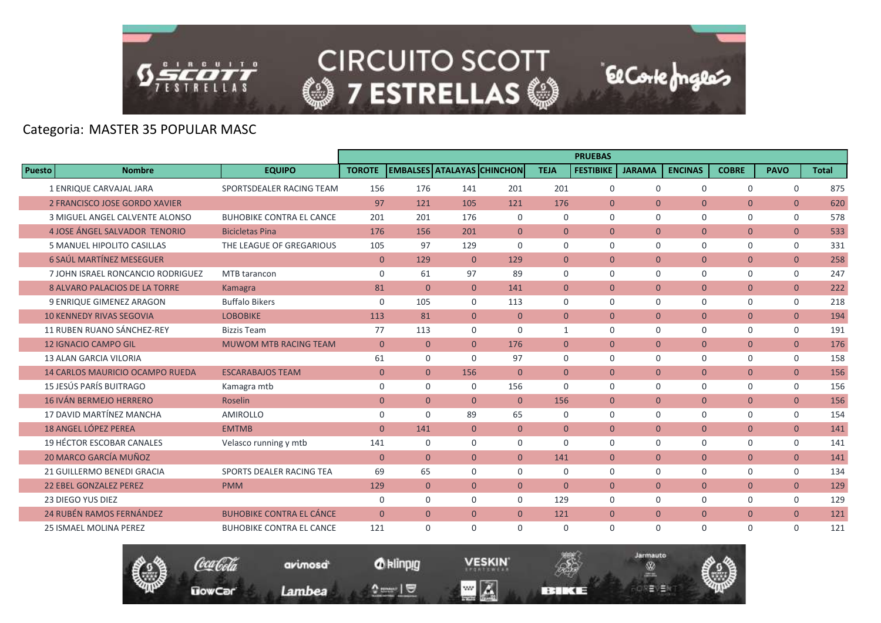CIRCUITO SCOTT 7 ESTRELLAS

Categoria: MASTER 35 POPULAR MASC

| | | | PRUEBAS | | | | | | | | | | |
|---|---|---|---|---|---|---|---|---|---|---|---|---|---|
| Puesto | Nombre | EQUIPO | TOROTE | EMBALSES | ATALAYAS | CHINCHON | TEJA | FESTIBIKE | JARAMA | ENCINAS | COBRE | PAVO | Total |
| 1 | ENRIQUE CARVAJAL JARA | SPORTSDEALER RACING TEAM | 156 | 176 | 141 | 201 | 201 | 0 | 0 | 0 | 0 | 0 | 875 |
| 2 | FRANCISCO JOSE GORDO XAVIER | | 97 | 121 | 105 | 121 | 176 | 0 | 0 | 0 | 0 | 0 | 620 |
| 3 | MIGUEL ANGEL CALVENTE ALONSO | BUHOBIKE CONTRA EL CANCE | 201 | 201 | 176 | 0 | 0 | 0 | 0 | 0 | 0 | 0 | 578 |
| 4 | JOSE ÁNGEL SALVADOR TENORIO | Bicicletas Pina | 176 | 156 | 201 | 0 | 0 | 0 | 0 | 0 | 0 | 0 | 533 |
| 5 | MANUEL HIPOLITO CASILLAS | THE LEAGUE OF GREGARIOUS | 105 | 97 | 129 | 0 | 0 | 0 | 0 | 0 | 0 | 0 | 331 |
| 6 | SAÚL MARTÍNEZ MESEGUER | | 0 | 129 | 0 | 129 | 0 | 0 | 0 | 0 | 0 | 0 | 258 |
| 7 | JOHN ISRAEL RONCANCIO RODRIGUEZ | MTB tarancon | 0 | 61 | 97 | 89 | 0 | 0 | 0 | 0 | 0 | 0 | 247 |
| 8 | ALVARO PALACIOS DE LA TORRE | Kamagra | 81 | 0 | 0 | 141 | 0 | 0 | 0 | 0 | 0 | 0 | 222 |
| 9 | ENRIQUE GIMENEZ ARAGON | Buffalo Bikers | 0 | 105 | 0 | 113 | 0 | 0 | 0 | 0 | 0 | 0 | 218 |
| 10 | KENNEDY RIVAS SEGOVIA | LOBOBIKE | 113 | 81 | 0 | 0 | 0 | 0 | 0 | 0 | 0 | 0 | 194 |
| 11 | RUBEN RUANO SÁNCHEZ-REY | Bizzis Team | 77 | 113 | 0 | 0 | 1 | 0 | 0 | 0 | 0 | 0 | 191 |
| 12 | IGNACIO CAMPO GIL | MUWOM MTB RACING TEAM | 0 | 0 | 0 | 176 | 0 | 0 | 0 | 0 | 0 | 0 | 176 |
| 13 | ALAN GARCIA VILORIA | | 61 | 0 | 0 | 97 | 0 | 0 | 0 | 0 | 0 | 0 | 158 |
| 14 | CARLOS MAURICIO OCAMPO RUEDA | ESCARABAJOS TEAM | 0 | 0 | 156 | 0 | 0 | 0 | 0 | 0 | 0 | 0 | 156 |
| 15 | JESÚS PARÍS BUITRAGO | Kamagra mtb | 0 | 0 | 0 | 156 | 0 | 0 | 0 | 0 | 0 | 0 | 156 |
| 16 | IVÁN BERMEJO HERRERO | Roselin | 0 | 0 | 0 | 0 | 156 | 0 | 0 | 0 | 0 | 0 | 156 |
| 17 | DAVID MARTÍNEZ MANCHA | AMIROLLO | 0 | 0 | 89 | 65 | 0 | 0 | 0 | 0 | 0 | 0 | 154 |
| 18 | ANGEL LÓPEZ PEREA | EMTMB | 0 | 141 | 0 | 0 | 0 | 0 | 0 | 0 | 0 | 0 | 141 |
| 19 | HÉCTOR ESCOBAR CANALES | Velasco running y mtb | 141 | 0 | 0 | 0 | 0 | 0 | 0 | 0 | 0 | 0 | 141 |
| 20 | MARCO GARCÍA MUÑOZ | | 0 | 0 | 0 | 0 | 141 | 0 | 0 | 0 | 0 | 0 | 141 |
| 21 | GUILLERMO BENEDI GRACIA | SPORTS DEALER RACING TEA | 69 | 65 | 0 | 0 | 0 | 0 | 0 | 0 | 0 | 0 | 134 |
| 22 | EBEL GONZALEZ PEREZ | PMM | 129 | 0 | 0 | 0 | 0 | 0 | 0 | 0 | 0 | 0 | 129 |
| 23 | DIEGO YUS DIEZ | | 0 | 0 | 0 | 0 | 129 | 0 | 0 | 0 | 0 | 0 | 129 |
| 24 | RUBÉN RAMOS FERNÁNDEZ | BUHOBIKE CONTRA EL CÁNCE | 0 | 0 | 0 | 0 | 121 | 0 | 0 | 0 | 0 | 0 | 121 |
| 25 | ISMAEL MOLINA PEREZ | BUHOBIKE CONTRA EL CANCE | 121 | 0 | 0 | 0 | 0 | 0 | 0 | 0 | 0 | 0 | 121 |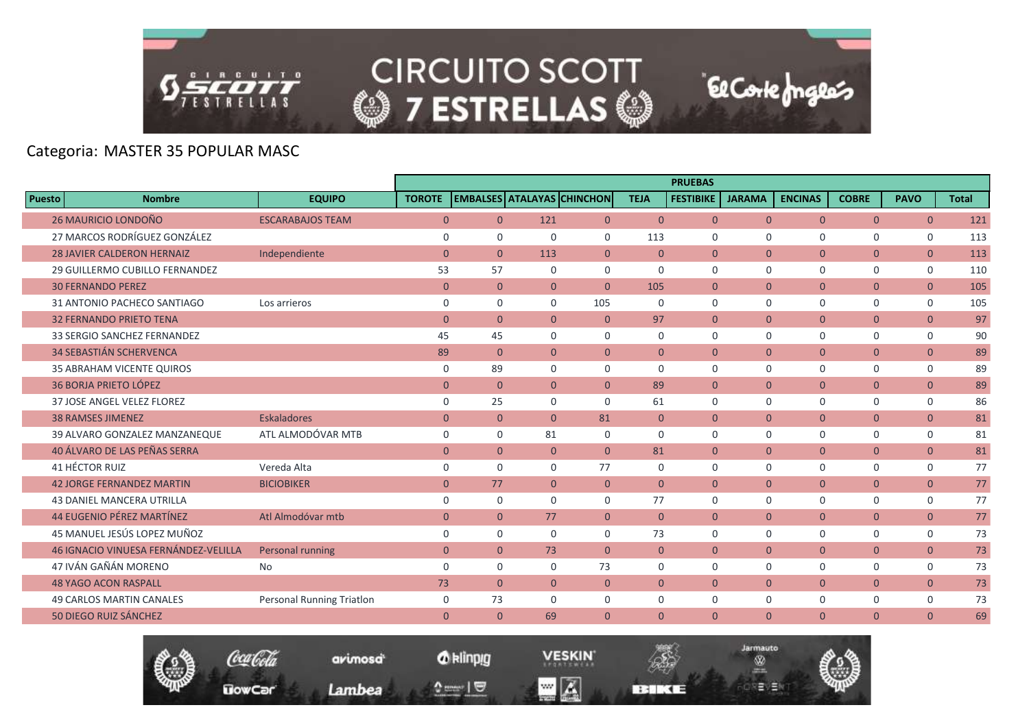Categoria: MASTER 35 POPULAR MASC

| Puesto | Nombre | EQUIPO | TOROTE | EMBALSES | ATALAYAS | CHINCHON | TEJA | FESTIBIKE | JARAMA | ENCINAS | COBRE | PAVO | Total |
|---|---|---|---|---|---|---|---|---|---|---|---|---|---|
| | | | PRUEBAS | | | | | | | | | | |
| 26 | MAURICIO LONDOÑO | ESCARABAJOS TEAM | 0 | 0 | 121 | 0 | 0 | 0 | 0 | 0 | 0 | 0 | 121 |
| 27 | MARCOS RODRÍGUEZ GONZÁLEZ | | 0 | 0 | 0 | 0 | 113 | 0 | 0 | 0 | 0 | 0 | 113 |
| 28 | JAVIER CALDERON HERNAIZ | Independiente | 0 | 0 | 113 | 0 | 0 | 0 | 0 | 0 | 0 | 0 | 113 |
| 29 | GUILLERMO CUBILLO FERNANDEZ | | 53 | 57 | 0 | 0 | 0 | 0 | 0 | 0 | 0 | 0 | 110 |
| 30 | FERNANDO PEREZ | | 0 | 0 | 0 | 0 | 105 | 0 | 0 | 0 | 0 | 0 | 105 |
| 31 | ANTONIO PACHECO SANTIAGO | Los arrieros | 0 | 0 | 0 | 105 | 0 | 0 | 0 | 0 | 0 | 0 | 105 |
| 32 | FERNANDO PRIETO TENA | | 0 | 0 | 0 | 0 | 97 | 0 | 0 | 0 | 0 | 0 | 97 |
| 33 | SERGIO SANCHEZ FERNANDEZ | | 45 | 45 | 0 | 0 | 0 | 0 | 0 | 0 | 0 | 0 | 90 |
| 34 | SEBASTIÁN SCHERVENCA | | 89 | 0 | 0 | 0 | 0 | 0 | 0 | 0 | 0 | 0 | 89 |
| 35 | ABRAHAM VICENTE QUIROS | | 0 | 89 | 0 | 0 | 0 | 0 | 0 | 0 | 0 | 0 | 89 |
| 36 | BORJA PRIETO LÓPEZ | | 0 | 0 | 0 | 0 | 89 | 0 | 0 | 0 | 0 | 0 | 89 |
| 37 | JOSE ANGEL VELEZ FLOREZ | | 0 | 25 | 0 | 0 | 61 | 0 | 0 | 0 | 0 | 0 | 86 |
| 38 | RAMSES JIMENEZ | Eskaladores | 0 | 0 | 0 | 81 | 0 | 0 | 0 | 0 | 0 | 0 | 81 |
| 39 | ALVARO GONZALEZ MANZANEQUE | ATL ALMODÓVAR MTB | 0 | 0 | 81 | 0 | 0 | 0 | 0 | 0 | 0 | 0 | 81 |
| 40 | ÁLVARO DE LAS PEÑAS SERRA | | 0 | 0 | 0 | 0 | 81 | 0 | 0 | 0 | 0 | 0 | 81 |
| 41 | HÉCTOR RUIZ | Vereda Alta | 0 | 0 | 0 | 77 | 0 | 0 | 0 | 0 | 0 | 0 | 77 |
| 42 | JORGE FERNANDEZ MARTIN | BICIOBIKER | 0 | 77 | 0 | 0 | 0 | 0 | 0 | 0 | 0 | 0 | 77 |
| 43 | DANIEL MANCERA UTRILLA | | 0 | 0 | 0 | 0 | 77 | 0 | 0 | 0 | 0 | 0 | 77 |
| 44 | EUGENIO PÉREZ MARTÍNEZ | Atl Almodóvar mtb | 0 | 0 | 77 | 0 | 0 | 0 | 0 | 0 | 0 | 0 | 77 |
| 45 | MANUEL JESÚS LOPEZ MUÑOZ | | 0 | 0 | 0 | 0 | 73 | 0 | 0 | 0 | 0 | 0 | 73 |
| 46 | IGNACIO VINUESA FERNÁNDEZ-VELILLA | Personal running | 0 | 0 | 73 | 0 | 0 | 0 | 0 | 0 | 0 | 0 | 73 |
| 47 | IVÁN GAÑÁN MORENO | No | 0 | 0 | 0 | 73 | 0 | 0 | 0 | 0 | 0 | 0 | 73 |
| 48 | YAGO ACON RASPALL | | 73 | 0 | 0 | 0 | 0 | 0 | 0 | 0 | 0 | 0 | 73 |
| 49 | CARLOS MARTIN CANALES | Personal Running Triatlon | 0 | 73 | 0 | 0 | 0 | 0 | 0 | 0 | 0 | 0 | 73 |
| 50 | DIEGO RUIZ SÁNCHEZ | | 0 | 0 | 69 | 0 | 0 | 0 | 0 | 0 | 0 | 0 | 69 |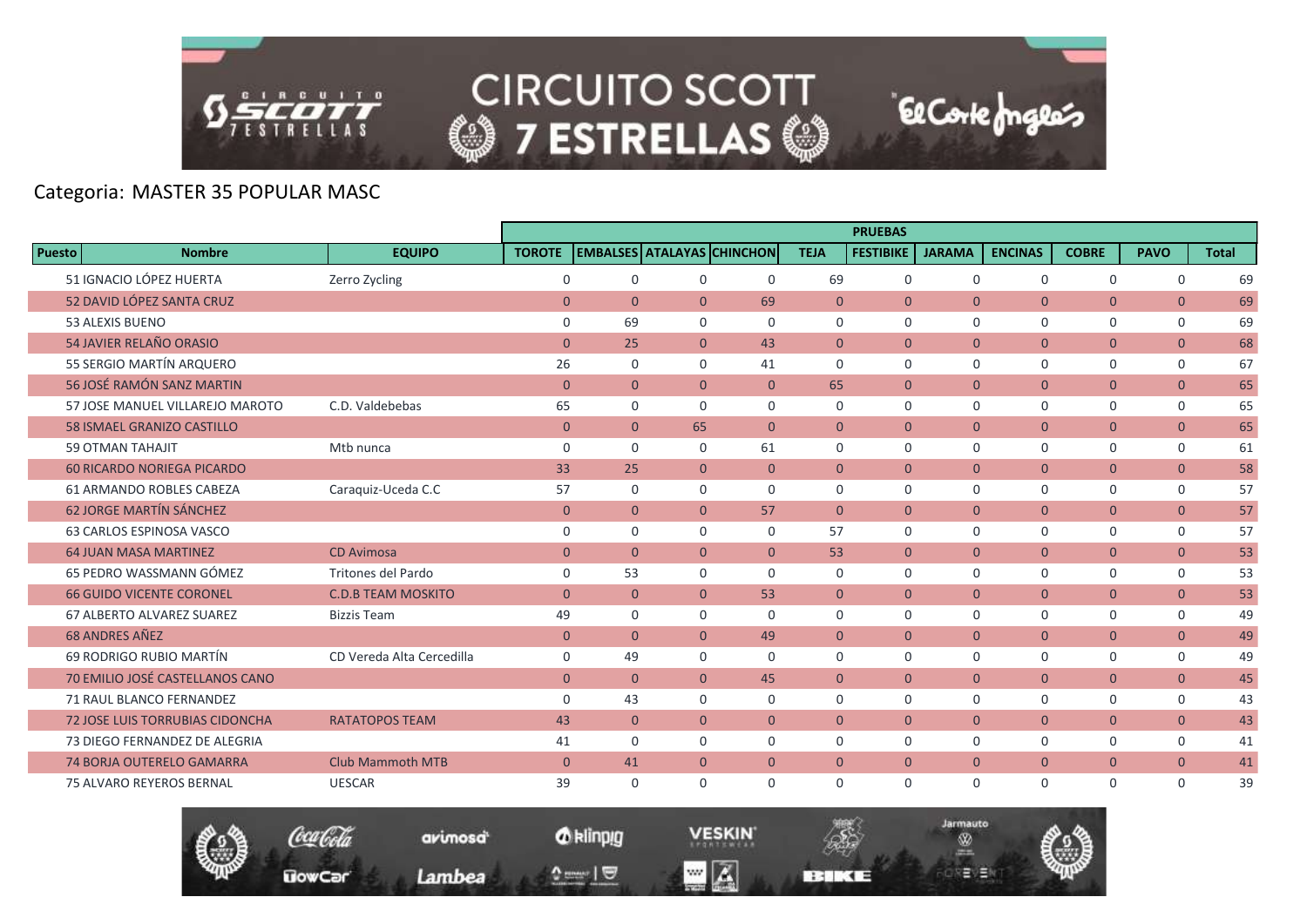Categoria: MASTER 35 POPULAR MASC

| Puesto | Nombre | EQUIPO | PRUEBAS | | | | | | | | | | |
|---|---|---|---|---|---|---|---|---|---|---|---|---|---|
| | | | TOROTE | EMBALSES | ATALAYAS | CHINCHON | TEJA | FESTIBIKE | JARAMA | ENCINAS | COBRE | PAVO | Total |
| 51 | IGNACIO LÓPEZ HUERTA | Zerro Zycling | 0 | 0 | 0 | 0 | 69 | 0 | 0 | 0 | 0 | 0 | 69 |
| 52 | DAVID LÓPEZ SANTA CRUZ | | 0 | 0 | 0 | 69 | 0 | 0 | 0 | 0 | 0 | 0 | 69 |
| 53 | ALEXIS BUENO | | 0 | 69 | 0 | 0 | 0 | 0 | 0 | 0 | 0 | 0 | 69 |
| 54 | JAVIER RELAÑO ORASIO | | 0 | 25 | 0 | 43 | 0 | 0 | 0 | 0 | 0 | 0 | 68 |
| 55 | SERGIO MARTÍN ARQUERO | | 26 | 0 | 0 | 41 | 0 | 0 | 0 | 0 | 0 | 0 | 67 |
| 56 | JOSÉ RAMÓN SANZ MARTIN | | 0 | 0 | 0 | 0 | 65 | 0 | 0 | 0 | 0 | 0 | 65 |
| 57 | JOSE MANUEL VILLAREJO MAROTO | C.D. Valdebebas | 65 | 0 | 0 | 0 | 0 | 0 | 0 | 0 | 0 | 0 | 65 |
| 58 | ISMAEL GRANIZO CASTILLO | | 0 | 0 | 65 | 0 | 0 | 0 | 0 | 0 | 0 | 0 | 65 |
| 59 | OTMAN TAHAJIT | Mtb nunca | 0 | 0 | 0 | 61 | 0 | 0 | 0 | 0 | 0 | 0 | 61 |
| 60 | RICARDO NORIEGA PICARDO | | 33 | 25 | 0 | 0 | 0 | 0 | 0 | 0 | 0 | 0 | 58 |
| 61 | ARMANDO ROBLES CABEZA | Caraquiz-Uceda C.C | 57 | 0 | 0 | 0 | 0 | 0 | 0 | 0 | 0 | 0 | 57 |
| 62 | JORGE MARTÍN SÁNCHEZ | | 0 | 0 | 0 | 57 | 0 | 0 | 0 | 0 | 0 | 0 | 57 |
| 63 | CARLOS ESPINOSA VASCO | | 0 | 0 | 0 | 0 | 57 | 0 | 0 | 0 | 0 | 0 | 57 |
| 64 | JUAN MASA MARTINEZ | CD Avimosa | 0 | 0 | 0 | 0 | 53 | 0 | 0 | 0 | 0 | 0 | 53 |
| 65 | PEDRO WASSMANN GÓMEZ | Tritones del Pardo | 0 | 53 | 0 | 0 | 0 | 0 | 0 | 0 | 0 | 0 | 53 |
| 66 | GUIDO VICENTE CORONEL | C.D.B TEAM MOSKITO | 0 | 0 | 0 | 53 | 0 | 0 | 0 | 0 | 0 | 0 | 53 |
| 67 | ALBERTO ALVAREZ SUAREZ | Bizzis Team | 49 | 0 | 0 | 0 | 0 | 0 | 0 | 0 | 0 | 0 | 49 |
| 68 | ANDRES AÑEZ | | 0 | 0 | 0 | 49 | 0 | 0 | 0 | 0 | 0 | 0 | 49 |
| 69 | RODRIGO RUBIO MARTÍN | CD Vereda Alta Cercedilla | 0 | 49 | 0 | 0 | 0 | 0 | 0 | 0 | 0 | 0 | 49 |
| 70 | EMILIO JOSÉ CASTELLANOS CANO | | 0 | 0 | 0 | 45 | 0 | 0 | 0 | 0 | 0 | 0 | 45 |
| 71 | RAUL BLANCO FERNANDEZ | | 0 | 43 | 0 | 0 | 0 | 0 | 0 | 0 | 0 | 0 | 43 |
| 72 | JOSE LUIS TORRUBIAS CIDONCHA | RATATOPOS TEAM | 43 | 0 | 0 | 0 | 0 | 0 | 0 | 0 | 0 | 0 | 43 |
| 73 | DIEGO FERNANDEZ DE ALEGRIA | | 41 | 0 | 0 | 0 | 0 | 0 | 0 | 0 | 0 | 0 | 41 |
| 74 | BORJA OUTERELO GAMARRA | Club Mammoth MTB | 0 | 41 | 0 | 0 | 0 | 0 | 0 | 0 | 0 | 0 | 41 |
| 75 | ALVARO REYEROS BERNAL | UESCAR | 39 | 0 | 0 | 0 | 0 | 0 | 0 | 0 | 0 | 0 | 39 |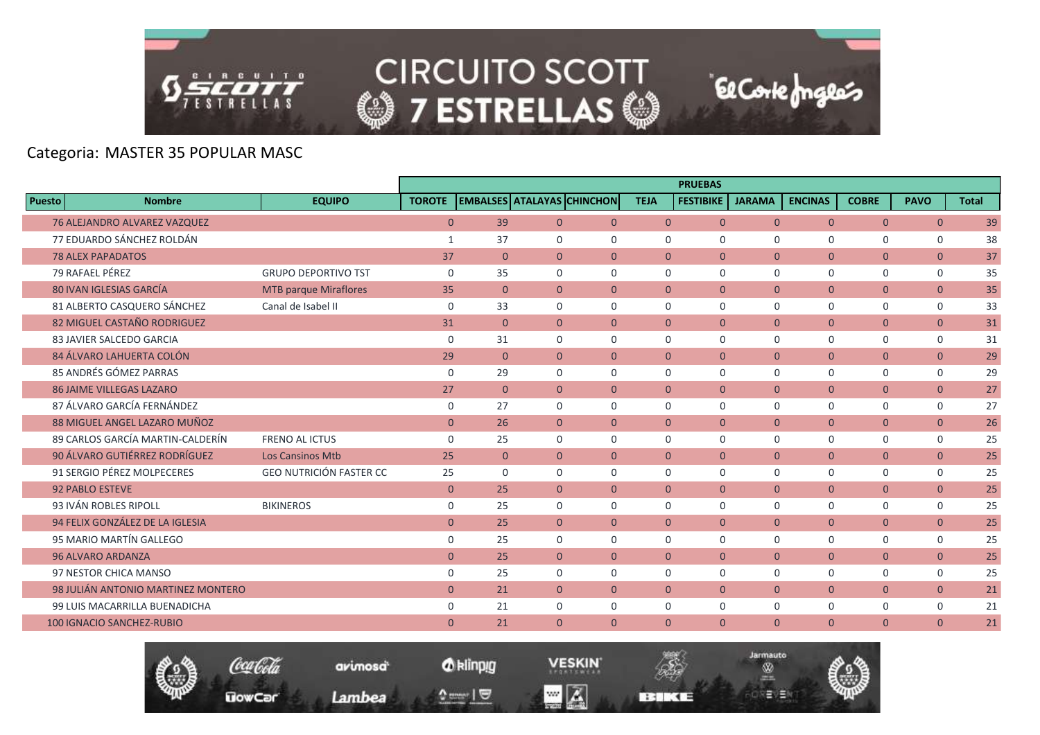Categoria: MASTER 35 POPULAR MASC

| Puesto | Nombre | EQUIPO | TOROTE | EMBALSES | ATALAYAS | CHINCHON | TEJA | FESTIBIKE | JARAMA | ENCINAS | COBRE | PAVO | Total |
|---|---|---|---|---|---|---|---|---|---|---|---|---|---|
| | | | PRUEBAS | | | | | | | | | | |
| 76 | ALEJANDRO ALVAREZ VAZQUEZ | | 0 | 39 | 0 | 0 | 0 | 0 | 0 | 0 | 0 | 0 | 39 |
| 77 | EDUARDO SÁNCHEZ ROLDÁN | | 1 | 37 | 0 | 0 | 0 | 0 | 0 | 0 | 0 | 0 | 38 |
| 78 | ALEX PAPADATOS | | 37 | 0 | 0 | 0 | 0 | 0 | 0 | 0 | 0 | 0 | 37 |
| 79 | RAFAEL PÉREZ | GRUPO DEPORTIVO TST | 0 | 35 | 0 | 0 | 0 | 0 | 0 | 0 | 0 | 0 | 35 |
| 80 | IVAN IGLESIAS GARCÍA | MTB parque Miraflores | 35 | 0 | 0 | 0 | 0 | 0 | 0 | 0 | 0 | 0 | 35 |
| 81 | ALBERTO CASQUERO SÁNCHEZ | Canal de Isabel II | 0 | 33 | 0 | 0 | 0 | 0 | 0 | 0 | 0 | 0 | 33 |
| 82 | MIGUEL CASTAÑO RODRIGUEZ | | 31 | 0 | 0 | 0 | 0 | 0 | 0 | 0 | 0 | 0 | 31 |
| 83 | JAVIER SALCEDO GARCIA | | 0 | 31 | 0 | 0 | 0 | 0 | 0 | 0 | 0 | 0 | 31 |
| 84 | ÁLVARO LAHUERTA COLÓN | | 29 | 0 | 0 | 0 | 0 | 0 | 0 | 0 | 0 | 0 | 29 |
| 85 | ANDRÉS GÓMEZ PARRAS | | 0 | 29 | 0 | 0 | 0 | 0 | 0 | 0 | 0 | 0 | 29 |
| 86 | JAIME VILLEGAS LAZARO | | 27 | 0 | 0 | 0 | 0 | 0 | 0 | 0 | 0 | 0 | 27 |
| 87 | ÁLVARO GARCÍA FERNÁNDEZ | | 0 | 27 | 0 | 0 | 0 | 0 | 0 | 0 | 0 | 0 | 27 |
| 88 | MIGUEL ANGEL LAZARO MUÑOZ | | 0 | 26 | 0 | 0 | 0 | 0 | 0 | 0 | 0 | 0 | 26 |
| 89 | CARLOS GARCÍA MARTIN-CALDERÍN | FRENO AL ICTUS | 0 | 25 | 0 | 0 | 0 | 0 | 0 | 0 | 0 | 0 | 25 |
| 90 | ÁLVARO GUTIÉRREZ RODRÍGUEZ | Los Cansinos Mtb | 25 | 0 | 0 | 0 | 0 | 0 | 0 | 0 | 0 | 0 | 25 |
| 91 | SERGIO PÉREZ MOLPECERES | GEO NUTRICIÓN FASTER CC | 25 | 0 | 0 | 0 | 0 | 0 | 0 | 0 | 0 | 0 | 25 |
| 92 | PABLO ESTEVE | | 0 | 25 | 0 | 0 | 0 | 0 | 0 | 0 | 0 | 0 | 25 |
| 93 | IVÁN ROBLES RIPOLL | BIKINEROS | 0 | 25 | 0 | 0 | 0 | 0 | 0 | 0 | 0 | 0 | 25 |
| 94 | FELIX GONZÁLEZ DE LA IGLESIA | | 0 | 25 | 0 | 0 | 0 | 0 | 0 | 0 | 0 | 0 | 25 |
| 95 | MARIO MARTÍN GALLEGO | | 0 | 25 | 0 | 0 | 0 | 0 | 0 | 0 | 0 | 0 | 25 |
| 96 | ALVARO ARDANZA | | 0 | 25 | 0 | 0 | 0 | 0 | 0 | 0 | 0 | 0 | 25 |
| 97 | NESTOR CHICA MANSO | | 0 | 25 | 0 | 0 | 0 | 0 | 0 | 0 | 0 | 0 | 25 |
| 98 | JULIÁN ANTONIO MARTINEZ MONTERO | | 0 | 21 | 0 | 0 | 0 | 0 | 0 | 0 | 0 | 0 | 21 |
| 99 | LUIS MACARRILLA BUENADICHA | | 0 | 21 | 0 | 0 | 0 | 0 | 0 | 0 | 0 | 0 | 21 |
| 100 | IGNACIO SANCHEZ-RUBIO | | 0 | 21 | 0 | 0 | 0 | 0 | 0 | 0 | 0 | 0 | 21 |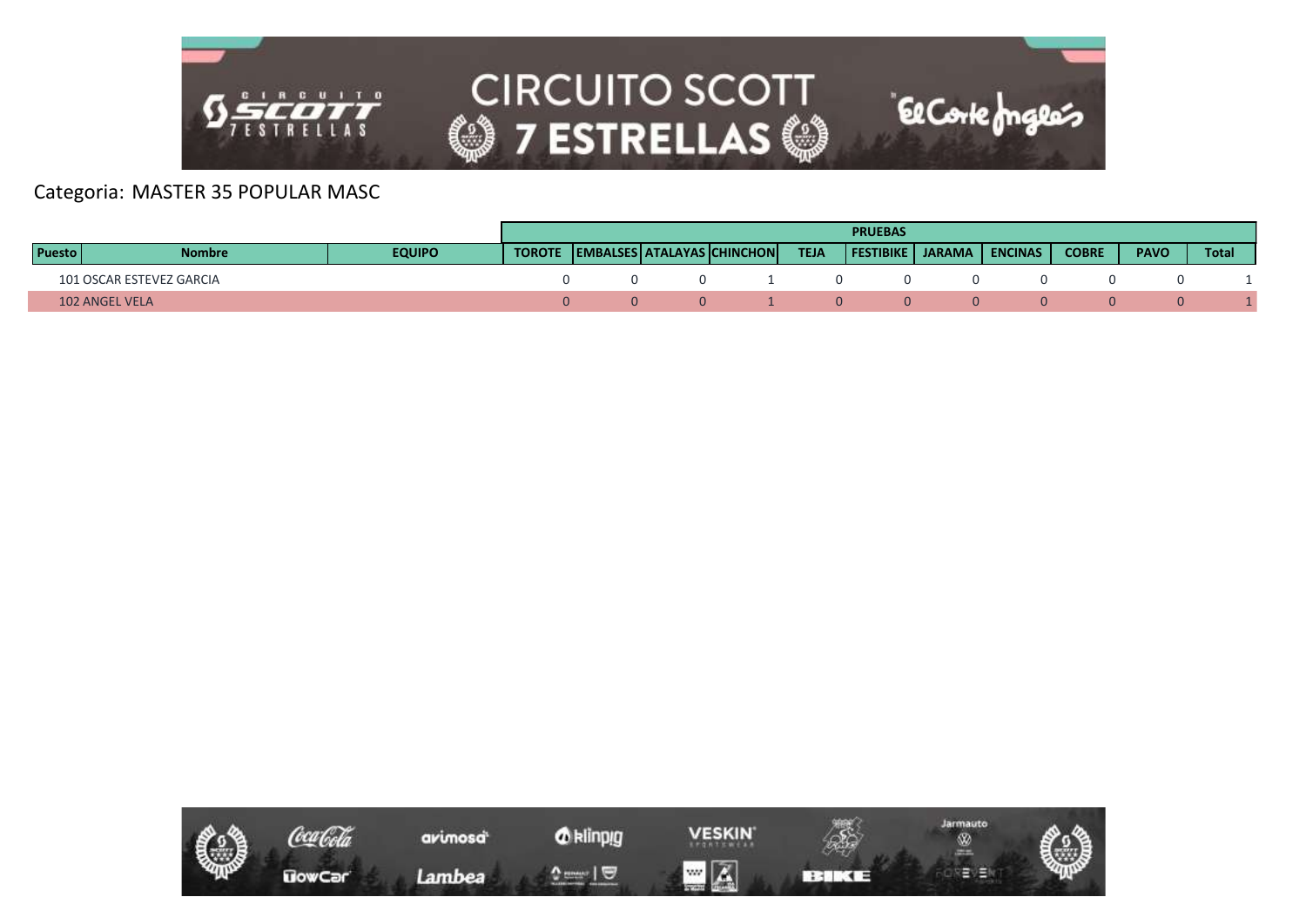Categoria: MASTER 35 POPULAR MASC

| Puesto | Nombre | EQUIPO | PRUEBAS | | | | | | | | | | |
|---|---|---|---|---|---|---|---|---|---|---|---|---|---|
| | | | TOROTE | EMBALSES | ATALAYAS | CHINCHON | TEJA | FESTIBIKE | JARAMA | ENCINAS | COBRE | PAVO | Total |
| 101 | OSCAR ESTEVEZ GARCIA | | 0 | 0 | 0 | 1 | 0 | 0 | 0 | 0 | 0 | 0 | 1 |
| 102 | ANGEL VELA | | 0 | 0 | 0 | 1 | 0 | 0 | 0 | 0 | 0 | 0 | 1 |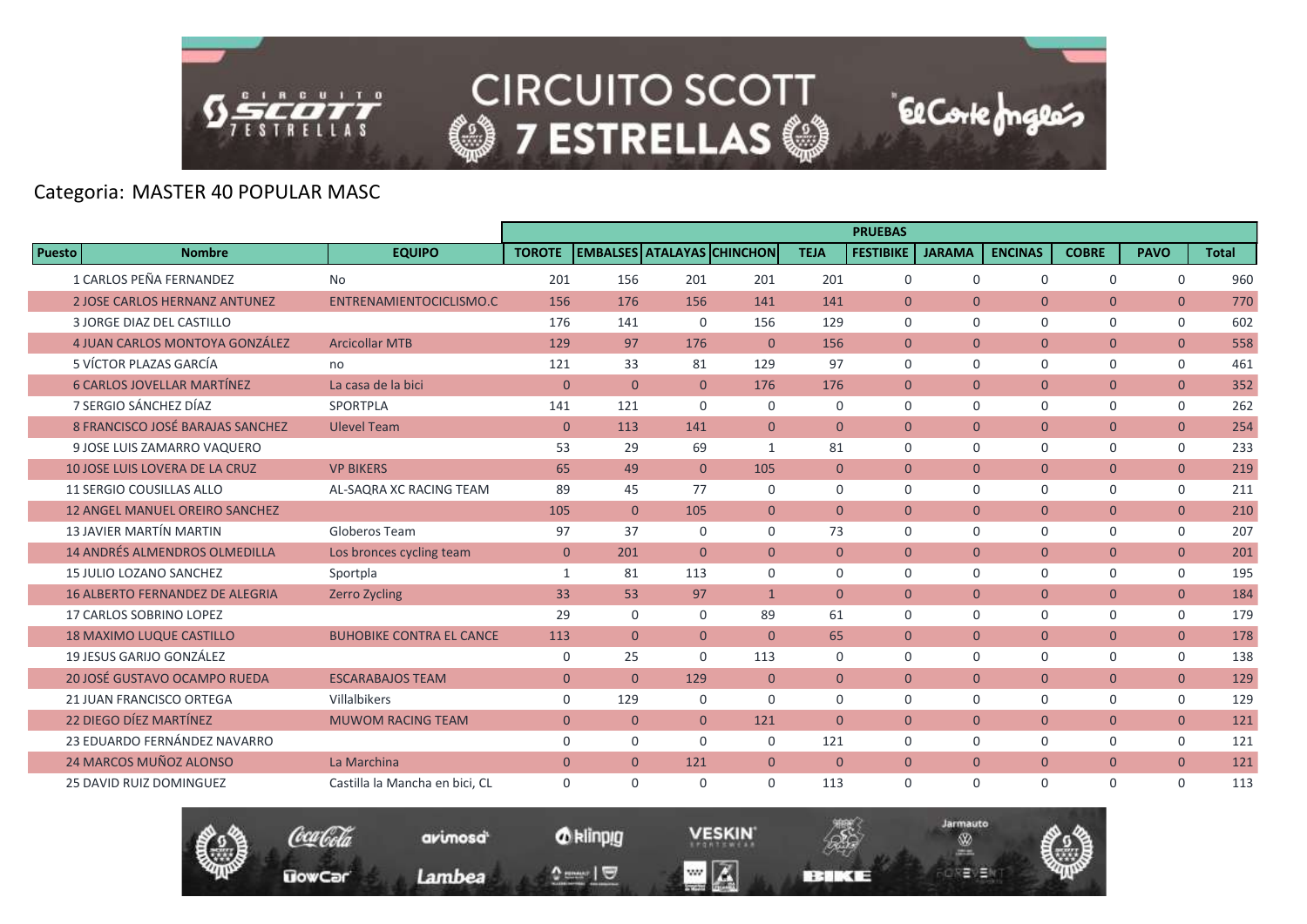Categoria: MASTER 40 POPULAR MASC

| Puesto | Nombre | EQUIPO | PRUEBAS | | | | | | | | | | |
|---|---|---|---|---|---|---|---|---|---|---|---|---|---|
| | | | TOROTE | EMBALSES | ATALAYAS | CHINCHON | TEJA | FESTIBIKE | JARAMA | ENCINAS | COBRE | PAVO | Total |
| 1 | CARLOS PEÑA FERNANDEZ | No | 201 | 156 | 201 | 201 | 201 | 0 | 0 | 0 | 0 | 0 | 960 |
| 2 | JOSE CARLOS HERNANZ ANTUNEZ | ENTRENAMIENTOCICLISMO.C | 156 | 176 | 156 | 141 | 141 | 0 | 0 | 0 | 0 | 0 | 770 |
| 3 | JORGE DIAZ DEL CASTILLO | | 176 | 141 | 0 | 156 | 129 | 0 | 0 | 0 | 0 | 0 | 602 |
| 4 | JUAN CARLOS MONTOYA GONZÁLEZ | Arcicollar MTB | 129 | 97 | 176 | 0 | 156 | 0 | 0 | 0 | 0 | 0 | 558 |
| 5 | VÍCTOR PLAZAS GARCÍA | no | 121 | 33 | 81 | 129 | 97 | 0 | 0 | 0 | 0 | 0 | 461 |
| 6 | CARLOS JOVELLAR MARTÍNEZ | La casa de la bici | 0 | 0 | 0 | 176 | 176 | 0 | 0 | 0 | 0 | 0 | 352 |
| 7 | SERGIO SÁNCHEZ DÍAZ | SPORTPLA | 141 | 121 | 0 | 0 | 0 | 0 | 0 | 0 | 0 | 0 | 262 |
| 8 | FRANCISCO JOSÉ BARAJAS SANCHEZ | Ulevel Team | 0 | 113 | 141 | 0 | 0 | 0 | 0 | 0 | 0 | 0 | 254 |
| 9 | JOSE LUIS ZAMARRO VAQUERO | | 53 | 29 | 69 | 1 | 81 | 0 | 0 | 0 | 0 | 0 | 233 |
| 10 | JOSE LUIS LOVERA DE LA CRUZ | VP BIKERS | 65 | 49 | 0 | 105 | 0 | 0 | 0 | 0 | 0 | 0 | 219 |
| 11 | SERGIO COUSILLAS ALLO | AL-SAQRA XC RACING TEAM | 89 | 45 | 77 | 0 | 0 | 0 | 0 | 0 | 0 | 0 | 211 |
| 12 | ANGEL MANUEL OREIRO SANCHEZ | | 105 | 0 | 105 | 0 | 0 | 0 | 0 | 0 | 0 | 0 | 210 |
| 13 | JAVIER MARTÍN MARTIN | Globeros Team | 97 | 37 | 0 | 0 | 73 | 0 | 0 | 0 | 0 | 0 | 207 |
| 14 | ANDRÉS ALMENDROS OLMEDILLA | Los bronces cycling team | 0 | 201 | 0 | 0 | 0 | 0 | 0 | 0 | 0 | 0 | 201 |
| 15 | JULIO LOZANO SANCHEZ | Sportpla | 1 | 81 | 113 | 0 | 0 | 0 | 0 | 0 | 0 | 0 | 195 |
| 16 | ALBERTO FERNANDEZ DE ALEGRIA | Zerro Zycling | 33 | 53 | 97 | 1 | 0 | 0 | 0 | 0 | 0 | 0 | 184 |
| 17 | CARLOS SOBRINO LOPEZ | | 29 | 0 | 0 | 89 | 61 | 0 | 0 | 0 | 0 | 0 | 179 |
| 18 | MAXIMO LUQUE CASTILLO | BUHOBIKE CONTRA EL CANCE | 113 | 0 | 0 | 0 | 65 | 0 | 0 | 0 | 0 | 0 | 178 |
| 19 | JESUS GARIJO GONZÁLEZ | | 0 | 25 | 0 | 113 | 0 | 0 | 0 | 0 | 0 | 0 | 138 |
| 20 | JOSÉ GUSTAVO OCAMPO RUEDA | ESCARABAJOS TEAM | 0 | 0 | 129 | 0 | 0 | 0 | 0 | 0 | 0 | 0 | 129 |
| 21 | JUAN FRANCISCO ORTEGA | Villalbikers | 0 | 129 | 0 | 0 | 0 | 0 | 0 | 0 | 0 | 0 | 129 |
| 22 | DIEGO DÍEZ MARTÍNEZ | MUWOM RACING TEAM | 0 | 0 | 0 | 121 | 0 | 0 | 0 | 0 | 0 | 0 | 121 |
| 23 | EDUARDO FERNÁNDEZ NAVARRO | | 0 | 0 | 0 | 0 | 121 | 0 | 0 | 0 | 0 | 0 | 121 |
| 24 | MARCOS MUÑOZ ALONSO | La Marchina | 0 | 0 | 121 | 0 | 0 | 0 | 0 | 0 | 0 | 0 | 121 |
| 25 | DAVID RUIZ DOMINGUEZ | Castilla la Mancha en bici, CL | 0 | 0 | 0 | 0 | 113 | 0 | 0 | 0 | 0 | 0 | 113 |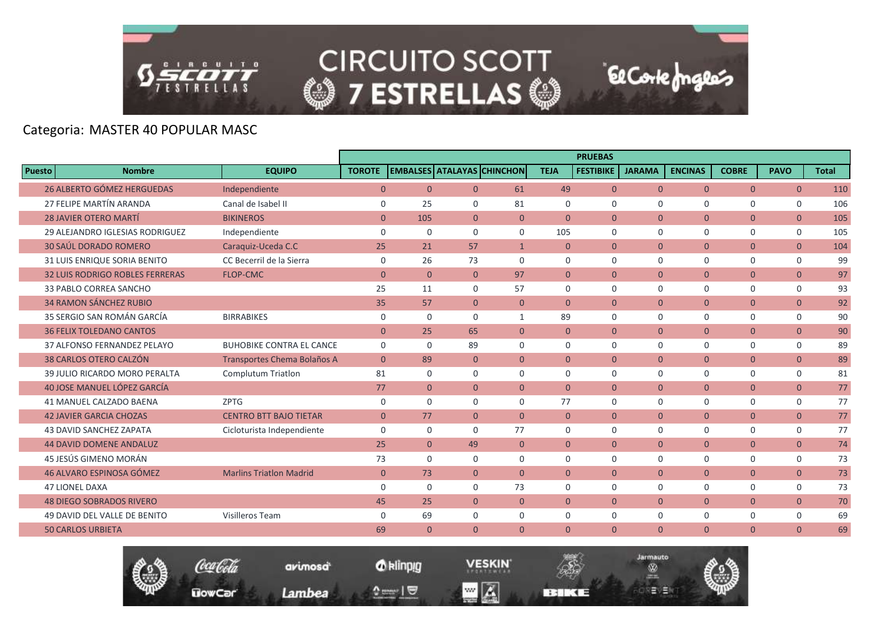Categoria: MASTER 40 POPULAR MASC

| | | | PRUEBAS | | | | | | | | | | |
|---|---|---|---|---|---|---|---|---|---|---|---|---|---|
| Puesto | Nombre | EQUIPO | TOROTE | EMBALSES | ATALAYAS | CHINCHON | TEJA | FESTIBIKE | JARAMA | ENCINAS | COBRE | PAVO | Total |
| 26 | ALBERTO GÓMEZ HERGUEDAS | Independiente | 0 | 0 | 0 | 61 | 49 | 0 | 0 | 0 | 0 | 0 | 110 |
| 27 | FELIPE MARTÍN ARANDA | Canal de Isabel II | 0 | 25 | 0 | 81 | 0 | 0 | 0 | 0 | 0 | 0 | 106 |
| 28 | JAVIER OTERO MARTÍ | BIKINEROS | 0 | 105 | 0 | 0 | 0 | 0 | 0 | 0 | 0 | 0 | 105 |
| 29 | ALEJANDRO IGLESIAS RODRIGUEZ | Independiente | 0 | 0 | 0 | 0 | 105 | 0 | 0 | 0 | 0 | 0 | 105 |
| 30 | SAÚL DORADO ROMERO | Caraquiz-Uceda C.C | 25 | 21 | 57 | 1 | 0 | 0 | 0 | 0 | 0 | 0 | 104 |
| 31 | LUIS ENRIQUE SORIA BENITO | CC Becerril de la Sierra | 0 | 26 | 73 | 0 | 0 | 0 | 0 | 0 | 0 | 0 | 99 |
| 32 | LUIS RODRIGO ROBLES FERRERAS | FLOP-CMC | 0 | 0 | 0 | 97 | 0 | 0 | 0 | 0 | 0 | 0 | 97 |
| 33 | PABLO CORREA SANCHO | | 25 | 11 | 0 | 57 | 0 | 0 | 0 | 0 | 0 | 0 | 93 |
| 34 | RAMON SÁNCHEZ RUBIO | | 35 | 57 | 0 | 0 | 0 | 0 | 0 | 0 | 0 | 0 | 92 |
| 35 | SERGIO SAN ROMÁN GARCÍA | BIRRABIKES | 0 | 0 | 0 | 1 | 89 | 0 | 0 | 0 | 0 | 0 | 90 |
| 36 | FELIX TOLEDANO CANTOS | | 0 | 25 | 65 | 0 | 0 | 0 | 0 | 0 | 0 | 0 | 90 |
| 37 | ALFONSO FERNANDEZ PELAYO | BUHOBIKE CONTRA EL CANCE | 0 | 0 | 89 | 0 | 0 | 0 | 0 | 0 | 0 | 0 | 89 |
| 38 | CARLOS OTERO CALZÓN | Transportes Chema Bolaños A | 0 | 89 | 0 | 0 | 0 | 0 | 0 | 0 | 0 | 0 | 89 |
| 39 | JULIO RICARDO MORO PERALTA | Complutum Triatlon | 81 | 0 | 0 | 0 | 0 | 0 | 0 | 0 | 0 | 0 | 81 |
| 40 | JOSE MANUEL LÓPEZ GARCÍA | | 77 | 0 | 0 | 0 | 0 | 0 | 0 | 0 | 0 | 0 | 77 |
| 41 | MANUEL CALZADO BAENA | ZPTG | 0 | 0 | 0 | 0 | 77 | 0 | 0 | 0 | 0 | 0 | 77 |
| 42 | JAVIER GARCIA CHOZAS | CENTRO BTT BAJO TIETAR | 0 | 77 | 0 | 0 | 0 | 0 | 0 | 0 | 0 | 0 | 77 |
| 43 | DAVID SANCHEZ ZAPATA | Cicloturista Independiente | 0 | 0 | 0 | 77 | 0 | 0 | 0 | 0 | 0 | 0 | 77 |
| 44 | DAVID DOMENE ANDALUZ | | 25 | 0 | 49 | 0 | 0 | 0 | 0 | 0 | 0 | 0 | 74 |
| 45 | JESÚS GIMENO MORÁN | | 73 | 0 | 0 | 0 | 0 | 0 | 0 | 0 | 0 | 0 | 73 |
| 46 | ALVARO ESPINOSA GÓMEZ | Marlins Triatlon Madrid | 0 | 73 | 0 | 0 | 0 | 0 | 0 | 0 | 0 | 0 | 73 |
| 47 | LIONEL DAXA | | 0 | 0 | 0 | 73 | 0 | 0 | 0 | 0 | 0 | 0 | 73 |
| 48 | DIEGO SOBRADOS RIVERO | | 45 | 25 | 0 | 0 | 0 | 0 | 0 | 0 | 0 | 0 | 70 |
| 49 | DAVID DEL VALLE DE BENITO | Visilleros Team | 0 | 69 | 0 | 0 | 0 | 0 | 0 | 0 | 0 | 0 | 69 |
| 50 | CARLOS URBIETA | | 69 | 0 | 0 | 0 | 0 | 0 | 0 | 0 | 0 | 0 | 69 |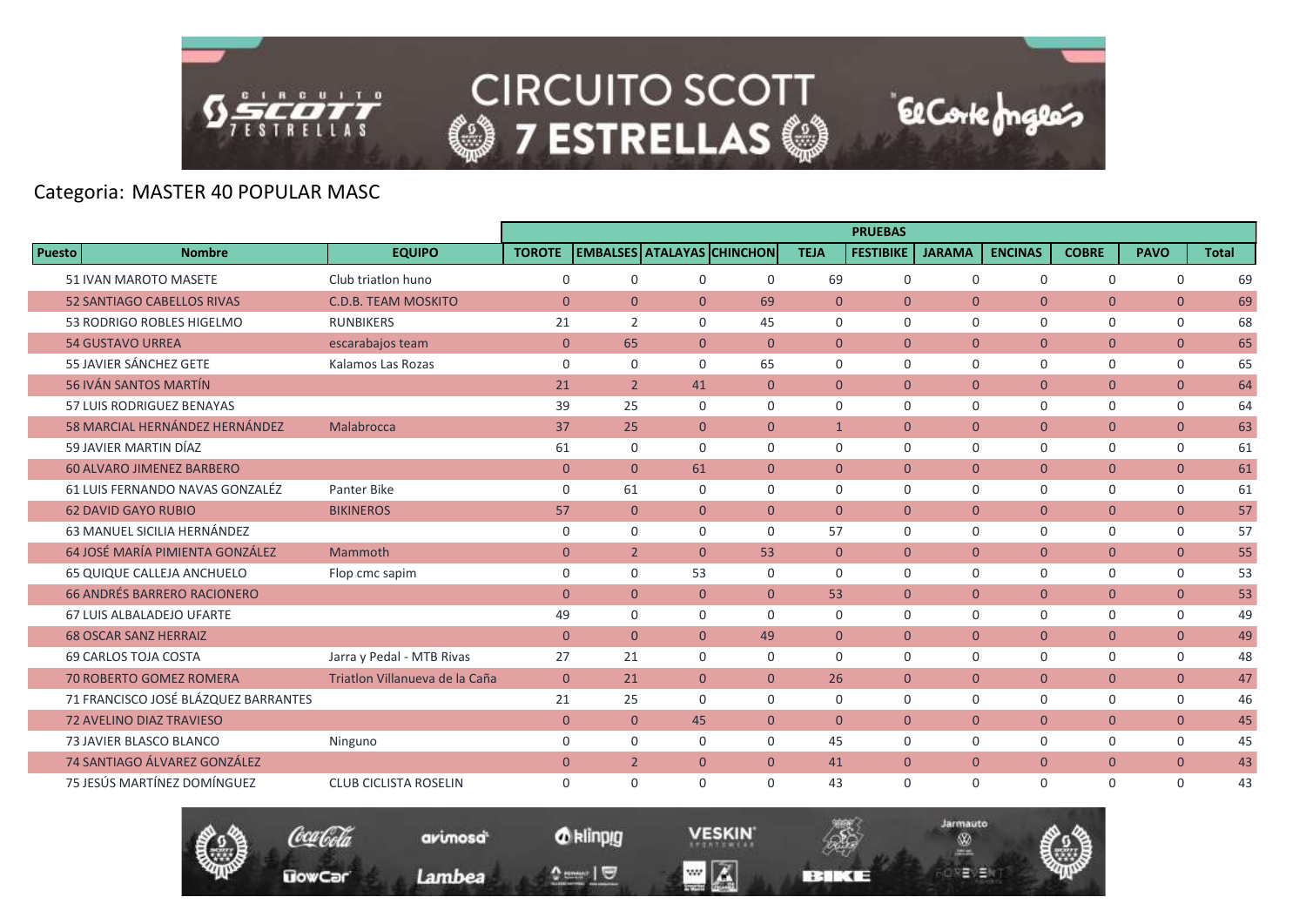## Categoria: MASTER 40 POPULAR MASC

| Puesto | Nombre | EQUIPO | TOROTE | EMBALSES | ATALAYAS | CHINCHON | TEJA | FESTIBIKE | JARAMA | ENCINAS | COBRE | PAVO | Total |
|---|---|---|---|---|---|---|---|---|---|---|---|---|---|
| | | | PRUEBAS | | | | | | | | | | |
| 51 | IVAN MAROTO MASETE | Club triatlon huno | 0 | 0 | 0 | 0 | 69 | 0 | 0 | 0 | 0 | 0 | 69 |
| 52 | SANTIAGO CABELLOS RIVAS | C.D.B. TEAM MOSKITO | 0 | 0 | 0 | 69 | 0 | 0 | 0 | 0 | 0 | 0 | 69 |
| 53 | RODRIGO ROBLES HIGELMO | RUNBIKERS | 21 | 2 | 0 | 45 | 0 | 0 | 0 | 0 | 0 | 0 | 68 |
| 54 | GUSTAVO URREA | escarabajos team | 0 | 65 | 0 | 0 | 0 | 0 | 0 | 0 | 0 | 0 | 65 |
| 55 | JAVIER SÁNCHEZ GETE | Kalamos Las Rozas | 0 | 0 | 0 | 65 | 0 | 0 | 0 | 0 | 0 | 0 | 65 |
| 56 | IVÁN SANTOS MARTÍN | | 21 | 2 | 41 | 0 | 0 | 0 | 0 | 0 | 0 | 0 | 64 |
| 57 | LUIS RODRIGUEZ BENAYAS | | 39 | 25 | 0 | 0 | 0 | 0 | 0 | 0 | 0 | 0 | 64 |
| 58 | MARCIAL HERNÁNDEZ HERNÁNDEZ | Malabrocca | 37 | 25 | 0 | 0 | 1 | 0 | 0 | 0 | 0 | 0 | 63 |
| 59 | JAVIER MARTIN DÍAZ | | 61 | 0 | 0 | 0 | 0 | 0 | 0 | 0 | 0 | 0 | 61 |
| 60 | ALVARO JIMENEZ BARBERO | | 0 | 0 | 61 | 0 | 0 | 0 | 0 | 0 | 0 | 0 | 61 |
| 61 | LUIS FERNANDO NAVAS GONZALÉZ | Panter Bike | 0 | 61 | 0 | 0 | 0 | 0 | 0 | 0 | 0 | 0 | 61 |
| 62 | DAVID GAYO RUBIO | BIKINEROS | 57 | 0 | 0 | 0 | 0 | 0 | 0 | 0 | 0 | 0 | 57 |
| 63 | MANUEL SICILIA HERNÁNDEZ | | 0 | 0 | 0 | 0 | 57 | 0 | 0 | 0 | 0 | 0 | 57 |
| 64 | JOSÉ MARÍA PIMIENTA GONZÁLEZ | Mammoth | 0 | 2 | 0 | 53 | 0 | 0 | 0 | 0 | 0 | 0 | 55 |
| 65 | QUIQUE CALLEJA ANCHUELO | Flop cmc sapim | 0 | 0 | 53 | 0 | 0 | 0 | 0 | 0 | 0 | 0 | 53 |
| 66 | ANDRÉS BARRERO RACIONERO | | 0 | 0 | 0 | 0 | 53 | 0 | 0 | 0 | 0 | 0 | 53 |
| 67 | LUIS ALBALADEJO UFARTE | | 49 | 0 | 0 | 0 | 0 | 0 | 0 | 0 | 0 | 0 | 49 |
| 68 | OSCAR SANZ HERRAIZ | | 0 | 0 | 0 | 49 | 0 | 0 | 0 | 0 | 0 | 0 | 49 |
| 69 | CARLOS TOJA COSTA | Jarra y Pedal - MTB Rivas | 27 | 21 | 0 | 0 | 0 | 0 | 0 | 0 | 0 | 0 | 48 |
| 70 | ROBERTO GOMEZ ROMERA | Triatlon Villanueva de la Caña | 0 | 21 | 0 | 0 | 26 | 0 | 0 | 0 | 0 | 0 | 47 |
| 71 | FRANCISCO JOSÉ BLÁZQUEZ BARRANTES | | 21 | 25 | 0 | 0 | 0 | 0 | 0 | 0 | 0 | 0 | 46 |
| 72 | AVELINO DIAZ TRAVIESO | | 0 | 0 | 45 | 0 | 0 | 0 | 0 | 0 | 0 | 0 | 45 |
| 73 | JAVIER BLASCO BLANCO | Ninguno | 0 | 0 | 0 | 0 | 45 | 0 | 0 | 0 | 0 | 0 | 45 |
| 74 | SANTIAGO ÁLVAREZ GONZÁLEZ | | 0 | 2 | 0 | 0 | 41 | 0 | 0 | 0 | 0 | 0 | 43 |
| 75 | JESÚS MARTÍNEZ DOMÍNGUEZ | CLUB CICLISTA ROSELIN | 0 | 0 | 0 | 0 | 43 | 0 | 0 | 0 | 0 | 0 | 43 |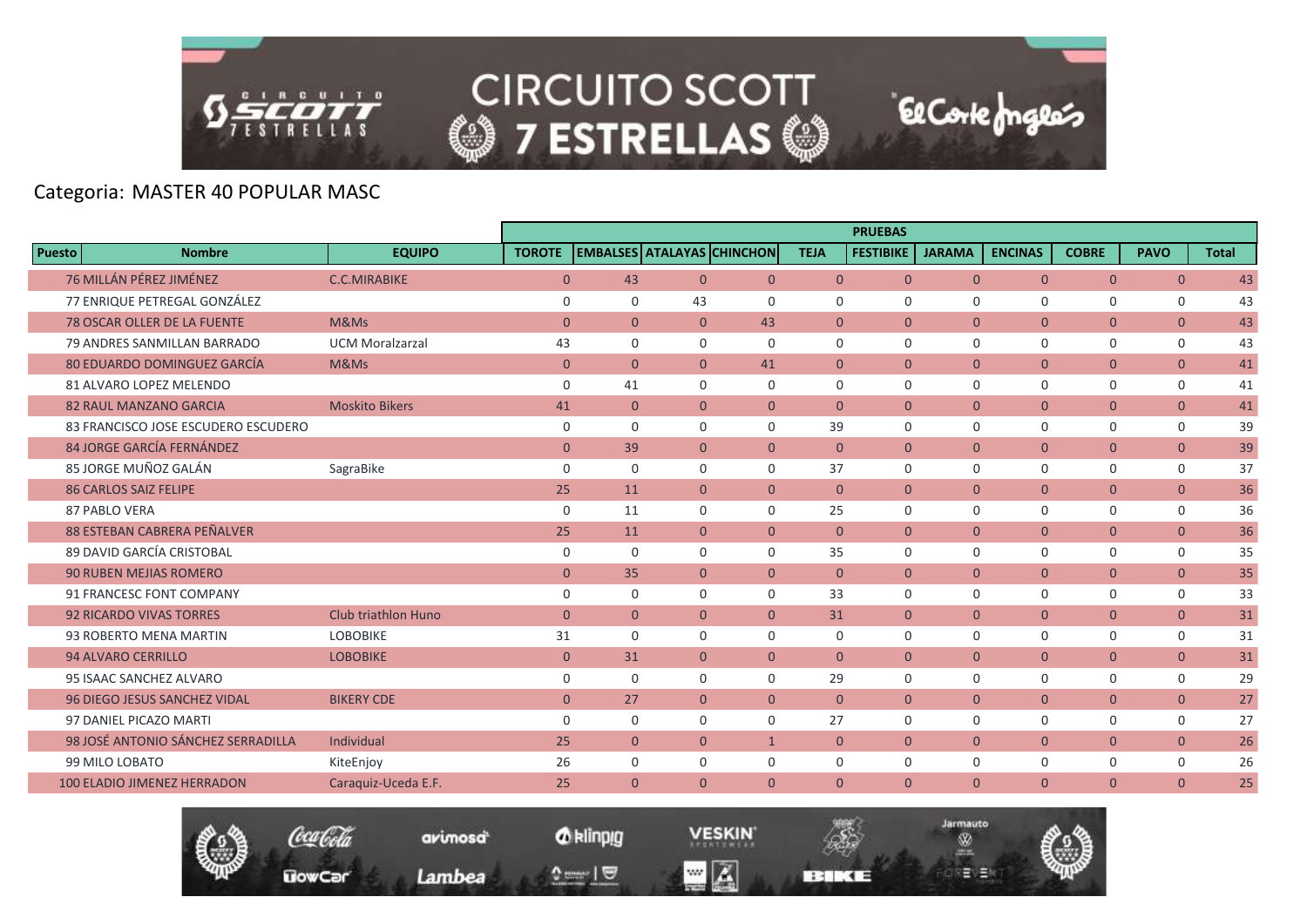# CIRCUITO SCOTT 7 ESTRELLAS

Categoria: MASTER 40 POPULAR MASC

| Puesto | Nombre | EQUIPO | PRUEBAS | | | | | | | | | | |
|---|---|---|---|---|---|---|---|---|---|---|---|---|---|
| | | | TOROTE | EMBALSES | ATALAYAS | CHINCHON | TEJA | FESTIBIKE | JARAMA | ENCINAS | COBRE | PAVO | Total |
| 76 | MILLÁN PÉREZ JIMÉNEZ | C.C.MIRABIKE | 0 | 43 | 0 | 0 | 0 | 0 | 0 | 0 | 0 | 0 | 43 |
| 77 | ENRIQUE PETREGAL GONZÁLEZ | | 0 | 0 | 43 | 0 | 0 | 0 | 0 | 0 | 0 | 0 | 43 |
| 78 | OSCAR OLLER DE LA FUENTE | M&Ms | 0 | 0 | 0 | 43 | 0 | 0 | 0 | 0 | 0 | 0 | 43 |
| 79 | ANDRES SANMILLAN BARRADO | UCM Moralzarzal | 43 | 0 | 0 | 0 | 0 | 0 | 0 | 0 | 0 | 0 | 43 |
| 80 | EDUARDO DOMINGUEZ GARCÍA | M&Ms | 0 | 0 | 0 | 41 | 0 | 0 | 0 | 0 | 0 | 0 | 41 |
| 81 | ALVARO LOPEZ MELENDO | | 0 | 41 | 0 | 0 | 0 | 0 | 0 | 0 | 0 | 0 | 41 |
| 82 | RAUL MANZANO GARCIA | Moskito Bikers | 41 | 0 | 0 | 0 | 0 | 0 | 0 | 0 | 0 | 0 | 41 |
| 83 | FRANCISCO JOSE ESCUDERO ESCUDERO | | 0 | 0 | 0 | 0 | 39 | 0 | 0 | 0 | 0 | 0 | 39 |
| 84 | JORGE GARCÍA FERNÁNDEZ | | 0 | 39 | 0 | 0 | 0 | 0 | 0 | 0 | 0 | 0 | 39 |
| 85 | JORGE MUÑOZ GALÁN | SagraBike | 0 | 0 | 0 | 0 | 37 | 0 | 0 | 0 | 0 | 0 | 37 |
| 86 | CARLOS SAIZ FELIPE | | 25 | 11 | 0 | 0 | 0 | 0 | 0 | 0 | 0 | 0 | 36 |
| 87 | PABLO VERA | | 0 | 11 | 0 | 0 | 25 | 0 | 0 | 0 | 0 | 0 | 36 |
| 88 | ESTEBAN CABRERA PEÑALVER | | 25 | 11 | 0 | 0 | 0 | 0 | 0 | 0 | 0 | 0 | 36 |
| 89 | DAVID GARCÍA CRISTOBAL | | 0 | 0 | 0 | 0 | 35 | 0 | 0 | 0 | 0 | 0 | 35 |
| 90 | RUBEN MEJIAS ROMERO | | 0 | 35 | 0 | 0 | 0 | 0 | 0 | 0 | 0 | 0 | 35 |
| 91 | FRANCESC FONT COMPANY | | 0 | 0 | 0 | 0 | 33 | 0 | 0 | 0 | 0 | 0 | 33 |
| 92 | RICARDO VIVAS TORRES | Club triathlon Huno | 0 | 0 | 0 | 0 | 31 | 0 | 0 | 0 | 0 | 0 | 31 |
| 93 | ROBERTO MENA MARTIN | LOBOBIKE | 31 | 0 | 0 | 0 | 0 | 0 | 0 | 0 | 0 | 0 | 31 |
| 94 | ALVARO CERRILLO | LOBOBIKE | 0 | 31 | 0 | 0 | 0 | 0 | 0 | 0 | 0 | 0 | 31 |
| 95 | ISAAC SANCHEZ ALVARO | | 0 | 0 | 0 | 0 | 29 | 0 | 0 | 0 | 0 | 0 | 29 |
| 96 | DIEGO JESUS SANCHEZ VIDAL | BIKERY CDE | 0 | 27 | 0 | 0 | 0 | 0 | 0 | 0 | 0 | 0 | 27 |
| 97 | DANIEL PICAZO MARTI | | 0 | 0 | 0 | 0 | 27 | 0 | 0 | 0 | 0 | 0 | 27 |
| 98 | JOSÉ ANTONIO SÁNCHEZ SERRADILLA | Individual | 25 | 0 | 0 | 1 | 0 | 0 | 0 | 0 | 0 | 0 | 26 |
| 99 | MILO LOBATO | KiteEnjoy | 26 | 0 | 0 | 0 | 0 | 0 | 0 | 0 | 0 | 0 | 26 |
| 100 | ELADIO JIMENEZ HERRADON | Caraquiz-Uceda E.F. | 25 | 0 | 0 | 0 | 0 | 0 | 0 | 0 | 0 | 0 | 25 |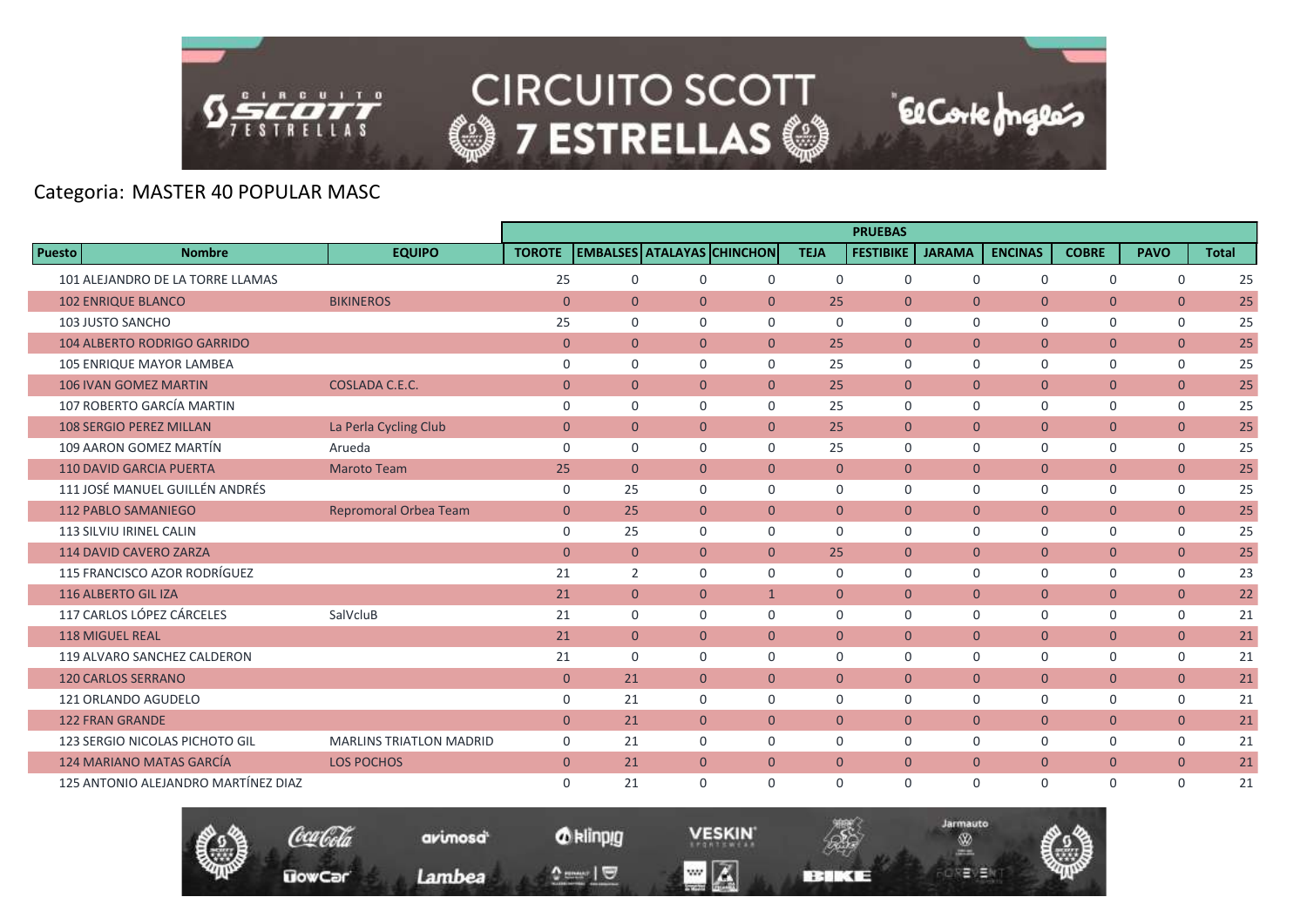Categoria: MASTER 40 POPULAR MASC

| Puesto | Nombre | EQUIPO | PRUEBAS | | | | | | | | | | |
|---|---|---|---|---|---|---|---|---|---|---|---|---|---|
| | | | TOROTE | EMBALSES | ATALAYAS | CHINCHON | TEJA | FESTIBIKE | JARAMA | ENCINAS | COBRE | PAVO | Total |
| 101 | ALEJANDRO DE LA TORRE LLAMAS | | 25 | 0 | 0 | 0 | 0 | 0 | 0 | 0 | 0 | 0 | 25 |
| 102 | ENRIQUE BLANCO | BIKINEROS | 0 | 0 | 0 | 0 | 25 | 0 | 0 | 0 | 0 | 0 | 25 |
| 103 | JUSTO SANCHO | | 25 | 0 | 0 | 0 | 0 | 0 | 0 | 0 | 0 | 0 | 25 |
| 104 | ALBERTO RODRIGO GARRIDO | | 0 | 0 | 0 | 0 | 25 | 0 | 0 | 0 | 0 | 0 | 25 |
| 105 | ENRIQUE MAYOR LAMBEA | | 0 | 0 | 0 | 0 | 25 | 0 | 0 | 0 | 0 | 0 | 25 |
| 106 | IVAN GOMEZ MARTIN | COSLADA C.E.C. | 0 | 0 | 0 | 0 | 25 | 0 | 0 | 0 | 0 | 0 | 25 |
| 107 | ROBERTO GARCÍA MARTIN | | 0 | 0 | 0 | 0 | 25 | 0 | 0 | 0 | 0 | 0 | 25 |
| 108 | SERGIO PEREZ MILLAN | La Perla Cycling Club | 0 | 0 | 0 | 0 | 25 | 0 | 0 | 0 | 0 | 0 | 25 |
| 109 | AARON GOMEZ MARTÍN | Arueda | 0 | 0 | 0 | 0 | 25 | 0 | 0 | 0 | 0 | 0 | 25 |
| 110 | DAVID GARCIA PUERTA | Maroto Team | 25 | 0 | 0 | 0 | 0 | 0 | 0 | 0 | 0 | 0 | 25 |
| 111 | JOSÉ MANUEL GUILLÉN ANDRÉS | | 0 | 25 | 0 | 0 | 0 | 0 | 0 | 0 | 0 | 0 | 25 |
| 112 | PABLO SAMANIEGO | Repromoral Orbea Team | 0 | 25 | 0 | 0 | 0 | 0 | 0 | 0 | 0 | 0 | 25 |
| 113 | SILVIU IRINEL CALIN | | 0 | 25 | 0 | 0 | 0 | 0 | 0 | 0 | 0 | 0 | 25 |
| 114 | DAVID CAVERO ZARZA | | 0 | 0 | 0 | 0 | 25 | 0 | 0 | 0 | 0 | 0 | 25 |
| 115 | FRANCISCO AZOR RODRÍGUEZ | | 21 | 2 | 0 | 0 | 0 | 0 | 0 | 0 | 0 | 0 | 23 |
| 116 | ALBERTO GIL IZA | | 21 | 0 | 0 | 1 | 0 | 0 | 0 | 0 | 0 | 0 | 22 |
| 117 | CARLOS LÓPEZ CÁRCELES | SalVcluB | 21 | 0 | 0 | 0 | 0 | 0 | 0 | 0 | 0 | 0 | 21 |
| 118 | MIGUEL REAL | | 21 | 0 | 0 | 0 | 0 | 0 | 0 | 0 | 0 | 0 | 21 |
| 119 | ALVARO SANCHEZ CALDERON | | 21 | 0 | 0 | 0 | 0 | 0 | 0 | 0 | 0 | 0 | 21 |
| 120 | CARLOS SERRANO | | 0 | 21 | 0 | 0 | 0 | 0 | 0 | 0 | 0 | 0 | 21 |
| 121 | ORLANDO AGUDELO | | 0 | 21 | 0 | 0 | 0 | 0 | 0 | 0 | 0 | 0 | 21 |
| 122 | FRAN GRANDE | | 0 | 21 | 0 | 0 | 0 | 0 | 0 | 0 | 0 | 0 | 21 |
| 123 | SERGIO NICOLAS PICHOTO GIL | MARLINS TRIATLON MADRID | 0 | 21 | 0 | 0 | 0 | 0 | 0 | 0 | 0 | 0 | 21 |
| 124 | MARIANO MATAS GARCÍA | LOS POCHOS | 0 | 21 | 0 | 0 | 0 | 0 | 0 | 0 | 0 | 0 | 21 |
| 125 | ANTONIO ALEJANDRO MARTÍNEZ DIAZ | | 0 | 21 | 0 | 0 | 0 | 0 | 0 | 0 | 0 | 0 | 21 |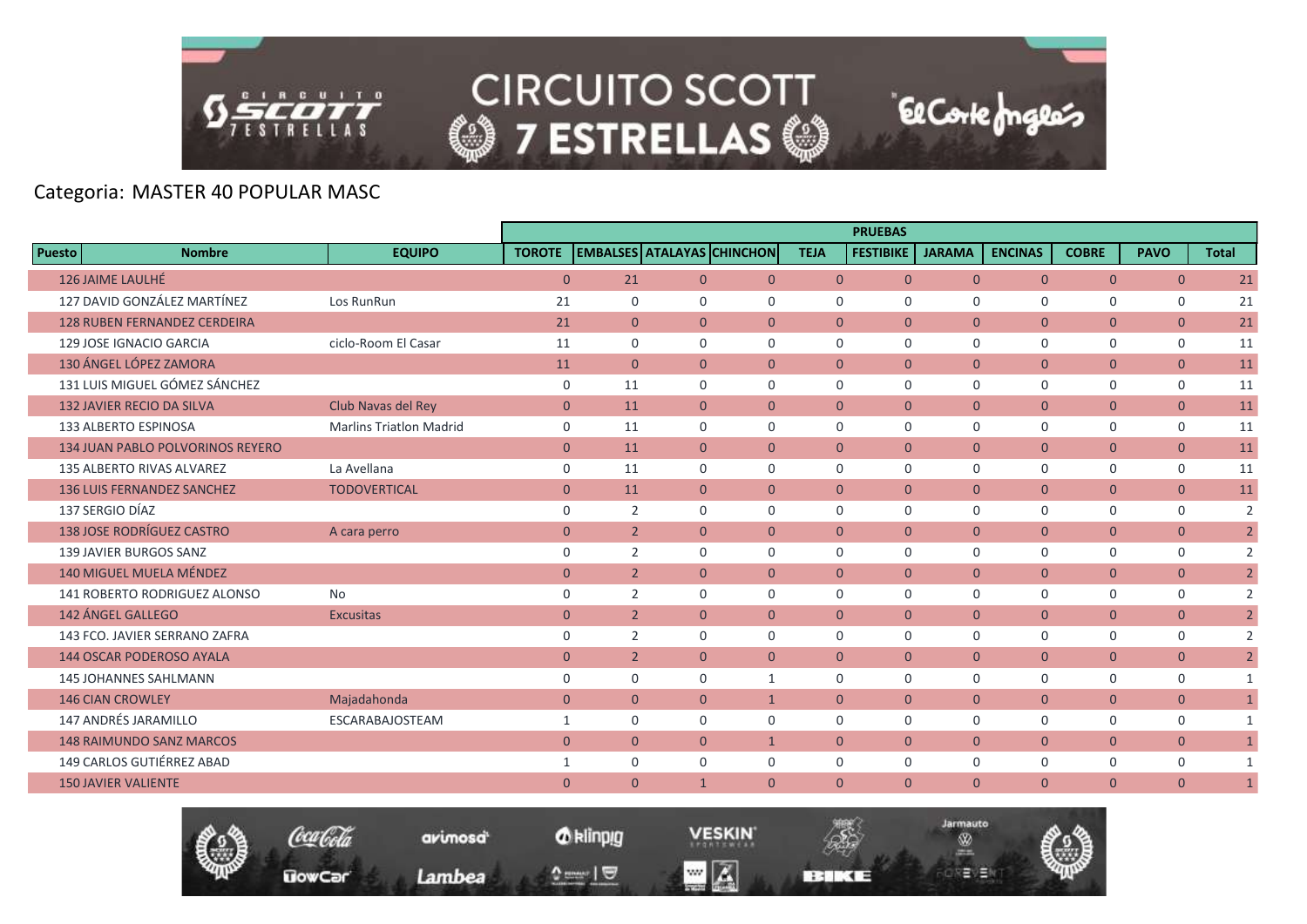Categoria: MASTER 40 POPULAR MASC

| Puesto | Nombre | EQUIPO | PRUEBAS | | | | | | | | | | |
|---|---|---|---|---|---|---|---|---|---|---|---|---|---|
| | | | TOROTE | EMBALSES | ATALAYAS | CHINCHON | TEJA | FESTIBIKE | JARAMA | ENCINAS | COBRE | PAVO | Total |
| 126 | JAIME LAULHÉ | | 0 | 21 | 0 | 0 | 0 | 0 | 0 | 0 | 0 | 0 | 21 |
| 127 | DAVID GONZÁLEZ MARTÍNEZ | Los RunRun | 21 | 0 | 0 | 0 | 0 | 0 | 0 | 0 | 0 | 0 | 21 |
| 128 | RUBEN FERNANDEZ CERDEIRA | | 21 | 0 | 0 | 0 | 0 | 0 | 0 | 0 | 0 | 0 | 21 |
| 129 | JOSE IGNACIO GARCIA | ciclo-Room El Casar | 11 | 0 | 0 | 0 | 0 | 0 | 0 | 0 | 0 | 0 | 11 |
| 130 | ÁNGEL LÓPEZ ZAMORA | | 11 | 0 | 0 | 0 | 0 | 0 | 0 | 0 | 0 | 0 | 11 |
| 131 | LUIS MIGUEL GÓMEZ SÁNCHEZ | | 0 | 11 | 0 | 0 | 0 | 0 | 0 | 0 | 0 | 0 | 11 |
| 132 | JAVIER RECIO DA SILVA | Club Navas del Rey | 0 | 11 | 0 | 0 | 0 | 0 | 0 | 0 | 0 | 0 | 11 |
| 133 | ALBERTO ESPINOSA | Marlins Triatlon Madrid | 0 | 11 | 0 | 0 | 0 | 0 | 0 | 0 | 0 | 0 | 11 |
| 134 | JUAN PABLO POLVORINOS REYERO | | 0 | 11 | 0 | 0 | 0 | 0 | 0 | 0 | 0 | 0 | 11 |
| 135 | ALBERTO RIVAS ALVAREZ | La Avellana | 0 | 11 | 0 | 0 | 0 | 0 | 0 | 0 | 0 | 0 | 11 |
| 136 | LUIS FERNANDEZ SANCHEZ | TODOVERTICAL | 0 | 11 | 0 | 0 | 0 | 0 | 0 | 0 | 0 | 0 | 11 |
| 137 | SERGIO DÍAZ | | 0 | 2 | 0 | 0 | 0 | 0 | 0 | 0 | 0 | 0 | 2 |
| 138 | JOSE RODRÍGUEZ CASTRO | A cara perro | 0 | 2 | 0 | 0 | 0 | 0 | 0 | 0 | 0 | 0 | 2 |
| 139 | JAVIER BURGOS SANZ | | 0 | 2 | 0 | 0 | 0 | 0 | 0 | 0 | 0 | 0 | 2 |
| 140 | MIGUEL MUELA MÉNDEZ | | 0 | 2 | 0 | 0 | 0 | 0 | 0 | 0 | 0 | 0 | 2 |
| 141 | ROBERTO RODRIGUEZ ALONSO | No | 0 | 2 | 0 | 0 | 0 | 0 | 0 | 0 | 0 | 0 | 2 |
| 142 | ÁNGEL GALLEGO | Excusitas | 0 | 2 | 0 | 0 | 0 | 0 | 0 | 0 | 0 | 0 | 2 |
| 143 | FCO. JAVIER SERRANO ZAFRA | | 0 | 2 | 0 | 0 | 0 | 0 | 0 | 0 | 0 | 0 | 2 |
| 144 | OSCAR PODEROSO AYALA | | 0 | 2 | 0 | 0 | 0 | 0 | 0 | 0 | 0 | 0 | 2 |
| 145 | JOHANNES SAHLMANN | | 0 | 0 | 0 | 1 | 0 | 0 | 0 | 0 | 0 | 0 | 1 |
| 146 | CIAN CROWLEY | Majadahonda | 0 | 0 | 0 | 1 | 0 | 0 | 0 | 0 | 0 | 0 | 1 |
| 147 | ANDRÉS JARAMILLO | ESCARABAJOSTEAM | 1 | 0 | 0 | 0 | 0 | 0 | 0 | 0 | 0 | 0 | 1 |
| 148 | RAIMUNDO SANZ MARCOS | | 0 | 0 | 0 | 1 | 0 | 0 | 0 | 0 | 0 | 0 | 1 |
| 149 | CARLOS GUTIÉRREZ ABAD | | 1 | 0 | 0 | 0 | 0 | 0 | 0 | 0 | 0 | 0 | 1 |
| 150 | JAVIER VALIENTE | | 0 | 0 | 1 | 0 | 0 | 0 | 0 | 0 | 0 | 0 | 1 |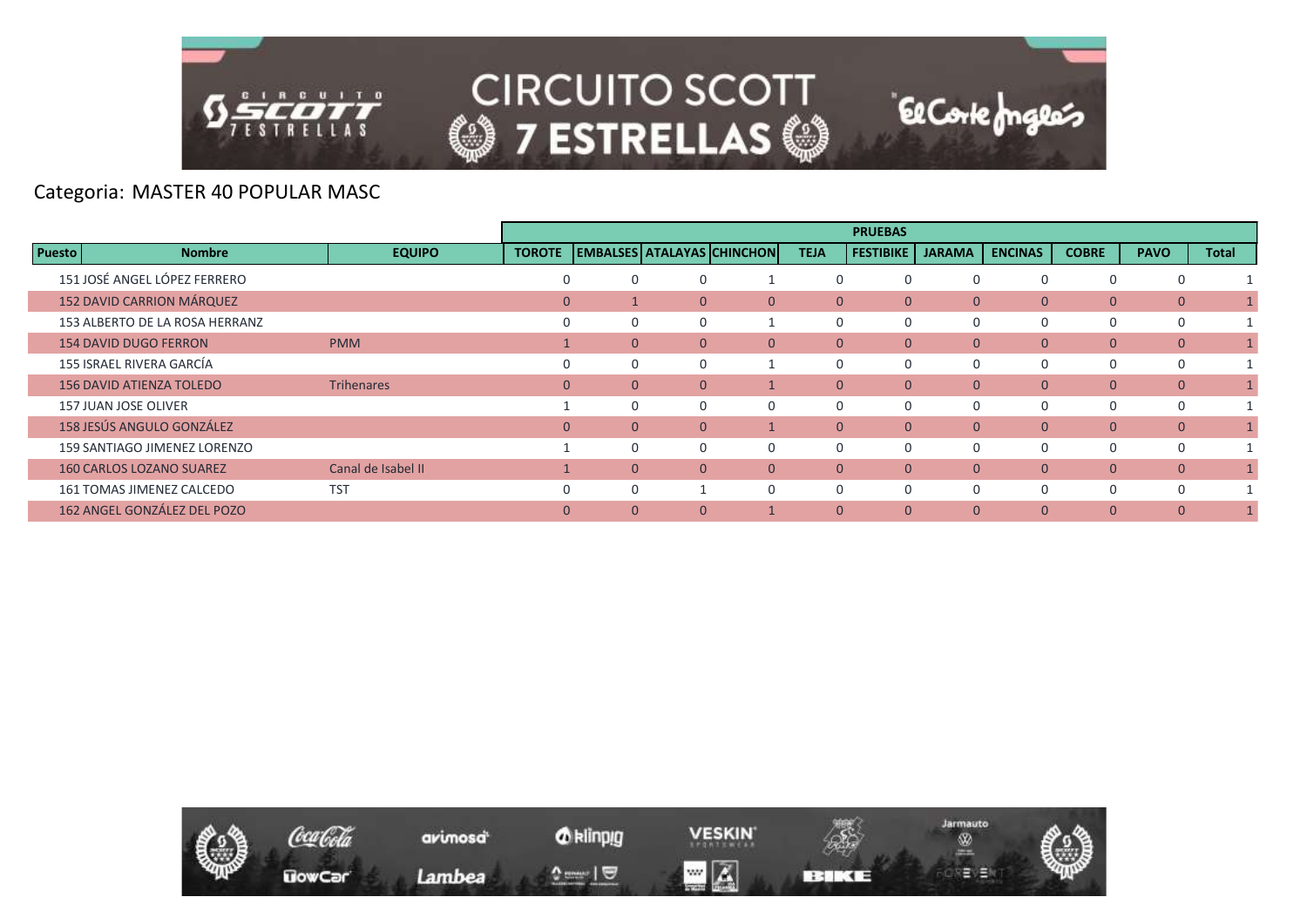Categoria: MASTER 40 POPULAR MASC

| Puesto | Nombre | EQUIPO | PRUEBAS | | | | | | | | | | |
|---|---|---|---|---|---|---|---|---|---|---|---|---|---|
| | | | TOROTE | EMBALSES | ATALAYAS | CHINCHON | TEJA | FESTIBIKE | JARAMA | ENCINAS | COBRE | PAVO | Total |
| 151 | JOSÉ ANGEL LÓPEZ FERRERO | | 0 | 0 | 0 | 1 | 0 | 0 | 0 | 0 | 0 | 0 | 1 |
| 152 | DAVID CARRION MÁRQUEZ | | 0 | 1 | 0 | 0 | 0 | 0 | 0 | 0 | 0 | 0 | 1 |
| 153 | ALBERTO DE LA ROSA HERRANZ | | 0 | 0 | 0 | 1 | 0 | 0 | 0 | 0 | 0 | 0 | 1 |
| 154 | DAVID DUGO FERRON | PMM | 1 | 0 | 0 | 0 | 0 | 0 | 0 | 0 | 0 | 0 | 1 |
| 155 | ISRAEL RIVERA GARCÍA | | 0 | 0 | 0 | 1 | 0 | 0 | 0 | 0 | 0 | 0 | 1 |
| 156 | DAVID ATIENZA TOLEDO | Trihenares | 0 | 0 | 0 | 1 | 0 | 0 | 0 | 0 | 0 | 0 | 1 |
| 157 | JUAN JOSE OLIVER | | 1 | 0 | 0 | 0 | 0 | 0 | 0 | 0 | 0 | 0 | 1 |
| 158 | JESÚS ANGULO GONZÁLEZ | | 0 | 0 | 0 | 1 | 0 | 0 | 0 | 0 | 0 | 0 | 1 |
| 159 | SANTIAGO JIMENEZ LORENZO | | 1 | 0 | 0 | 0 | 0 | 0 | 0 | 0 | 0 | 0 | 1 |
| 160 | CARLOS LOZANO SUAREZ | Canal de Isabel II | 1 | 0 | 0 | 0 | 0 | 0 | 0 | 0 | 0 | 0 | 1 |
| 161 | TOMAS JIMENEZ CALCEDO | TST | 0 | 0 | 1 | 0 | 0 | 0 | 0 | 0 | 0 | 0 | 1 |
| 162 | ANGEL GONZÁLEZ DEL POZO | | 0 | 0 | 0 | 1 | 0 | 0 | 0 | 0 | 0 | 0 | 1 |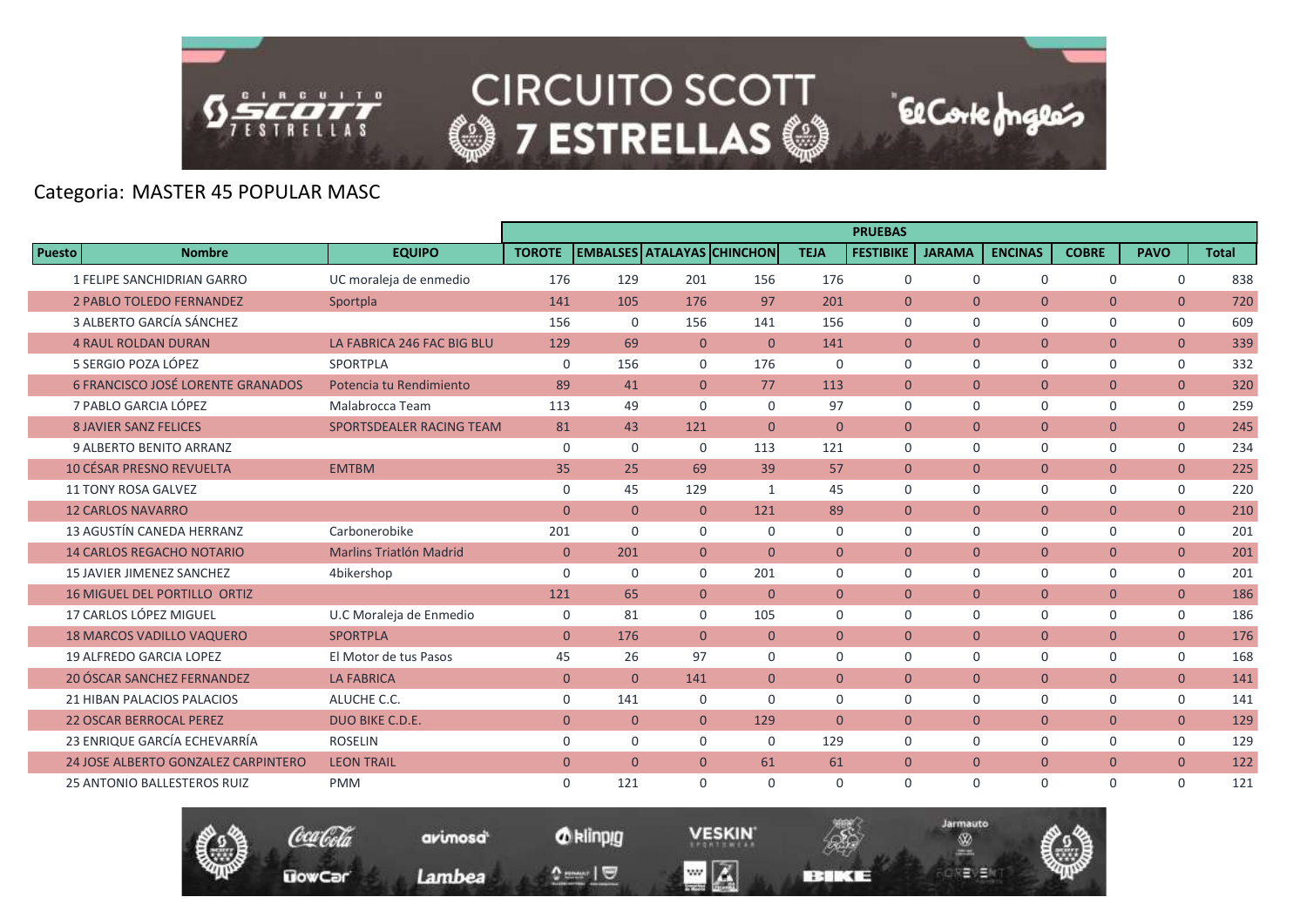Categoria: MASTER 45 POPULAR MASC

| Puesto | Nombre | EQUIPO | PRUEBAS | | | | | | | | | | |
|---|---|---|---|---|---|---|---|---|---|---|---|---|---|
| | | | TOROTE | EMBALSES | ATALAYAS | CHINCHON | TEJA | FESTIBIKE | JARAMA | ENCINAS | COBRE | PAVO | Total |
| 1 | FELIPE SANCHIDRIAN GARRO | UC moraleja de enmedio | 176 | 129 | 201 | 156 | 176 | 0 | 0 | 0 | 0 | 0 | 838 |
| 2 | PABLO TOLEDO FERNANDEZ | Sportpla | 141 | 105 | 176 | 97 | 201 | 0 | 0 | 0 | 0 | 0 | 720 |
| 3 | ALBERTO GARCÍA SÁNCHEZ | | 156 | 0 | 156 | 141 | 156 | 0 | 0 | 0 | 0 | 0 | 609 |
| 4 | RAUL ROLDAN DURAN | LA FABRICA 246 FAC BIG BLU | 129 | 69 | 0 | 0 | 141 | 0 | 0 | 0 | 0 | 0 | 339 |
| 5 | SERGIO POZA LÓPEZ | SPORTPLA | 0 | 156 | 0 | 176 | 0 | 0 | 0 | 0 | 0 | 0 | 332 |
| 6 | FRANCISCO JOSÉ LORENTE GRANADOS | Potencia tu Rendimiento | 89 | 41 | 0 | 77 | 113 | 0 | 0 | 0 | 0 | 0 | 320 |
| 7 | PABLO GARCIA LÓPEZ | Malabrocca Team | 113 | 49 | 0 | 0 | 97 | 0 | 0 | 0 | 0 | 0 | 259 |
| 8 | JAVIER SANZ FELICES | SPORTSDEALER RACING TEAM | 81 | 43 | 121 | 0 | 0 | 0 | 0 | 0 | 0 | 0 | 245 |
| 9 | ALBERTO BENITO ARRANZ | | 0 | 0 | 0 | 113 | 121 | 0 | 0 | 0 | 0 | 0 | 234 |
| 10 | CÉSAR PRESNO REVUELTA | EMTBM | 35 | 25 | 69 | 39 | 57 | 0 | 0 | 0 | 0 | 0 | 225 |
| 11 | TONY ROSA GALVEZ | | 0 | 45 | 129 | 1 | 45 | 0 | 0 | 0 | 0 | 0 | 220 |
| 12 | CARLOS NAVARRO | | 0 | 0 | 0 | 121 | 89 | 0 | 0 | 0 | 0 | 0 | 210 |
| 13 | AGUSTÍN CANEDA HERRANZ | Carbonerobike | 201 | 0 | 0 | 0 | 0 | 0 | 0 | 0 | 0 | 0 | 201 |
| 14 | CARLOS REGACHO NOTARIO | Marlins Triatlón Madrid | 0 | 201 | 0 | 0 | 0 | 0 | 0 | 0 | 0 | 0 | 201 |
| 15 | JAVIER JIMENEZ SANCHEZ | 4bikershop | 0 | 0 | 0 | 201 | 0 | 0 | 0 | 0 | 0 | 0 | 201 |
| 16 | MIGUEL DEL PORTILLO ORTIZ | | 121 | 65 | 0 | 0 | 0 | 0 | 0 | 0 | 0 | 0 | 186 |
| 17 | CARLOS LÓPEZ MIGUEL | U.C Moraleja de Enmedio | 0 | 81 | 0 | 105 | 0 | 0 | 0 | 0 | 0 | 0 | 186 |
| 18 | MARCOS VADILLO VAQUERO | SPORTPLA | 0 | 176 | 0 | 0 | 0 | 0 | 0 | 0 | 0 | 0 | 176 |
| 19 | ALFREDO GARCIA LOPEZ | El Motor de tus Pasos | 45 | 26 | 97 | 0 | 0 | 0 | 0 | 0 | 0 | 0 | 168 |
| 20 | ÓSCAR SANCHEZ FERNANDEZ | LA FABRICA | 0 | 0 | 141 | 0 | 0 | 0 | 0 | 0 | 0 | 0 | 141 |
| 21 | HIBAN PALACIOS PALACIOS | ALUCHE C.C. | 0 | 141 | 0 | 0 | 0 | 0 | 0 | 0 | 0 | 0 | 141 |
| 22 | OSCAR BERROCAL PEREZ | DUO BIKE C.D.E. | 0 | 0 | 0 | 129 | 0 | 0 | 0 | 0 | 0 | 0 | 129 |
| 23 | ENRIQUE GARCÍA ECHEVARRÍA | ROSELIN | 0 | 0 | 0 | 0 | 129 | 0 | 0 | 0 | 0 | 0 | 129 |
| 24 | JOSE ALBERTO GONZALEZ CARPINTERO | LEON TRAIL | 0 | 0 | 0 | 61 | 61 | 0 | 0 | 0 | 0 | 0 | 122 |
| 25 | ANTONIO BALLESTEROS RUIZ | PMM | 0 | 121 | 0 | 0 | 0 | 0 | 0 | 0 | 0 | 0 | 121 |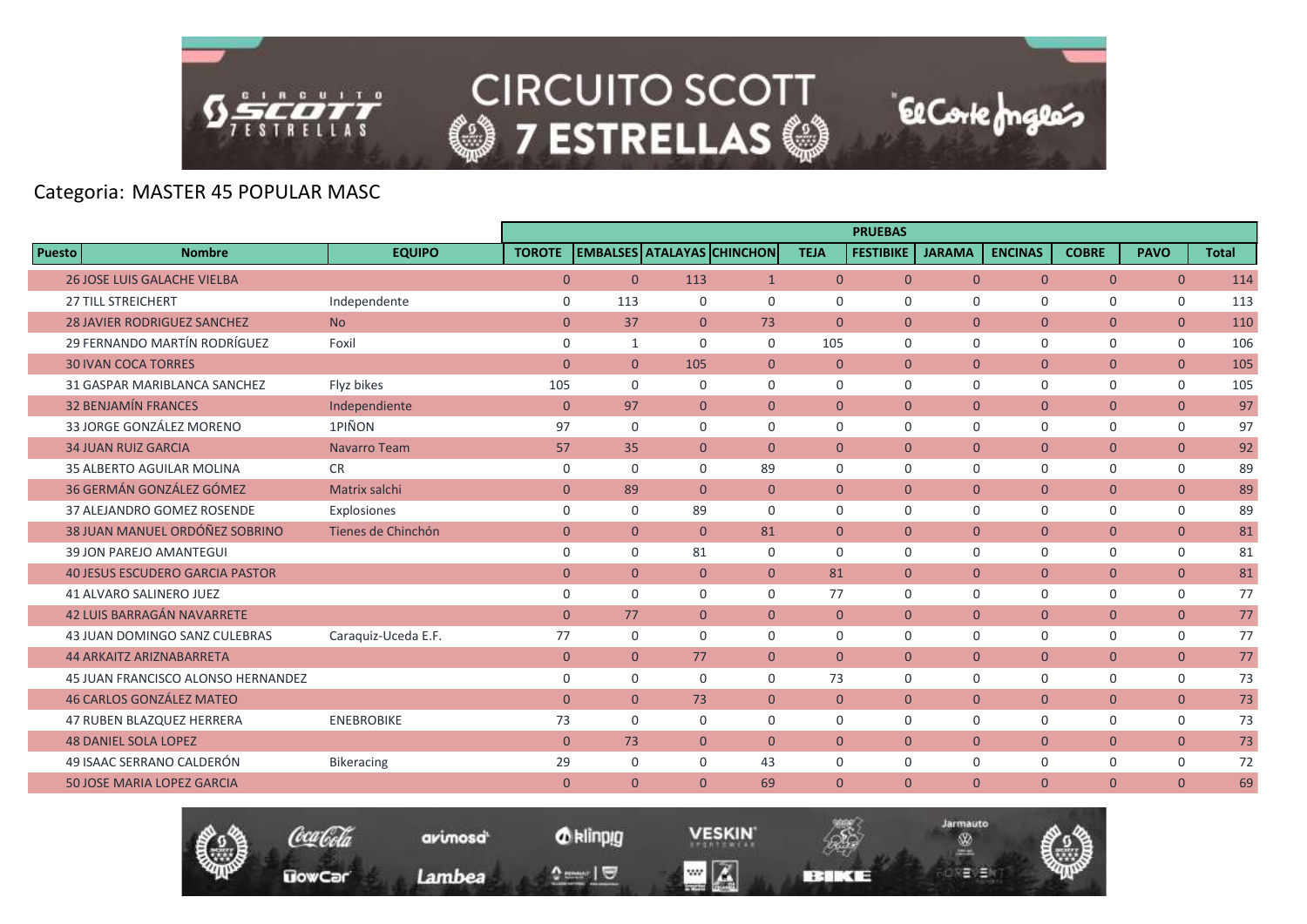Categoria: MASTER 45 POPULAR MASC

| Puesto | Nombre | EQUIPO | PRUEBAS | | | | | | | | | | |
|---|---|---|---|---|---|---|---|---|---|---|---|---|---|
| | | | TOROTE | EMBALSES | ATALAYAS | CHINCHON | TEJA | FESTIBIKE | JARAMA | ENCINAS | COBRE | PAVO | Total |
| 26 | JOSE LUIS GALACHE VIELBA | | 0 | 0 | 113 | 1 | 0 | 0 | 0 | 0 | 0 | 0 | 114 |
| 27 | TILL STREICHERT | Independente | 0 | 113 | 0 | 0 | 0 | 0 | 0 | 0 | 0 | 0 | 113 |
| 28 | JAVIER RODRIGUEZ SANCHEZ | No | 0 | 37 | 0 | 73 | 0 | 0 | 0 | 0 | 0 | 0 | 110 |
| 29 | FERNANDO MARTÍN RODRÍGUEZ | Foxil | 0 | 1 | 0 | 0 | 105 | 0 | 0 | 0 | 0 | 0 | 106 |
| 30 | IVAN COCA TORRES | | 0 | 0 | 105 | 0 | 0 | 0 | 0 | 0 | 0 | 0 | 105 |
| 31 | GASPAR MARIBLANCA SANCHEZ | Flyz bikes | 105 | 0 | 0 | 0 | 0 | 0 | 0 | 0 | 0 | 0 | 105 |
| 32 | BENJAMÍN FRANCES | Independiente | 0 | 97 | 0 | 0 | 0 | 0 | 0 | 0 | 0 | 0 | 97 |
| 33 | JORGE GONZÁLEZ MORENO | 1PIÑON | 97 | 0 | 0 | 0 | 0 | 0 | 0 | 0 | 0 | 0 | 97 |
| 34 | JUAN RUIZ GARCIA | Navarro Team | 57 | 35 | 0 | 0 | 0 | 0 | 0 | 0 | 0 | 0 | 92 |
| 35 | ALBERTO AGUILAR MOLINA | CR | 0 | 0 | 0 | 89 | 0 | 0 | 0 | 0 | 0 | 0 | 89 |
| 36 | GERMÁN GONZÁLEZ GÓMEZ | Matrix salchi | 0 | 89 | 0 | 0 | 0 | 0 | 0 | 0 | 0 | 0 | 89 |
| 37 | ALEJANDRO GOMEZ ROSENDE | Explosiones | 0 | 0 | 89 | 0 | 0 | 0 | 0 | 0 | 0 | 0 | 89 |
| 38 | JUAN MANUEL ORDÓÑEZ SOBRINO | Tienes de Chinchón | 0 | 0 | 0 | 81 | 0 | 0 | 0 | 0 | 0 | 0 | 81 |
| 39 | JON PAREJO AMANTEGUI | | 0 | 0 | 81 | 0 | 0 | 0 | 0 | 0 | 0 | 0 | 81 |
| 40 | JESUS ESCUDERO GARCIA PASTOR | | 0 | 0 | 0 | 0 | 81 | 0 | 0 | 0 | 0 | 0 | 81 |
| 41 | ALVARO SALINERO JUEZ | | 0 | 0 | 0 | 0 | 77 | 0 | 0 | 0 | 0 | 0 | 77 |
| 42 | LUIS BARRAGÁN NAVARRETE | | 0 | 77 | 0 | 0 | 0 | 0 | 0 | 0 | 0 | 0 | 77 |
| 43 | JUAN DOMINGO SANZ CULEBRAS | Caraquiz-Uceda E.F. | 77 | 0 | 0 | 0 | 0 | 0 | 0 | 0 | 0 | 0 | 77 |
| 44 | ARKAITZ ARIZNABARRETA | | 0 | 0 | 77 | 0 | 0 | 0 | 0 | 0 | 0 | 0 | 77 |
| 45 | JUAN FRANCISCO ALONSO HERNANDEZ | | 0 | 0 | 0 | 0 | 73 | 0 | 0 | 0 | 0 | 0 | 73 |
| 46 | CARLOS GONZÁLEZ MATEO | | 0 | 0 | 73 | 0 | 0 | 0 | 0 | 0 | 0 | 0 | 73 |
| 47 | RUBEN BLAZQUEZ HERRERA | ENEBROBIKE | 73 | 0 | 0 | 0 | 0 | 0 | 0 | 0 | 0 | 0 | 73 |
| 48 | DANIEL SOLA LOPEZ | | 0 | 73 | 0 | 0 | 0 | 0 | 0 | 0 | 0 | 0 | 73 |
| 49 | ISAAC SERRANO CALDERÓN | Bikeracing | 29 | 0 | 0 | 43 | 0 | 0 | 0 | 0 | 0 | 0 | 72 |
| 50 | JOSE MARIA LOPEZ GARCIA | | 0 | 0 | 0 | 69 | 0 | 0 | 0 | 0 | 0 | 0 | 69 |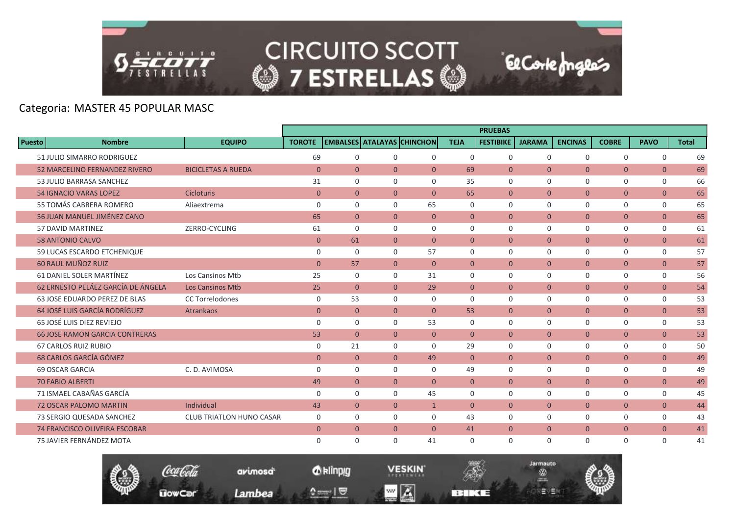Categoria: MASTER 45 POPULAR MASC

| Puesto | Nombre | EQUIPO | PRUEBAS | | | | | | | | | | |
|---|---|---|---|---|---|---|---|---|---|---|---|---|---|
| | | | TOROTE | EMBALSES | ATALAYAS | CHINCHON | TEJA | FESTIBIKE | JARAMA | ENCINAS | COBRE | PAVO | Total |
| 51 | JULIO SIMARRO RODRIGUEZ | | 69 | 0 | 0 | 0 | 0 | 0 | 0 | 0 | 0 | 0 | 69 |
| 52 | MARCELINO FERNANDEZ RIVERO | BICICLETAS A RUEDA | 0 | 0 | 0 | 0 | 69 | 0 | 0 | 0 | 0 | 0 | 69 |
| 53 | JULIO BARRASA SANCHEZ | | 31 | 0 | 0 | 0 | 35 | 0 | 0 | 0 | 0 | 0 | 66 |
| 54 | IGNACIO VARAS LOPEZ | Cicloturis | 0 | 0 | 0 | 0 | 65 | 0 | 0 | 0 | 0 | 0 | 65 |
| 55 | TOMÁS CABRERA ROMERO | Aliaextrema | 0 | 0 | 0 | 65 | 0 | 0 | 0 | 0 | 0 | 0 | 65 |
| 56 | JUAN MANUEL JIMÉNEZ CANO | | 65 | 0 | 0 | 0 | 0 | 0 | 0 | 0 | 0 | 0 | 65 |
| 57 | DAVID MARTINEZ | ZERRO-CYCLING | 61 | 0 | 0 | 0 | 0 | 0 | 0 | 0 | 0 | 0 | 61 |
| 58 | ANTONIO CALVO | | 0 | 61 | 0 | 0 | 0 | 0 | 0 | 0 | 0 | 0 | 61 |
| 59 | LUCAS ESCARDO ETCHENIQUE | | 0 | 0 | 0 | 57 | 0 | 0 | 0 | 0 | 0 | 0 | 57 |
| 60 | RAUL MUÑOZ RUIZ | | 0 | 57 | 0 | 0 | 0 | 0 | 0 | 0 | 0 | 0 | 57 |
| 61 | DANIEL SOLER MARTÍNEZ | Los Cansinos Mtb | 25 | 0 | 0 | 31 | 0 | 0 | 0 | 0 | 0 | 0 | 56 |
| 62 | ERNESTO PELÁEZ GARCÍA DE ÁNGELA | Los Cansinos Mtb | 25 | 0 | 0 | 29 | 0 | 0 | 0 | 0 | 0 | 0 | 54 |
| 63 | JOSE EDUARDO PEREZ DE BLAS | CC Torrelodones | 0 | 53 | 0 | 0 | 0 | 0 | 0 | 0 | 0 | 0 | 53 |
| 64 | JOSÉ LUIS GARCÍA RODRÍGUEZ | Atrankaos | 0 | 0 | 0 | 0 | 53 | 0 | 0 | 0 | 0 | 0 | 53 |
| 65 | JOSÉ LUIS DIEZ REVIEJO | | 0 | 0 | 0 | 53 | 0 | 0 | 0 | 0 | 0 | 0 | 53 |
| 66 | JOSE RAMON GARCIA CONTRERAS | | 53 | 0 | 0 | 0 | 0 | 0 | 0 | 0 | 0 | 0 | 53 |
| 67 | CARLOS RUIZ RUBIO | | 0 | 21 | 0 | 0 | 29 | 0 | 0 | 0 | 0 | 0 | 50 |
| 68 | CARLOS GARCÍA GÓMEZ | | 0 | 0 | 0 | 49 | 0 | 0 | 0 | 0 | 0 | 0 | 49 |
| 69 | OSCAR GARCIA | C. D. AVIMOSA | 0 | 0 | 0 | 0 | 49 | 0 | 0 | 0 | 0 | 0 | 49 |
| 70 | FABIO ALBERTI | | 49 | 0 | 0 | 0 | 0 | 0 | 0 | 0 | 0 | 0 | 49 |
| 71 | ISMAEL CABAÑAS GARCÍA | | 0 | 0 | 0 | 45 | 0 | 0 | 0 | 0 | 0 | 0 | 45 |
| 72 | OSCAR PALOMO MARTIN | Individual | 43 | 0 | 0 | 1 | 0 | 0 | 0 | 0 | 0 | 0 | 44 |
| 73 | SERGIO QUESADA SANCHEZ | CLUB TRIATLON HUNO CASAR | 0 | 0 | 0 | 0 | 43 | 0 | 0 | 0 | 0 | 0 | 43 |
| 74 | FRANCISCO OLIVEIRA ESCOBAR | | 0 | 0 | 0 | 0 | 41 | 0 | 0 | 0 | 0 | 0 | 41 |
| 75 | JAVIER FERNÁNDEZ MOTA | | 0 | 0 | 0 | 41 | 0 | 0 | 0 | 0 | 0 | 0 | 41 |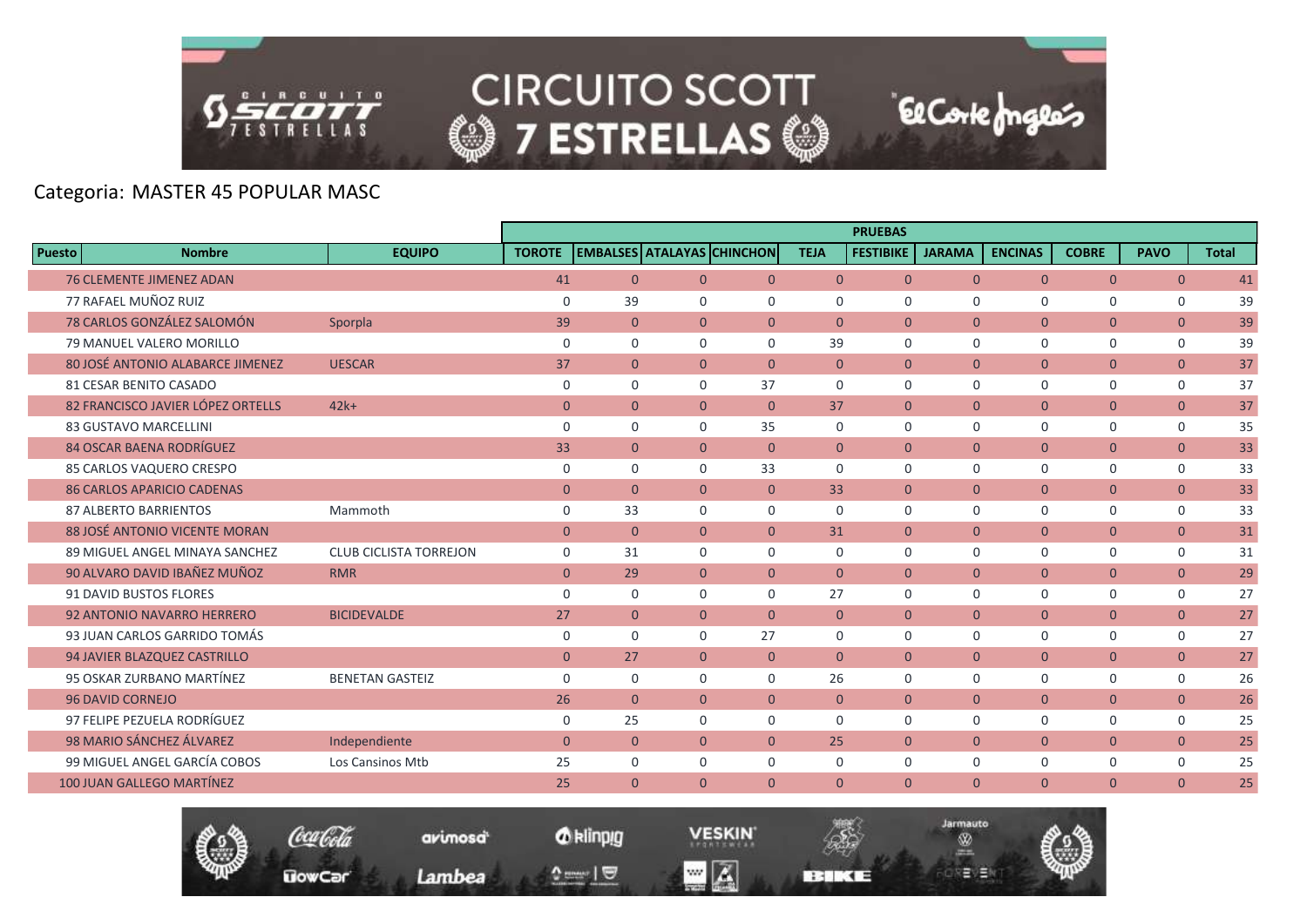Categoria: MASTER 45 POPULAR MASC

| Puesto | Nombre | EQUIPO | TOROTE | EMBALSES | ATALAYAS | CHINCHON | TEJA | FESTIBIKE | JARAMA | ENCINAS | COBRE | PAVO | Total |
|---|---|---|---|---|---|---|---|---|---|---|---|---|---|
| | | | PRUEBAS | | | | | | | | | | |
| 76 | CLEMENTE JIMENEZ ADAN | | 41 | 0 | 0 | 0 | 0 | 0 | 0 | 0 | 0 | 0 | 41 |
| 77 | RAFAEL MUÑOZ RUIZ | | 0 | 39 | 0 | 0 | 0 | 0 | 0 | 0 | 0 | 0 | 39 |
| 78 | CARLOS GONZÁLEZ SALOMÓN | Sporpla | 39 | 0 | 0 | 0 | 0 | 0 | 0 | 0 | 0 | 0 | 39 |
| 79 | MANUEL VALERO MORILLO | | 0 | 0 | 0 | 0 | 39 | 0 | 0 | 0 | 0 | 0 | 39 |
| 80 | JOSÉ ANTONIO ALABARCE JIMENEZ | UESCAR | 37 | 0 | 0 | 0 | 0 | 0 | 0 | 0 | 0 | 0 | 37 |
| 81 | CESAR BENITO CASADO | | 0 | 0 | 0 | 37 | 0 | 0 | 0 | 0 | 0 | 0 | 37 |
| 82 | FRANCISCO JAVIER LÓPEZ ORTELLS | 42k+ | 0 | 0 | 0 | 0 | 37 | 0 | 0 | 0 | 0 | 0 | 37 |
| 83 | GUSTAVO MARCELLINI | | 0 | 0 | 0 | 35 | 0 | 0 | 0 | 0 | 0 | 0 | 35 |
| 84 | OSCAR BAENA RODRÍGUEZ | | 33 | 0 | 0 | 0 | 0 | 0 | 0 | 0 | 0 | 0 | 33 |
| 85 | CARLOS VAQUERO CRESPO | | 0 | 0 | 0 | 33 | 0 | 0 | 0 | 0 | 0 | 0 | 33 |
| 86 | CARLOS APARICIO CADENAS | | 0 | 0 | 0 | 0 | 33 | 0 | 0 | 0 | 0 | 0 | 33 |
| 87 | ALBERTO BARRIENTOS | Mammoth | 0 | 33 | 0 | 0 | 0 | 0 | 0 | 0 | 0 | 0 | 33 |
| 88 | JOSÉ ANTONIO VICENTE MORAN | | 0 | 0 | 0 | 0 | 31 | 0 | 0 | 0 | 0 | 0 | 31 |
| 89 | MIGUEL ANGEL MINAYA SANCHEZ | CLUB CICLISTA TORREJON | 0 | 31 | 0 | 0 | 0 | 0 | 0 | 0 | 0 | 0 | 31 |
| 90 | ALVARO DAVID IBAÑEZ MUÑOZ | RMR | 0 | 29 | 0 | 0 | 0 | 0 | 0 | 0 | 0 | 0 | 29 |
| 91 | DAVID BUSTOS FLORES | | 0 | 0 | 0 | 0 | 27 | 0 | 0 | 0 | 0 | 0 | 27 |
| 92 | ANTONIO NAVARRO HERRERO | BICIDEVALDE | 27 | 0 | 0 | 0 | 0 | 0 | 0 | 0 | 0 | 0 | 27 |
| 93 | JUAN CARLOS GARRIDO TOMÁS | | 0 | 0 | 0 | 27 | 0 | 0 | 0 | 0 | 0 | 0 | 27 |
| 94 | JAVIER BLAZQUEZ CASTRILLO | | 0 | 27 | 0 | 0 | 0 | 0 | 0 | 0 | 0 | 0 | 27 |
| 95 | OSKAR ZURBANO MARTÍNEZ | BENETAN GASTEIZ | 0 | 0 | 0 | 0 | 26 | 0 | 0 | 0 | 0 | 0 | 26 |
| 96 | DAVID CORNEJO | | 26 | 0 | 0 | 0 | 0 | 0 | 0 | 0 | 0 | 0 | 26 |
| 97 | FELIPE PEZUELA RODRÍGUEZ | | 0 | 25 | 0 | 0 | 0 | 0 | 0 | 0 | 0 | 0 | 25 |
| 98 | MARIO SÁNCHEZ ÁLVAREZ | Independiente | 0 | 0 | 0 | 0 | 25 | 0 | 0 | 0 | 0 | 0 | 25 |
| 99 | MIGUEL ANGEL GARCÍA COBOS | Los Cansinos Mtb | 25 | 0 | 0 | 0 | 0 | 0 | 0 | 0 | 0 | 0 | 25 |
| 100 | JUAN GALLEGO MARTÍNEZ | | 25 | 0 | 0 | 0 | 0 | 0 | 0 | 0 | 0 | 0 | 25 |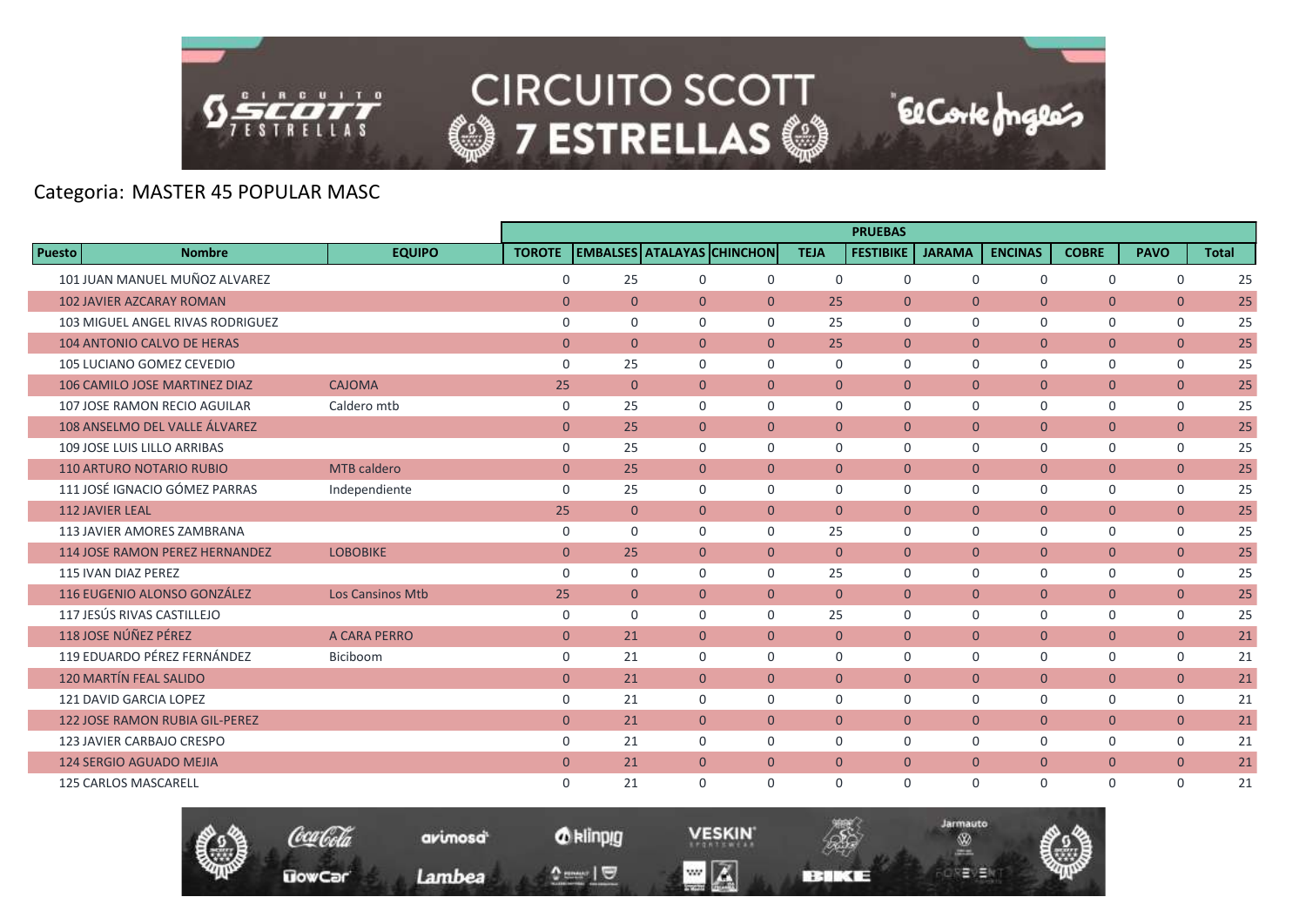Categoria: MASTER 45 POPULAR MASC

| Puesto | Nombre | EQUIPO | PRUEBAS | | | | | | | | | | |
|---|---|---|---|---|---|---|---|---|---|---|---|---|---|
| | | | TOROTE | EMBALSES | ATALAYAS | CHINCHON | TEJA | FESTIBIKE | JARAMA | ENCINAS | COBRE | PAVO | Total |
| 101 | JUAN MANUEL MUÑOZ ALVAREZ | | 0 | 25 | 0 | 0 | 0 | 0 | 0 | 0 | 0 | 0 | 25 |
| 102 | JAVIER AZCARAY ROMAN | | 0 | 0 | 0 | 0 | 25 | 0 | 0 | 0 | 0 | 0 | 25 |
| 103 | MIGUEL ANGEL RIVAS RODRIGUEZ | | 0 | 0 | 0 | 0 | 25 | 0 | 0 | 0 | 0 | 0 | 25 |
| 104 | ANTONIO CALVO DE HERAS | | 0 | 0 | 0 | 0 | 25 | 0 | 0 | 0 | 0 | 0 | 25 |
| 105 | LUCIANO GOMEZ CEVEDIO | | 0 | 25 | 0 | 0 | 0 | 0 | 0 | 0 | 0 | 0 | 25 |
| 106 | CAMILO JOSE MARTINEZ DIAZ | CAJOMA | 25 | 0 | 0 | 0 | 0 | 0 | 0 | 0 | 0 | 0 | 25 |
| 107 | JOSE RAMON RECIO AGUILAR | Caldero mtb | 0 | 25 | 0 | 0 | 0 | 0 | 0 | 0 | 0 | 0 | 25 |
| 108 | ANSELMO DEL VALLE ÁLVAREZ | | 0 | 25 | 0 | 0 | 0 | 0 | 0 | 0 | 0 | 0 | 25 |
| 109 | JOSE LUIS LILLO ARRIBAS | | 0 | 25 | 0 | 0 | 0 | 0 | 0 | 0 | 0 | 0 | 25 |
| 110 | ARTURO NOTARIO RUBIO | MTB caldero | 0 | 25 | 0 | 0 | 0 | 0 | 0 | 0 | 0 | 0 | 25 |
| 111 | JOSÉ IGNACIO GÓMEZ PARRAS | Independiente | 0 | 25 | 0 | 0 | 0 | 0 | 0 | 0 | 0 | 0 | 25 |
| 112 | JAVIER LEAL | | 25 | 0 | 0 | 0 | 0 | 0 | 0 | 0 | 0 | 0 | 25 |
| 113 | JAVIER AMORES ZAMBRANA | | 0 | 0 | 0 | 0 | 25 | 0 | 0 | 0 | 0 | 0 | 25 |
| 114 | JOSE RAMON PEREZ HERNANDEZ | LOBOBIKE | 0 | 25 | 0 | 0 | 0 | 0 | 0 | 0 | 0 | 0 | 25 |
| 115 | IVAN DIAZ PEREZ | | 0 | 0 | 0 | 0 | 25 | 0 | 0 | 0 | 0 | 0 | 25 |
| 116 | EUGENIO ALONSO GONZÁLEZ | Los Cansinos Mtb | 25 | 0 | 0 | 0 | 0 | 0 | 0 | 0 | 0 | 0 | 25 |
| 117 | JESÚS RIVAS CASTILLEJO | | 0 | 0 | 0 | 0 | 25 | 0 | 0 | 0 | 0 | 0 | 25 |
| 118 | JOSE NÚÑEZ PÉREZ | A CARA PERRO | 0 | 21 | 0 | 0 | 0 | 0 | 0 | 0 | 0 | 0 | 21 |
| 119 | EDUARDO PÉREZ FERNÁNDEZ | Biciboom | 0 | 21 | 0 | 0 | 0 | 0 | 0 | 0 | 0 | 0 | 21 |
| 120 | MARTÍN FEAL SALIDO | | 0 | 21 | 0 | 0 | 0 | 0 | 0 | 0 | 0 | 0 | 21 |
| 121 | DAVID GARCIA LOPEZ | | 0 | 21 | 0 | 0 | 0 | 0 | 0 | 0 | 0 | 0 | 21 |
| 122 | JOSE RAMON RUBIA GIL-PEREZ | | 0 | 21 | 0 | 0 | 0 | 0 | 0 | 0 | 0 | 0 | 21 |
| 123 | JAVIER CARBAJO CRESPO | | 0 | 21 | 0 | 0 | 0 | 0 | 0 | 0 | 0 | 0 | 21 |
| 124 | SERGIO AGUADO MEJIA | | 0 | 21 | 0 | 0 | 0 | 0 | 0 | 0 | 0 | 0 | 21 |
| 125 | CARLOS MASCARELL | | 0 | 21 | 0 | 0 | 0 | 0 | 0 | 0 | 0 | 0 | 21 |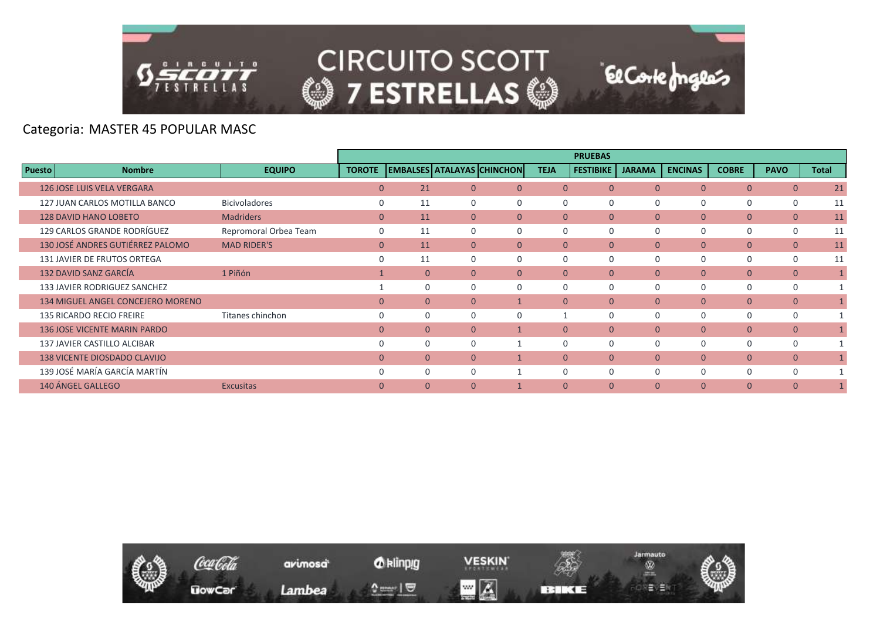Categoria: MASTER 45 POPULAR MASC

| Puesto | Nombre | EQUIPO | TOROTE | EMBALSES | ATALAYAS | CHINCHON | TEJA | FESTIBIKE | JARAMA | ENCINAS | COBRE | PAVO | Total |
|---|---|---|---|---|---|---|---|---|---|---|---|---|---|
| | | | PRUEBAS | | | | | | | | | | |
| 126 | JOSE LUIS VELA VERGARA | | 0 | 21 | 0 | 0 | 0 | 0 | 0 | 0 | 0 | 0 | 21 |
| 127 | JUAN CARLOS MOTILLA BANCO | Bicivoladores | 0 | 11 | 0 | 0 | 0 | 0 | 0 | 0 | 0 | 0 | 11 |
| 128 | DAVID HANO LOBETO | Madriders | 0 | 11 | 0 | 0 | 0 | 0 | 0 | 0 | 0 | 0 | 11 |
| 129 | CARLOS GRANDE RODRÍGUEZ | Repromoral Orbea Team | 0 | 11 | 0 | 0 | 0 | 0 | 0 | 0 | 0 | 0 | 11 |
| 130 | JOSÉ ANDRES GUTIÉRREZ PALOMO | MAD RIDER'S | 0 | 11 | 0 | 0 | 0 | 0 | 0 | 0 | 0 | 0 | 11 |
| 131 | JAVIER DE FRUTOS ORTEGA | | 0 | 11 | 0 | 0 | 0 | 0 | 0 | 0 | 0 | 0 | 11 |
| 132 | DAVID SANZ GARCÍA | 1 Piñón | 1 | 0 | 0 | 0 | 0 | 0 | 0 | 0 | 0 | 0 | 1 |
| 133 | JAVIER RODRIGUEZ SANCHEZ | | 1 | 0 | 0 | 0 | 0 | 0 | 0 | 0 | 0 | 0 | 1 |
| 134 | MIGUEL ANGEL CONCEJERO MORENO | | 0 | 0 | 0 | 1 | 0 | 0 | 0 | 0 | 0 | 0 | 1 |
| 135 | RICARDO RECIO FREIRE | Titanes chinchon | 0 | 0 | 0 | 0 | 1 | 0 | 0 | 0 | 0 | 0 | 1 |
| 136 | JOSE VICENTE MARIN PARDO | | 0 | 0 | 0 | 1 | 0 | 0 | 0 | 0 | 0 | 0 | 1 |
| 137 | JAVIER CASTILLO ALCIBAR | | 0 | 0 | 0 | 1 | 0 | 0 | 0 | 0 | 0 | 0 | 1 |
| 138 | VICENTE DIOSDADO CLAVIJO | | 0 | 0 | 0 | 1 | 0 | 0 | 0 | 0 | 0 | 0 | 1 |
| 139 | JOSÉ MARÍA GARCÍA MARTÍN | | 0 | 0 | 0 | 1 | 0 | 0 | 0 | 0 | 0 | 0 | 1 |
| 140 | ÁNGEL GALLEGO | Excusitas | 0 | 0 | 0 | 1 | 0 | 0 | 0 | 0 | 0 | 0 | 1 |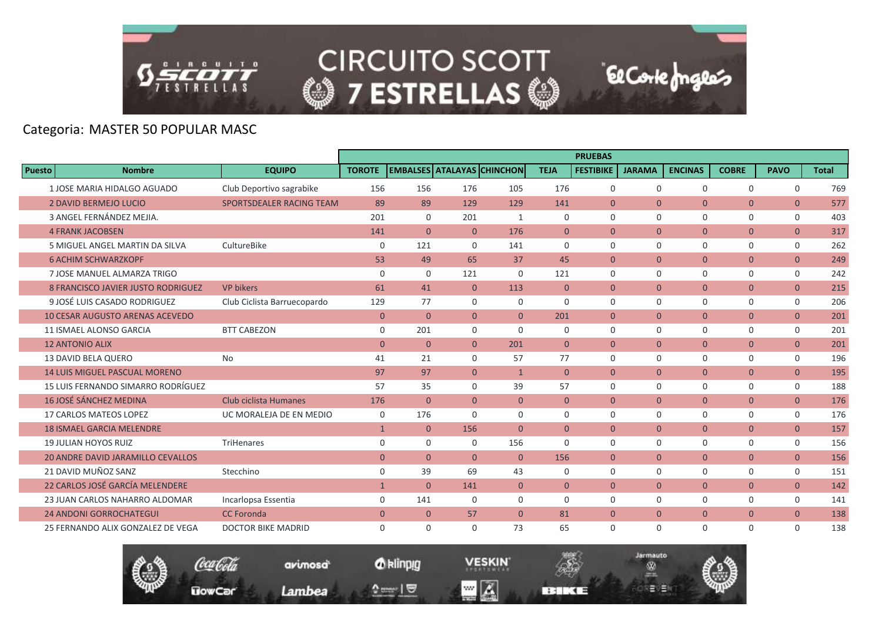Categoria: MASTER 50 POPULAR MASC

| Puesto | Nombre | EQUIPO | PRUEBAS | | | | | | | | | | |
|---|---|---|---|---|---|---|---|---|---|---|---|---|---|
| | | | TOROTE | EMBALSES | ATALAYAS | CHINCHON | TEJA | FESTIBIKE | JARAMA | ENCINAS | COBRE | PAVO | Total |
| 1 | JOSE MARIA HIDALGO AGUADO | Club Deportivo sagrabike | 156 | 156 | 176 | 105 | 176 | 0 | 0 | 0 | 0 | 0 | 769 |
| 2 | DAVID BERMEJO LUCIO | SPORTSDEALER RACING TEAM | 89 | 89 | 129 | 129 | 141 | 0 | 0 | 0 | 0 | 0 | 577 |
| 3 | ANGEL FERNÁNDEZ MEJIA. | | 201 | 0 | 201 | 1 | 0 | 0 | 0 | 0 | 0 | 0 | 403 |
| 4 | FRANK JACOBSEN | | 141 | 0 | 0 | 176 | 0 | 0 | 0 | 0 | 0 | 0 | 317 |
| 5 | MIGUEL ANGEL MARTIN DA SILVA | CultureBike | 0 | 121 | 0 | 141 | 0 | 0 | 0 | 0 | 0 | 0 | 262 |
| 6 | ACHIM SCHWARZKOPF | | 53 | 49 | 65 | 37 | 45 | 0 | 0 | 0 | 0 | 0 | 249 |
| 7 | JOSE MANUEL ALMARZA TRIGO | | 0 | 0 | 121 | 0 | 121 | 0 | 0 | 0 | 0 | 0 | 242 |
| 8 | FRANCISCO JAVIER JUSTO RODRIGUEZ | VP bikers | 61 | 41 | 0 | 113 | 0 | 0 | 0 | 0 | 0 | 0 | 215 |
| 9 | JOSÉ LUIS CASADO RODRIGUEZ | Club Ciclista Barruecopardo | 129 | 77 | 0 | 0 | 0 | 0 | 0 | 0 | 0 | 0 | 206 |
| 10 | CESAR AUGUSTO ARENAS ACEVEDO | | 0 | 0 | 0 | 0 | 201 | 0 | 0 | 0 | 0 | 0 | 201 |
| 11 | ISMAEL ALONSO GARCIA | BTT CABEZON | 0 | 201 | 0 | 0 | 0 | 0 | 0 | 0 | 0 | 0 | 201 |
| 12 | ANTONIO ALIX | | 0 | 0 | 0 | 201 | 0 | 0 | 0 | 0 | 0 | 0 | 201 |
| 13 | DAVID BELA QUERO | No | 41 | 21 | 0 | 57 | 77 | 0 | 0 | 0 | 0 | 0 | 196 |
| 14 | LUIS MIGUEL PASCUAL MORENO | | 97 | 97 | 0 | 1 | 0 | 0 | 0 | 0 | 0 | 0 | 195 |
| 15 | LUIS FERNANDO SIMARRO RODRÍGUEZ | | 57 | 35 | 0 | 39 | 57 | 0 | 0 | 0 | 0 | 0 | 188 |
| 16 | JOSÉ SÁNCHEZ MEDINA | Club ciclista Humanes | 176 | 0 | 0 | 0 | 0 | 0 | 0 | 0 | 0 | 0 | 176 |
| 17 | CARLOS MATEOS LOPEZ | UC MORALEJA DE EN MEDIO | 0 | 176 | 0 | 0 | 0 | 0 | 0 | 0 | 0 | 0 | 176 |
| 18 | ISMAEL GARCIA MELENDRE | | 1 | 0 | 156 | 0 | 0 | 0 | 0 | 0 | 0 | 0 | 157 |
| 19 | JULIAN HOYOS RUIZ | TriHenares | 0 | 0 | 0 | 156 | 0 | 0 | 0 | 0 | 0 | 0 | 156 |
| 20 | ANDRE DAVID JARAMILLO CEVALLOS | | 0 | 0 | 0 | 0 | 156 | 0 | 0 | 0 | 0 | 0 | 156 |
| 21 | DAVID MUÑOZ SANZ | Stecchino | 0 | 39 | 69 | 43 | 0 | 0 | 0 | 0 | 0 | 0 | 151 |
| 22 | CARLOS JOSÉ GARCÍA MELENDERE | | 1 | 0 | 141 | 0 | 0 | 0 | 0 | 0 | 0 | 0 | 142 |
| 23 | JUAN CARLOS NAHARRO ALDOMAR | Incarlopsa Essentia | 0 | 141 | 0 | 0 | 0 | 0 | 0 | 0 | 0 | 0 | 141 |
| 24 | ANDONI GORROCHATEGUI | CC Foronda | 0 | 0 | 57 | 0 | 81 | 0 | 0 | 0 | 0 | 0 | 138 |
| 25 | FERNANDO ALIX GONZALEZ DE VEGA | DOCTOR BIKE MADRID | 0 | 0 | 0 | 73 | 65 | 0 | 0 | 0 | 0 | 0 | 138 |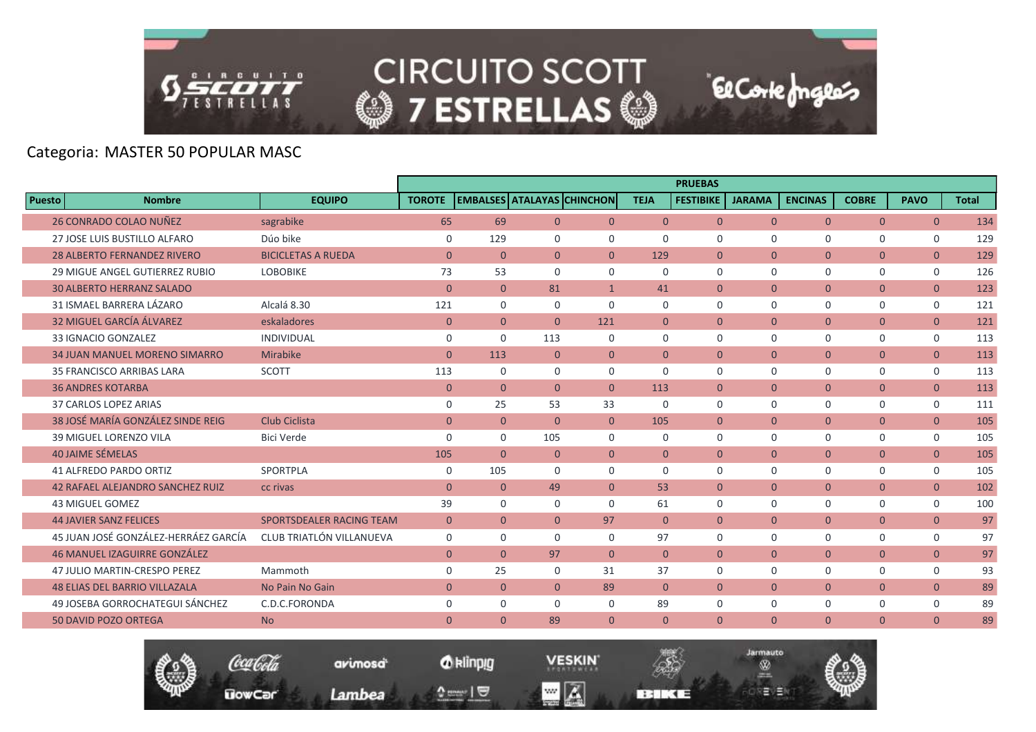Categoria: MASTER 50 POPULAR MASC

| | | | PRUEBAS | | | | | | | | | | |
|---|---|---|---|---|---|---|---|---|---|---|---|---|---|
| Puesto | Nombre | EQUIPO | TOROTE | EMBALSES | ATALAYAS | CHINCHON | TEJA | FESTIBIKE | JARAMA | ENCINAS | COBRE | PAVO | Total |
| 26 | CONRADO COLAO NUÑEZ | sagrabike | 65 | 69 | 0 | 0 | 0 | 0 | 0 | 0 | 0 | 0 | 134 |
| 27 | JOSE LUIS BUSTILLO ALFARO | Dúo bike | 0 | 129 | 0 | 0 | 0 | 0 | 0 | 0 | 0 | 0 | 129 |
| 28 | ALBERTO FERNANDEZ RIVERO | BICICLETAS A RUEDA | 0 | 0 | 0 | 0 | 129 | 0 | 0 | 0 | 0 | 0 | 129 |
| 29 | MIGUE ANGEL GUTIERREZ RUBIO | LOBOBIKE | 73 | 53 | 0 | 0 | 0 | 0 | 0 | 0 | 0 | 0 | 126 |
| 30 | ALBERTO HERRANZ SALADO | | 0 | 0 | 81 | 1 | 41 | 0 | 0 | 0 | 0 | 0 | 123 |
| 31 | ISMAEL BARRERA LÁZARO | Alcalá 8.30 | 121 | 0 | 0 | 0 | 0 | 0 | 0 | 0 | 0 | 0 | 121 |
| 32 | MIGUEL GARCÍA ÁLVAREZ | eskaladores | 0 | 0 | 0 | 121 | 0 | 0 | 0 | 0 | 0 | 0 | 121 |
| 33 | IGNACIO GONZALEZ | INDIVIDUAL | 0 | 0 | 113 | 0 | 0 | 0 | 0 | 0 | 0 | 0 | 113 |
| 34 | JUAN MANUEL MORENO SIMARRO | Mirabike | 0 | 113 | 0 | 0 | 0 | 0 | 0 | 0 | 0 | 0 | 113 |
| 35 | FRANCISCO ARRIBAS LARA | SCOTT | 113 | 0 | 0 | 0 | 0 | 0 | 0 | 0 | 0 | 0 | 113 |
| 36 | ANDRES KOTARBA | | 0 | 0 | 0 | 0 | 113 | 0 | 0 | 0 | 0 | 0 | 113 |
| 37 | CARLOS LOPEZ ARIAS | | 0 | 25 | 53 | 33 | 0 | 0 | 0 | 0 | 0 | 0 | 111 |
| 38 | JOSÉ MARÍA GONZÁLEZ SINDE REIG | Club Ciclista | 0 | 0 | 0 | 0 | 105 | 0 | 0 | 0 | 0 | 0 | 105 |
| 39 | MIGUEL LORENZO VILA | Bici Verde | 0 | 0 | 105 | 0 | 0 | 0 | 0 | 0 | 0 | 0 | 105 |
| 40 | JAIME SÉMELAS | | 105 | 0 | 0 | 0 | 0 | 0 | 0 | 0 | 0 | 0 | 105 |
| 41 | ALFREDO PARDO ORTIZ | SPORTPLA | 0 | 105 | 0 | 0 | 0 | 0 | 0 | 0 | 0 | 0 | 105 |
| 42 | RAFAEL ALEJANDRO SANCHEZ RUIZ | cc rivas | 0 | 0 | 49 | 0 | 53 | 0 | 0 | 0 | 0 | 0 | 102 |
| 43 | MIGUEL GOMEZ | | 39 | 0 | 0 | 0 | 61 | 0 | 0 | 0 | 0 | 0 | 100 |
| 44 | JAVIER SANZ FELICES | SPORTSDEALER RACING TEAM | 0 | 0 | 0 | 97 | 0 | 0 | 0 | 0 | 0 | 0 | 97 |
| 45 | JUAN JOSÉ GONZÁLEZ-HERRÁEZ GARCÍA | CLUB TRIATLÓN VILLANUEVA | 0 | 0 | 0 | 0 | 97 | 0 | 0 | 0 | 0 | 0 | 97 |
| 46 | MANUEL IZAGUIRRE GONZÁLEZ | | 0 | 0 | 97 | 0 | 0 | 0 | 0 | 0 | 0 | 0 | 97 |
| 47 | JULIO MARTIN-CRESPO PEREZ | Mammoth | 0 | 25 | 0 | 31 | 37 | 0 | 0 | 0 | 0 | 0 | 93 |
| 48 | ELIAS DEL BARRIO VILLAZALA | No Pain No Gain | 0 | 0 | 0 | 89 | 0 | 0 | 0 | 0 | 0 | 0 | 89 |
| 49 | JOSEBA GORROCHATEGUI SÁNCHEZ | C.D.C.FORONDA | 0 | 0 | 0 | 0 | 89 | 0 | 0 | 0 | 0 | 0 | 89 |
| 50 | DAVID POZO ORTEGA | No | 0 | 0 | 89 | 0 | 0 | 0 | 0 | 0 | 0 | 0 | 89 |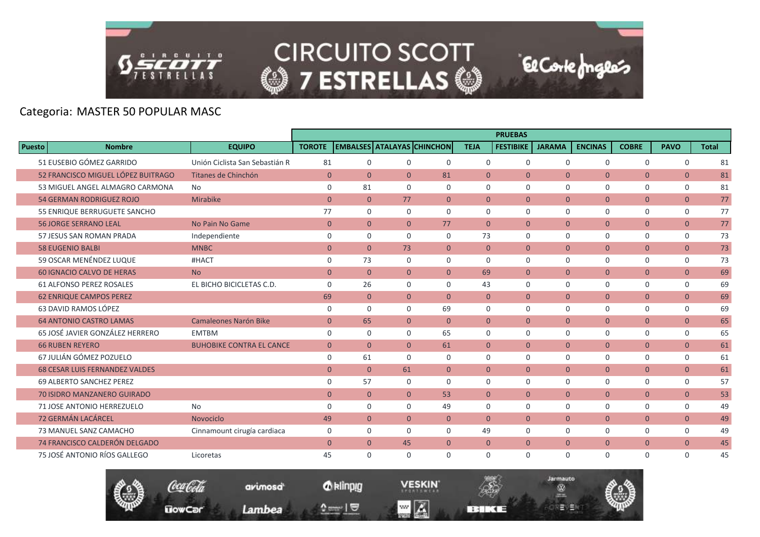Categoria: MASTER 50 POPULAR MASC

| Puesto | Nombre | EQUIPO | PRUEBAS | | | | | | | | | | |
|---|---|---|---|---|---|---|---|---|---|---|---|---|---|
| | | | TOROTE | EMBALSES | ATALAYAS | CHINCHON | TEJA | FESTIBIKE | JARAMA | ENCINAS | COBRE | PAVO | Total |
| 51 | EUSEBIO GÓMEZ GARRIDO | Unión Ciclista San Sebastián R | 81 | 0 | 0 | 0 | 0 | 0 | 0 | 0 | 0 | 0 | 81 |
| 52 | FRANCISCO MIGUEL LÓPEZ BUITRAGO | Titanes de Chinchón | 0 | 0 | 0 | 81 | 0 | 0 | 0 | 0 | 0 | 0 | 81 |
| 53 | MIGUEL ANGEL ALMAGRO CARMONA | No | 0 | 81 | 0 | 0 | 0 | 0 | 0 | 0 | 0 | 0 | 81 |
| 54 | GERMAN RODRIGUEZ ROJO | Mirabike | 0 | 0 | 77 | 0 | 0 | 0 | 0 | 0 | 0 | 0 | 77 |
| 55 | ENRIQUE BERRUGUETE SANCHO | | 77 | 0 | 0 | 0 | 0 | 0 | 0 | 0 | 0 | 0 | 77 |
| 56 | JORGE SERRANO LEAL | No Pain No Game | 0 | 0 | 0 | 77 | 0 | 0 | 0 | 0 | 0 | 0 | 77 |
| 57 | JESUS SAN ROMAN PRADA | Independiente | 0 | 0 | 0 | 0 | 73 | 0 | 0 | 0 | 0 | 0 | 73 |
| 58 | EUGENIO BALBI | MNBC | 0 | 0 | 73 | 0 | 0 | 0 | 0 | 0 | 0 | 0 | 73 |
| 59 | OSCAR MENÉNDEZ LUQUE | #HACT | 0 | 73 | 0 | 0 | 0 | 0 | 0 | 0 | 0 | 0 | 73 |
| 60 | IGNACIO CALVO DE HERAS | No | 0 | 0 | 0 | 0 | 69 | 0 | 0 | 0 | 0 | 0 | 69 |
| 61 | ALFONSO PEREZ ROSALES | EL BICHO BICICLETAS C.D. | 0 | 26 | 0 | 0 | 43 | 0 | 0 | 0 | 0 | 0 | 69 |
| 62 | ENRIQUE CAMPOS PEREZ | | 69 | 0 | 0 | 0 | 0 | 0 | 0 | 0 | 0 | 0 | 69 |
| 63 | DAVID RAMOS LÓPEZ | | 0 | 0 | 0 | 69 | 0 | 0 | 0 | 0 | 0 | 0 | 69 |
| 64 | ANTONIO CASTRO LAMAS | Camaleones Narón Bike | 0 | 65 | 0 | 0 | 0 | 0 | 0 | 0 | 0 | 0 | 65 |
| 65 | JOSÉ JAVIER GONZÁLEZ HERRERO | EMTBM | 0 | 0 | 0 | 65 | 0 | 0 | 0 | 0 | 0 | 0 | 65 |
| 66 | RUBEN REYERO | BUHOBIKE CONTRA EL CANCE | 0 | 0 | 0 | 61 | 0 | 0 | 0 | 0 | 0 | 0 | 61 |
| 67 | JULIÁN GÓMEZ POZUELO | | 0 | 61 | 0 | 0 | 0 | 0 | 0 | 0 | 0 | 0 | 61 |
| 68 | CESAR LUIS FERNANDEZ VALDES | | 0 | 0 | 61 | 0 | 0 | 0 | 0 | 0 | 0 | 0 | 61 |
| 69 | ALBERTO SANCHEZ PEREZ | | 0 | 57 | 0 | 0 | 0 | 0 | 0 | 0 | 0 | 0 | 57 |
| 70 | ISIDRO MANZANERO GUIRADO | | 0 | 0 | 0 | 53 | 0 | 0 | 0 | 0 | 0 | 0 | 53 |
| 71 | JOSE ANTONIO HERREZUELO | No | 0 | 0 | 0 | 49 | 0 | 0 | 0 | 0 | 0 | 0 | 49 |
| 72 | GERMÁN LACÁRCEL | Novociclo | 49 | 0 | 0 | 0 | 0 | 0 | 0 | 0 | 0 | 0 | 49 |
| 73 | MANUEL SANZ CAMACHO | Cinnamount cirugía cardiaca | 0 | 0 | 0 | 0 | 49 | 0 | 0 | 0 | 0 | 0 | 49 |
| 74 | FRANCISCO CALDERÓN DELGADO | | 0 | 0 | 45 | 0 | 0 | 0 | 0 | 0 | 0 | 0 | 45 |
| 75 | JOSÉ ANTONIO RÍOS GALLEGO | Licoretas | 45 | 0 | 0 | 0 | 0 | 0 | 0 | 0 | 0 | 0 | 45 |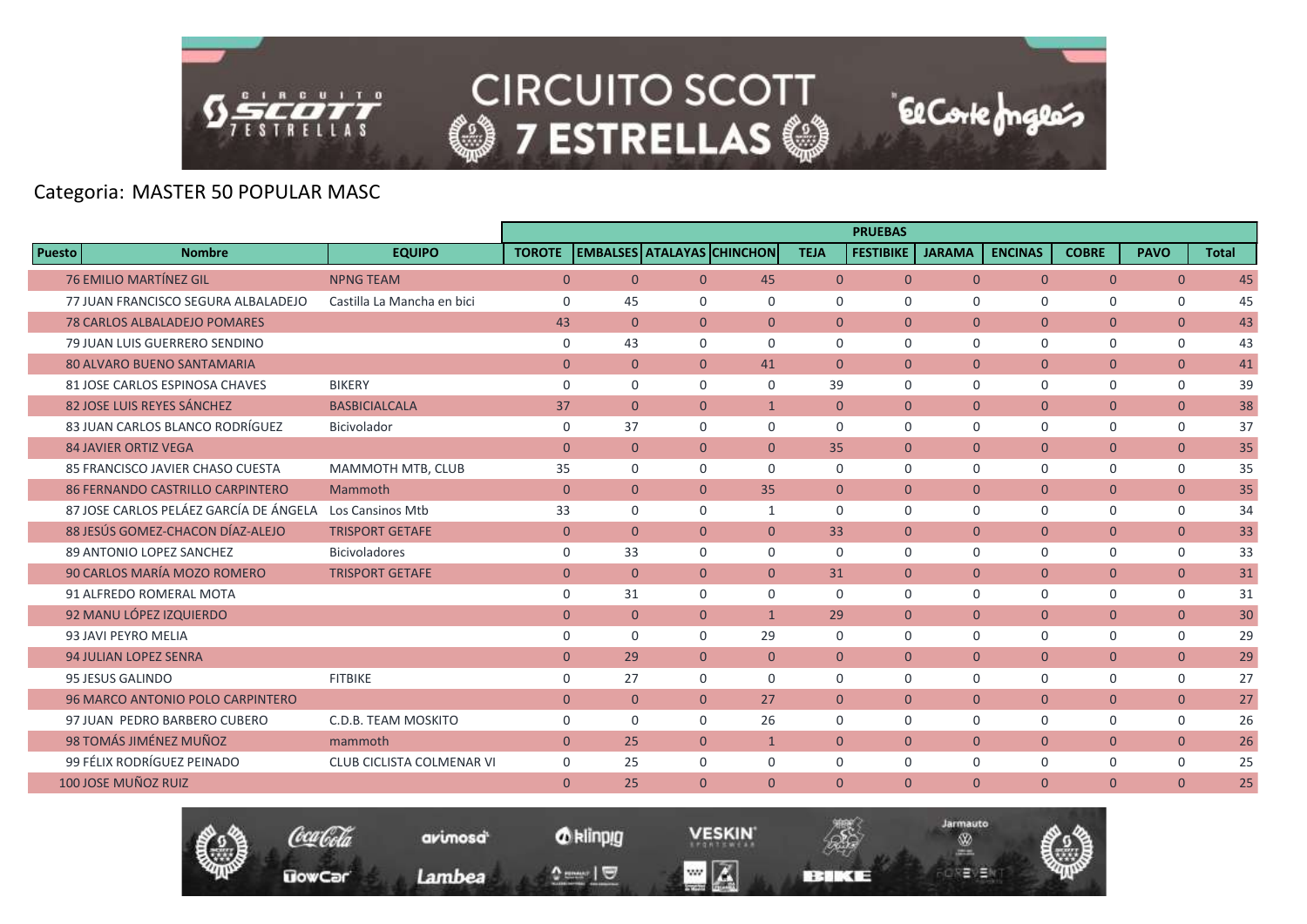Categoria: MASTER 50 POPULAR MASC

| Puesto | Nombre | EQUIPO | PRUEBAS | | | | | | | | | | |
|---|---|---|---|---|---|---|---|---|---|---|---|---|---|
| | | | TOROTE | EMBALSES | ATALAYAS | CHINCHON | TEJA | FESTIBIKE | JARAMA | ENCINAS | COBRE | PAVO | Total |
| 76 | EMILIO MARTÍNEZ GIL | NPNG TEAM | 0 | 0 | 0 | 45 | 0 | 0 | 0 | 0 | 0 | 0 | 45 |
| 77 | JUAN FRANCISCO SEGURA ALBALADEJO | Castilla La Mancha en bici | 0 | 45 | 0 | 0 | 0 | 0 | 0 | 0 | 0 | 0 | 45 |
| 78 | CARLOS ALBALADEJO POMARES | | 43 | 0 | 0 | 0 | 0 | 0 | 0 | 0 | 0 | 0 | 43 |
| 79 | JUAN LUIS GUERRERO SENDINO | | 0 | 43 | 0 | 0 | 0 | 0 | 0 | 0 | 0 | 0 | 43 |
| 80 | ALVARO BUENO SANTAMARIA | | 0 | 0 | 0 | 41 | 0 | 0 | 0 | 0 | 0 | 0 | 41 |
| 81 | JOSE CARLOS ESPINOSA CHAVES | BIKERY | 0 | 0 | 0 | 0 | 39 | 0 | 0 | 0 | 0 | 0 | 39 |
| 82 | JOSE LUIS REYES SÁNCHEZ | BASBICIALCALA | 37 | 0 | 0 | 1 | 0 | 0 | 0 | 0 | 0 | 0 | 38 |
| 83 | JUAN CARLOS BLANCO RODRÍGUEZ | Bicivolador | 0 | 37 | 0 | 0 | 0 | 0 | 0 | 0 | 0 | 0 | 37 |
| 84 | JAVIER ORTIZ VEGA | | 0 | 0 | 0 | 0 | 35 | 0 | 0 | 0 | 0 | 0 | 35 |
| 85 | FRANCISCO JAVIER CHASO CUESTA | MAMMOTH MTB, CLUB | 35 | 0 | 0 | 0 | 0 | 0 | 0 | 0 | 0 | 0 | 35 |
| 86 | FERNANDO CASTRILLO CARPINTERO | Mammoth | 0 | 0 | 0 | 35 | 0 | 0 | 0 | 0 | 0 | 0 | 35 |
| 87 | JOSE CARLOS PELÁEZ GARCÍA DE ÁNGELA | Los Cansinos Mtb | 33 | 0 | 0 | 1 | 0 | 0 | 0 | 0 | 0 | 0 | 34 |
| 88 | JESÚS GOMEZ-CHACON DÍAZ-ALEJO | TRISPORT GETAFE | 0 | 0 | 0 | 0 | 33 | 0 | 0 | 0 | 0 | 0 | 33 |
| 89 | ANTONIO LOPEZ SANCHEZ | Bicivoladores | 0 | 33 | 0 | 0 | 0 | 0 | 0 | 0 | 0 | 0 | 33 |
| 90 | CARLOS MARÍA MOZO ROMERO | TRISPORT GETAFE | 0 | 0 | 0 | 0 | 31 | 0 | 0 | 0 | 0 | 0 | 31 |
| 91 | ALFREDO ROMERAL MOTA | | 0 | 31 | 0 | 0 | 0 | 0 | 0 | 0 | 0 | 0 | 31 |
| 92 | MANU LÓPEZ IZQUIERDO | | 0 | 0 | 0 | 1 | 29 | 0 | 0 | 0 | 0 | 0 | 30 |
| 93 | JAVI PEYRO MELIA | | 0 | 0 | 0 | 29 | 0 | 0 | 0 | 0 | 0 | 0 | 29 |
| 94 | JULIAN LOPEZ SENRA | | 0 | 29 | 0 | 0 | 0 | 0 | 0 | 0 | 0 | 0 | 29 |
| 95 | JESUS GALINDO | FITBIKE | 0 | 27 | 0 | 0 | 0 | 0 | 0 | 0 | 0 | 0 | 27 |
| 96 | MARCO ANTONIO POLO CARPINTERO | | 0 | 0 | 0 | 27 | 0 | 0 | 0 | 0 | 0 | 0 | 27 |
| 97 | JUAN PEDRO BARBERO CUBERO | C.D.B. TEAM MOSKITO | 0 | 0 | 0 | 26 | 0 | 0 | 0 | 0 | 0 | 0 | 26 |
| 98 | TOMÁS JIMÉNEZ MUÑOZ | mammoth | 0 | 25 | 0 | 1 | 0 | 0 | 0 | 0 | 0 | 0 | 26 |
| 99 | FÉLIX RODRÍGUEZ PEINADO | CLUB CICLISTA COLMENAR VI | 0 | 25 | 0 | 0 | 0 | 0 | 0 | 0 | 0 | 0 | 25 |
| 100 | JOSE MUÑOZ RUIZ | | 0 | 25 | 0 | 0 | 0 | 0 | 0 | 0 | 0 | 0 | 25 |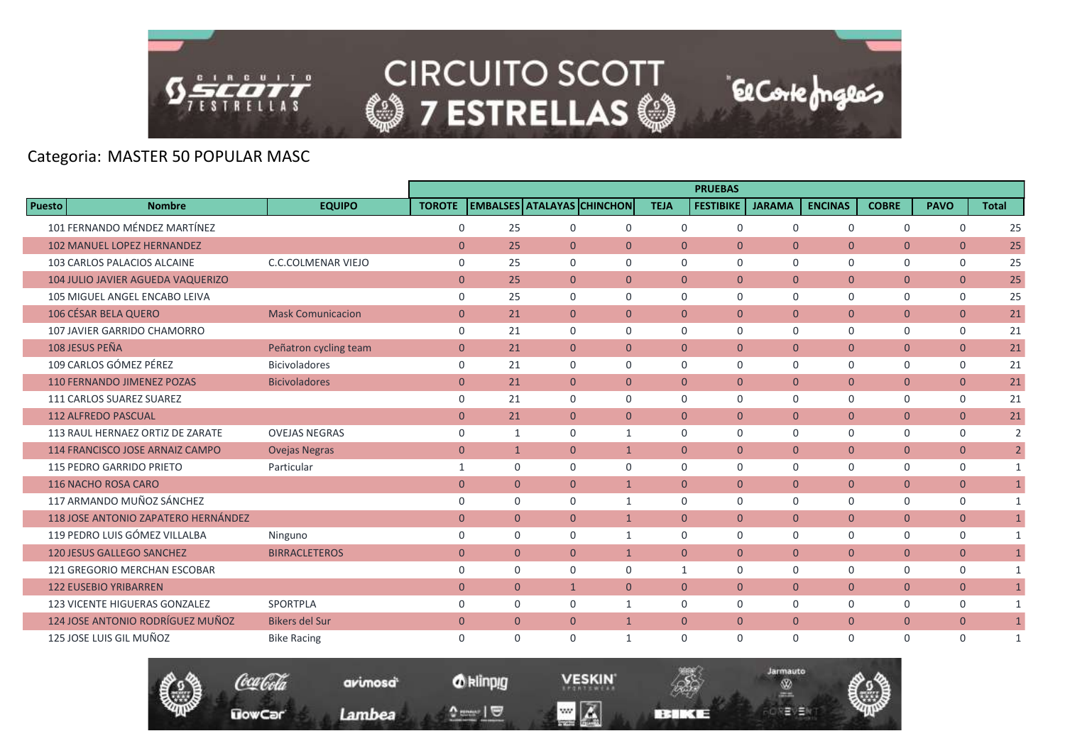Categoria: MASTER 50 POPULAR MASC

| Puesto | Nombre | EQUIPO | PRUEBAS | | | | | | | | | | |
|---|---|---|---|---|---|---|---|---|---|---|---|---|---|
| | | | TOROTE | EMBALSES | ATALAYAS | CHINCHON | TEJA | FESTIBIKE | JARAMA | ENCINAS | COBRE | PAVO | Total |
| 101 | FERNANDO MÉNDEZ MARTÍNEZ | | 0 | 25 | 0 | 0 | 0 | 0 | 0 | 0 | 0 | 0 | 25 |
| 102 | MANUEL LOPEZ HERNANDEZ | | 0 | 25 | 0 | 0 | 0 | 0 | 0 | 0 | 0 | 0 | 25 |
| 103 | CARLOS PALACIOS ALCAINE | C.C.COLMENAR VIEJO | 0 | 25 | 0 | 0 | 0 | 0 | 0 | 0 | 0 | 0 | 25 |
| 104 | JULIO JAVIER AGUEDA VAQUERIZO | | 0 | 25 | 0 | 0 | 0 | 0 | 0 | 0 | 0 | 0 | 25 |
| 105 | MIGUEL ANGEL ENCABO LEIVA | | 0 | 25 | 0 | 0 | 0 | 0 | 0 | 0 | 0 | 0 | 25 |
| 106 | CÉSAR BELA QUERO | Mask Comunicacion | 0 | 21 | 0 | 0 | 0 | 0 | 0 | 0 | 0 | 0 | 21 |
| 107 | JAVIER GARRIDO CHAMORRO | | 0 | 21 | 0 | 0 | 0 | 0 | 0 | 0 | 0 | 0 | 21 |
| 108 | JESUS PEÑA | Peñatron cycling team | 0 | 21 | 0 | 0 | 0 | 0 | 0 | 0 | 0 | 0 | 21 |
| 109 | CARLOS GÓMEZ PÉREZ | Bicivoladores | 0 | 21 | 0 | 0 | 0 | 0 | 0 | 0 | 0 | 0 | 21 |
| 110 | FERNANDO JIMENEZ POZAS | Bicivoladores | 0 | 21 | 0 | 0 | 0 | 0 | 0 | 0 | 0 | 0 | 21 |
| 111 | CARLOS SUAREZ SUAREZ | | 0 | 21 | 0 | 0 | 0 | 0 | 0 | 0 | 0 | 0 | 21 |
| 112 | ALFREDO PASCUAL | | 0 | 21 | 0 | 0 | 0 | 0 | 0 | 0 | 0 | 0 | 21 |
| 113 | RAUL HERNAEZ ORTIZ DE ZARATE | OVEJAS NEGRAS | 0 | 1 | 0 | 1 | 0 | 0 | 0 | 0 | 0 | 0 | 2 |
| 114 | FRANCISCO JOSE ARNAIZ CAMPO | Ovejas Negras | 0 | 1 | 0 | 1 | 0 | 0 | 0 | 0 | 0 | 0 | 2 |
| 115 | PEDRO GARRIDO PRIETO | Particular | 1 | 0 | 0 | 0 | 0 | 0 | 0 | 0 | 0 | 0 | 1 |
| 116 | NACHO ROSA CARO | | 0 | 0 | 0 | 1 | 0 | 0 | 0 | 0 | 0 | 0 | 1 |
| 117 | ARMANDO MUÑOZ SÁNCHEZ | | 0 | 0 | 0 | 1 | 0 | 0 | 0 | 0 | 0 | 0 | 1 |
| 118 | JOSE ANTONIO ZAPATERO HERNÁNDEZ | | 0 | 0 | 0 | 1 | 0 | 0 | 0 | 0 | 0 | 0 | 1 |
| 119 | PEDRO LUIS GÓMEZ VILLALBA | Ninguno | 0 | 0 | 0 | 1 | 0 | 0 | 0 | 0 | 0 | 0 | 1 |
| 120 | JESUS GALLEGO SANCHEZ | BIRRACLETEROS | 0 | 0 | 0 | 1 | 0 | 0 | 0 | 0 | 0 | 0 | 1 |
| 121 | GREGORIO MERCHAN ESCOBAR | | 0 | 0 | 0 | 0 | 1 | 0 | 0 | 0 | 0 | 0 | 1 |
| 122 | EUSEBIO YRIBARREN | | 0 | 0 | 1 | 0 | 0 | 0 | 0 | 0 | 0 | 0 | 1 |
| 123 | VICENTE HIGUERAS GONZALEZ | SPORTPLA | 0 | 0 | 0 | 1 | 0 | 0 | 0 | 0 | 0 | 0 | 1 |
| 124 | JOSE ANTONIO RODRÍGUEZ MUÑOZ | Bikers del Sur | 0 | 0 | 0 | 1 | 0 | 0 | 0 | 0 | 0 | 0 | 1 |
| 125 | JOSE LUIS GIL MUÑOZ | Bike Racing | 0 | 0 | 0 | 1 | 0 | 0 | 0 | 0 | 0 | 0 | 1 |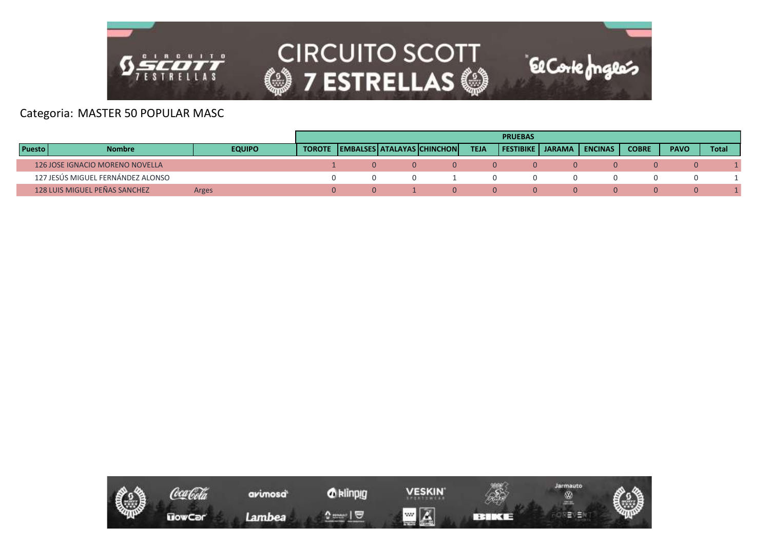Categoria: MASTER 50 POPULAR MASC

| Puesto | Nombre | EQUIPO | PRUEBAS | | | | | | | | | | |
|---|---|---|---|---|---|---|---|---|---|---|---|---|---|
| | | | TOROTE | EMBALSES | ATALAYAS | CHINCHON | TEJA | FESTIBIKE | JARAMA | ENCINAS | COBRE | PAVO | Total |
| 126 | JOSE IGNACIO MORENO NOVELLA | | 1 | 0 | 0 | 0 | 0 | 0 | 0 | 0 | 0 | 0 | 1 |
| 127 | JESÚS MIGUEL FERNÁNDEZ ALONSO | | 0 | 0 | 0 | 1 | 0 | 0 | 0 | 0 | 0 | 0 | 1 |
| 128 | LUIS MIGUEL PEÑAS SANCHEZ | Arges | 0 | 0 | 1 | 0 | 0 | 0 | 0 | 0 | 0 | 0 | 1 |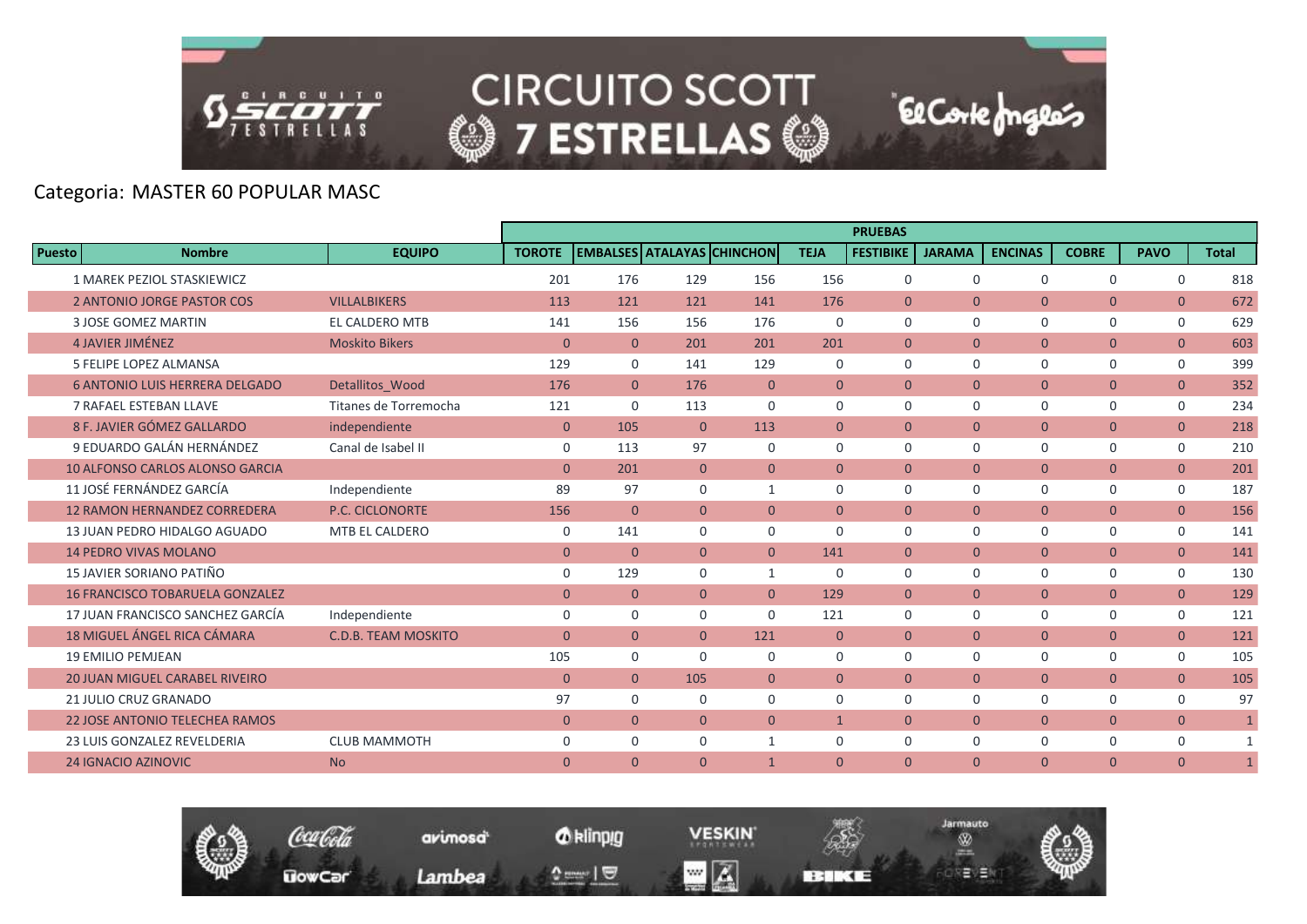Categoria: MASTER 60 POPULAR MASC

| Puesto | Nombre | EQUIPO | PRUEBAS | | | | | | | | | | |
|---|---|---|---|---|---|---|---|---|---|---|---|---|---|
| | | | TOROTE | EMBALSES | ATALAYAS | CHINCHON | TEJA | FESTIBIKE | JARAMA | ENCINAS | COBRE | PAVO | Total |
| 1 | MAREK PEZIOL STASKIEWICZ | | 201 | 176 | 129 | 156 | 156 | 0 | 0 | 0 | 0 | 0 | 818 |
| 2 | ANTONIO JORGE PASTOR COS | VILLALBIKERS | 113 | 121 | 121 | 141 | 176 | 0 | 0 | 0 | 0 | 0 | 672 |
| 3 | JOSE GOMEZ MARTIN | EL CALDERO MTB | 141 | 156 | 156 | 176 | 0 | 0 | 0 | 0 | 0 | 0 | 629 |
| 4 | JAVIER JIMÉNEZ | Moskito Bikers | 0 | 0 | 201 | 201 | 201 | 0 | 0 | 0 | 0 | 0 | 603 |
| 5 | FELIPE LOPEZ ALMANSA | | 129 | 0 | 141 | 129 | 0 | 0 | 0 | 0 | 0 | 0 | 399 |
| 6 | ANTONIO LUIS HERRERA DELGADO | Detallitos_Wood | 176 | 0 | 176 | 0 | 0 | 0 | 0 | 0 | 0 | 0 | 352 |
| 7 | RAFAEL ESTEBAN LLAVE | Titanes de Torremocha | 121 | 0 | 113 | 0 | 0 | 0 | 0 | 0 | 0 | 0 | 234 |
| 8 | F. JAVIER GÓMEZ GALLARDO | independiente | 0 | 105 | 0 | 113 | 0 | 0 | 0 | 0 | 0 | 0 | 218 |
| 9 | EDUARDO GALÁN HERNÁNDEZ | Canal de Isabel II | 0 | 113 | 97 | 0 | 0 | 0 | 0 | 0 | 0 | 0 | 210 |
| 10 | ALFONSO CARLOS ALONSO GARCIA | | 0 | 201 | 0 | 0 | 0 | 0 | 0 | 0 | 0 | 0 | 201 |
| 11 | JOSÉ FERNÁNDEZ GARCÍA | Independiente | 89 | 97 | 0 | 1 | 0 | 0 | 0 | 0 | 0 | 0 | 187 |
| 12 | RAMON HERNANDEZ CORREDERA | P.C. CICLONORTE | 156 | 0 | 0 | 0 | 0 | 0 | 0 | 0 | 0 | 0 | 156 |
| 13 | JUAN PEDRO HIDALGO AGUADO | MTB EL CALDERO | 0 | 141 | 0 | 0 | 0 | 0 | 0 | 0 | 0 | 0 | 141 |
| 14 | PEDRO VIVAS MOLANO | | 0 | 0 | 0 | 0 | 141 | 0 | 0 | 0 | 0 | 0 | 141 |
| 15 | JAVIER SORIANO PATIÑO | | 0 | 129 | 0 | 1 | 0 | 0 | 0 | 0 | 0 | 0 | 130 |
| 16 | FRANCISCO TOBARUELA GONZALEZ | | 0 | 0 | 0 | 0 | 129 | 0 | 0 | 0 | 0 | 0 | 129 |
| 17 | JUAN FRANCISCO SANCHEZ GARCÍA | Independiente | 0 | 0 | 0 | 0 | 121 | 0 | 0 | 0 | 0 | 0 | 121 |
| 18 | MIGUEL ÁNGEL RICA CÁMARA | C.D.B. TEAM MOSKITO | 0 | 0 | 0 | 121 | 0 | 0 | 0 | 0 | 0 | 0 | 121 |
| 19 | EMILIO PEMJEAN | | 105 | 0 | 0 | 0 | 0 | 0 | 0 | 0 | 0 | 0 | 105 |
| 20 | JUAN MIGUEL CARABEL RIVEIRO | | 0 | 0 | 105 | 0 | 0 | 0 | 0 | 0 | 0 | 0 | 105 |
| 21 | JULIO CRUZ GRANADO | | 97 | 0 | 0 | 0 | 0 | 0 | 0 | 0 | 0 | 0 | 97 |
| 22 | JOSE ANTONIO TELECHEA RAMOS | | 0 | 0 | 0 | 0 | 1 | 0 | 0 | 0 | 0 | 0 | 1 |
| 23 | LUIS GONZALEZ REVELDERIA | CLUB MAMMOTH | 0 | 0 | 0 | 1 | 0 | 0 | 0 | 0 | 0 | 0 | 1 |
| 24 | IGNACIO AZINOVIC | No | 0 | 0 | 0 | 1 | 0 | 0 | 0 | 0 | 0 | 0 | 1 |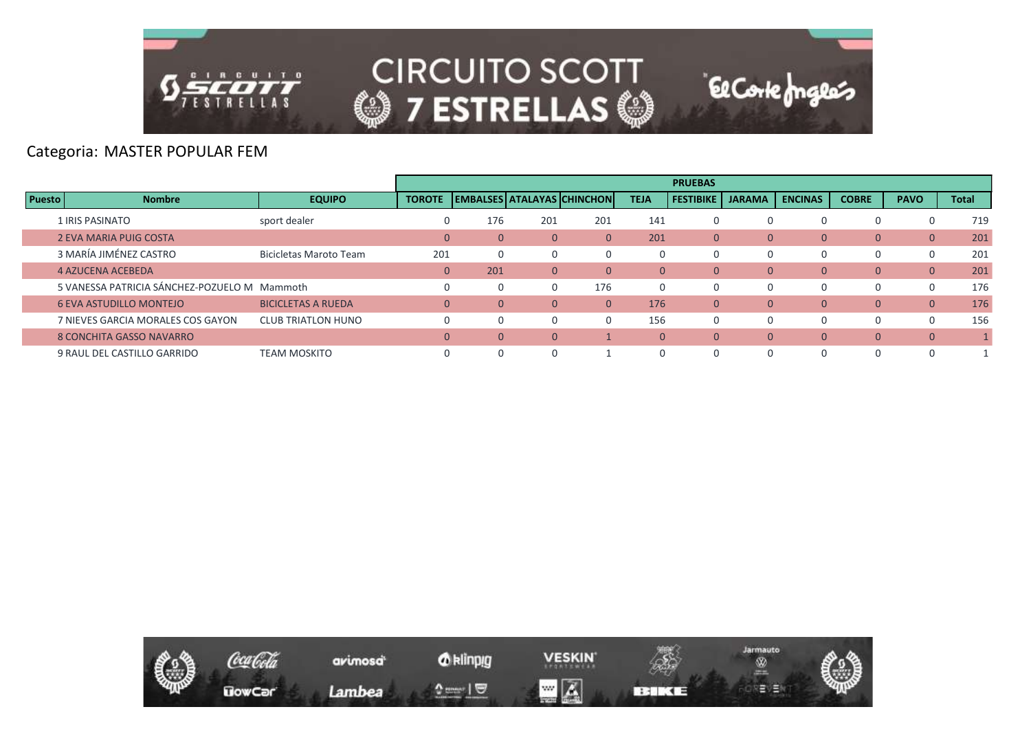Categoria: MASTER POPULAR FEM

| Puesto | Nombre | EQUIPO | PRUEBAS | | | | | | | | | | |
|---|---|---|---|---|---|---|---|---|---|---|---|---|---|
| | | | TOROTE | EMBALSES | ATALAYAS | CHINCHON | TEJA | FESTIBIKE | JARAMA | ENCINAS | COBRE | PAVO | Total |
| 1 | IRIS PASINATO | sport dealer | 0 | 176 | 201 | 201 | 141 | 0 | 0 | 0 | 0 | 0 | 719 |
| 2 | EVA MARIA PUIG COSTA | | 0 | 0 | 0 | 0 | 201 | 0 | 0 | 0 | 0 | 0 | 201 |
| 3 | MARÍA JIMÉNEZ CASTRO | Bicicletas Maroto Team | 201 | 0 | 0 | 0 | 0 | 0 | 0 | 0 | 0 | 0 | 201 |
| 4 | AZUCENA ACEBEDA | | 0 | 201 | 0 | 0 | 0 | 0 | 0 | 0 | 0 | 0 | 201 |
| 5 | VANESSA PATRICIA SÁNCHEZ-POZUELO M | Mammoth | 0 | 0 | 0 | 176 | 0 | 0 | 0 | 0 | 0 | 0 | 176 |
| 6 | EVA ASTUDILLO MONTEJO | BICICLETAS A RUEDA | 0 | 0 | 0 | 0 | 176 | 0 | 0 | 0 | 0 | 0 | 176 |
| 7 | NIEVES GARCIA MORALES COS GAYON | CLUB TRIATLON HUNO | 0 | 0 | 0 | 0 | 156 | 0 | 0 | 0 | 0 | 0 | 156 |
| 8 | CONCHITA GASSO NAVARRO | | 0 | 0 | 0 | 1 | 0 | 0 | 0 | 0 | 0 | 0 | 1 |
| 9 | RAUL DEL CASTILLO GARRIDO | TEAM MOSKITO | 0 | 0 | 0 | 1 | 0 | 0 | 0 | 0 | 0 | 0 | 1 |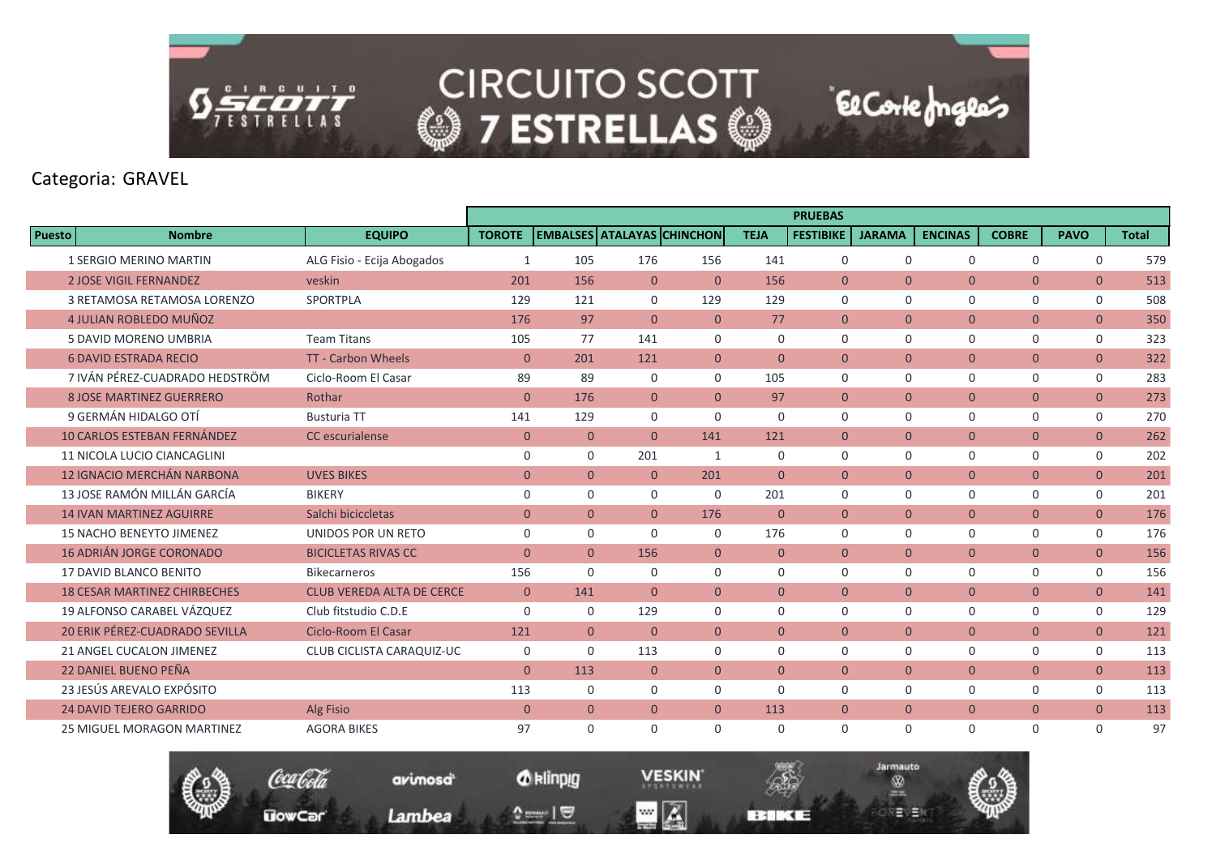# CIRCUITO SCOTT 7 ESTRELLAS

Categoria: GRAVEL

| Puesto | Nombre | EQUIPO | PRUEBAS | | | | | | | | | | |
|---|---|---|---|---|---|---|---|---|---|---|---|---|---|
| | | | TOROTE | EMBALSES | ATALAYAS | CHINCHON | TEJA | FESTIBIKE | JARAMA | ENCINAS | COBRE | PAVO | Total |
| 1 | SERGIO MERINO MARTIN | ALG Fisio - Ecija Abogados | 1 | 105 | 176 | 156 | 141 | 0 | 0 | 0 | 0 | 0 | 579 |
| 2 | JOSE VIGIL FERNANDEZ | veskin | 201 | 156 | 0 | 0 | 156 | 0 | 0 | 0 | 0 | 0 | 513 |
| 3 | RETAMOSA RETAMOSA LORENZO | SPORTPLA | 129 | 121 | 0 | 129 | 129 | 0 | 0 | 0 | 0 | 0 | 508 |
| 4 | JULIAN ROBLEDO MUÑOZ | | 176 | 97 | 0 | 0 | 77 | 0 | 0 | 0 | 0 | 0 | 350 |
| 5 | DAVID MORENO UMBRIA | Team Titans | 105 | 77 | 141 | 0 | 0 | 0 | 0 | 0 | 0 | 0 | 323 |
| 6 | DAVID ESTRADA RECIO | TT - Carbon Wheels | 0 | 201 | 121 | 0 | 0 | 0 | 0 | 0 | 0 | 0 | 322 |
| 7 | IVÁN PÉREZ-CUADRADO HEDSTRÖM | Ciclo-Room El Casar | 89 | 89 | 0 | 0 | 105 | 0 | 0 | 0 | 0 | 0 | 283 |
| 8 | JOSE MARTINEZ GUERRERO | Rothar | 0 | 176 | 0 | 0 | 97 | 0 | 0 | 0 | 0 | 0 | 273 |
| 9 | GERMÁN HIDALGO OTÍ | Busturia TT | 141 | 129 | 0 | 0 | 0 | 0 | 0 | 0 | 0 | 0 | 270 |
| 10 | CARLOS ESTEBAN FERNÁNDEZ | CC escurialense | 0 | 0 | 0 | 141 | 121 | 0 | 0 | 0 | 0 | 0 | 262 |
| 11 | NICOLA LUCIO CIANCAGLINI | | 0 | 0 | 201 | 1 | 0 | 0 | 0 | 0 | 0 | 0 | 202 |
| 12 | IGNACIO MERCHÁN NARBONA | UVES BIKES | 0 | 0 | 0 | 201 | 0 | 0 | 0 | 0 | 0 | 0 | 201 |
| 13 | JOSE RAMÓN MILLÁN GARCÍA | BIKERY | 0 | 0 | 0 | 0 | 201 | 0 | 0 | 0 | 0 | 0 | 201 |
| 14 | IVAN MARTINEZ AGUIRRE | Salchi biciccletas | 0 | 0 | 0 | 176 | 0 | 0 | 0 | 0 | 0 | 0 | 176 |
| 15 | NACHO BENEYTO JIMENEZ | UNIDOS POR UN RETO | 0 | 0 | 0 | 0 | 176 | 0 | 0 | 0 | 0 | 0 | 176 |
| 16 | ADRIÁN JORGE CORONADO | BICICLETAS RIVAS CC | 0 | 0 | 156 | 0 | 0 | 0 | 0 | 0 | 0 | 0 | 156 |
| 17 | DAVID BLANCO BENITO | Bikecarneros | 156 | 0 | 0 | 0 | 0 | 0 | 0 | 0 | 0 | 0 | 156 |
| 18 | CESAR MARTINEZ CHIRBECHES | CLUB VEREDA ALTA DE CERCE | 0 | 141 | 0 | 0 | 0 | 0 | 0 | 0 | 0 | 0 | 141 |
| 19 | ALFONSO CARABEL VÁZQUEZ | Club fitstudio C.D.E | 0 | 0 | 129 | 0 | 0 | 0 | 0 | 0 | 0 | 0 | 129 |
| 20 | ERIK PÉREZ-CUADRADO SEVILLA | Ciclo-Room El Casar | 121 | 0 | 0 | 0 | 0 | 0 | 0 | 0 | 0 | 0 | 121 |
| 21 | ANGEL CUCALON JIMENEZ | CLUB CICLISTA CARAQUIZ-UC | 0 | 0 | 113 | 0 | 0 | 0 | 0 | 0 | 0 | 0 | 113 |
| 22 | DANIEL BUENO PEÑA | | 0 | 113 | 0 | 0 | 0 | 0 | 0 | 0 | 0 | 0 | 113 |
| 23 | JESÚS AREVALO EXPÓSITO | | 113 | 0 | 0 | 0 | 0 | 0 | 0 | 0 | 0 | 0 | 113 |
| 24 | DAVID TEJERO GARRIDO | Alg Fisio | 0 | 0 | 0 | 0 | 113 | 0 | 0 | 0 | 0 | 0 | 113 |
| 25 | MIGUEL MORAGON MARTINEZ | AGORA BIKES | 97 | 0 | 0 | 0 | 0 | 0 | 0 | 0 | 0 | 0 | 97 |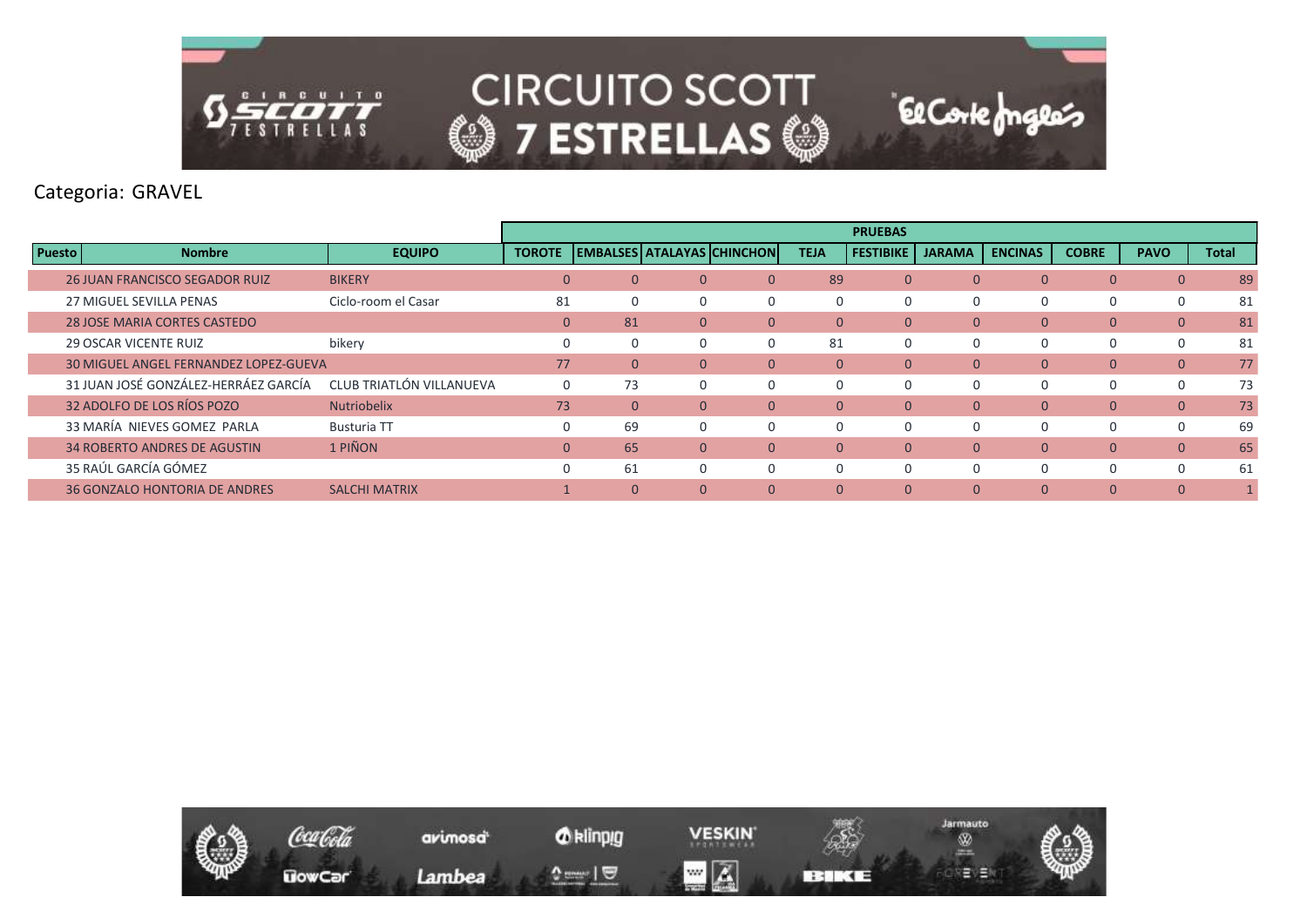Categoria: GRAVEL

| Puesto | Nombre | EQUIPO | PRUEBAS | | | | | | | | | | |
|---|---|---|---|---|---|---|---|---|---|---|---|---|---|
| | | | TOROTE | EMBALSES | ATALAYAS | CHINCHON | TEJA | FESTIBIKE | JARAMA | ENCINAS | COBRE | PAVO | Total |
| 26 | JUAN FRANCISCO SEGADOR RUIZ | BIKERY | 0 | 0 | 0 | 0 | 89 | 0 | 0 | 0 | 0 | 0 | 89 |
| 27 | MIGUEL SEVILLA PENAS | Ciclo-room el Casar | 81 | 0 | 0 | 0 | 0 | 0 | 0 | 0 | 0 | 0 | 81 |
| 28 | JOSE MARIA CORTES CASTEDO | | 0 | 81 | 0 | 0 | 0 | 0 | 0 | 0 | 0 | 0 | 81 |
| 29 | OSCAR VICENTE RUIZ | bikery | 0 | 0 | 0 | 0 | 81 | 0 | 0 | 0 | 0 | 0 | 81 |
| 30 | MIGUEL ANGEL FERNANDEZ LOPEZ-GUEVA | | 77 | 0 | 0 | 0 | 0 | 0 | 0 | 0 | 0 | 0 | 77 |
| 31 | JUAN JOSÉ GONZÁLEZ-HERRÁEZ GARCÍA | CLUB TRIATLÓN VILLANUEVA | 0 | 73 | 0 | 0 | 0 | 0 | 0 | 0 | 0 | 0 | 73 |
| 32 | ADOLFO DE LOS RÍOS POZO | Nutriobelix | 73 | 0 | 0 | 0 | 0 | 0 | 0 | 0 | 0 | 0 | 73 |
| 33 | MARÍA NIEVES GOMEZ PARLA | Busturia TT | 0 | 69 | 0 | 0 | 0 | 0 | 0 | 0 | 0 | 0 | 69 |
| 34 | ROBERTO ANDRES DE AGUSTIN | 1 PIÑON | 0 | 65 | 0 | 0 | 0 | 0 | 0 | 0 | 0 | 0 | 65 |
| 35 | RAÚL GARCÍA GÓMEZ | | 0 | 61 | 0 | 0 | 0 | 0 | 0 | 0 | 0 | 0 | 61 |
| 36 | GONZALO HONTORIA DE ANDRES | SALCHI MATRIX | 1 | 0 | 0 | 0 | 0 | 0 | 0 | 0 | 0 | 0 | 1 |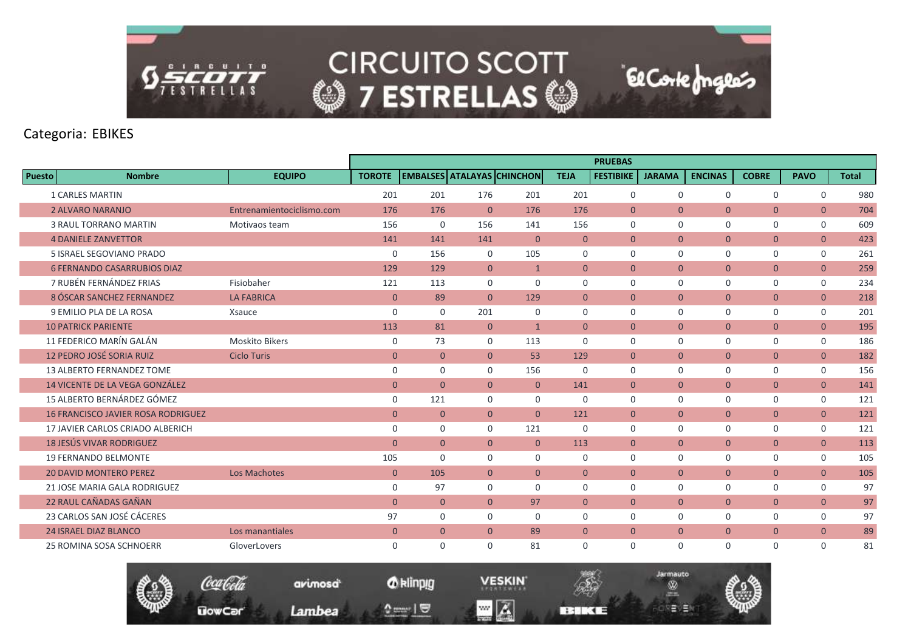Categoria: EBIKES

| Puesto | Nombre | EQUIPO | PRUEBAS | | | | | | | | | | |
|---|---|---|---|---|---|---|---|---|---|---|---|---|---|
| | | | TOROTE | EMBALSES | ATALAYAS | CHINCHON | TEJA | FESTIBIKE | JARAMA | ENCINAS | COBRE | PAVO | Total |
| 1 | CARLES MARTIN | | 201 | 201 | 176 | 201 | 201 | 0 | 0 | 0 | 0 | 0 | 980 |
| 2 | ALVARO NARANJO | Entrenamientociclismo.com | 176 | 176 | 0 | 176 | 176 | 0 | 0 | 0 | 0 | 0 | 704 |
| 3 | RAUL TORRANO MARTIN | Motivaos team | 156 | 0 | 156 | 141 | 156 | 0 | 0 | 0 | 0 | 0 | 609 |
| 4 | DANIELE ZANVETTOR | | 141 | 141 | 141 | 0 | 0 | 0 | 0 | 0 | 0 | 0 | 423 |
| 5 | ISRAEL SEGOVIANO PRADO | | 0 | 156 | 0 | 105 | 0 | 0 | 0 | 0 | 0 | 0 | 261 |
| 6 | FERNANDO CASARRUBIOS DIAZ | | 129 | 129 | 0 | 1 | 0 | 0 | 0 | 0 | 0 | 0 | 259 |
| 7 | RUBÉN FERNÁNDEZ FRIAS | Fisiobaher | 121 | 113 | 0 | 0 | 0 | 0 | 0 | 0 | 0 | 0 | 234 |
| 8 | ÓSCAR SANCHEZ FERNANDEZ | LA FABRICA | 0 | 89 | 0 | 129 | 0 | 0 | 0 | 0 | 0 | 0 | 218 |
| 9 | EMILIO PLA DE LA ROSA | Xsauce | 0 | 0 | 201 | 0 | 0 | 0 | 0 | 0 | 0 | 0 | 201 |
| 10 | PATRICK PARIENTE | | 113 | 81 | 0 | 1 | 0 | 0 | 0 | 0 | 0 | 0 | 195 |
| 11 | FEDERICO MARÍN GALÁN | Moskito Bikers | 0 | 73 | 0 | 113 | 0 | 0 | 0 | 0 | 0 | 0 | 186 |
| 12 | PEDRO JOSÉ SORIA RUIZ | Ciclo Turis | 0 | 0 | 0 | 53 | 129 | 0 | 0 | 0 | 0 | 0 | 182 |
| 13 | ALBERTO FERNANDEZ TOME | | 0 | 0 | 0 | 156 | 0 | 0 | 0 | 0 | 0 | 0 | 156 |
| 14 | VICENTE DE LA VEGA GONZÁLEZ | | 0 | 0 | 0 | 0 | 141 | 0 | 0 | 0 | 0 | 0 | 141 |
| 15 | ALBERTO BERNÁRDEZ GÓMEZ | | 0 | 121 | 0 | 0 | 0 | 0 | 0 | 0 | 0 | 0 | 121 |
| 16 | FRANCISCO JAVIER ROSA RODRIGUEZ | | 0 | 0 | 0 | 0 | 121 | 0 | 0 | 0 | 0 | 0 | 121 |
| 17 | JAVIER CARLOS CRIADO ALBERICH | | 0 | 0 | 0 | 121 | 0 | 0 | 0 | 0 | 0 | 0 | 121 |
| 18 | JESÚS VIVAR RODRIGUEZ | | 0 | 0 | 0 | 0 | 113 | 0 | 0 | 0 | 0 | 0 | 113 |
| 19 | FERNANDO BELMONTE | | 105 | 0 | 0 | 0 | 0 | 0 | 0 | 0 | 0 | 0 | 105 |
| 20 | DAVID MONTERO PEREZ | Los Machotes | 0 | 105 | 0 | 0 | 0 | 0 | 0 | 0 | 0 | 0 | 105 |
| 21 | JOSE MARIA GALA RODRIGUEZ | | 0 | 97 | 0 | 0 | 0 | 0 | 0 | 0 | 0 | 0 | 97 |
| 22 | RAUL CAÑADAS GAÑAN | | 0 | 0 | 0 | 97 | 0 | 0 | 0 | 0 | 0 | 0 | 97 |
| 23 | CARLOS SAN JOSÉ CÁCERES | | 97 | 0 | 0 | 0 | 0 | 0 | 0 | 0 | 0 | 0 | 97 |
| 24 | ISRAEL DIAZ BLANCO | Los manantiales | 0 | 0 | 0 | 89 | 0 | 0 | 0 | 0 | 0 | 0 | 89 |
| 25 | ROMINA SOSA SCHNOERR | GloverLovers | 0 | 0 | 0 | 81 | 0 | 0 | 0 | 0 | 0 | 0 | 81 |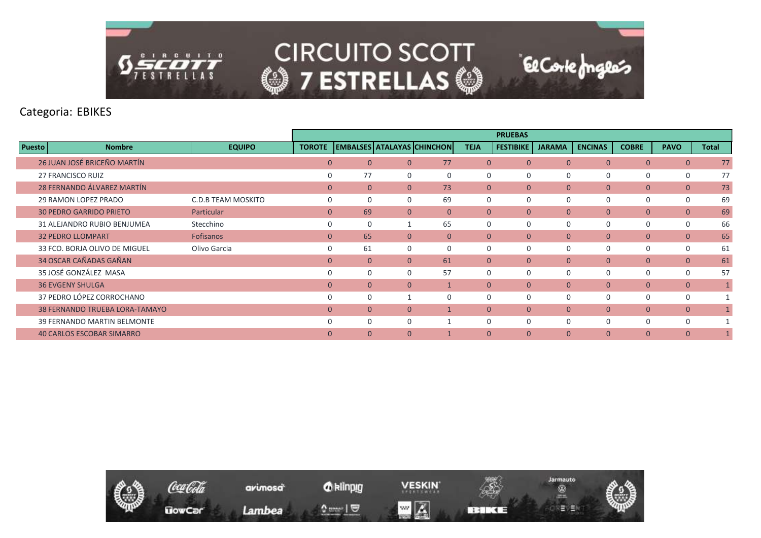Categoria: EBIKES

| Puesto | Nombre | EQUIPO | PRUEBAS | | | | | | | | | | |
|---|---|---|---|---|---|---|---|---|---|---|---|---|---|
| | | | TOROTE | EMBALSES | ATALAYAS | CHINCHON | TEJA | FESTIBIKE | JARAMA | ENCINAS | COBRE | PAVO | Total |
| 26 | JUAN JOSÉ BRICEÑO MARTÍN | | 0 | 0 | 0 | 77 | 0 | 0 | 0 | 0 | 0 | 0 | 77 |
| 27 | FRANCISCO RUIZ | | 0 | 77 | 0 | 0 | 0 | 0 | 0 | 0 | 0 | 0 | 77 |
| 28 | FERNANDO ÁLVAREZ MARTÍN | | 0 | 0 | 0 | 73 | 0 | 0 | 0 | 0 | 0 | 0 | 73 |
| 29 | RAMON LOPEZ PRADO | C.D.B TEAM MOSKITO | 0 | 0 | 0 | 69 | 0 | 0 | 0 | 0 | 0 | 0 | 69 |
| 30 | PEDRO GARRIDO PRIETO | Particular | 0 | 69 | 0 | 0 | 0 | 0 | 0 | 0 | 0 | 0 | 69 |
| 31 | ALEJANDRO RUBIO BENJUMEA | Stecchino | 0 | 0 | 1 | 65 | 0 | 0 | 0 | 0 | 0 | 0 | 66 |
| 32 | PEDRO LLOMPART | Fofisanos | 0 | 65 | 0 | 0 | 0 | 0 | 0 | 0 | 0 | 0 | 65 |
| 33 | FCO. BORJA OLIVO DE MIGUEL | Olivo Garcia | 0 | 61 | 0 | 0 | 0 | 0 | 0 | 0 | 0 | 0 | 61 |
| 34 | OSCAR CAÑADAS GAÑAN | | 0 | 0 | 0 | 61 | 0 | 0 | 0 | 0 | 0 | 0 | 61 |
| 35 | JOSÉ GONZÁLEZ MASA | | 0 | 0 | 0 | 57 | 0 | 0 | 0 | 0 | 0 | 0 | 57 |
| 36 | EVGENY SHULGA | | 0 | 0 | 0 | 1 | 0 | 0 | 0 | 0 | 0 | 0 | 1 |
| 37 | PEDRO LÓPEZ CORROCHANO | | 0 | 0 | 1 | 0 | 0 | 0 | 0 | 0 | 0 | 0 | 1 |
| 38 | FERNANDO TRUEBA LORA-TAMAYO | | 0 | 0 | 0 | 1 | 0 | 0 | 0 | 0 | 0 | 0 | 1 |
| 39 | FERNANDO MARTIN BELMONTE | | 0 | 0 | 0 | 1 | 0 | 0 | 0 | 0 | 0 | 0 | 1 |
| 40 | CARLOS ESCOBAR SIMARRO | | 0 | 0 | 0 | 1 | 0 | 0 | 0 | 0 | 0 | 0 | 1 |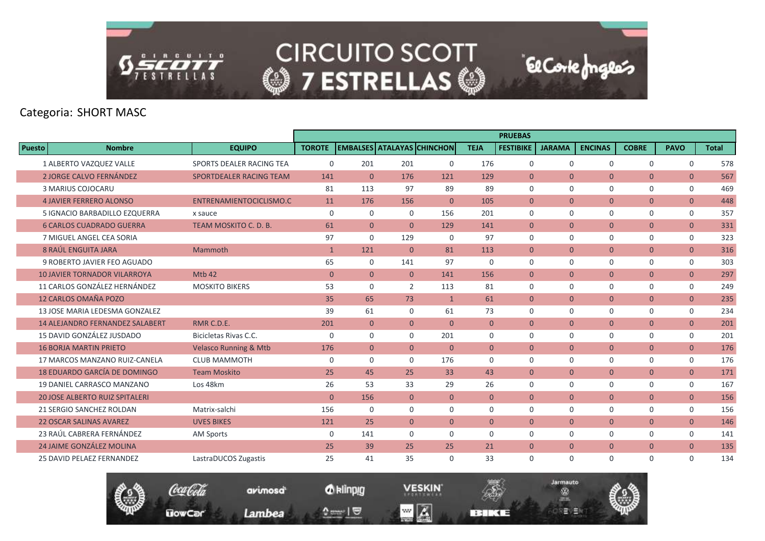Categoria: SHORT MASC

| Puesto | Nombre | EQUIPO | PRUEBAS | | | | | | | | | | |
|---|---|---|---|---|---|---|---|---|---|---|---|---|---|
| | | | TOROTE | EMBALSES | ATALAYAS | CHINCHON | TEJA | FESTIBIKE | JARAMA | ENCINAS | COBRE | PAVO | Total |
| 1 | ALBERTO VAZQUEZ VALLE | SPORTS DEALER RACING TEA | 0 | 201 | 201 | 0 | 176 | 0 | 0 | 0 | 0 | 0 | 578 |
| 2 | JORGE CALVO FERNÁNDEZ | SPORTDEALER RACING TEAM | 141 | 0 | 176 | 121 | 129 | 0 | 0 | 0 | 0 | 0 | 567 |
| 3 | MARIUS COJOCARU | | 81 | 113 | 97 | 89 | 89 | 0 | 0 | 0 | 0 | 0 | 469 |
| 4 | JAVIER FERRERO ALONSO | ENTRENAMIENTOCICLISMO.C | 11 | 176 | 156 | 0 | 105 | 0 | 0 | 0 | 0 | 0 | 448 |
| 5 | IGNACIO BARBADILLO EZQUERRA | x sauce | 0 | 0 | 0 | 156 | 201 | 0 | 0 | 0 | 0 | 0 | 357 |
| 6 | CARLOS CUADRADO GUERRA | TEAM MOSKITO C. D. B. | 61 | 0 | 0 | 129 | 141 | 0 | 0 | 0 | 0 | 0 | 331 |
| 7 | MIGUEL ANGEL CEA SORIA | | 97 | 0 | 129 | 0 | 97 | 0 | 0 | 0 | 0 | 0 | 323 |
| 8 | RAÚL ENGUITA JARA | Mammoth | 1 | 121 | 0 | 81 | 113 | 0 | 0 | 0 | 0 | 0 | 316 |
| 9 | ROBERTO JAVIER FEO AGUADO | | 65 | 0 | 141 | 97 | 0 | 0 | 0 | 0 | 0 | 0 | 303 |
| 10 | JAVIER TORNADOR VILARROYA | Mtb 42 | 0 | 0 | 0 | 141 | 156 | 0 | 0 | 0 | 0 | 0 | 297 |
| 11 | CARLOS GONZÁLEZ HERNÁNDEZ | MOSKITO BIKERS | 53 | 0 | 2 | 113 | 81 | 0 | 0 | 0 | 0 | 0 | 249 |
| 12 | CARLOS OMAÑA POZO | | 35 | 65 | 73 | 1 | 61 | 0 | 0 | 0 | 0 | 0 | 235 |
| 13 | JOSE MARIA LEDESMA GONZALEZ | | 39 | 61 | 0 | 61 | 73 | 0 | 0 | 0 | 0 | 0 | 234 |
| 14 | ALEJANDRO FERNANDEZ SALABERT | RMR C.D.E. | 201 | 0 | 0 | 0 | 0 | 0 | 0 | 0 | 0 | 0 | 201 |
| 15 | DAVID GONZÁLEZ JUSDADO | Bicicletas Rivas C.C. | 0 | 0 | 0 | 201 | 0 | 0 | 0 | 0 | 0 | 0 | 201 |
| 16 | BORJA MARTIN PRIETO | Velasco Running & Mtb | 176 | 0 | 0 | 0 | 0 | 0 | 0 | 0 | 0 | 0 | 176 |
| 17 | MARCOS MANZANO RUIZ-CANELA | CLUB MAMMOTH | 0 | 0 | 0 | 176 | 0 | 0 | 0 | 0 | 0 | 0 | 176 |
| 18 | EDUARDO GARCÍA DE DOMINGO | Team Moskito | 25 | 45 | 25 | 33 | 43 | 0 | 0 | 0 | 0 | 0 | 171 |
| 19 | DANIEL CARRASCO MANZANO | Los 48km | 26 | 53 | 33 | 29 | 26 | 0 | 0 | 0 | 0 | 0 | 167 |
| 20 | JOSE ALBERTO RUIZ SPITALERI | | 0 | 156 | 0 | 0 | 0 | 0 | 0 | 0 | 0 | 0 | 156 |
| 21 | SERGIO SANCHEZ ROLDAN | Matrix-salchi | 156 | 0 | 0 | 0 | 0 | 0 | 0 | 0 | 0 | 0 | 156 |
| 22 | OSCAR SALINAS AVAREZ | UVES BIKES | 121 | 25 | 0 | 0 | 0 | 0 | 0 | 0 | 0 | 0 | 146 |
| 23 | RAÚL CABRERA FERNÁNDEZ | AM Sports | 0 | 141 | 0 | 0 | 0 | 0 | 0 | 0 | 0 | 0 | 141 |
| 24 | JAIME GONZÁLEZ MOLINA | | 25 | 39 | 25 | 25 | 21 | 0 | 0 | 0 | 0 | 0 | 135 |
| 25 | DAVID PELAEZ FERNANDEZ | LastraDUCOS Zugastis | 25 | 41 | 35 | 0 | 33 | 0 | 0 | 0 | 0 | 0 | 134 |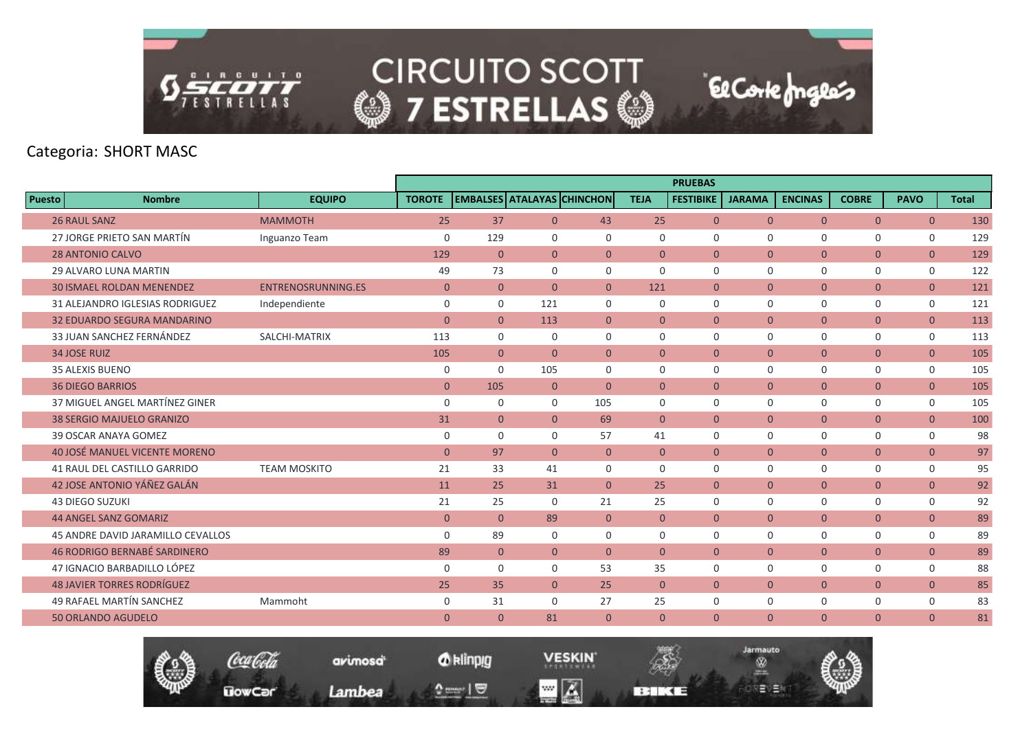# CIRCUITO SCOTT 7 ESTRELLAS

Categoria: SHORT MASC

| Puesto | Nombre | EQUIPO | PRUEBAS | | | | | | | | | | |
|---|---|---|---|---|---|---|---|---|---|---|---|---|---|
| | | | TOROTE | EMBALSES | ATALAYAS | CHINCHON | TEJA | FESTIBIKE | JARAMA | ENCINAS | COBRE | PAVO | Total |
| 26 | RAUL SANZ | MAMMOTH | 25 | 37 | 0 | 43 | 25 | 0 | 0 | 0 | 0 | 0 | 130 |
| 27 | JORGE PRIETO SAN MARTÍN | Inguanzo Team | 0 | 129 | 0 | 0 | 0 | 0 | 0 | 0 | 0 | 0 | 129 |
| 28 | ANTONIO CALVO | | 129 | 0 | 0 | 0 | 0 | 0 | 0 | 0 | 0 | 0 | 129 |
| 29 | ALVARO LUNA MARTIN | | 49 | 73 | 0 | 0 | 0 | 0 | 0 | 0 | 0 | 0 | 122 |
| 30 | ISMAEL ROLDAN MENENDEZ | ENTRENOSRUNNING.ES | 0 | 0 | 0 | 0 | 121 | 0 | 0 | 0 | 0 | 0 | 121 |
| 31 | ALEJANDRO IGLESIAS RODRIGUEZ | Independiente | 0 | 0 | 121 | 0 | 0 | 0 | 0 | 0 | 0 | 0 | 121 |
| 32 | EDUARDO SEGURA MANDARINO | | 0 | 0 | 113 | 0 | 0 | 0 | 0 | 0 | 0 | 0 | 113 |
| 33 | JUAN SANCHEZ FERNÁNDEZ | SALCHI-MATRIX | 113 | 0 | 0 | 0 | 0 | 0 | 0 | 0 | 0 | 0 | 113 |
| 34 | JOSE RUIZ | | 105 | 0 | 0 | 0 | 0 | 0 | 0 | 0 | 0 | 0 | 105 |
| 35 | ALEXIS BUENO | | 0 | 0 | 105 | 0 | 0 | 0 | 0 | 0 | 0 | 0 | 105 |
| 36 | DIEGO BARRIOS | | 0 | 105 | 0 | 0 | 0 | 0 | 0 | 0 | 0 | 0 | 105 |
| 37 | MIGUEL ANGEL MARTÍNEZ GINER | | 0 | 0 | 0 | 105 | 0 | 0 | 0 | 0 | 0 | 0 | 105 |
| 38 | SERGIO MAJUELO GRANIZO | | 31 | 0 | 0 | 69 | 0 | 0 | 0 | 0 | 0 | 0 | 100 |
| 39 | OSCAR ANAYA GOMEZ | | 0 | 0 | 0 | 57 | 41 | 0 | 0 | 0 | 0 | 0 | 98 |
| 40 | JOSÉ MANUEL VICENTE MORENO | | 0 | 97 | 0 | 0 | 0 | 0 | 0 | 0 | 0 | 0 | 97 |
| 41 | RAUL DEL CASTILLO GARRIDO | TEAM MOSKITO | 21 | 33 | 41 | 0 | 0 | 0 | 0 | 0 | 0 | 0 | 95 |
| 42 | JOSE ANTONIO YÁÑEZ GALÁN | | 11 | 25 | 31 | 0 | 25 | 0 | 0 | 0 | 0 | 0 | 92 |
| 43 | DIEGO SUZUKI | | 21 | 25 | 0 | 21 | 25 | 0 | 0 | 0 | 0 | 0 | 92 |
| 44 | ANGEL SANZ GOMARIZ | | 0 | 0 | 89 | 0 | 0 | 0 | 0 | 0 | 0 | 0 | 89 |
| 45 | ANDRE DAVID JARAMILLO CEVALLOS | | 0 | 89 | 0 | 0 | 0 | 0 | 0 | 0 | 0 | 0 | 89 |
| 46 | RODRIGO BERNABÉ SARDINERO | | 89 | 0 | 0 | 0 | 0 | 0 | 0 | 0 | 0 | 0 | 89 |
| 47 | IGNACIO BARBADILLO LÓPEZ | | 0 | 0 | 0 | 53 | 35 | 0 | 0 | 0 | 0 | 0 | 88 |
| 48 | JAVIER TORRES RODRÍGUEZ | | 25 | 35 | 0 | 25 | 0 | 0 | 0 | 0 | 0 | 0 | 85 |
| 49 | RAFAEL MARTÍN SANCHEZ | Mammoht | 0 | 31 | 0 | 27 | 25 | 0 | 0 | 0 | 0 | 0 | 83 |
| 50 | ORLANDO AGUDELO | | 0 | 0 | 81 | 0 | 0 | 0 | 0 | 0 | 0 | 0 | 81 |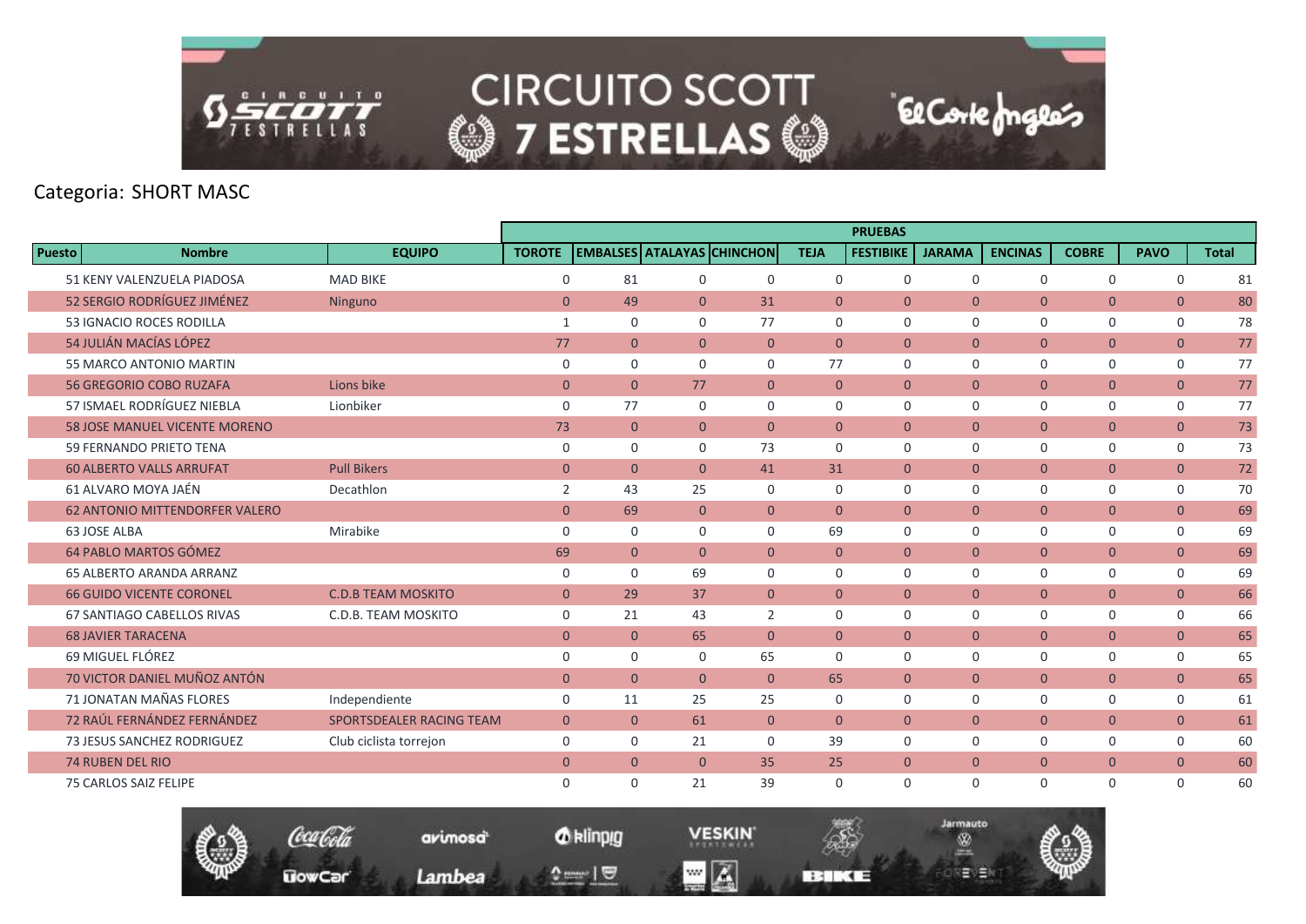Categoria: SHORT MASC

| Puesto | Nombre | EQUIPO | PRUEBAS | | | | | | | | | | |
|---|---|---|---|---|---|---|---|---|---|---|---|---|---|
| | | | TOROTE | EMBALSES | ATALAYAS | CHINCHON | TEJA | FESTIBIKE | JARAMA | ENCINAS | COBRE | PAVO | Total |
| 51 | KENY VALENZUELA PIADOSA | MAD BIKE | 0 | 81 | 0 | 0 | 0 | 0 | 0 | 0 | 0 | 0 | 81 |
| 52 | SERGIO RODRÍGUEZ JIMÉNEZ | Ninguno | 0 | 49 | 0 | 31 | 0 | 0 | 0 | 0 | 0 | 0 | 80 |
| 53 | IGNACIO ROCES RODILLA | | 1 | 0 | 0 | 77 | 0 | 0 | 0 | 0 | 0 | 0 | 78 |
| 54 | JULIÁN MACÍAS LÓPEZ | | 77 | 0 | 0 | 0 | 0 | 0 | 0 | 0 | 0 | 0 | 77 |
| 55 | MARCO ANTONIO MARTIN | | 0 | 0 | 0 | 0 | 77 | 0 | 0 | 0 | 0 | 0 | 77 |
| 56 | GREGORIO COBO RUZAFA | Lions bike | 0 | 0 | 77 | 0 | 0 | 0 | 0 | 0 | 0 | 0 | 77 |
| 57 | ISMAEL RODRÍGUEZ NIEBLA | Lionbiker | 0 | 77 | 0 | 0 | 0 | 0 | 0 | 0 | 0 | 0 | 77 |
| 58 | JOSE MANUEL VICENTE MORENO | | 73 | 0 | 0 | 0 | 0 | 0 | 0 | 0 | 0 | 0 | 73 |
| 59 | FERNANDO PRIETO TENA | | 0 | 0 | 0 | 73 | 0 | 0 | 0 | 0 | 0 | 0 | 73 |
| 60 | ALBERTO VALLS ARRUFAT | Pull Bikers | 0 | 0 | 0 | 41 | 31 | 0 | 0 | 0 | 0 | 0 | 72 |
| 61 | ALVARO MOYA JAÉN | Decathlon | 2 | 43 | 25 | 0 | 0 | 0 | 0 | 0 | 0 | 0 | 70 |
| 62 | ANTONIO MITTENDORFER VALERO | | 0 | 69 | 0 | 0 | 0 | 0 | 0 | 0 | 0 | 0 | 69 |
| 63 | JOSE ALBA | Mirabike | 0 | 0 | 0 | 0 | 69 | 0 | 0 | 0 | 0 | 0 | 69 |
| 64 | PABLO MARTOS GÓMEZ | | 69 | 0 | 0 | 0 | 0 | 0 | 0 | 0 | 0 | 0 | 69 |
| 65 | ALBERTO ARANDA ARRANZ | | 0 | 0 | 69 | 0 | 0 | 0 | 0 | 0 | 0 | 0 | 69 |
| 66 | GUIDO VICENTE CORONEL | C.D.B TEAM MOSKITO | 0 | 29 | 37 | 0 | 0 | 0 | 0 | 0 | 0 | 0 | 66 |
| 67 | SANTIAGO CABELLOS RIVAS | C.D.B. TEAM MOSKITO | 0 | 21 | 43 | 2 | 0 | 0 | 0 | 0 | 0 | 0 | 66 |
| 68 | JAVIER TARACENA | | 0 | 0 | 65 | 0 | 0 | 0 | 0 | 0 | 0 | 0 | 65 |
| 69 | MIGUEL FLÓREZ | | 0 | 0 | 0 | 65 | 0 | 0 | 0 | 0 | 0 | 0 | 65 |
| 70 | VICTOR DANIEL MUÑOZ ANTÓN | | 0 | 0 | 0 | 0 | 65 | 0 | 0 | 0 | 0 | 0 | 65 |
| 71 | JONATAN MAÑAS FLORES | Independiente | 0 | 11 | 25 | 25 | 0 | 0 | 0 | 0 | 0 | 0 | 61 |
| 72 | RAÚL FERNÁNDEZ FERNÁNDEZ | SPORTSDEALER RACING TEAM | 0 | 0 | 61 | 0 | 0 | 0 | 0 | 0 | 0 | 0 | 61 |
| 73 | JESUS SANCHEZ RODRIGUEZ | Club ciclista torrejon | 0 | 0 | 21 | 0 | 39 | 0 | 0 | 0 | 0 | 0 | 60 |
| 74 | RUBEN DEL RIO | | 0 | 0 | 0 | 35 | 25 | 0 | 0 | 0 | 0 | 0 | 60 |
| 75 | CARLOS SAIZ FELIPE | | 0 | 0 | 21 | 39 | 0 | 0 | 0 | 0 | 0 | 0 | 60 |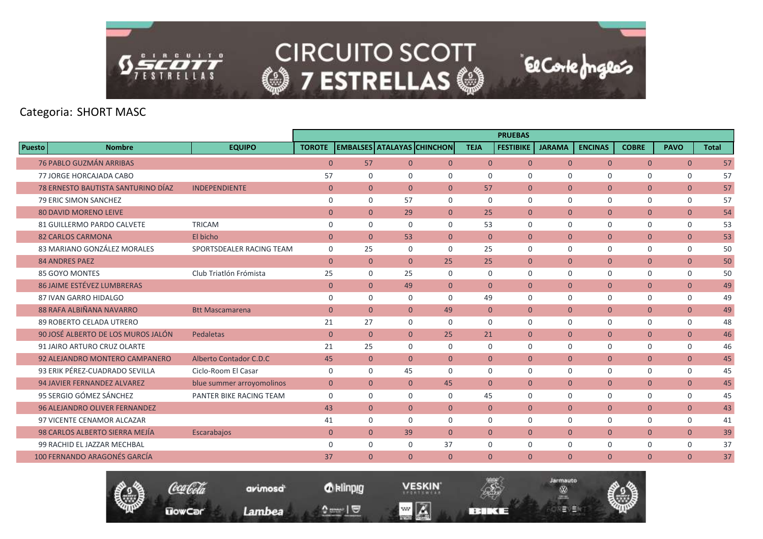Categoria: SHORT MASC

| Puesto | Nombre | EQUIPO | PRUEBAS | | | | | | | | | | |
|---|---|---|---|---|---|---|---|---|---|---|---|---|---|
| | | | TOROTE | EMBALSES | ATALAYAS | CHINCHON | TEJA | FESTIBIKE | JARAMA | ENCINAS | COBRE | PAVO | Total |
| 76 | PABLO GUZMÁN ARRIBAS | | 0 | 57 | 0 | 0 | 0 | 0 | 0 | 0 | 0 | 0 | 57 |
| 77 | JORGE HORCAJADA CABO | | 57 | 0 | 0 | 0 | 0 | 0 | 0 | 0 | 0 | 0 | 57 |
| 78 | ERNESTO BAUTISTA SANTURINO DÍAZ | INDEPENDIENTE | 0 | 0 | 0 | 0 | 57 | 0 | 0 | 0 | 0 | 0 | 57 |
| 79 | ERIC SIMON SANCHEZ | | 0 | 0 | 57 | 0 | 0 | 0 | 0 | 0 | 0 | 0 | 57 |
| 80 | DAVID MORENO LEIVE | | 0 | 0 | 29 | 0 | 25 | 0 | 0 | 0 | 0 | 0 | 54 |
| 81 | GUILLERMO PARDO CALVETE | TRICAM | 0 | 0 | 0 | 0 | 53 | 0 | 0 | 0 | 0 | 0 | 53 |
| 82 | CARLOS CARMONA | El bicho | 0 | 0 | 53 | 0 | 0 | 0 | 0 | 0 | 0 | 0 | 53 |
| 83 | MARIANO GONZÁLEZ MORALES | SPORTSDEALER RACING TEAM | 0 | 25 | 0 | 0 | 25 | 0 | 0 | 0 | 0 | 0 | 50 |
| 84 | ANDRES PAEZ | | 0 | 0 | 0 | 25 | 25 | 0 | 0 | 0 | 0 | 0 | 50 |
| 85 | GOYO MONTES | Club Triatlón Frómista | 25 | 0 | 25 | 0 | 0 | 0 | 0 | 0 | 0 | 0 | 50 |
| 86 | JAIME ESTÉVEZ LUMBRERAS | | 0 | 0 | 49 | 0 | 0 | 0 | 0 | 0 | 0 | 0 | 49 |
| 87 | IVAN GARRO HIDALGO | | 0 | 0 | 0 | 0 | 49 | 0 | 0 | 0 | 0 | 0 | 49 |
| 88 | RAFA ALBIÑANA NAVARRO | Btt Mascamarena | 0 | 0 | 0 | 49 | 0 | 0 | 0 | 0 | 0 | 0 | 49 |
| 89 | ROBERTO CELADA UTRERO | | 21 | 27 | 0 | 0 | 0 | 0 | 0 | 0 | 0 | 0 | 48 |
| 90 | JOSÉ ALBERTO DE LOS MUROS JALÓN | Pedaletas | 0 | 0 | 0 | 25 | 21 | 0 | 0 | 0 | 0 | 0 | 46 |
| 91 | JAIRO ARTURO CRUZ OLARTE | | 21 | 25 | 0 | 0 | 0 | 0 | 0 | 0 | 0 | 0 | 46 |
| 92 | ALEJANDRO MONTERO CAMPANERO | Alberto Contador C.D.C | 45 | 0 | 0 | 0 | 0 | 0 | 0 | 0 | 0 | 0 | 45 |
| 93 | ERIK PÉREZ-CUADRADO SEVILLA | Ciclo-Room El Casar | 0 | 0 | 45 | 0 | 0 | 0 | 0 | 0 | 0 | 0 | 45 |
| 94 | JAVIER FERNANDEZ ALVAREZ | blue summer arroyomolinos | 0 | 0 | 0 | 45 | 0 | 0 | 0 | 0 | 0 | 0 | 45 |
| 95 | SERGIO GÓMEZ SÁNCHEZ | PANTER BIKE RACING TEAM | 0 | 0 | 0 | 0 | 45 | 0 | 0 | 0 | 0 | 0 | 45 |
| 96 | ALEJANDRO OLIVER FERNANDEZ | | 43 | 0 | 0 | 0 | 0 | 0 | 0 | 0 | 0 | 0 | 43 |
| 97 | VICENTE CENAMOR ALCAZAR | | 41 | 0 | 0 | 0 | 0 | 0 | 0 | 0 | 0 | 0 | 41 |
| 98 | CARLOS ALBERTO SIERRA MEJÍA | Escarabajos | 0 | 0 | 39 | 0 | 0 | 0 | 0 | 0 | 0 | 0 | 39 |
| 99 | RACHID EL JAZZAR MECHBAL | | 0 | 0 | 0 | 37 | 0 | 0 | 0 | 0 | 0 | 0 | 37 |
| 100 | FERNANDO ARAGONÉS GARCÍA | | 37 | 0 | 0 | 0 | 0 | 0 | 0 | 0 | 0 | 0 | 37 |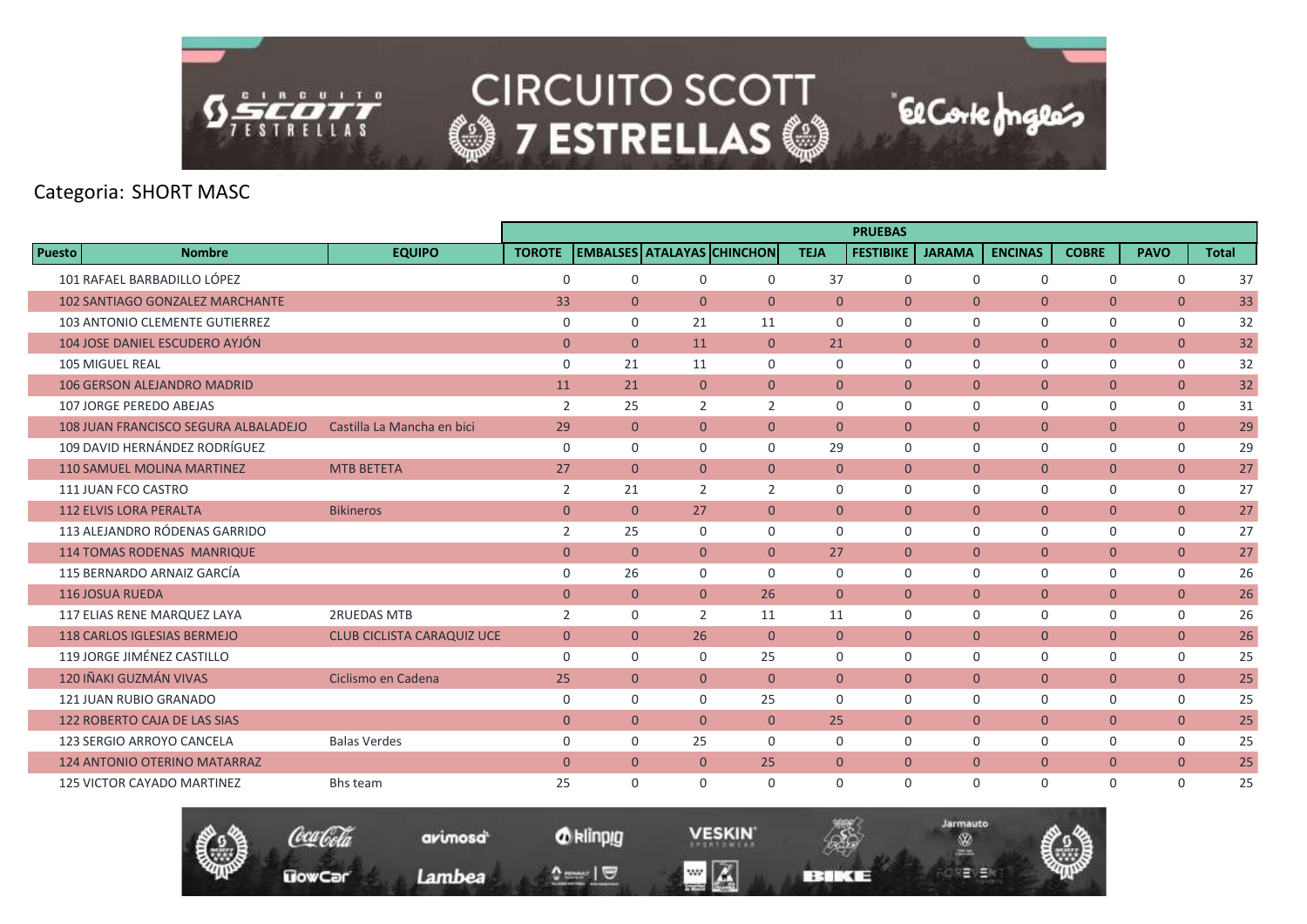Categoria: SHORT MASC

| Puesto | Nombre | EQUIPO | PRUEBAS | | | | | | | | | | |
|---|---|---|---|---|---|---|---|---|---|---|---|---|---|
| | | | TOROTE | EMBALSES | ATALAYAS | CHINCHON | TEJA | FESTIBIKE | JARAMA | ENCINAS | COBRE | PAVO | Total |
| 101 | RAFAEL BARBADILLO LÓPEZ | | 0 | 0 | 0 | 0 | 37 | 0 | 0 | 0 | 0 | 0 | 37 |
| 102 | SANTIAGO GONZALEZ MARCHANTE | | 33 | 0 | 0 | 0 | 0 | 0 | 0 | 0 | 0 | 0 | 33 |
| 103 | ANTONIO CLEMENTE GUTIERREZ | | 0 | 0 | 21 | 11 | 0 | 0 | 0 | 0 | 0 | 0 | 32 |
| 104 | JOSE DANIEL ESCUDERO AYJÓN | | 0 | 0 | 11 | 0 | 21 | 0 | 0 | 0 | 0 | 0 | 32 |
| 105 | MIGUEL REAL | | 0 | 21 | 11 | 0 | 0 | 0 | 0 | 0 | 0 | 0 | 32 |
| 106 | GERSON ALEJANDRO MADRID | | 11 | 21 | 0 | 0 | 0 | 0 | 0 | 0 | 0 | 0 | 32 |
| 107 | JORGE PEREDO ABEJAS | | 2 | 25 | 2 | 2 | 0 | 0 | 0 | 0 | 0 | 0 | 31 |
| 108 | JUAN FRANCISCO SEGURA ALBALADEJO | Castilla La Mancha en bici | 29 | 0 | 0 | 0 | 0 | 0 | 0 | 0 | 0 | 0 | 29 |
| 109 | DAVID HERNÁNDEZ RODRÍGUEZ | | 0 | 0 | 0 | 0 | 29 | 0 | 0 | 0 | 0 | 0 | 29 |
| 110 | SAMUEL MOLINA MARTINEZ | MTB BETETA | 27 | 0 | 0 | 0 | 0 | 0 | 0 | 0 | 0 | 0 | 27 |
| 111 | JUAN FCO CASTRO | | 2 | 21 | 2 | 2 | 0 | 0 | 0 | 0 | 0 | 0 | 27 |
| 112 | ELVIS LORA PERALTA | Bikineros | 0 | 0 | 27 | 0 | 0 | 0 | 0 | 0 | 0 | 0 | 27 |
| 113 | ALEJANDRO RÓDENAS GARRIDO | | 2 | 25 | 0 | 0 | 0 | 0 | 0 | 0 | 0 | 0 | 27 |
| 114 | TOMAS RODENAS MANRIQUE | | 0 | 0 | 0 | 0 | 27 | 0 | 0 | 0 | 0 | 0 | 27 |
| 115 | BERNARDO ARNAIZ GARCÍA | | 0 | 26 | 0 | 0 | 0 | 0 | 0 | 0 | 0 | 0 | 26 |
| 116 | JOSUA RUEDA | | 0 | 0 | 0 | 26 | 0 | 0 | 0 | 0 | 0 | 0 | 26 |
| 117 | ELIAS RENE MARQUEZ LAYA | 2RUEDAS MTB | 2 | 0 | 2 | 11 | 11 | 0 | 0 | 0 | 0 | 0 | 26 |
| 118 | CARLOS IGLESIAS BERMEJO | CLUB CICLISTA CARAQUIZ UCE | 0 | 0 | 26 | 0 | 0 | 0 | 0 | 0 | 0 | 0 | 26 |
| 119 | JORGE JIMÉNEZ CASTILLO | | 0 | 0 | 0 | 25 | 0 | 0 | 0 | 0 | 0 | 0 | 25 |
| 120 | IÑAKI GUZMÁN VIVAS | Ciclismo en Cadena | 25 | 0 | 0 | 0 | 0 | 0 | 0 | 0 | 0 | 0 | 25 |
| 121 | JUAN RUBIO GRANADO | | 0 | 0 | 0 | 25 | 0 | 0 | 0 | 0 | 0 | 0 | 25 |
| 122 | ROBERTO CAJA DE LAS SIAS | | 0 | 0 | 0 | 0 | 25 | 0 | 0 | 0 | 0 | 0 | 25 |
| 123 | SERGIO ARROYO CANCELA | Balas Verdes | 0 | 0 | 25 | 0 | 0 | 0 | 0 | 0 | 0 | 0 | 25 |
| 124 | ANTONIO OTERINO MATARRAZ | | 0 | 0 | 0 | 25 | 0 | 0 | 0 | 0 | 0 | 0 | 25 |
| 125 | VICTOR CAYADO MARTINEZ | Bhs team | 25 | 0 | 0 | 0 | 0 | 0 | 0 | 0 | 0 | 0 | 25 |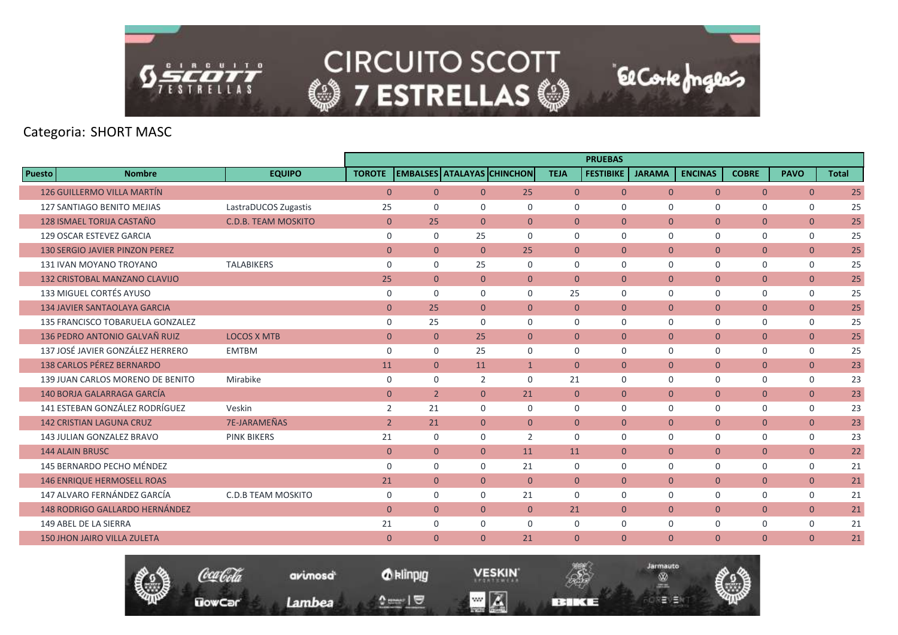Categoria: SHORT MASC

| Puesto | Nombre | EQUIPO | PRUEBAS | | | | | | | | | | |
|---|---|---|---|---|---|---|---|---|---|---|---|---|---|
| | | | TOROTE | EMBALSES | ATALAYAS | CHINCHON | TEJA | FESTIBIKE | JARAMA | ENCINAS | COBRE | PAVO | Total |
| 126 | GUILLERMO VILLA MARTÍN | | 0 | 0 | 0 | 25 | 0 | 0 | 0 | 0 | 0 | 0 | 25 |
| 127 | SANTIAGO BENITO MEJIAS | LastraDUCOS Zugastis | 25 | 0 | 0 | 0 | 0 | 0 | 0 | 0 | 0 | 0 | 25 |
| 128 | ISMAEL TORIJA CASTAÑO | C.D.B. TEAM MOSKITO | 0 | 25 | 0 | 0 | 0 | 0 | 0 | 0 | 0 | 0 | 25 |
| 129 | OSCAR ESTEVEZ GARCIA | | 0 | 0 | 25 | 0 | 0 | 0 | 0 | 0 | 0 | 0 | 25 |
| 130 | SERGIO JAVIER PINZON PEREZ | | 0 | 0 | 0 | 25 | 0 | 0 | 0 | 0 | 0 | 0 | 25 |
| 131 | IVAN MOYANO TROYANO | TALABIKERS | 0 | 0 | 25 | 0 | 0 | 0 | 0 | 0 | 0 | 0 | 25 |
| 132 | CRISTOBAL MANZANO CLAVIJO | | 25 | 0 | 0 | 0 | 0 | 0 | 0 | 0 | 0 | 0 | 25 |
| 133 | MIGUEL CORTÉS AYUSO | | 0 | 0 | 0 | 0 | 25 | 0 | 0 | 0 | 0 | 0 | 25 |
| 134 | JAVIER SANTAOLAYA GARCIA | | 0 | 25 | 0 | 0 | 0 | 0 | 0 | 0 | 0 | 0 | 25 |
| 135 | FRANCISCO TOBARUELA GONZALEZ | | 0 | 25 | 0 | 0 | 0 | 0 | 0 | 0 | 0 | 0 | 25 |
| 136 | PEDRO ANTONIO GALVAÑ RUIZ | LOCOS X MTB | 0 | 0 | 25 | 0 | 0 | 0 | 0 | 0 | 0 | 0 | 25 |
| 137 | JOSÉ JAVIER GONZÁLEZ HERRERO | EMTBM | 0 | 0 | 25 | 0 | 0 | 0 | 0 | 0 | 0 | 0 | 25 |
| 138 | CARLOS PÉREZ BERNARDO | | 11 | 0 | 11 | 1 | 0 | 0 | 0 | 0 | 0 | 0 | 23 |
| 139 | JUAN CARLOS MORENO DE BENITO | Mirabike | 0 | 0 | 2 | 0 | 21 | 0 | 0 | 0 | 0 | 0 | 23 |
| 140 | BORJA GALARRAGA GARCÍA | | 0 | 2 | 0 | 21 | 0 | 0 | 0 | 0 | 0 | 0 | 23 |
| 141 | ESTEBAN GONZÁLEZ RODRÍGUEZ | Veskin | 2 | 21 | 0 | 0 | 0 | 0 | 0 | 0 | 0 | 0 | 23 |
| 142 | CRISTIAN LAGUNA CRUZ | 7E-JARAMEÑAS | 2 | 21 | 0 | 0 | 0 | 0 | 0 | 0 | 0 | 0 | 23 |
| 143 | JULIAN GONZALEZ BRAVO | PINK BIKERS | 21 | 0 | 0 | 2 | 0 | 0 | 0 | 0 | 0 | 0 | 23 |
| 144 | ALAIN BRUSC | | 0 | 0 | 0 | 11 | 11 | 0 | 0 | 0 | 0 | 0 | 22 |
| 145 | BERNARDO PECHO MÉNDEZ | | 0 | 0 | 0 | 21 | 0 | 0 | 0 | 0 | 0 | 0 | 21 |
| 146 | ENRIQUE HERMOSELL ROAS | | 21 | 0 | 0 | 0 | 0 | 0 | 0 | 0 | 0 | 0 | 21 |
| 147 | ALVARO FERNÁNDEZ GARCÍA | C.D.B TEAM MOSKITO | 0 | 0 | 0 | 21 | 0 | 0 | 0 | 0 | 0 | 0 | 21 |
| 148 | RODRIGO GALLARDO HERNÁNDEZ | | 0 | 0 | 0 | 0 | 21 | 0 | 0 | 0 | 0 | 0 | 21 |
| 149 | ABEL DE LA SIERRA | | 21 | 0 | 0 | 0 | 0 | 0 | 0 | 0 | 0 | 0 | 21 |
| 150 | JHON JAIRO VILLA ZULETA | | 0 | 0 | 0 | 21 | 0 | 0 | 0 | 0 | 0 | 0 | 21 |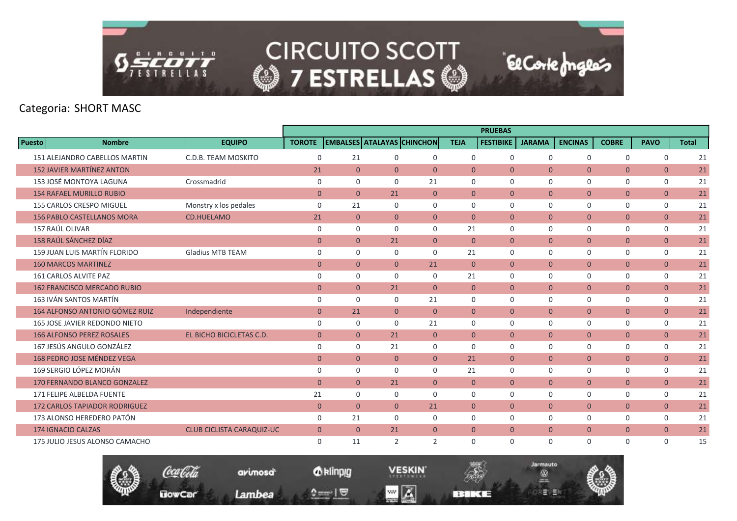Categoria: SHORT MASC

| Puesto | Nombre | EQUIPO | PRUEBAS | | | | | | | | | | |
|---|---|---|---|---|---|---|---|---|---|---|---|---|---|
| | | | TOROTE | EMBALSES | ATALAYAS | CHINCHON | TEJA | FESTIBIKE | JARAMA | ENCINAS | COBRE | PAVO | Total |
| 151 | ALEJANDRO CABELLOS MARTIN | C.D.B. TEAM MOSKITO | 0 | 21 | 0 | 0 | 0 | 0 | 0 | 0 | 0 | 0 | 21 |
| 152 | JAVIER MARTÍNEZ ANTON | | 21 | 0 | 0 | 0 | 0 | 0 | 0 | 0 | 0 | 0 | 21 |
| 153 | JOSÉ MONTOYA LAGUNA | Crossmadrid | 0 | 0 | 0 | 21 | 0 | 0 | 0 | 0 | 0 | 0 | 21 |
| 154 | RAFAEL MURILLO RUBIO | | 0 | 0 | 21 | 0 | 0 | 0 | 0 | 0 | 0 | 0 | 21 |
| 155 | CARLOS CRESPO MIGUEL | Monstry x los pedales | 0 | 21 | 0 | 0 | 0 | 0 | 0 | 0 | 0 | 0 | 21 |
| 156 | PABLO CASTELLANOS MORA | CD.HUELAMO | 21 | 0 | 0 | 0 | 0 | 0 | 0 | 0 | 0 | 0 | 21 |
| 157 | RAÚL OLIVAR | | 0 | 0 | 0 | 0 | 21 | 0 | 0 | 0 | 0 | 0 | 21 |
| 158 | RAÚL SÁNCHEZ DÍAZ | | 0 | 0 | 21 | 0 | 0 | 0 | 0 | 0 | 0 | 0 | 21 |
| 159 | JUAN LUIS MARTÍN FLORIDO | Gladius MTB TEAM | 0 | 0 | 0 | 0 | 21 | 0 | 0 | 0 | 0 | 0 | 21 |
| 160 | MARCOS MARTINEZ | | 0 | 0 | 0 | 21 | 0 | 0 | 0 | 0 | 0 | 0 | 21 |
| 161 | CARLOS ALVITE PAZ | | 0 | 0 | 0 | 0 | 21 | 0 | 0 | 0 | 0 | 0 | 21 |
| 162 | FRANCISCO MERCADO RUBIO | | 0 | 0 | 21 | 0 | 0 | 0 | 0 | 0 | 0 | 0 | 21 |
| 163 | IVÁN SANTOS MARTÍN | | 0 | 0 | 0 | 21 | 0 | 0 | 0 | 0 | 0 | 0 | 21 |
| 164 | ALFONSO ANTONIO GÓMEZ RUIZ | Independiente | 0 | 21 | 0 | 0 | 0 | 0 | 0 | 0 | 0 | 0 | 21 |
| 165 | JOSE JAVIER REDONDO NIETO | | 0 | 0 | 0 | 21 | 0 | 0 | 0 | 0 | 0 | 0 | 21 |
| 166 | ALFONSO PEREZ ROSALES | EL BICHO BICICLETAS C.D. | 0 | 0 | 21 | 0 | 0 | 0 | 0 | 0 | 0 | 0 | 21 |
| 167 | JESÚS ANGULO GONZÁLEZ | | 0 | 0 | 21 | 0 | 0 | 0 | 0 | 0 | 0 | 0 | 21 |
| 168 | PEDRO JOSE MÉNDEZ VEGA | | 0 | 0 | 0 | 0 | 21 | 0 | 0 | 0 | 0 | 0 | 21 |
| 169 | SERGIO LÓPEZ MORÁN | | 0 | 0 | 0 | 0 | 21 | 0 | 0 | 0 | 0 | 0 | 21 |
| 170 | FERNANDO BLANCO GONZALEZ | | 0 | 0 | 21 | 0 | 0 | 0 | 0 | 0 | 0 | 0 | 21 |
| 171 | FELIPE ALBELDA FUENTE | | 21 | 0 | 0 | 0 | 0 | 0 | 0 | 0 | 0 | 0 | 21 |
| 172 | CARLOS TAPIADOR RODRIGUEZ | | 0 | 0 | 0 | 21 | 0 | 0 | 0 | 0 | 0 | 0 | 21 |
| 173 | ALONSO HEREDERO PATÓN | | 0 | 21 | 0 | 0 | 0 | 0 | 0 | 0 | 0 | 0 | 21 |
| 174 | IGNACIO CALZAS | CLUB CICLISTA CARAQUIZ-UC | 0 | 0 | 21 | 0 | 0 | 0 | 0 | 0 | 0 | 0 | 21 |
| 175 | JULIO JESUS ALONSO CAMACHO | | 0 | 11 | 2 | 2 | 0 | 0 | 0 | 0 | 0 | 0 | 15 |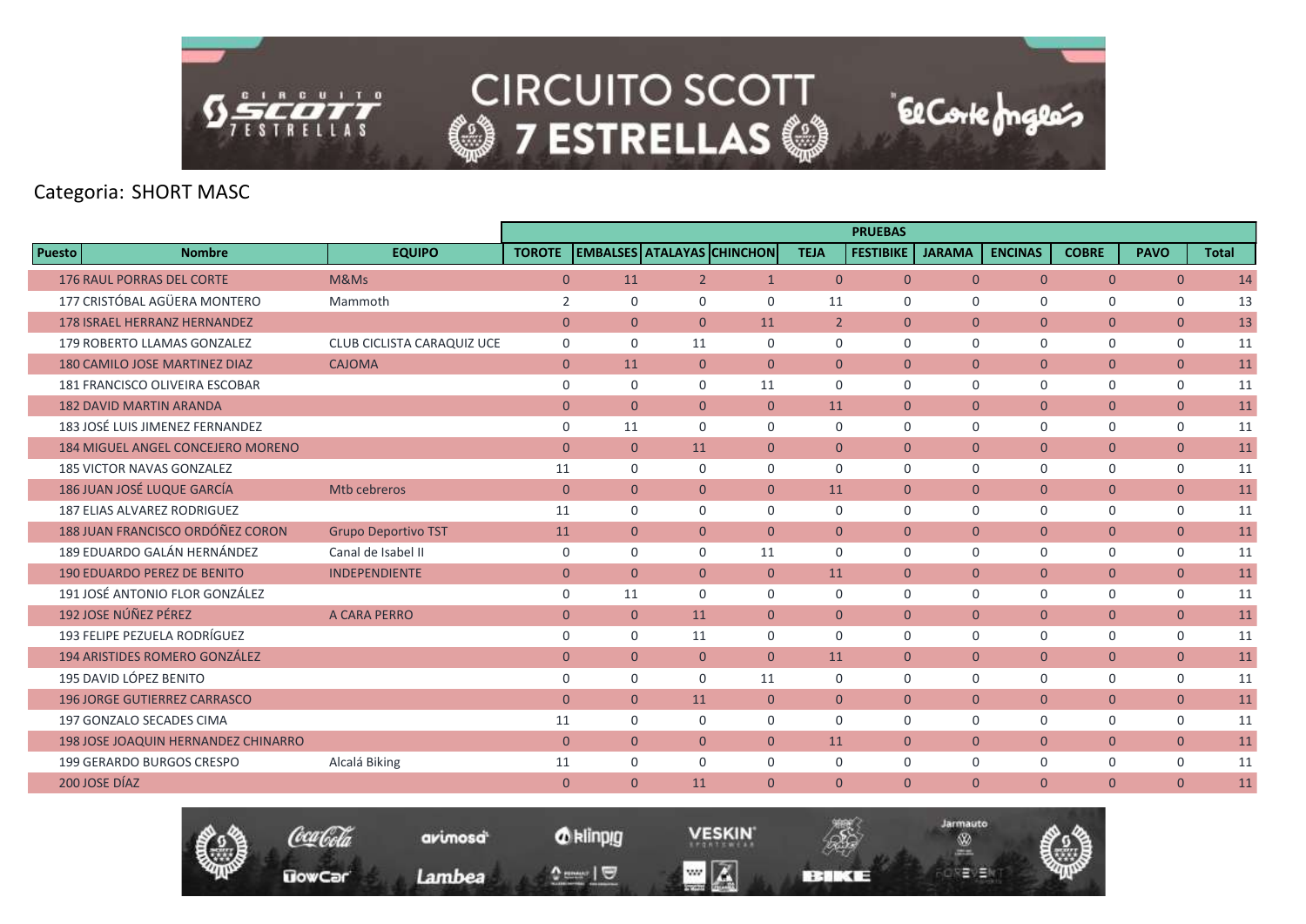CIRCUITO SCOTT 7 ESTRELLAS

Categoria: SHORT MASC

| Puesto | Nombre | EQUIPO | TOROTE | EMBALSES | ATALAYAS | CHINCHON | TEJA | FESTIBIKE | JARAMA | ENCINAS | COBRE | PAVO | Total |
|---|---|---|---|---|---|---|---|---|---|---|---|---|---|
| | | | PRUEBAS | | | | | | | | | | |
| 176 | RAUL PORRAS DEL CORTE | M&Ms | 0 | 11 | 2 | 1 | 0 | 0 | 0 | 0 | 0 | 0 | 14 |
| 177 | CRISTÓBAL AGÜERA MONTERO | Mammoth | 2 | 0 | 0 | 0 | 11 | 0 | 0 | 0 | 0 | 0 | 13 |
| 178 | ISRAEL HERRANZ HERNANDEZ | | 0 | 0 | 0 | 11 | 2 | 0 | 0 | 0 | 0 | 0 | 13 |
| 179 | ROBERTO LLAMAS GONZALEZ | CLUB CICLISTA CARAQUIZ UCE | 0 | 0 | 11 | 0 | 0 | 0 | 0 | 0 | 0 | 0 | 11 |
| 180 | CAMILO JOSE MARTINEZ DIAZ | CAJOMA | 0 | 11 | 0 | 0 | 0 | 0 | 0 | 0 | 0 | 0 | 11 |
| 181 | FRANCISCO OLIVEIRA ESCOBAR | | 0 | 0 | 0 | 11 | 0 | 0 | 0 | 0 | 0 | 0 | 11 |
| 182 | DAVID MARTIN ARANDA | | 0 | 0 | 0 | 0 | 11 | 0 | 0 | 0 | 0 | 0 | 11 |
| 183 | JOSÉ LUIS JIMENEZ FERNANDEZ | | 0 | 11 | 0 | 0 | 0 | 0 | 0 | 0 | 0 | 0 | 11 |
| 184 | MIGUEL ANGEL CONCEJERO MORENO | | 0 | 0 | 11 | 0 | 0 | 0 | 0 | 0 | 0 | 0 | 11 |
| 185 | VICTOR NAVAS GONZALEZ | | 11 | 0 | 0 | 0 | 0 | 0 | 0 | 0 | 0 | 0 | 11 |
| 186 | JUAN JOSÉ LUQUE GARCÍA | Mtb cebreros | 0 | 0 | 0 | 0 | 11 | 0 | 0 | 0 | 0 | 0 | 11 |
| 187 | ELIAS ALVAREZ RODRIGUEZ | | 11 | 0 | 0 | 0 | 0 | 0 | 0 | 0 | 0 | 0 | 11 |
| 188 | JUAN FRANCISCO ORDÓÑEZ CORON | Grupo Deportivo TST | 11 | 0 | 0 | 0 | 0 | 0 | 0 | 0 | 0 | 0 | 11 |
| 189 | EDUARDO GALÁN HERNÁNDEZ | Canal de Isabel II | 0 | 0 | 0 | 11 | 0 | 0 | 0 | 0 | 0 | 0 | 11 |
| 190 | EDUARDO PEREZ DE BENITO | INDEPENDIENTE | 0 | 0 | 0 | 0 | 11 | 0 | 0 | 0 | 0 | 0 | 11 |
| 191 | JOSÉ ANTONIO FLOR GONZÁLEZ | | 0 | 11 | 0 | 0 | 0 | 0 | 0 | 0 | 0 | 0 | 11 |
| 192 | JOSE NÚÑEZ PÉREZ | A CARA PERRO | 0 | 0 | 11 | 0 | 0 | 0 | 0 | 0 | 0 | 0 | 11 |
| 193 | FELIPE PEZUELA RODRÍGUEZ | | 0 | 0 | 11 | 0 | 0 | 0 | 0 | 0 | 0 | 0 | 11 |
| 194 | ARISTIDES ROMERO GONZÁLEZ | | 0 | 0 | 0 | 0 | 11 | 0 | 0 | 0 | 0 | 0 | 11 |
| 195 | DAVID LÓPEZ BENITO | | 0 | 0 | 0 | 11 | 0 | 0 | 0 | 0 | 0 | 0 | 11 |
| 196 | JORGE GUTIERREZ CARRASCO | | 0 | 0 | 11 | 0 | 0 | 0 | 0 | 0 | 0 | 0 | 11 |
| 197 | GONZALO SECADES CIMA | | 11 | 0 | 0 | 0 | 0 | 0 | 0 | 0 | 0 | 0 | 11 |
| 198 | JOSE JOAQUIN HERNANDEZ CHINARRO | | 0 | 0 | 0 | 0 | 11 | 0 | 0 | 0 | 0 | 0 | 11 |
| 199 | GERARDO BURGOS CRESPO | Alcalá Biking | 11 | 0 | 0 | 0 | 0 | 0 | 0 | 0 | 0 | 0 | 11 |
| 200 | JOSE DÍAZ | | 0 | 0 | 11 | 0 | 0 | 0 | 0 | 0 | 0 | 0 | 11 |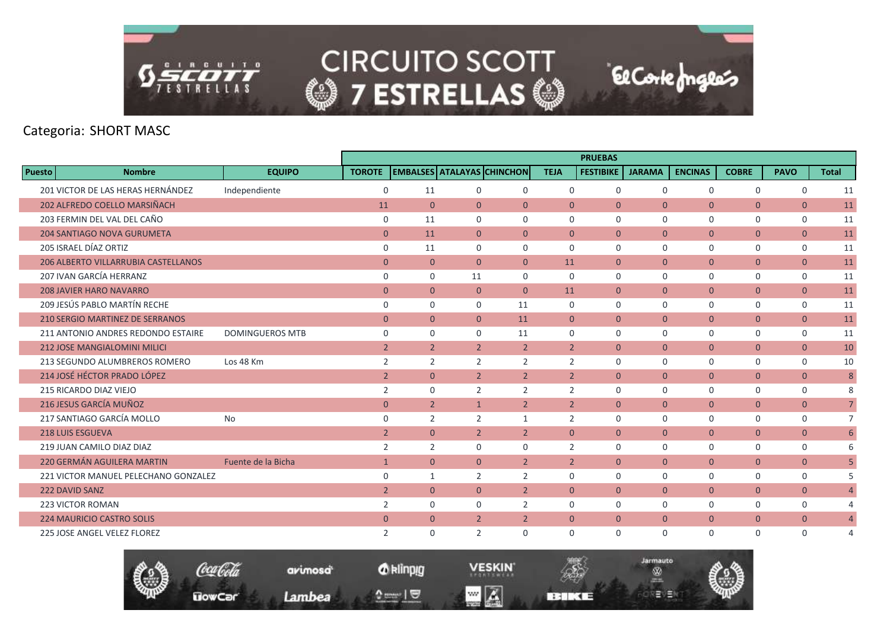Categoria: SHORT MASC

| Puesto | Nombre | EQUIPO | PRUEBAS | | | | | | | | | | |
|---|---|---|---|---|---|---|---|---|---|---|---|---|---|
| | | | TOROTE | EMBALSES | ATALAYAS | CHINCHON | TEJA | FESTIBIKE | JARAMA | ENCINAS | COBRE | PAVO | Total |
| 201 | VICTOR DE LAS HERAS HERNÁNDEZ | Independiente | 0 | 11 | 0 | 0 | 0 | 0 | 0 | 0 | 0 | 0 | 11 |
| 202 | ALFREDO COELLO MARSIÑACH | | 11 | 0 | 0 | 0 | 0 | 0 | 0 | 0 | 0 | 0 | 11 |
| 203 | FERMIN DEL VAL DEL CAÑO | | 0 | 11 | 0 | 0 | 0 | 0 | 0 | 0 | 0 | 0 | 11 |
| 204 | SANTIAGO NOVA GURUMETA | | 0 | 11 | 0 | 0 | 0 | 0 | 0 | 0 | 0 | 0 | 11 |
| 205 | ISRAEL DÍAZ ORTIZ | | 0 | 11 | 0 | 0 | 0 | 0 | 0 | 0 | 0 | 0 | 11 |
| 206 | ALBERTO VILLARRUBIA CASTELLANOS | | 0 | 0 | 0 | 0 | 11 | 0 | 0 | 0 | 0 | 0 | 11 |
| 207 | IVAN GARCÍA HERRANZ | | 0 | 0 | 11 | 0 | 0 | 0 | 0 | 0 | 0 | 0 | 11 |
| 208 | JAVIER HARO NAVARRO | | 0 | 0 | 0 | 0 | 11 | 0 | 0 | 0 | 0 | 0 | 11 |
| 209 | JESÚS PABLO MARTÍN RECHE | | 0 | 0 | 0 | 11 | 0 | 0 | 0 | 0 | 0 | 0 | 11 |
| 210 | SERGIO MARTINEZ DE SERRANOS | | 0 | 0 | 0 | 11 | 0 | 0 | 0 | 0 | 0 | 0 | 11 |
| 211 | ANTONIO ANDRES REDONDO ESTAIRE | DOMINGUEROS MTB | 0 | 0 | 0 | 11 | 0 | 0 | 0 | 0 | 0 | 0 | 11 |
| 212 | JOSE MANGIALOMINI MILICI | | 2 | 2 | 2 | 2 | 2 | 0 | 0 | 0 | 0 | 0 | 10 |
| 213 | SEGUNDO ALUMBREROS ROMERO | Los 48 Km | 2 | 2 | 2 | 2 | 2 | 0 | 0 | 0 | 0 | 0 | 10 |
| 214 | JOSÉ HÉCTOR PRADO LÓPEZ | | 2 | 0 | 2 | 2 | 2 | 0 | 0 | 0 | 0 | 0 | 8 |
| 215 | RICARDO DIAZ VIEJO | | 2 | 0 | 2 | 2 | 2 | 0 | 0 | 0 | 0 | 0 | 8 |
| 216 | JESUS GARCÍA MUÑOZ | | 0 | 2 | 1 | 2 | 2 | 0 | 0 | 0 | 0 | 0 | 7 |
| 217 | SANTIAGO GARCÍA MOLLO | No | 0 | 2 | 2 | 1 | 2 | 0 | 0 | 0 | 0 | 0 | 7 |
| 218 | LUIS ESGUEVA | | 2 | 0 | 2 | 2 | 0 | 0 | 0 | 0 | 0 | 0 | 6 |
| 219 | JUAN CAMILO DIAZ DIAZ | | 2 | 2 | 0 | 0 | 2 | 0 | 0 | 0 | 0 | 0 | 6 |
| 220 | GERMÁN AGUILERA MARTIN | Fuente de la Bicha | 1 | 0 | 0 | 2 | 2 | 0 | 0 | 0 | 0 | 0 | 5 |
| 221 | VICTOR MANUEL PELECHANO GONZALEZ | | 0 | 1 | 2 | 2 | 0 | 0 | 0 | 0 | 0 | 0 | 5 |
| 222 | DAVID SANZ | | 2 | 0 | 0 | 2 | 0 | 0 | 0 | 0 | 0 | 0 | 4 |
| 223 | VICTOR ROMAN | | 2 | 0 | 0 | 2 | 0 | 0 | 0 | 0 | 0 | 0 | 4 |
| 224 | MAURICIO CASTRO SOLIS | | 0 | 0 | 2 | 2 | 0 | 0 | 0 | 0 | 0 | 0 | 4 |
| 225 | JOSE ANGEL VELEZ FLOREZ | | 2 | 0 | 2 | 0 | 0 | 0 | 0 | 0 | 0 | 0 | 4 |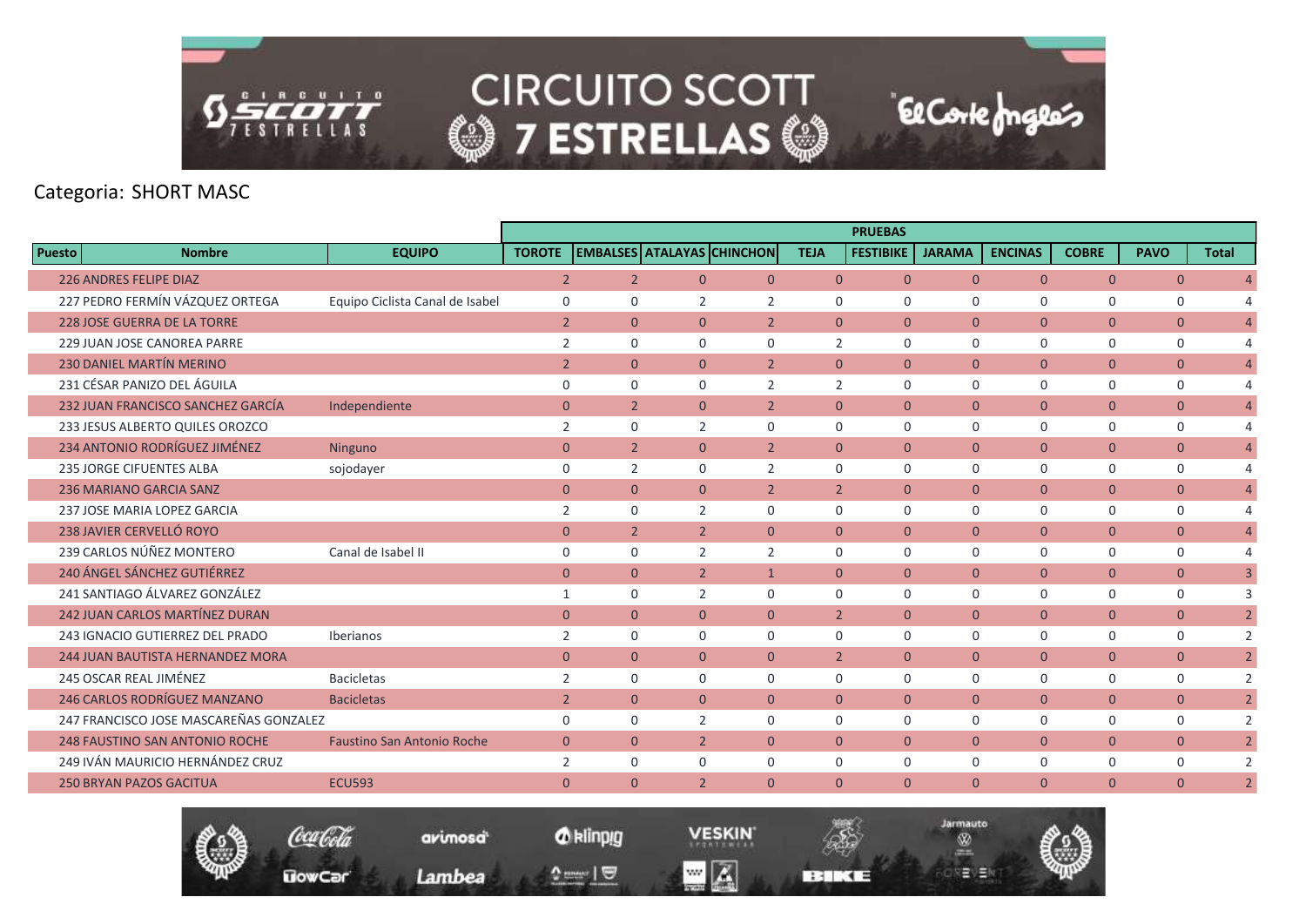Categoria: SHORT MASC

| Puesto | Nombre | EQUIPO | PRUEBAS | | | | | | | | | | |
|---|---|---|---|---|---|---|---|---|---|---|---|---|---|
| | | | TOROTE | EMBALSES | ATALAYAS | CHINCHON | TEJA | FESTIBIKE | JARAMA | ENCINAS | COBRE | PAVO | Total |
| 226 | ANDRES FELIPE DIAZ | | 2 | 2 | 0 | 0 | 0 | 0 | 0 | 0 | 0 | 0 | 4 |
| 227 | PEDRO FERMÍN VÁZQUEZ ORTEGA | Equipo Ciclista Canal de Isabel | 0 | 0 | 2 | 2 | 0 | 0 | 0 | 0 | 0 | 0 | 4 |
| 228 | JOSE GUERRA DE LA TORRE | | 2 | 0 | 0 | 2 | 0 | 0 | 0 | 0 | 0 | 0 | 4 |
| 229 | JUAN JOSE CANOREA PARRE | | 2 | 0 | 0 | 0 | 2 | 0 | 0 | 0 | 0 | 0 | 4 |
| 230 | DANIEL MARTÍN MERINO | | 2 | 0 | 0 | 2 | 0 | 0 | 0 | 0 | 0 | 0 | 4 |
| 231 | CÉSAR PANIZO DEL ÁGUILA | | 0 | 0 | 0 | 2 | 2 | 0 | 0 | 0 | 0 | 0 | 4 |
| 232 | JUAN FRANCISCO SANCHEZ GARCÍA | Independiente | 0 | 2 | 0 | 2 | 0 | 0 | 0 | 0 | 0 | 0 | 4 |
| 233 | JESUS ALBERTO QUILES OROZCO | | 2 | 0 | 2 | 0 | 0 | 0 | 0 | 0 | 0 | 0 | 4 |
| 234 | ANTONIO RODRÍGUEZ JIMÉNEZ | Ninguno | 0 | 2 | 0 | 2 | 0 | 0 | 0 | 0 | 0 | 0 | 4 |
| 235 | JORGE CIFUENTES ALBA | sojodayer | 0 | 2 | 0 | 2 | 0 | 0 | 0 | 0 | 0 | 0 | 4 |
| 236 | MARIANO GARCIA SANZ | | 0 | 0 | 0 | 2 | 2 | 0 | 0 | 0 | 0 | 0 | 4 |
| 237 | JOSE MARIA LOPEZ GARCIA | | 2 | 0 | 2 | 0 | 0 | 0 | 0 | 0 | 0 | 0 | 4 |
| 238 | JAVIER CERVELLÓ ROYO | | 0 | 2 | 2 | 0 | 0 | 0 | 0 | 0 | 0 | 0 | 4 |
| 239 | CARLOS NÚÑEZ MONTERO | Canal de Isabel II | 0 | 0 | 2 | 2 | 0 | 0 | 0 | 0 | 0 | 0 | 4 |
| 240 | ÁNGEL SÁNCHEZ GUTIÉRREZ | | 0 | 0 | 2 | 1 | 0 | 0 | 0 | 0 | 0 | 0 | 3 |
| 241 | SANTIAGO ÁLVAREZ GONZÁLEZ | | 1 | 0 | 2 | 0 | 0 | 0 | 0 | 0 | 0 | 0 | 3 |
| 242 | JUAN CARLOS MARTÍNEZ DURAN | | 0 | 0 | 0 | 0 | 2 | 0 | 0 | 0 | 0 | 0 | 2 |
| 243 | IGNACIO GUTIERREZ DEL PRADO | Iberianos | 2 | 0 | 0 | 0 | 0 | 0 | 0 | 0 | 0 | 0 | 2 |
| 244 | JUAN BAUTISTA HERNANDEZ MORA | | 0 | 0 | 0 | 0 | 2 | 0 | 0 | 0 | 0 | 0 | 2 |
| 245 | OSCAR REAL JIMÉNEZ | Bacicletas | 2 | 0 | 0 | 0 | 0 | 0 | 0 | 0 | 0 | 0 | 2 |
| 246 | CARLOS RODRÍGUEZ MANZANO | Bacicletas | 2 | 0 | 0 | 0 | 0 | 0 | 0 | 0 | 0 | 0 | 2 |
| 247 | FRANCISCO JOSE MASCAREÑAS GONZALEZ | | 0 | 0 | 2 | 0 | 0 | 0 | 0 | 0 | 0 | 0 | 2 |
| 248 | FAUSTINO SAN ANTONIO ROCHE | Faustino San Antonio Roche | 0 | 0 | 2 | 0 | 0 | 0 | 0 | 0 | 0 | 0 | 2 |
| 249 | IVÁN MAURICIO HERNÁNDEZ CRUZ | | 2 | 0 | 0 | 0 | 0 | 0 | 0 | 0 | 0 | 0 | 2 |
| 250 | BRYAN PAZOS GACITUA | ECU593 | 0 | 0 | 2 | 0 | 0 | 0 | 0 | 0 | 0 | 0 | 2 |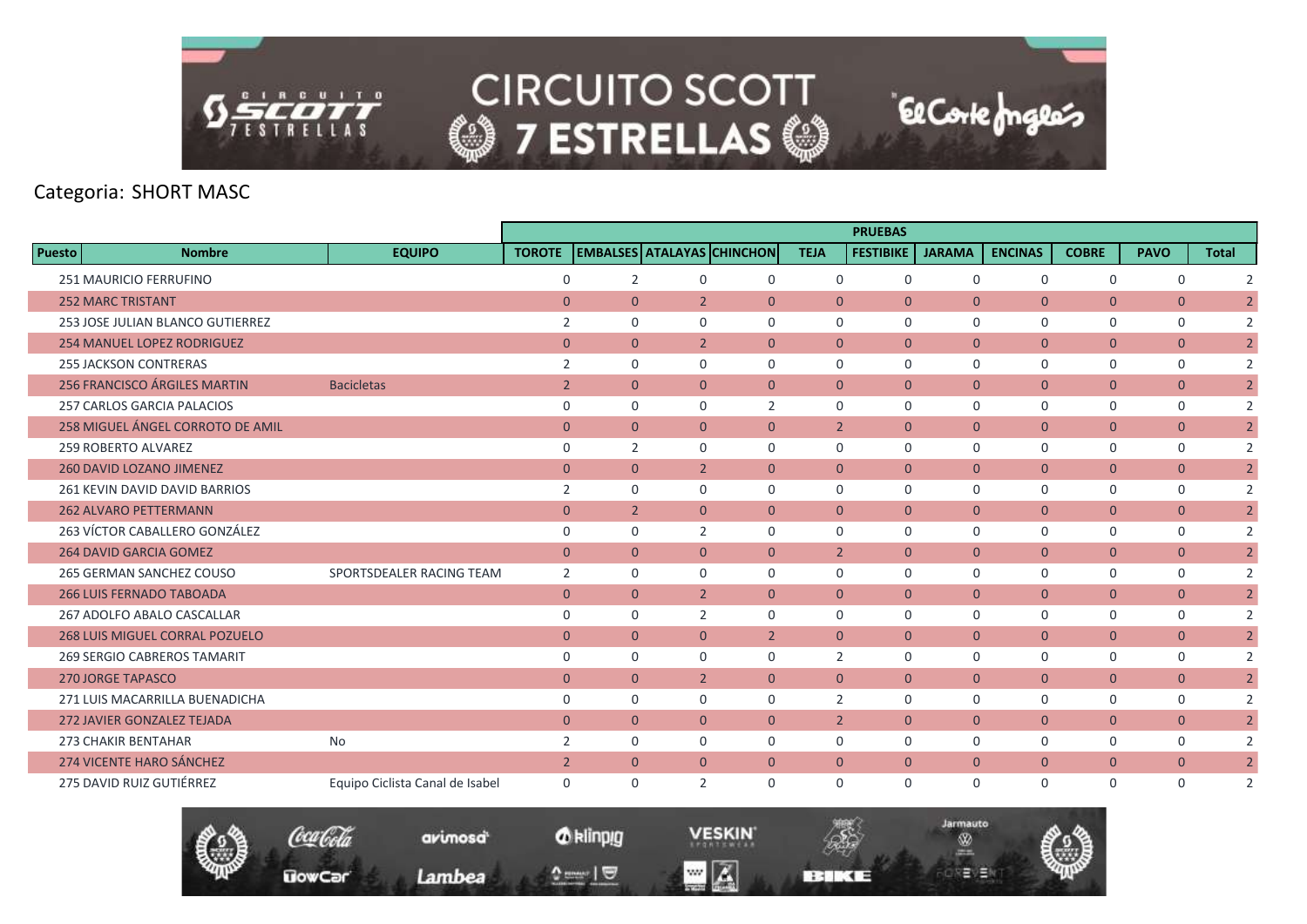Categoria: SHORT MASC

| Puesto | Nombre | EQUIPO | PRUEBAS | | | | | | | | | | |
|---|---|---|---|---|---|---|---|---|---|---|---|---|---|
| | | | TOROTE | EMBALSES | ATALAYAS | CHINCHON | TEJA | FESTIBIKE | JARAMA | ENCINAS | COBRE | PAVO | Total |
| 251 | MAURICIO FERRUFINO | | 0 | 2 | 0 | 0 | 0 | 0 | 0 | 0 | 0 | 0 | 2 |
| 252 | MARC TRISTANT | | 0 | 0 | 2 | 0 | 0 | 0 | 0 | 0 | 0 | 0 | 2 |
| 253 | JOSE JULIAN BLANCO GUTIERREZ | | 2 | 0 | 0 | 0 | 0 | 0 | 0 | 0 | 0 | 0 | 2 |
| 254 | MANUEL LOPEZ RODRIGUEZ | | 0 | 0 | 2 | 0 | 0 | 0 | 0 | 0 | 0 | 0 | 2 |
| 255 | JACKSON CONTRERAS | | 2 | 0 | 0 | 0 | 0 | 0 | 0 | 0 | 0 | 0 | 2 |
| 256 | FRANCISCO ÁRGILES MARTIN | Bacicletas | 2 | 0 | 0 | 0 | 0 | 0 | 0 | 0 | 0 | 0 | 2 |
| 257 | CARLOS GARCIA PALACIOS | | 0 | 0 | 0 | 2 | 0 | 0 | 0 | 0 | 0 | 0 | 2 |
| 258 | MIGUEL ÁNGEL CORROTO DE AMIL | | 0 | 0 | 0 | 0 | 2 | 0 | 0 | 0 | 0 | 0 | 2 |
| 259 | ROBERTO ALVAREZ | | 0 | 2 | 0 | 0 | 0 | 0 | 0 | 0 | 0 | 0 | 2 |
| 260 | DAVID LOZANO JIMENEZ | | 0 | 0 | 2 | 0 | 0 | 0 | 0 | 0 | 0 | 0 | 2 |
| 261 | KEVIN DAVID DAVID BARRIOS | | 2 | 0 | 0 | 0 | 0 | 0 | 0 | 0 | 0 | 0 | 2 |
| 262 | ALVARO PETTERMANN | | 0 | 2 | 0 | 0 | 0 | 0 | 0 | 0 | 0 | 0 | 2 |
| 263 | VÍCTOR CABALLERO GONZÁLEZ | | 0 | 0 | 2 | 0 | 0 | 0 | 0 | 0 | 0 | 0 | 2 |
| 264 | DAVID GARCIA GOMEZ | | 0 | 0 | 0 | 0 | 2 | 0 | 0 | 0 | 0 | 0 | 2 |
| 265 | GERMAN SANCHEZ COUSO | SPORTSDEALER RACING TEAM | 2 | 0 | 0 | 0 | 0 | 0 | 0 | 0 | 0 | 0 | 2 |
| 266 | LUIS FERNADO TABOADA | | 0 | 0 | 2 | 0 | 0 | 0 | 0 | 0 | 0 | 0 | 2 |
| 267 | ADOLFO ABALO CASCALLAR | | 0 | 0 | 2 | 0 | 0 | 0 | 0 | 0 | 0 | 0 | 2 |
| 268 | LUIS MIGUEL CORRAL POZUELO | | 0 | 0 | 0 | 2 | 0 | 0 | 0 | 0 | 0 | 0 | 2 |
| 269 | SERGIO CABREROS TAMARIT | | 0 | 0 | 0 | 0 | 2 | 0 | 0 | 0 | 0 | 0 | 2 |
| 270 | JORGE TAPASCO | | 0 | 0 | 2 | 0 | 0 | 0 | 0 | 0 | 0 | 0 | 2 |
| 271 | LUIS MACARRILLA BUENADICHA | | 0 | 0 | 0 | 0 | 2 | 0 | 0 | 0 | 0 | 0 | 2 |
| 272 | JAVIER GONZALEZ TEJADA | | 0 | 0 | 0 | 0 | 2 | 0 | 0 | 0 | 0 | 0 | 2 |
| 273 | CHAKIR BENTAHAR | No | 2 | 0 | 0 | 0 | 0 | 0 | 0 | 0 | 0 | 0 | 2 |
| 274 | VICENTE HARO SÁNCHEZ | | 2 | 0 | 0 | 0 | 0 | 0 | 0 | 0 | 0 | 0 | 2 |
| 275 | DAVID RUIZ GUTIÉRREZ | Equipo Ciclista Canal de Isabel | 0 | 0 | 2 | 0 | 0 | 0 | 0 | 0 | 0 | 0 | 2 |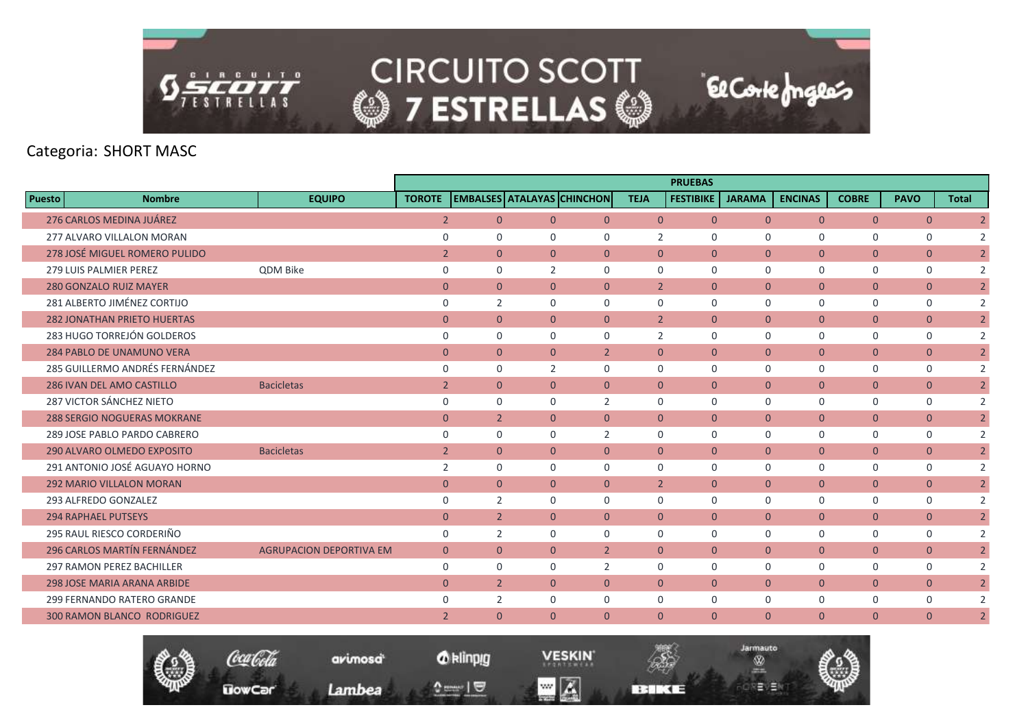Categoria: SHORT MASC

| Puesto | Nombre | EQUIPO | TOROTE | EMBALSES | ATALAYAS | CHINCHON | TEJA | FESTIBIKE | JARAMA | ENCINAS | COBRE | PAVO | Total |
|---|---|---|---|---|---|---|---|---|---|---|---|---|---|
| | | | PRUEBAS | | | | | | | | | | |
| 276 | CARLOS MEDINA JUÁREZ | | 2 | 0 | 0 | 0 | 0 | 0 | 0 | 0 | 0 | 0 | 2 |
| 277 | ALVARO VILLALON MORAN | | 0 | 0 | 0 | 0 | 2 | 0 | 0 | 0 | 0 | 0 | 2 |
| 278 | JOSÉ MIGUEL ROMERO PULIDO | | 2 | 0 | 0 | 0 | 0 | 0 | 0 | 0 | 0 | 0 | 2 |
| 279 | LUIS PALMIER PEREZ | QDM Bike | 0 | 0 | 2 | 0 | 0 | 0 | 0 | 0 | 0 | 0 | 2 |
| 280 | GONZALO RUIZ MAYER | | 0 | 0 | 0 | 0 | 2 | 0 | 0 | 0 | 0 | 0 | 2 |
| 281 | ALBERTO JIMÉNEZ CORTIJO | | 0 | 2 | 0 | 0 | 0 | 0 | 0 | 0 | 0 | 0 | 2 |
| 282 | JONATHAN PRIETO HUERTAS | | 0 | 0 | 0 | 0 | 2 | 0 | 0 | 0 | 0 | 0 | 2 |
| 283 | HUGO TORREJÓN GOLDEROS | | 0 | 0 | 0 | 0 | 2 | 0 | 0 | 0 | 0 | 0 | 2 |
| 284 | PABLO DE UNAMUNO VERA | | 0 | 0 | 0 | 2 | 0 | 0 | 0 | 0 | 0 | 0 | 2 |
| 285 | GUILLERMO ANDRÉS FERNÁNDEZ | | 0 | 0 | 2 | 0 | 0 | 0 | 0 | 0 | 0 | 0 | 2 |
| 286 | IVAN DEL AMO CASTILLO | Bacicletas | 2 | 0 | 0 | 0 | 0 | 0 | 0 | 0 | 0 | 0 | 2 |
| 287 | VICTOR SÁNCHEZ NIETO | | 0 | 0 | 0 | 2 | 0 | 0 | 0 | 0 | 0 | 0 | 2 |
| 288 | SERGIO NOGUERAS MOKRANE | | 0 | 2 | 0 | 0 | 0 | 0 | 0 | 0 | 0 | 0 | 2 |
| 289 | JOSE PABLO PARDO CABRERO | | 0 | 0 | 0 | 2 | 0 | 0 | 0 | 0 | 0 | 0 | 2 |
| 290 | ALVARO OLMEDO EXPOSITO | Bacicletas | 2 | 0 | 0 | 0 | 0 | 0 | 0 | 0 | 0 | 0 | 2 |
| 291 | ANTONIO JOSÉ AGUAYO HORNO | | 2 | 0 | 0 | 0 | 0 | 0 | 0 | 0 | 0 | 0 | 2 |
| 292 | MARIO VILLALON MORAN | | 0 | 0 | 0 | 0 | 2 | 0 | 0 | 0 | 0 | 0 | 2 |
| 293 | ALFREDO GONZALEZ | | 0 | 2 | 0 | 0 | 0 | 0 | 0 | 0 | 0 | 0 | 2 |
| 294 | RAPHAEL PUTSEYS | | 0 | 2 | 0 | 0 | 0 | 0 | 0 | 0 | 0 | 0 | 2 |
| 295 | RAUL RIESCO CORDERIÑO | | 0 | 2 | 0 | 0 | 0 | 0 | 0 | 0 | 0 | 0 | 2 |
| 296 | CARLOS MARTÍN FERNÁNDEZ | AGRUPACION DEPORTIVA EM | 0 | 0 | 0 | 2 | 0 | 0 | 0 | 0 | 0 | 0 | 2 |
| 297 | RAMON PEREZ BACHILLER | | 0 | 0 | 0 | 2 | 0 | 0 | 0 | 0 | 0 | 0 | 2 |
| 298 | JOSE MARIA ARANA ARBIDE | | 0 | 2 | 0 | 0 | 0 | 0 | 0 | 0 | 0 | 0 | 2 |
| 299 | FERNANDO RATERO GRANDE | | 0 | 2 | 0 | 0 | 0 | 0 | 0 | 0 | 0 | 0 | 2 |
| 300 | RAMON BLANCO RODRIGUEZ | | 2 | 0 | 0 | 0 | 0 | 0 | 0 | 0 | 0 | 0 | 2 |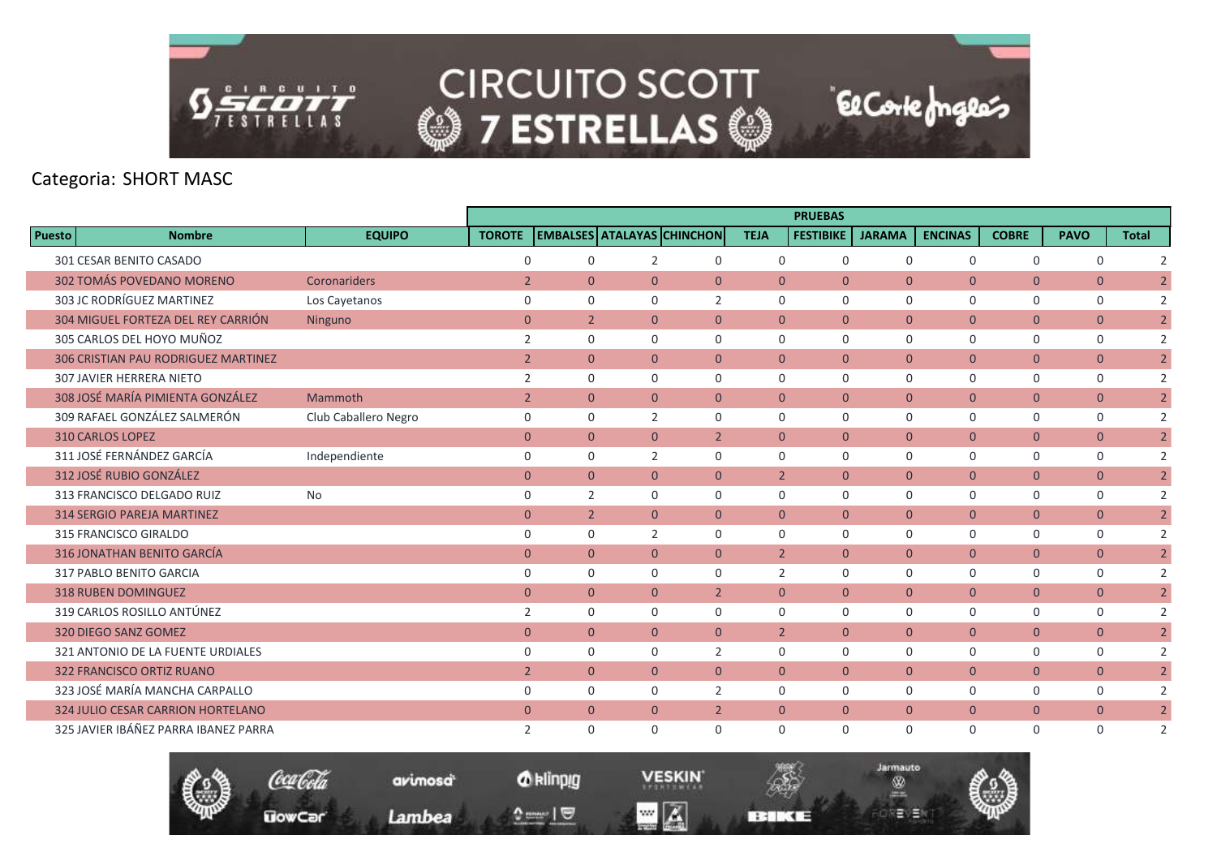Categoria: SHORT MASC

| Puesto | Nombre | EQUIPO | PRUEBAS | | | | | | | | | | |
|---|---|---|---|---|---|---|---|---|---|---|---|---|---|
| | | | TOROTE | EMBALSES | ATALAYAS | CHINCHON | TEJA | FESTIBIKE | JARAMA | ENCINAS | COBRE | PAVO | Total |
| 301 | CESAR BENITO CASADO | | 0 | 0 | 2 | 0 | 0 | 0 | 0 | 0 | 0 | 0 | 2 |
| 302 | TOMÁS POVEDANO MORENO | Coronariders | 2 | 0 | 0 | 0 | 0 | 0 | 0 | 0 | 0 | 0 | 2 |
| 303 | JC RODRÍGUEZ MARTINEZ | Los Cayetanos | 0 | 0 | 0 | 2 | 0 | 0 | 0 | 0 | 0 | 0 | 2 |
| 304 | MIGUEL FORTEZA DEL REY CARRIÓN | Ninguno | 0 | 2 | 0 | 0 | 0 | 0 | 0 | 0 | 0 | 0 | 2 |
| 305 | CARLOS DEL HOYO MUÑOZ | | 2 | 0 | 0 | 0 | 0 | 0 | 0 | 0 | 0 | 0 | 2 |
| 306 | CRISTIAN PAU RODRIGUEZ MARTINEZ | | 2 | 0 | 0 | 0 | 0 | 0 | 0 | 0 | 0 | 0 | 2 |
| 307 | JAVIER HERRERA NIETO | | 2 | 0 | 0 | 0 | 0 | 0 | 0 | 0 | 0 | 0 | 2 |
| 308 | JOSÉ MARÍA PIMIENTA GONZÁLEZ | Mammoth | 2 | 0 | 0 | 0 | 0 | 0 | 0 | 0 | 0 | 0 | 2 |
| 309 | RAFAEL GONZÁLEZ SALMERÓN | Club Caballero Negro | 0 | 0 | 2 | 0 | 0 | 0 | 0 | 0 | 0 | 0 | 2 |
| 310 | CARLOS LOPEZ | | 0 | 0 | 0 | 2 | 0 | 0 | 0 | 0 | 0 | 0 | 2 |
| 311 | JOSÉ FERNÁNDEZ GARCÍA | Independiente | 0 | 0 | 2 | 0 | 0 | 0 | 0 | 0 | 0 | 0 | 2 |
| 312 | JOSÉ RUBIO GONZÁLEZ | | 0 | 0 | 0 | 0 | 2 | 0 | 0 | 0 | 0 | 0 | 2 |
| 313 | FRANCISCO DELGADO RUIZ | No | 0 | 2 | 0 | 0 | 0 | 0 | 0 | 0 | 0 | 0 | 2 |
| 314 | SERGIO PAREJA MARTINEZ | | 0 | 2 | 0 | 0 | 0 | 0 | 0 | 0 | 0 | 0 | 2 |
| 315 | FRANCISCO GIRALDO | | 0 | 0 | 2 | 0 | 0 | 0 | 0 | 0 | 0 | 0 | 2 |
| 316 | JONATHAN BENITO GARCÍA | | 0 | 0 | 0 | 0 | 2 | 0 | 0 | 0 | 0 | 0 | 2 |
| 317 | PABLO BENITO GARCIA | | 0 | 0 | 0 | 0 | 2 | 0 | 0 | 0 | 0 | 0 | 2 |
| 318 | RUBEN DOMINGUEZ | | 0 | 0 | 0 | 2 | 0 | 0 | 0 | 0 | 0 | 0 | 2 |
| 319 | CARLOS ROSILLO ANTÚNEZ | | 2 | 0 | 0 | 0 | 0 | 0 | 0 | 0 | 0 | 0 | 2 |
| 320 | DIEGO SANZ GOMEZ | | 0 | 0 | 0 | 0 | 2 | 0 | 0 | 0 | 0 | 0 | 2 |
| 321 | ANTONIO DE LA FUENTE URDIALES | | 0 | 0 | 0 | 2 | 0 | 0 | 0 | 0 | 0 | 0 | 2 |
| 322 | FRANCISCO ORTIZ RUANO | | 2 | 0 | 0 | 0 | 0 | 0 | 0 | 0 | 0 | 0 | 2 |
| 323 | JOSÉ MARÍA MANCHA CARPALLO | | 0 | 0 | 0 | 2 | 0 | 0 | 0 | 0 | 0 | 0 | 2 |
| 324 | JULIO CESAR CARRION HORTELANO | | 0 | 0 | 0 | 2 | 0 | 0 | 0 | 0 | 0 | 0 | 2 |
| 325 | JAVIER IBÁÑEZ PARRA IBANEZ PARRA | | 2 | 0 | 0 | 0 | 0 | 0 | 0 | 0 | 0 | 0 | 2 |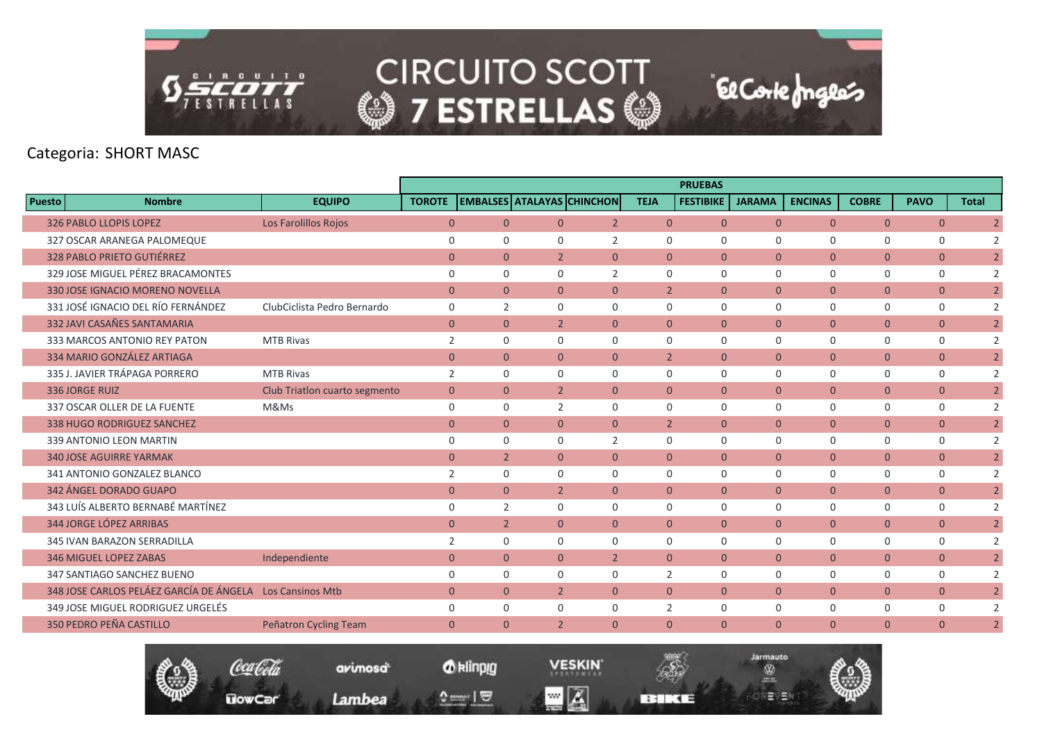Categoria: SHORT MASC

| Puesto | Nombre | EQUIPO | TOROTE | EMBALSES | ATALAYAS | CHINCHON | TEJA | FESTIBIKE | JARAMA | ENCINAS | COBRE | PAVO | Total |
|---|---|---|---|---|---|---|---|---|---|---|---|---|---|
| | | | PRUEBAS | | | | | | | | | | |
| 326 | PABLO LLOPIS LOPEZ | Los Farolillos Rojos | 0 | 0 | 0 | 2 | 0 | 0 | 0 | 0 | 0 | 0 | 2 |
| 327 | OSCAR ARANEGA PALOMEQUE | | 0 | 0 | 0 | 2 | 0 | 0 | 0 | 0 | 0 | 0 | 2 |
| 328 | PABLO PRIETO GUTIÉRREZ | | 0 | 0 | 2 | 0 | 0 | 0 | 0 | 0 | 0 | 0 | 2 |
| 329 | JOSE MIGUEL PÉREZ BRACAMONTES | | 0 | 0 | 0 | 2 | 0 | 0 | 0 | 0 | 0 | 0 | 2 |
| 330 | JOSE IGNACIO MORENO NOVELLA | | 0 | 0 | 0 | 0 | 2 | 0 | 0 | 0 | 0 | 0 | 2 |
| 331 | JOSÉ IGNACIO DEL RÍO FERNÁNDEZ | ClubCiclista Pedro Bernardo | 0 | 2 | 0 | 0 | 0 | 0 | 0 | 0 | 0 | 0 | 2 |
| 332 | JAVI CASAÑES SANTAMARIA | | 0 | 0 | 2 | 0 | 0 | 0 | 0 | 0 | 0 | 0 | 2 |
| 333 | MARCOS ANTONIO REY PATON | MTB Rivas | 2 | 0 | 0 | 0 | 0 | 0 | 0 | 0 | 0 | 0 | 2 |
| 334 | MARIO GONZÁLEZ ARTIAGA | | 0 | 0 | 0 | 0 | 2 | 0 | 0 | 0 | 0 | 0 | 2 |
| 335 | J. JAVIER TRÁPAGA PORRERO | MTB Rivas | 2 | 0 | 0 | 0 | 0 | 0 | 0 | 0 | 0 | 0 | 2 |
| 336 | JORGE RUIZ | Club Triatlon cuarto segmento | 0 | 0 | 2 | 0 | 0 | 0 | 0 | 0 | 0 | 0 | 2 |
| 337 | OSCAR OLLER DE LA FUENTE | M&Ms | 0 | 0 | 2 | 0 | 0 | 0 | 0 | 0 | 0 | 0 | 2 |
| 338 | HUGO RODRIGUEZ SANCHEZ | | 0 | 0 | 0 | 0 | 2 | 0 | 0 | 0 | 0 | 0 | 2 |
| 339 | ANTONIO LEON MARTIN | | 0 | 0 | 0 | 2 | 0 | 0 | 0 | 0 | 0 | 0 | 2 |
| 340 | JOSE AGUIRRE YARMAK | | 0 | 2 | 0 | 0 | 0 | 0 | 0 | 0 | 0 | 0 | 2 |
| 341 | ANTONIO GONZALEZ BLANCO | | 2 | 0 | 0 | 0 | 0 | 0 | 0 | 0 | 0 | 0 | 2 |
| 342 | ÁNGEL DORADO GUAPO | | 0 | 0 | 2 | 0 | 0 | 0 | 0 | 0 | 0 | 0 | 2 |
| 343 | LUÍS ALBERTO BERNABÉ MARTÍNEZ | | 0 | 2 | 0 | 0 | 0 | 0 | 0 | 0 | 0 | 0 | 2 |
| 344 | JORGE LÓPEZ ARRIBAS | | 0 | 2 | 0 | 0 | 0 | 0 | 0 | 0 | 0 | 0 | 2 |
| 345 | IVAN BARAZON SERRADILLA | | 2 | 0 | 0 | 0 | 0 | 0 | 0 | 0 | 0 | 0 | 2 |
| 346 | MIGUEL LOPEZ ZABAS | Independiente | 0 | 0 | 0 | 2 | 0 | 0 | 0 | 0 | 0 | 0 | 2 |
| 347 | SANTIAGO SANCHEZ BUENO | | 0 | 0 | 0 | 0 | 2 | 0 | 0 | 0 | 0 | 0 | 2 |
| 348 | JOSE CARLOS PELÁEZ GARCÍA DE ÁNGELA | Los Cansinos Mtb | 0 | 0 | 2 | 0 | 0 | 0 | 0 | 0 | 0 | 0 | 2 |
| 349 | JOSE MIGUEL RODRIGUEZ URGELÉS | | 0 | 0 | 0 | 0 | 2 | 0 | 0 | 0 | 0 | 0 | 2 |
| 350 | PEDRO PEÑA CASTILLO | Peñatron Cycling Team | 0 | 0 | 2 | 0 | 0 | 0 | 0 | 0 | 0 | 0 | 2 |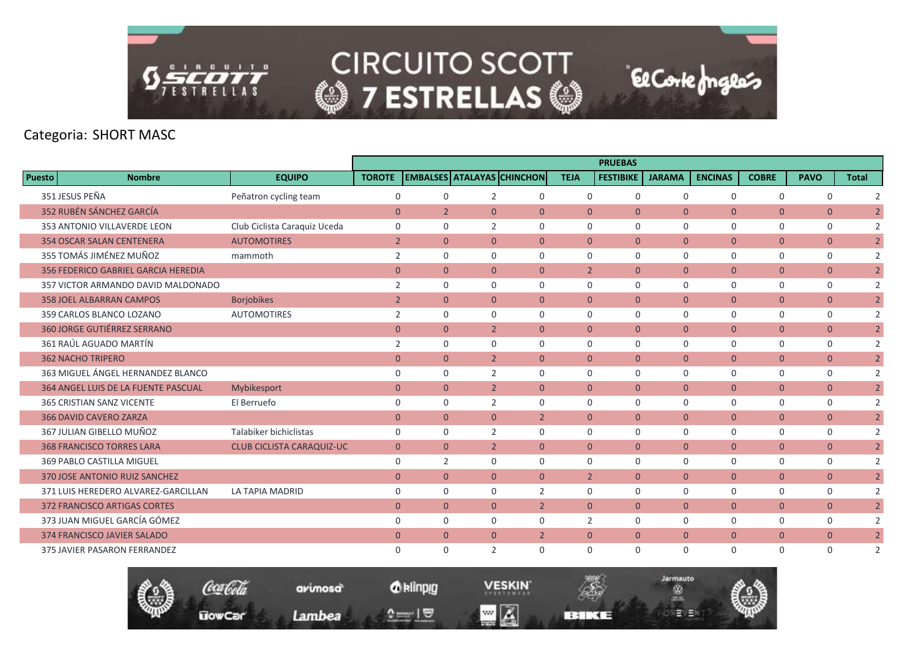Categoria: SHORT MASC

| Puesto | Nombre | EQUIPO | TOROTE | EMBALSES | ATALAYAS | CHINCHON | TEJA | FESTIBIKE | JARAMA | ENCINAS | COBRE | PAVO | Total |
|---|---|---|---|---|---|---|---|---|---|---|---|---|---|
| | | | PRUEBAS | | | | | | | | | | |
| 351 | JESUS PEÑA | Peñatron cycling team | 0 | 0 | 2 | 0 | 0 | 0 | 0 | 0 | 0 | 0 | 2 |
| 352 | RUBÉN SÁNCHEZ GARCÍA | | 0 | 2 | 0 | 0 | 0 | 0 | 0 | 0 | 0 | 0 | 2 |
| 353 | ANTONIO VILLAVERDE LEON | Club Ciclista Caraquiz Uceda | 0 | 0 | 2 | 0 | 0 | 0 | 0 | 0 | 0 | 0 | 2 |
| 354 | OSCAR SALAN CENTENERA | AUTOMOTIRES | 2 | 0 | 0 | 0 | 0 | 0 | 0 | 0 | 0 | 0 | 2 |
| 355 | TOMÁS JIMÉNEZ MUÑOZ | mammoth | 2 | 0 | 0 | 0 | 0 | 0 | 0 | 0 | 0 | 0 | 2 |
| 356 | FEDERICO GABRIEL GARCIA HEREDIA | | 0 | 0 | 0 | 0 | 2 | 0 | 0 | 0 | 0 | 0 | 2 |
| 357 | VICTOR ARMANDO DAVID MALDONADO | | 2 | 0 | 0 | 0 | 0 | 0 | 0 | 0 | 0 | 0 | 2 |
| 358 | JOEL ALBARRAN CAMPOS | Borjobikes | 2 | 0 | 0 | 0 | 0 | 0 | 0 | 0 | 0 | 0 | 2 |
| 359 | CARLOS BLANCO LOZANO | AUTOMOTIRES | 2 | 0 | 0 | 0 | 0 | 0 | 0 | 0 | 0 | 0 | 2 |
| 360 | JORGE GUTIÉRREZ SERRANO | | 0 | 0 | 2 | 0 | 0 | 0 | 0 | 0 | 0 | 0 | 2 |
| 361 | RAÚL AGUADO MARTÍN | | 2 | 0 | 0 | 0 | 0 | 0 | 0 | 0 | 0 | 0 | 2 |
| 362 | NACHO TRIPERO | | 0 | 0 | 2 | 0 | 0 | 0 | 0 | 0 | 0 | 0 | 2 |
| 363 | MIGUEL ÁNGEL HERNANDEZ BLANCO | | 0 | 0 | 2 | 0 | 0 | 0 | 0 | 0 | 0 | 0 | 2 |
| 364 | ANGEL LUIS DE LA FUENTE PASCUAL | Mybikesport | 0 | 0 | 2 | 0 | 0 | 0 | 0 | 0 | 0 | 0 | 2 |
| 365 | CRISTIAN SANZ VICENTE | El Berruefo | 0 | 0 | 2 | 0 | 0 | 0 | 0 | 0 | 0 | 0 | 2 |
| 366 | DAVID CAVERO ZARZA | | 0 | 0 | 0 | 2 | 0 | 0 | 0 | 0 | 0 | 0 | 2 |
| 367 | JULIAN GIBELLO MUÑOZ | Talabiker bichiclistas | 0 | 0 | 2 | 0 | 0 | 0 | 0 | 0 | 0 | 0 | 2 |
| 368 | FRANCISCO TORRES LARA | CLUB CICLISTA CARAQUIZ-UC | 0 | 0 | 2 | 0 | 0 | 0 | 0 | 0 | 0 | 0 | 2 |
| 369 | PABLO CASTILLA MIGUEL | | 0 | 2 | 0 | 0 | 0 | 0 | 0 | 0 | 0 | 0 | 2 |
| 370 | JOSE ANTONIO RUIZ SANCHEZ | | 0 | 0 | 0 | 0 | 2 | 0 | 0 | 0 | 0 | 0 | 2 |
| 371 | LUIS HEREDERO ALVAREZ-GARCILLAN | LA TAPIA MADRID | 0 | 0 | 0 | 2 | 0 | 0 | 0 | 0 | 0 | 0 | 2 |
| 372 | FRANCISCO ARTIGAS CORTES | | 0 | 0 | 0 | 2 | 0 | 0 | 0 | 0 | 0 | 0 | 2 |
| 373 | JUAN MIGUEL GARCÍA GÓMEZ | | 0 | 0 | 0 | 0 | 2 | 0 | 0 | 0 | 0 | 0 | 2 |
| 374 | FRANCISCO JAVIER SALADO | | 0 | 0 | 0 | 2 | 0 | 0 | 0 | 0 | 0 | 0 | 2 |
| 375 | JAVIER PASARON FERRANDEZ | | 0 | 0 | 2 | 0 | 0 | 0 | 0 | 0 | 0 | 0 | 2 |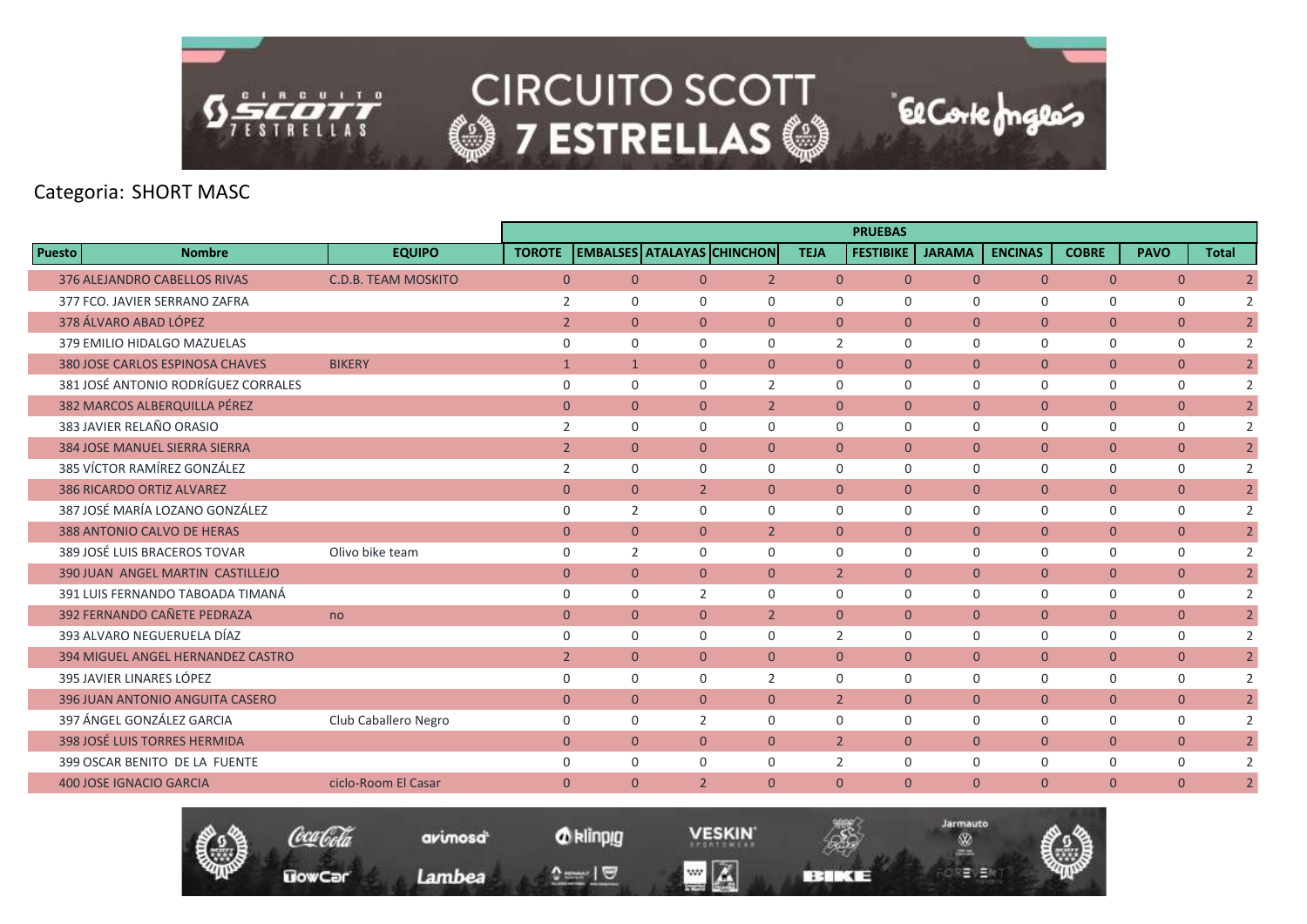Categoria: SHORT MASC

| Puesto | Nombre | EQUIPO | PRUEBAS | | | | | | | | | | |
|---|---|---|---|---|---|---|---|---|---|---|---|---|---|
| | | | TOROTE | EMBALSES | ATALAYAS | CHINCHON | TEJA | FESTIBIKE | JARAMA | ENCINAS | COBRE | PAVO | Total |
| 376 | ALEJANDRO CABELLOS RIVAS | C.D.B. TEAM MOSKITO | 0 | 0 | 0 | 2 | 0 | 0 | 0 | 0 | 0 | 0 | 2 |
| 377 | FCO. JAVIER SERRANO ZAFRA | | 2 | 0 | 0 | 0 | 0 | 0 | 0 | 0 | 0 | 0 | 2 |
| 378 | ÁLVARO ABAD LÓPEZ | | 2 | 0 | 0 | 0 | 0 | 0 | 0 | 0 | 0 | 0 | 2 |
| 379 | EMILIO HIDALGO MAZUELAS | | 0 | 0 | 0 | 0 | 2 | 0 | 0 | 0 | 0 | 0 | 2 |
| 380 | JOSE CARLOS ESPINOSA CHAVES | BIKERY | 1 | 1 | 0 | 0 | 0 | 0 | 0 | 0 | 0 | 0 | 2 |
| 381 | JOSÉ ANTONIO RODRÍGUEZ CORRALES | | 0 | 0 | 0 | 2 | 0 | 0 | 0 | 0 | 0 | 0 | 2 |
| 382 | MARCOS ALBERQUILLA PÉREZ | | 0 | 0 | 0 | 2 | 0 | 0 | 0 | 0 | 0 | 0 | 2 |
| 383 | JAVIER RELAÑO ORASIO | | 2 | 0 | 0 | 0 | 0 | 0 | 0 | 0 | 0 | 0 | 2 |
| 384 | JOSE MANUEL SIERRA SIERRA | | 2 | 0 | 0 | 0 | 0 | 0 | 0 | 0 | 0 | 0 | 2 |
| 385 | VÍCTOR RAMÍREZ GONZÁLEZ | | 2 | 0 | 0 | 0 | 0 | 0 | 0 | 0 | 0 | 0 | 2 |
| 386 | RICARDO ORTIZ ALVAREZ | | 0 | 0 | 2 | 0 | 0 | 0 | 0 | 0 | 0 | 0 | 2 |
| 387 | JOSÉ MARÍA LOZANO GONZÁLEZ | | 0 | 2 | 0 | 0 | 0 | 0 | 0 | 0 | 0 | 0 | 2 |
| 388 | ANTONIO CALVO DE HERAS | | 0 | 0 | 0 | 2 | 0 | 0 | 0 | 0 | 0 | 0 | 2 |
| 389 | JOSÉ LUIS BRACEROS TOVAR | Olivo bike team | 0 | 2 | 0 | 0 | 0 | 0 | 0 | 0 | 0 | 0 | 2 |
| 390 | JUAN ANGEL MARTIN CASTILLEJO | | 0 | 0 | 0 | 0 | 2 | 0 | 0 | 0 | 0 | 0 | 2 |
| 391 | LUIS FERNANDO TABOADA TIMANÁ | | 0 | 0 | 2 | 0 | 0 | 0 | 0 | 0 | 0 | 0 | 2 |
| 392 | FERNANDO CAÑETE PEDRAZA | no | 0 | 0 | 0 | 2 | 0 | 0 | 0 | 0 | 0 | 0 | 2 |
| 393 | ALVARO NEGUERUELA DÍAZ | | 0 | 0 | 0 | 0 | 2 | 0 | 0 | 0 | 0 | 0 | 2 |
| 394 | MIGUEL ANGEL HERNANDEZ CASTRO | | 2 | 0 | 0 | 0 | 0 | 0 | 0 | 0 | 0 | 0 | 2 |
| 395 | JAVIER LINARES LÓPEZ | | 0 | 0 | 0 | 2 | 0 | 0 | 0 | 0 | 0 | 0 | 2 |
| 396 | JUAN ANTONIO ANGUITA CASERO | | 0 | 0 | 0 | 0 | 2 | 0 | 0 | 0 | 0 | 0 | 2 |
| 397 | ÁNGEL GONZÁLEZ GARCIA | Club Caballero Negro | 0 | 0 | 2 | 0 | 0 | 0 | 0 | 0 | 0 | 0 | 2 |
| 398 | JOSÉ LUIS TORRES HERMIDA | | 0 | 0 | 0 | 0 | 2 | 0 | 0 | 0 | 0 | 0 | 2 |
| 399 | OSCAR BENITO DE LA FUENTE | | 0 | 0 | 0 | 0 | 2 | 0 | 0 | 0 | 0 | 0 | 2 |
| 400 | JOSE IGNACIO GARCIA | ciclo-Room El Casar | 0 | 0 | 2 | 0 | 0 | 0 | 0 | 0 | 0 | 0 | 2 |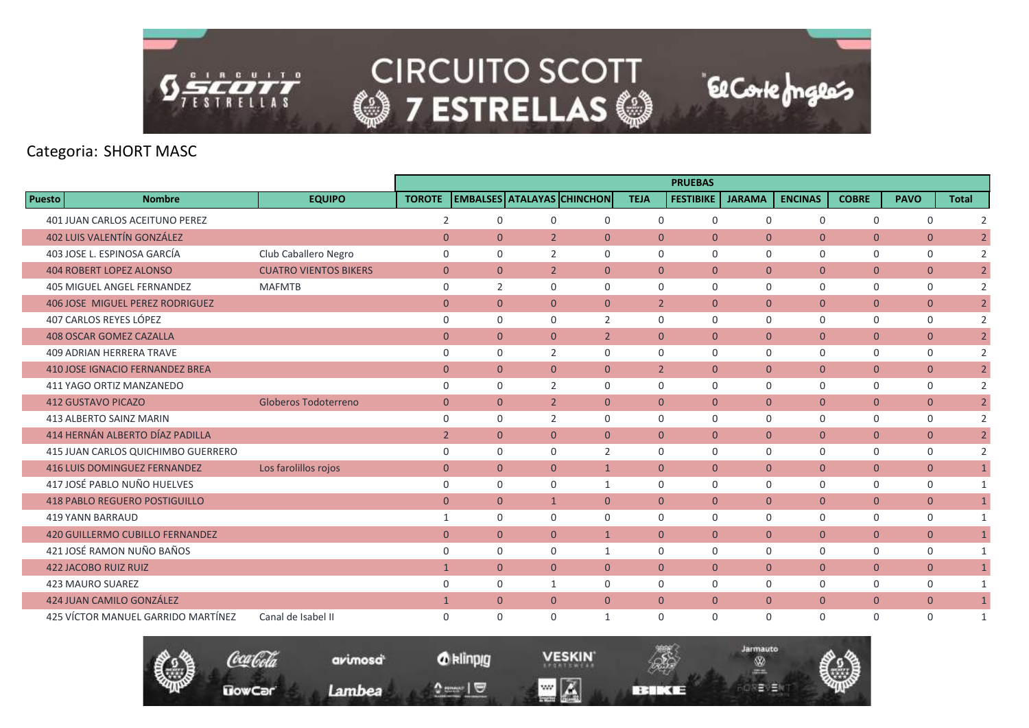Categoria: SHORT MASC

| Puesto | Nombre | EQUIPO | PRUEBAS | | | | | | | | | | |
|---|---|---|---|---|---|---|---|---|---|---|---|---|---|
| | | | TOROTE | EMBALSES | ATALAYAS | CHINCHON | TEJA | FESTIBIKE | JARAMA | ENCINAS | COBRE | PAVO | Total |
| 401 | JUAN CARLOS ACEITUNO PEREZ | | 2 | 0 | 0 | 0 | 0 | 0 | 0 | 0 | 0 | 0 | 2 |
| 402 | LUIS VALENTÍN GONZÁLEZ | | 0 | 0 | 2 | 0 | 0 | 0 | 0 | 0 | 0 | 0 | 2 |
| 403 | JOSE L. ESPINOSA GARCÍA | Club Caballero Negro | 0 | 0 | 2 | 0 | 0 | 0 | 0 | 0 | 0 | 0 | 2 |
| 404 | ROBERT LOPEZ ALONSO | CUATRO VIENTOS BIKERS | 0 | 0 | 2 | 0 | 0 | 0 | 0 | 0 | 0 | 0 | 2 |
| 405 | MIGUEL ANGEL FERNANDEZ | MAFMTB | 0 | 2 | 0 | 0 | 0 | 0 | 0 | 0 | 0 | 0 | 2 |
| 406 | JOSE MIGUEL PEREZ RODRIGUEZ | | 0 | 0 | 0 | 0 | 2 | 0 | 0 | 0 | 0 | 0 | 2 |
| 407 | CARLOS REYES LÓPEZ | | 0 | 0 | 0 | 2 | 0 | 0 | 0 | 0 | 0 | 0 | 2 |
| 408 | OSCAR GOMEZ CAZALLA | | 0 | 0 | 0 | 2 | 0 | 0 | 0 | 0 | 0 | 0 | 2 |
| 409 | ADRIAN HERRERA TRAVE | | 0 | 0 | 2 | 0 | 0 | 0 | 0 | 0 | 0 | 0 | 2 |
| 410 | JOSE IGNACIO FERNANDEZ BREA | | 0 | 0 | 0 | 0 | 2 | 0 | 0 | 0 | 0 | 0 | 2 |
| 411 | YAGO ORTIZ MANZANEDO | | 0 | 0 | 2 | 0 | 0 | 0 | 0 | 0 | 0 | 0 | 2 |
| 412 | GUSTAVO PICAZO | Globeros Todoterreno | 0 | 0 | 2 | 0 | 0 | 0 | 0 | 0 | 0 | 0 | 2 |
| 413 | ALBERTO SAINZ MARIN | | 0 | 0 | 2 | 0 | 0 | 0 | 0 | 0 | 0 | 0 | 2 |
| 414 | HERNÁN ALBERTO DÍAZ PADILLA | | 2 | 0 | 0 | 0 | 0 | 0 | 0 | 0 | 0 | 0 | 2 |
| 415 | JUAN CARLOS QUICHIMBO GUERRERO | | 0 | 0 | 0 | 2 | 0 | 0 | 0 | 0 | 0 | 0 | 2 |
| 416 | LUIS DOMINGUEZ FERNANDEZ | Los farolillos rojos | 0 | 0 | 0 | 1 | 0 | 0 | 0 | 0 | 0 | 0 | 1 |
| 417 | JOSÉ PABLO NUÑO HUELVES | | 0 | 0 | 0 | 1 | 0 | 0 | 0 | 0 | 0 | 0 | 1 |
| 418 | PABLO REGUERO POSTIGUILLO | | 0 | 0 | 1 | 0 | 0 | 0 | 0 | 0 | 0 | 0 | 1 |
| 419 | YANN BARRAUD | | 1 | 0 | 0 | 0 | 0 | 0 | 0 | 0 | 0 | 0 | 1 |
| 420 | GUILLERMO CUBILLO FERNANDEZ | | 0 | 0 | 0 | 1 | 0 | 0 | 0 | 0 | 0 | 0 | 1 |
| 421 | JOSÉ RAMON NUÑO BAÑOS | | 0 | 0 | 0 | 1 | 0 | 0 | 0 | 0 | 0 | 0 | 1 |
| 422 | JACOBO RUIZ RUIZ | | 1 | 0 | 0 | 0 | 0 | 0 | 0 | 0 | 0 | 0 | 1 |
| 423 | MAURO SUAREZ | | 0 | 0 | 1 | 0 | 0 | 0 | 0 | 0 | 0 | 0 | 1 |
| 424 | JUAN CAMILO GONZÁLEZ | | 1 | 0 | 0 | 0 | 0 | 0 | 0 | 0 | 0 | 0 | 1 |
| 425 | VÍCTOR MANUEL GARRIDO MARTÍNEZ | Canal de Isabel II | 0 | 0 | 0 | 1 | 0 | 0 | 0 | 0 | 0 | 0 | 1 |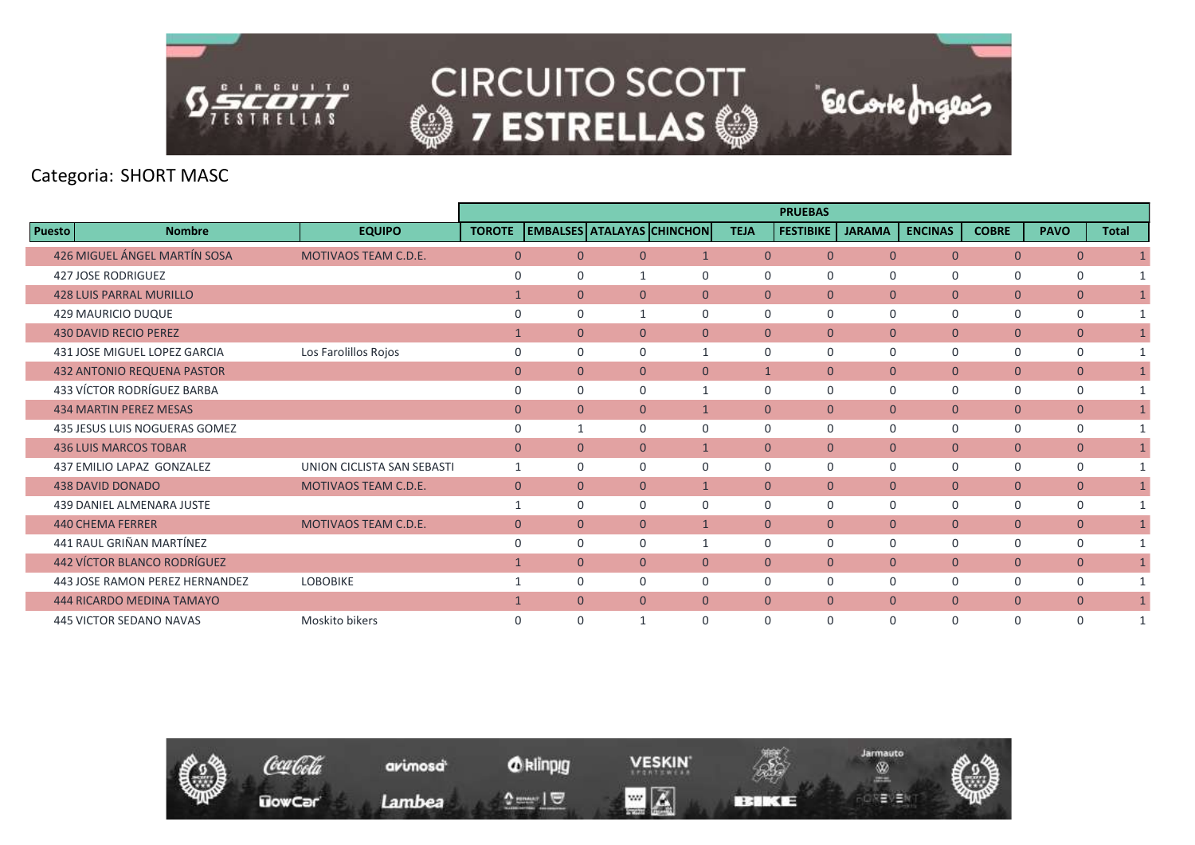Categoria: SHORT MASC

| Puesto | Nombre | EQUIPO | PRUEBAS | | | | | | | | | | |
|---|---|---|---|---|---|---|---|---|---|---|---|---|---|
| | | | TOROTE | EMBALSES | ATALAYAS | CHINCHON | TEJA | FESTIBIKE | JARAMA | ENCINAS | COBRE | PAVO | Total |
| 426 | MIGUEL ÁNGEL MARTÍN SOSA | MOTIVAOS TEAM C.D.E. | 0 | 0 | 0 | 1 | 0 | 0 | 0 | 0 | 0 | 0 | 1 |
| 427 | JOSE RODRIGUEZ | | 0 | 0 | 1 | 0 | 0 | 0 | 0 | 0 | 0 | 0 | 1 |
| 428 | LUIS PARRAL MURILLO | | 1 | 0 | 0 | 0 | 0 | 0 | 0 | 0 | 0 | 0 | 1 |
| 429 | MAURICIO DUQUE | | 0 | 0 | 1 | 0 | 0 | 0 | 0 | 0 | 0 | 0 | 1 |
| 430 | DAVID RECIO PEREZ | | 1 | 0 | 0 | 0 | 0 | 0 | 0 | 0 | 0 | 0 | 1 |
| 431 | JOSE MIGUEL LOPEZ GARCIA | Los Farolillos Rojos | 0 | 0 | 0 | 1 | 0 | 0 | 0 | 0 | 0 | 0 | 1 |
| 432 | ANTONIO REQUENA PASTOR | | 0 | 0 | 0 | 0 | 1 | 0 | 0 | 0 | 0 | 0 | 1 |
| 433 | VÍCTOR RODRÍGUEZ BARBA | | 0 | 0 | 0 | 1 | 0 | 0 | 0 | 0 | 0 | 0 | 1 |
| 434 | MARTIN PEREZ MESAS | | 0 | 0 | 0 | 1 | 0 | 0 | 0 | 0 | 0 | 0 | 1 |
| 435 | JESUS LUIS NOGUERAS GOMEZ | | 0 | 1 | 0 | 0 | 0 | 0 | 0 | 0 | 0 | 0 | 1 |
| 436 | LUIS MARCOS TOBAR | | 0 | 0 | 0 | 1 | 0 | 0 | 0 | 0 | 0 | 0 | 1 |
| 437 | EMILIO LAPAZ GONZALEZ | UNION CICLISTA SAN SEBASTI | 1 | 0 | 0 | 0 | 0 | 0 | 0 | 0 | 0 | 0 | 1 |
| 438 | DAVID DONADO | MOTIVAOS TEAM C.D.E. | 0 | 0 | 0 | 1 | 0 | 0 | 0 | 0 | 0 | 0 | 1 |
| 439 | DANIEL ALMENARA JUSTE | | 1 | 0 | 0 | 0 | 0 | 0 | 0 | 0 | 0 | 0 | 1 |
| 440 | CHEMA FERRER | MOTIVAOS TEAM C.D.E. | 0 | 0 | 0 | 1 | 0 | 0 | 0 | 0 | 0 | 0 | 1 |
| 441 | RAUL GRIÑAN MARTÍNEZ | | 0 | 0 | 0 | 1 | 0 | 0 | 0 | 0 | 0 | 0 | 1 |
| 442 | VÍCTOR BLANCO RODRÍGUEZ | | 1 | 0 | 0 | 0 | 0 | 0 | 0 | 0 | 0 | 0 | 1 |
| 443 | JOSE RAMON PEREZ HERNANDEZ | LOBOBIKE | 1 | 0 | 0 | 0 | 0 | 0 | 0 | 0 | 0 | 0 | 1 |
| 444 | RICARDO MEDINA TAMAYO | | 1 | 0 | 0 | 0 | 0 | 0 | 0 | 0 | 0 | 0 | 1 |
| 445 | VICTOR SEDANO NAVAS | Moskito bikers | 0 | 0 | 1 | 0 | 0 | 0 | 0 | 0 | 0 | 0 | 1 |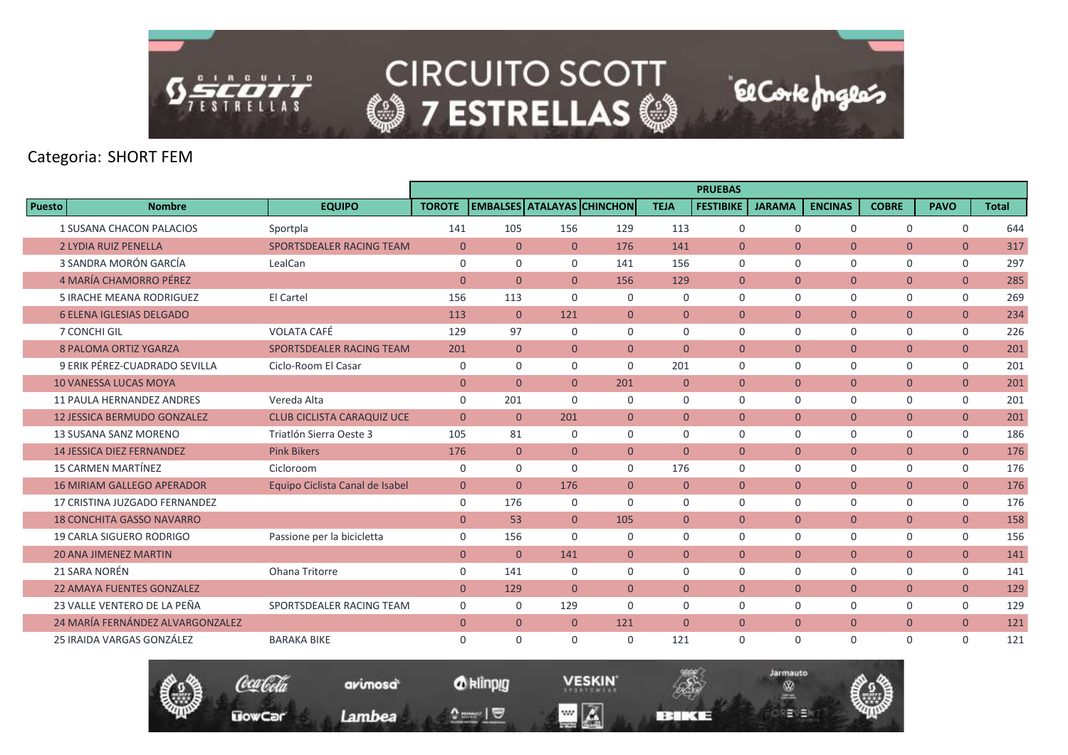# CIRCUITO SCOTT 7 ESTRELLAS

Categoria: SHORT FEM

| Puesto | Nombre | EQUIPO | PRUEBAS | | | | | | | | | | |
|---|---|---|---|---|---|---|---|---|---|---|---|---|---|
| | | | TOROTE | EMBALSES | ATALAYAS | CHINCHON | TEJA | FESTIBIKE | JARAMA | ENCINAS | COBRE | PAVO | Total |
| 1 | SUSANA CHACON PALACIOS | Sportpla | 141 | 105 | 156 | 129 | 113 | 0 | 0 | 0 | 0 | 0 | 644 |
| 2 | LYDIA RUIZ PENELLA | SPORTSDEALER RACING TEAM | 0 | 0 | 0 | 176 | 141 | 0 | 0 | 0 | 0 | 0 | 317 |
| 3 | SANDRA MORÓN GARCÍA | LealCan | 0 | 0 | 0 | 141 | 156 | 0 | 0 | 0 | 0 | 0 | 297 |
| 4 | MARÍA CHAMORRO PÉREZ | | 0 | 0 | 0 | 156 | 129 | 0 | 0 | 0 | 0 | 0 | 285 |
| 5 | IRACHE MEANA RODRIGUEZ | El Cartel | 156 | 113 | 0 | 0 | 0 | 0 | 0 | 0 | 0 | 0 | 269 |
| 6 | ELENA IGLESIAS DELGADO | | 113 | 0 | 121 | 0 | 0 | 0 | 0 | 0 | 0 | 0 | 234 |
| 7 | CONCHI GIL | VOLATA CAFÉ | 129 | 97 | 0 | 0 | 0 | 0 | 0 | 0 | 0 | 0 | 226 |
| 8 | PALOMA ORTIZ YGARZA | SPORTSDEALER RACING TEAM | 201 | 0 | 0 | 0 | 0 | 0 | 0 | 0 | 0 | 0 | 201 |
| 9 | ERIK PÉREZ-CUADRADO SEVILLA | Ciclo-Room El Casar | 0 | 0 | 0 | 0 | 201 | 0 | 0 | 0 | 0 | 0 | 201 |
| 10 | VANESSA LUCAS MOYA | | 0 | 0 | 0 | 201 | 0 | 0 | 0 | 0 | 0 | 0 | 201 |
| 11 | PAULA HERNANDEZ ANDRES | Vereda Alta | 0 | 201 | 0 | 0 | 0 | 0 | 0 | 0 | 0 | 0 | 201 |
| 12 | JESSICA BERMUDO GONZALEZ | CLUB CICLISTA CARAQUIZ UCE | 0 | 0 | 201 | 0 | 0 | 0 | 0 | 0 | 0 | 0 | 201 |
| 13 | SUSANA SANZ MORENO | Triatlón Sierra Oeste 3 | 105 | 81 | 0 | 0 | 0 | 0 | 0 | 0 | 0 | 0 | 186 |
| 14 | JESSICA DIEZ FERNANDEZ | Pink Bikers | 176 | 0 | 0 | 0 | 0 | 0 | 0 | 0 | 0 | 0 | 176 |
| 15 | CARMEN MARTÍNEZ | Cicloroom | 0 | 0 | 0 | 0 | 176 | 0 | 0 | 0 | 0 | 0 | 176 |
| 16 | MIRIAM GALLEGO APERADOR | Equipo Ciclista Canal de Isabel | 0 | 0 | 176 | 0 | 0 | 0 | 0 | 0 | 0 | 0 | 176 |
| 17 | CRISTINA JUZGADO FERNANDEZ | | 0 | 176 | 0 | 0 | 0 | 0 | 0 | 0 | 0 | 0 | 176 |
| 18 | CONCHITA GASSO NAVARRO | | 0 | 53 | 0 | 105 | 0 | 0 | 0 | 0 | 0 | 0 | 158 |
| 19 | CARLA SIGUERO RODRIGO | Passione per la bicicletta | 0 | 156 | 0 | 0 | 0 | 0 | 0 | 0 | 0 | 0 | 156 |
| 20 | ANA JIMENEZ MARTIN | | 0 | 0 | 141 | 0 | 0 | 0 | 0 | 0 | 0 | 0 | 141 |
| 21 | SARA NORÉN | Ohana Tritorre | 0 | 141 | 0 | 0 | 0 | 0 | 0 | 0 | 0 | 0 | 141 |
| 22 | AMAYA FUENTES GONZALEZ | | 0 | 129 | 0 | 0 | 0 | 0 | 0 | 0 | 0 | 0 | 129 |
| 23 | VALLE VENTERO DE LA PEÑA | SPORTSDEALER RACING TEAM | 0 | 0 | 129 | 0 | 0 | 0 | 0 | 0 | 0 | 0 | 129 |
| 24 | MARÍA FERNÁNDEZ ALVARGONZALEZ | | 0 | 0 | 0 | 121 | 0 | 0 | 0 | 0 | 0 | 0 | 121 |
| 25 | IRAIDA VARGAS GONZÁLEZ | BARAKA BIKE | 0 | 0 | 0 | 0 | 121 | 0 | 0 | 0 | 0 | 0 | 121 |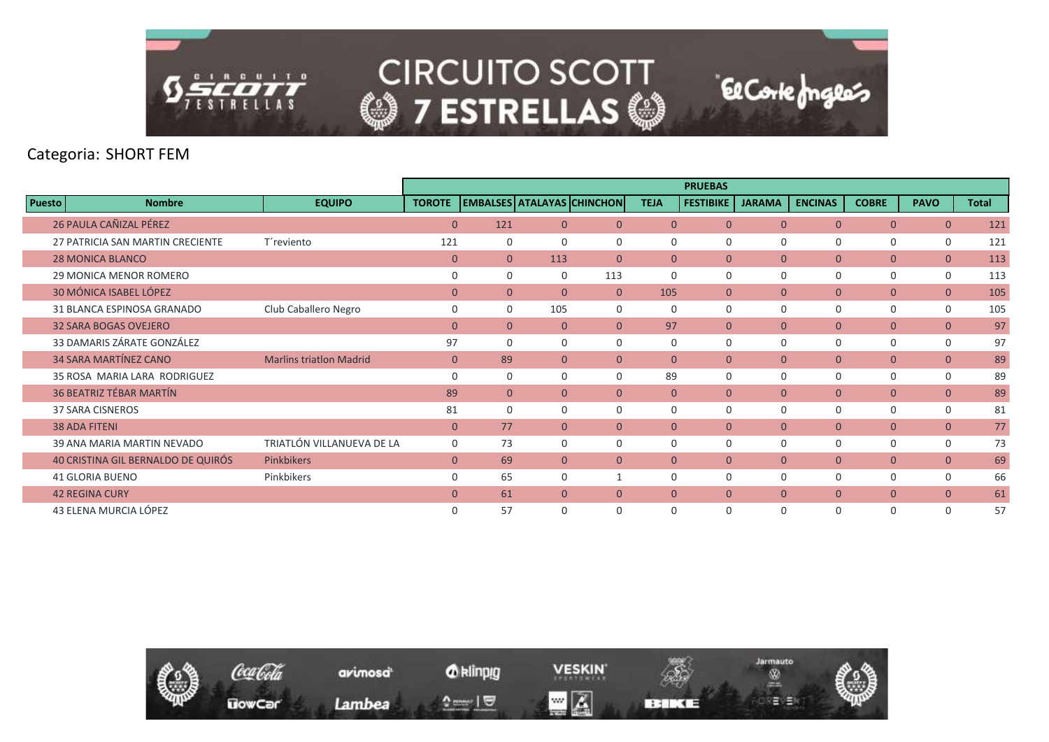Categoria: SHORT FEM

| | | | PRUEBAS | | | | | | | | | | |
|---|---|---|---|---|---|---|---|---|---|---|---|---|---|
| Puesto | Nombre | EQUIPO | TOROTE | EMBALSES | ATALAYAS | CHINCHON | TEJA | FESTIBIKE | JARAMA | ENCINAS | COBRE | PAVO | Total |
| 26 | PAULA CAÑIZAL PÉREZ | | 0 | 121 | 0 | 0 | 0 | 0 | 0 | 0 | 0 | 0 | 121 |
| 27 | PATRICIA SAN MARTIN CRECIENTE | T´reviento | 121 | 0 | 0 | 0 | 0 | 0 | 0 | 0 | 0 | 0 | 121 |
| 28 | MONICA BLANCO | | 0 | 0 | 113 | 0 | 0 | 0 | 0 | 0 | 0 | 0 | 113 |
| 29 | MONICA MENOR ROMERO | | 0 | 0 | 0 | 113 | 0 | 0 | 0 | 0 | 0 | 0 | 113 |
| 30 | MÓNICA ISABEL LÓPEZ | | 0 | 0 | 0 | 0 | 105 | 0 | 0 | 0 | 0 | 0 | 105 |
| 31 | BLANCA ESPINOSA GRANADO | Club Caballero Negro | 0 | 0 | 105 | 0 | 0 | 0 | 0 | 0 | 0 | 0 | 105 |
| 32 | SARA BOGAS OVEJERO | | 0 | 0 | 0 | 0 | 97 | 0 | 0 | 0 | 0 | 0 | 97 |
| 33 | DAMARIS ZÁRATE GONZÁLEZ | | 97 | 0 | 0 | 0 | 0 | 0 | 0 | 0 | 0 | 0 | 97 |
| 34 | SARA MARTÍNEZ CANO | Marlins triatlon Madrid | 0 | 89 | 0 | 0 | 0 | 0 | 0 | 0 | 0 | 0 | 89 |
| 35 | ROSA MARIA LARA RODRIGUEZ | | 0 | 0 | 0 | 0 | 89 | 0 | 0 | 0 | 0 | 0 | 89 |
| 36 | BEATRIZ TÉBAR MARTÍN | | 89 | 0 | 0 | 0 | 0 | 0 | 0 | 0 | 0 | 0 | 89 |
| 37 | SARA CISNEROS | | 81 | 0 | 0 | 0 | 0 | 0 | 0 | 0 | 0 | 0 | 81 |
| 38 | ADA FITENI | | 0 | 77 | 0 | 0 | 0 | 0 | 0 | 0 | 0 | 0 | 77 |
| 39 | ANA MARIA MARTIN NEVADO | TRIATLÓN VILLANUEVA DE LA | 0 | 73 | 0 | 0 | 0 | 0 | 0 | 0 | 0 | 0 | 73 |
| 40 | CRISTINA GIL BERNALDO DE QUIRÓS | Pinkbikers | 0 | 69 | 0 | 0 | 0 | 0 | 0 | 0 | 0 | 0 | 69 |
| 41 | GLORIA BUENO | Pinkbikers | 0 | 65 | 0 | 1 | 0 | 0 | 0 | 0 | 0 | 0 | 66 |
| 42 | REGINA CURY | | 0 | 61 | 0 | 0 | 0 | 0 | 0 | 0 | 0 | 0 | 61 |
| 43 | ELENA MURCIA LÓPEZ | | 0 | 57 | 0 | 0 | 0 | 0 | 0 | 0 | 0 | 0 | 57 |